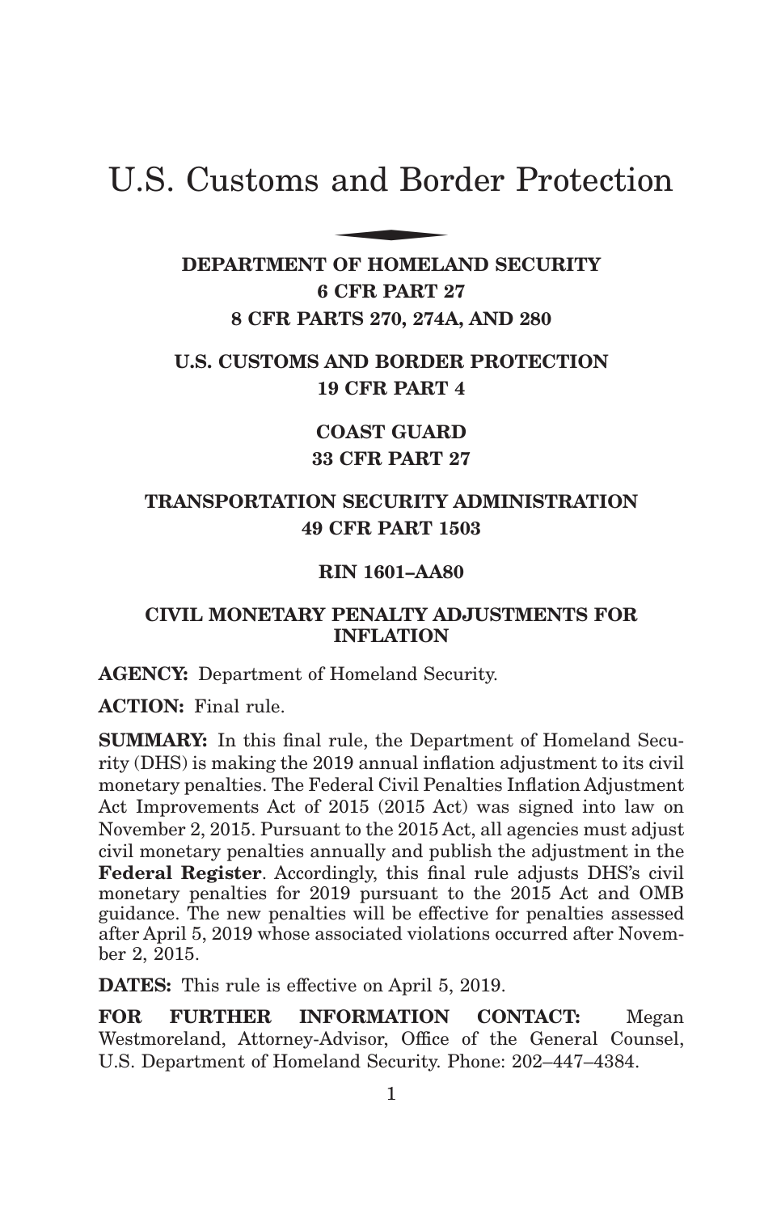# U.S. Customs and Border Protection

**DEPARTMENT OF HOMELAND SECURITY**
**6 CFR PART 27**
**8 CFR PARTS 270, 274A, AND 280**

**U.S. CUSTOMS AND BORDER PROTECTION**
**19 CFR PART 4**

**COAST GUARD**
**33 CFR PART 27**

**TRANSPORTATION SECURITY ADMINISTRATION**
**49 CFR PART 1503**

**RIN 1601–AA80**

## CIVIL MONETARY PENALTY ADJUSTMENTS FOR INFLATION

**AGENCY:** Department of Homeland Security.

**ACTION:** Final rule.

**SUMMARY:** In this final rule, the Department of Homeland Security (DHS) is making the 2019 annual inflation adjustment to its civil monetary penalties. The Federal Civil Penalties Inflation Adjustment Act Improvements Act of 2015 (2015 Act) was signed into law on November 2, 2015. Pursuant to the 2015 Act, all agencies must adjust civil monetary penalties annually and publish the adjustment in the **Federal Register**. Accordingly, this final rule adjusts DHS's civil monetary penalties for 2019 pursuant to the 2015 Act and OMB guidance. The new penalties will be effective for penalties assessed after April 5, 2019 whose associated violations occurred after November 2, 2015.

**DATES:** This rule is effective on April 5, 2019.

**FOR FURTHER INFORMATION CONTACT:** Megan Westmoreland, Attorney-Advisor, Office of the General Counsel, U.S. Department of Homeland Security. Phone: 202–447–4384.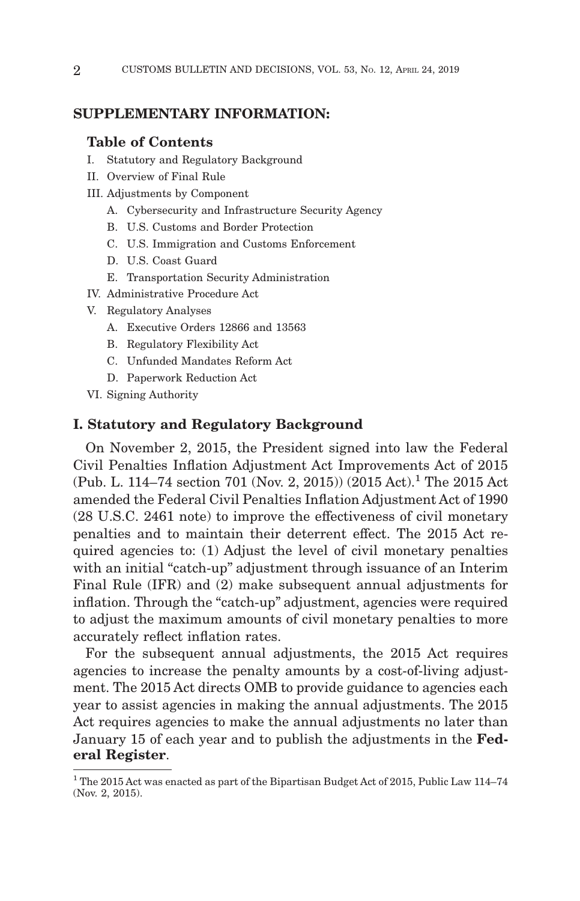## SUPPLEMENTARY INFORMATION:

### Table of Contents

- I. Statutory and Regulatory Background
- II. Overview of Final Rule
- III. Adjustments by Component
  - A. Cybersecurity and Infrastructure Security Agency
  - B. U.S. Customs and Border Protection
  - C. U.S. Immigration and Customs Enforcement
  - D. U.S. Coast Guard
  - E. Transportation Security Administration
- IV. Administrative Procedure Act
- V. Regulatory Analyses
  - A. Executive Orders 12866 and 13563
  - B. Regulatory Flexibility Act
  - C. Unfunded Mandates Reform Act
  - D. Paperwork Reduction Act
- VI. Signing Authority

## I. Statutory and Regulatory Background

On November 2, 2015, the President signed into law the Federal Civil Penalties Inflation Adjustment Act Improvements Act of 2015 (Pub. L. 114–74 section 701 (Nov. 2, 2015)) (2015 Act).[1] The 2015 Act amended the Federal Civil Penalties Inflation Adjustment Act of 1990 (28 U.S.C. 2461 note) to improve the effectiveness of civil monetary penalties and to maintain their deterrent effect. The 2015 Act required agencies to: (1) Adjust the level of civil monetary penalties with an initial "catch-up" adjustment through issuance of an Interim Final Rule (IFR) and (2) make subsequent annual adjustments for inflation. Through the "catch-up" adjustment, agencies were required to adjust the maximum amounts of civil monetary penalties to more accurately reflect inflation rates.

For the subsequent annual adjustments, the 2015 Act requires agencies to increase the penalty amounts by a cost-of-living adjustment. The 2015 Act directs OMB to provide guidance to agencies each year to assist agencies in making the annual adjustments. The 2015 Act requires agencies to make the annual adjustments no later than January 15 of each year and to publish the adjustments in the **Federal Register**.

---

[1] The 2015 Act was enacted as part of the Bipartisan Budget Act of 2015, Public Law 114–74 (Nov. 2, 2015).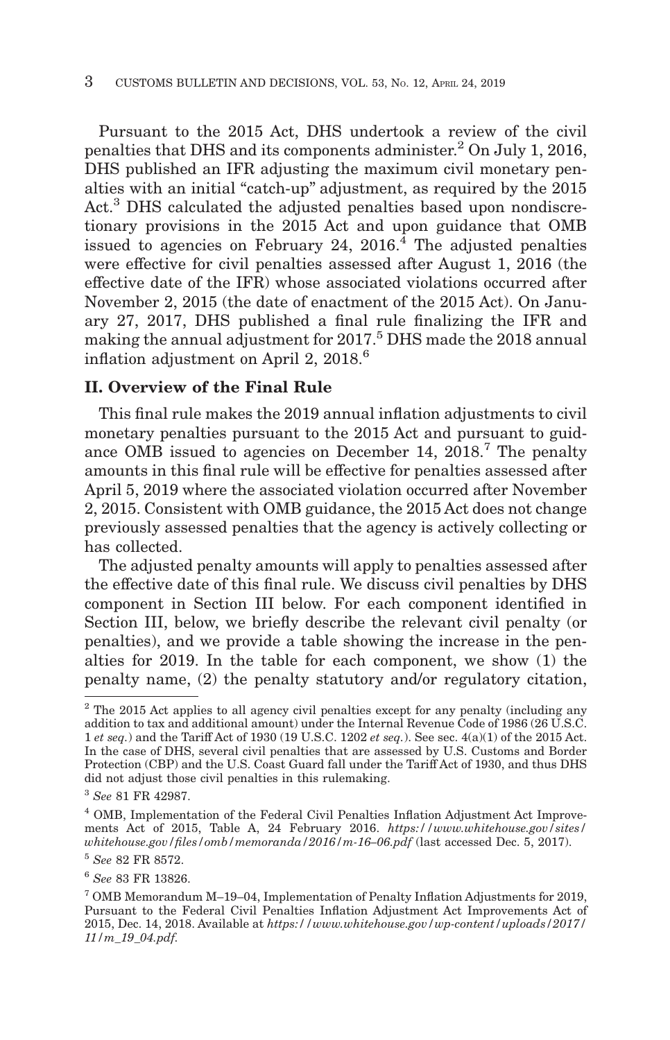Pursuant to the 2015 Act, DHS undertook a review of the civil penalties that DHS and its components administer.[2] On July 1, 2016, DHS published an IFR adjusting the maximum civil monetary penalties with an initial "catch-up" adjustment, as required by the 2015 Act.[3] DHS calculated the adjusted penalties based upon nondiscretionary provisions in the 2015 Act and upon guidance that OMB issued to agencies on February 24, 2016.[4] The adjusted penalties were effective for civil penalties assessed after August 1, 2016 (the effective date of the IFR) whose associated violations occurred after November 2, 2015 (the date of enactment of the 2015 Act). On January 27, 2017, DHS published a final rule finalizing the IFR and making the annual adjustment for 2017.[5] DHS made the 2018 annual inflation adjustment on April 2, 2018.[6]

## II. Overview of the Final Rule

This final rule makes the 2019 annual inflation adjustments to civil monetary penalties pursuant to the 2015 Act and pursuant to guidance OMB issued to agencies on December 14, 2018.[7] The penalty amounts in this final rule will be effective for penalties assessed after April 5, 2019 where the associated violation occurred after November 2, 2015. Consistent with OMB guidance, the 2015 Act does not change previously assessed penalties that the agency is actively collecting or has collected.

The adjusted penalty amounts will apply to penalties assessed after the effective date of this final rule. We discuss civil penalties by DHS component in Section III below. For each component identified in Section III, below, we briefly describe the relevant civil penalty (or penalties), and we provide a table showing the increase in the penalties for 2019. In the table for each component, we show (1) the penalty name, (2) the penalty statutory and/or regulatory citation,

---

[2] The 2015 Act applies to all agency civil penalties except for any penalty (including any addition to tax and additional amount) under the Internal Revenue Code of 1986 (26 U.S.C. 1 *et seq.*) and the Tariff Act of 1930 (19 U.S.C. 1202 *et seq.*). See sec. 4(a)(1) of the 2015 Act. In the case of DHS, several civil penalties that are assessed by U.S. Customs and Border Protection (CBP) and the U.S. Coast Guard fall under the Tariff Act of 1930, and thus DHS did not adjust those civil penalties in this rulemaking.

[3] *See* 81 FR 42987.

[4] OMB, Implementation of the Federal Civil Penalties Inflation Adjustment Act Improvements Act of 2015, Table A, 24 February 2016. *https://www.whitehouse.gov/sites/whitehouse.gov/files/omb/memoranda/2016/m-16–06.pdf* (last accessed Dec. 5, 2017).

[5] *See* 82 FR 8572.

[6] *See* 83 FR 13826.

[7] OMB Memorandum M–19–04, Implementation of Penalty Inflation Adjustments for 2019, Pursuant to the Federal Civil Penalties Inflation Adjustment Act Improvements Act of 2015, Dec. 14, 2018. Available at *https://www.whitehouse.gov/wp-content/uploads/2017/11/m_19_04.pdf.*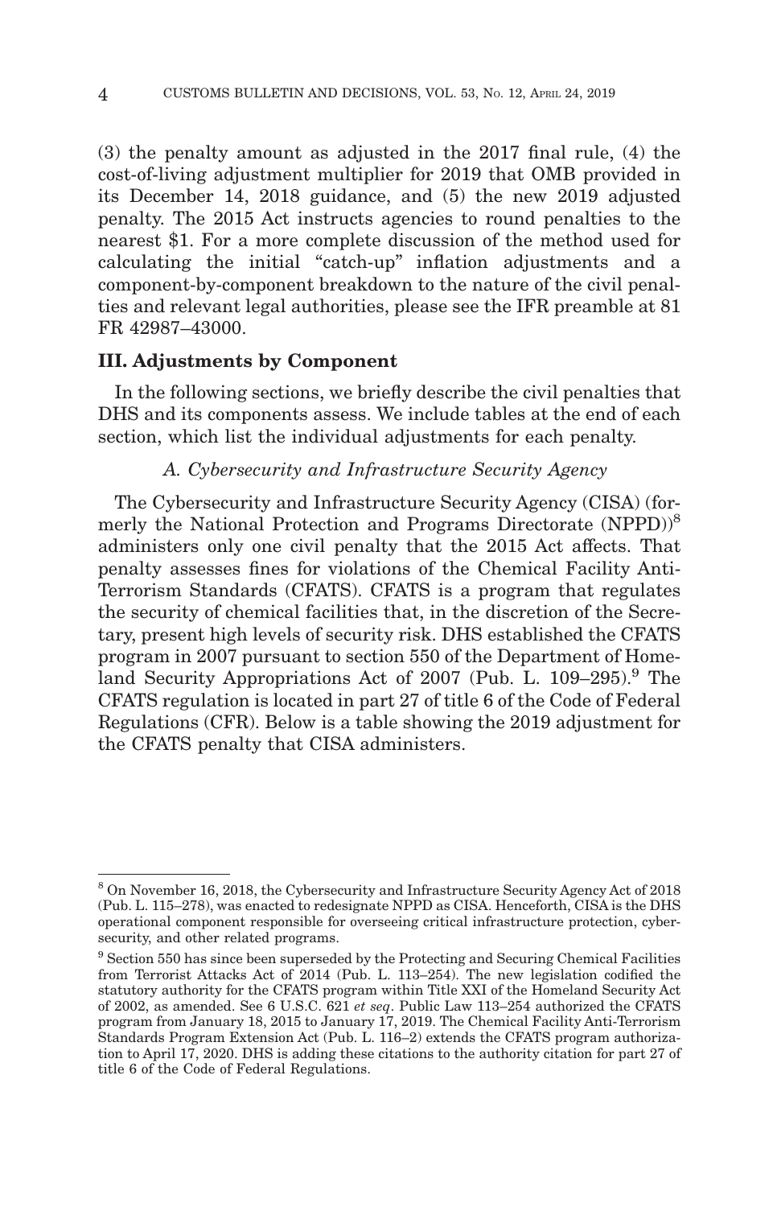(3) the penalty amount as adjusted in the 2017 final rule, (4) the cost-of-living adjustment multiplier for 2019 that OMB provided in its December 14, 2018 guidance, and (5) the new 2019 adjusted penalty. The 2015 Act instructs agencies to round penalties to the nearest $1. For a more complete discussion of the method used for calculating the initial "catch-up" inflation adjustments and a component-by-component breakdown to the nature of the civil penalties and relevant legal authorities, please see the IFR preamble at 81 FR 42987–43000.

## III. Adjustments by Component

In the following sections, we briefly describe the civil penalties that DHS and its components assess. We include tables at the end of each section, which list the individual adjustments for each penalty.

### *A. Cybersecurity and Infrastructure Security Agency*

The Cybersecurity and Infrastructure Security Agency (CISA) (formerly the National Protection and Programs Directorate (NPPD))[8] administers only one civil penalty that the 2015 Act affects. That penalty assesses fines for violations of the Chemical Facility Anti-Terrorism Standards (CFATS). CFATS is a program that regulates the security of chemical facilities that, in the discretion of the Secretary, present high levels of security risk. DHS established the CFATS program in 2007 pursuant to section 550 of the Department of Homeland Security Appropriations Act of 2007 (Pub. L. 109–295).[9] The CFATS regulation is located in part 27 of title 6 of the Code of Federal Regulations (CFR). Below is a table showing the 2019 adjustment for the CFATS penalty that CISA administers.

---

[8] On November 16, 2018, the Cybersecurity and Infrastructure Security Agency Act of 2018 (Pub. L. 115–278), was enacted to redesignate NPPD as CISA. Henceforth, CISA is the DHS operational component responsible for overseeing critical infrastructure protection, cybersecurity, and other related programs.

[9] Section 550 has since been superseded by the Protecting and Securing Chemical Facilities from Terrorist Attacks Act of 2014 (Pub. L. 113–254). The new legislation codified the statutory authority for the CFATS program within Title XXI of the Homeland Security Act of 2002, as amended. See 6 U.S.C. 621 *et seq*. Public Law 113–254 authorized the CFATS program from January 18, 2015 to January 17, 2019. The Chemical Facility Anti-Terrorism Standards Program Extension Act (Pub. L. 116–2) extends the CFATS program authorization to April 17, 2020. DHS is adding these citations to the authority citation for part 27 of title 6 of the Code of Federal Regulations.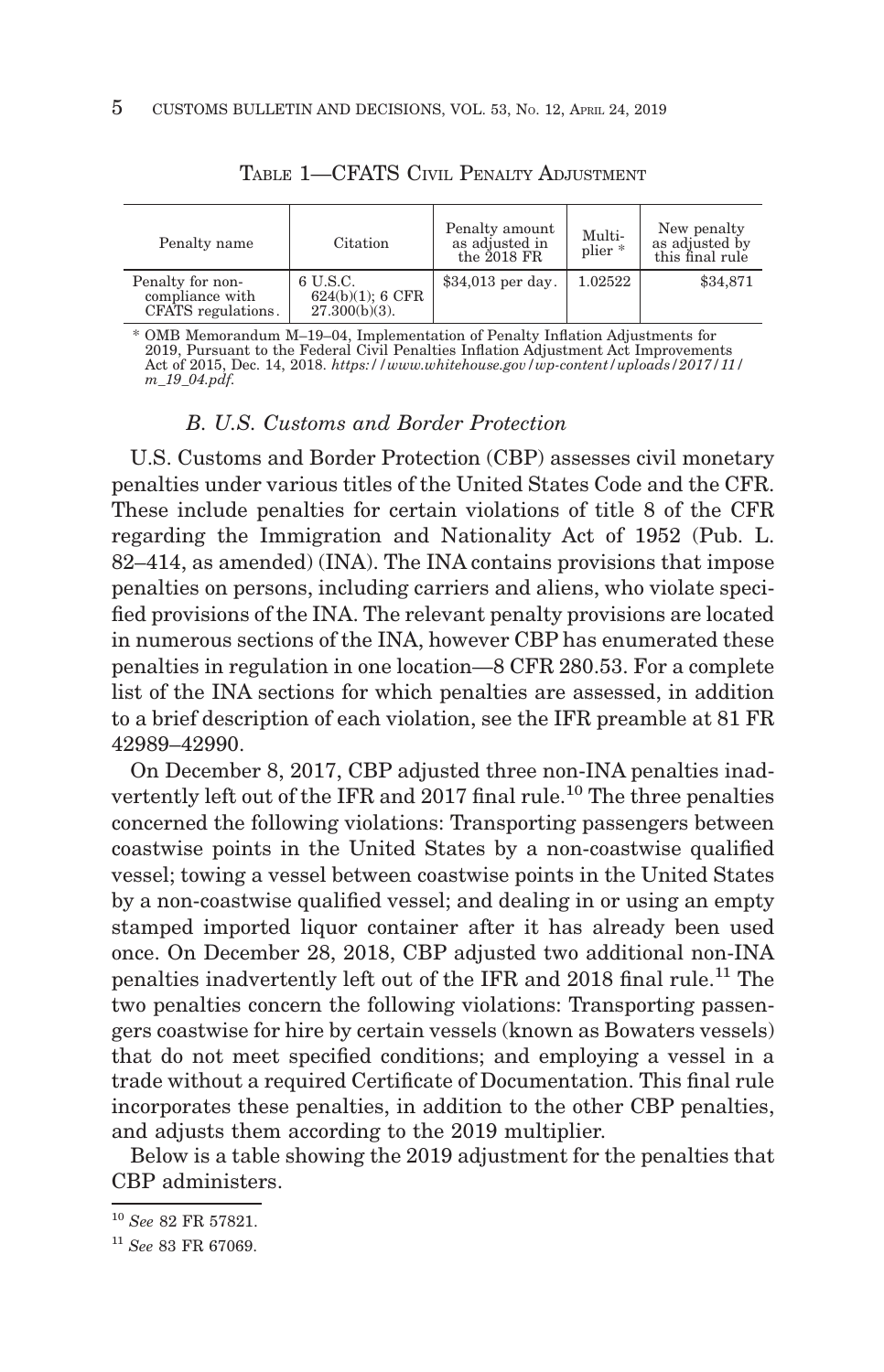TABLE 1—CFATS CIVIL PENALTY ADJUSTMENT

| Penalty name | Citation | Penalty amount as adjusted in the 2018 FR | Multiplier * | New penalty as adjusted by this final rule |
|---|---|---|---|---|
| Penalty for non-compliance with CFATS regulations. | 6 U.S.C. 624(b)(1); 6 CFR 27.300(b)(3). | $34,013 per day. | 1.02522 | $34,871 |

* OMB Memorandum M–19–04, Implementation of Penalty Inflation Adjustments for 2019, Pursuant to the Federal Civil Penalties Inflation Adjustment Act Improvements Act of 2015, Dec. 14, 2018. *https://www.whitehouse.gov/wp-content/uploads/2017/11/m_19_04.pdf.*

### *B. U.S. Customs and Border Protection*

U.S. Customs and Border Protection (CBP) assesses civil monetary penalties under various titles of the United States Code and the CFR. These include penalties for certain violations of title 8 of the CFR regarding the Immigration and Nationality Act of 1952 (Pub. L. 82–414, as amended) (INA). The INA contains provisions that impose penalties on persons, including carriers and aliens, who violate specified provisions of the INA. The relevant penalty provisions are located in numerous sections of the INA, however CBP has enumerated these penalties in regulation in one location—8 CFR 280.53. For a complete list of the INA sections for which penalties are assessed, in addition to a brief description of each violation, see the IFR preamble at 81 FR 42989–42990.

On December 8, 2017, CBP adjusted three non-INA penalties inadvertently left out of the IFR and 2017 final rule.[10] The three penalties concerned the following violations: Transporting passengers between coastwise points in the United States by a non-coastwise qualified vessel; towing a vessel between coastwise points in the United States by a non-coastwise qualified vessel; and dealing in or using an empty stamped imported liquor container after it has already been used once. On December 28, 2018, CBP adjusted two additional non-INA penalties inadvertently left out of the IFR and 2018 final rule.[11] The two penalties concern the following violations: Transporting passengers coastwise for hire by certain vessels (known as Bowaters vessels) that do not meet specified conditions; and employing a vessel in a trade without a required Certificate of Documentation. This final rule incorporates these penalties, in addition to the other CBP penalties, and adjusts them according to the 2019 multiplier.

Below is a table showing the 2019 adjustment for the penalties that CBP administers.

[10] *See* 82 FR 57821.

[11] *See* 83 FR 67069.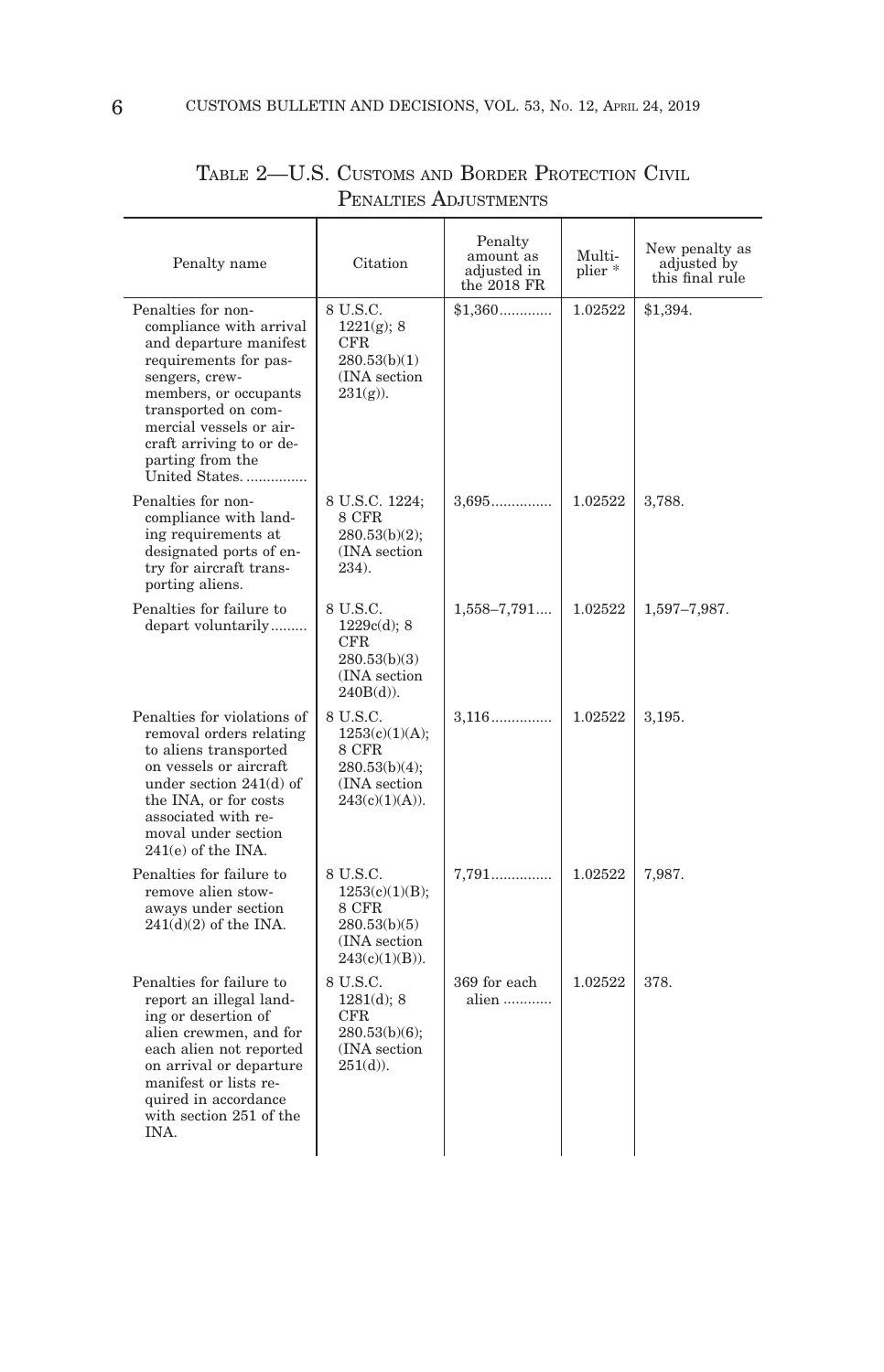TABLE 2—U.S. CUSTOMS AND BORDER PROTECTION CIVIL PENALTIES ADJUSTMENTS

| Penalty name | Citation | Penalty amount as adjusted in the 2018 FR | Multiplier * | New penalty as adjusted by this final rule |
|---|---|---|---|---|
| Penalties for non-compliance with arrival and departure manifest requirements for passengers, crew-members, or occupants transported on commercial vessels or aircraft arriving to or departing from the United States. | 8 U.S.C. 1221(g); 8 CFR 280.53(b)(1) (INA section 231(g)). | $1,360 | 1.02522 | $1,394. |
| Penalties for non-compliance with landing requirements at designated ports of entry for aircraft transporting aliens. | 8 U.S.C. 1224; 8 CFR 280.53(b)(2); (INA section 234). | 3,695 | 1.02522 | 3,788. |
| Penalties for failure to depart voluntarily | 8 U.S.C. 1229c(d); 8 CFR 280.53(b)(3) (INA section 240B(d)). | 1,558–7,791 | 1.02522 | 1,597–7,987. |
| Penalties for violations of removal orders relating to aliens transported on vessels or aircraft under section 241(d) of the INA, or for costs associated with removal under section 241(e) of the INA. | 8 U.S.C. 1253(c)(1)(A); 8 CFR 280.53(b)(4); (INA section 243(c)(1)(A)). | 3,116 | 1.02522 | 3,195. |
| Penalties for failure to remove alien stowaways under section 241(d)(2) of the INA. | 8 U.S.C. 1253(c)(1)(B); 8 CFR 280.53(b)(5) (INA section 243(c)(1)(B)). | 7,791 | 1.02522 | 7,987. |
| Penalties for failure to report an illegal landing or desertion of alien crewmen, and for each alien not reported on arrival or departure manifest or lists required in accordance with section 251 of the INA. | 8 U.S.C. 1281(d); 8 CFR 280.53(b)(6); (INA section 251(d)). | 369 for each alien | 1.02522 | 378. |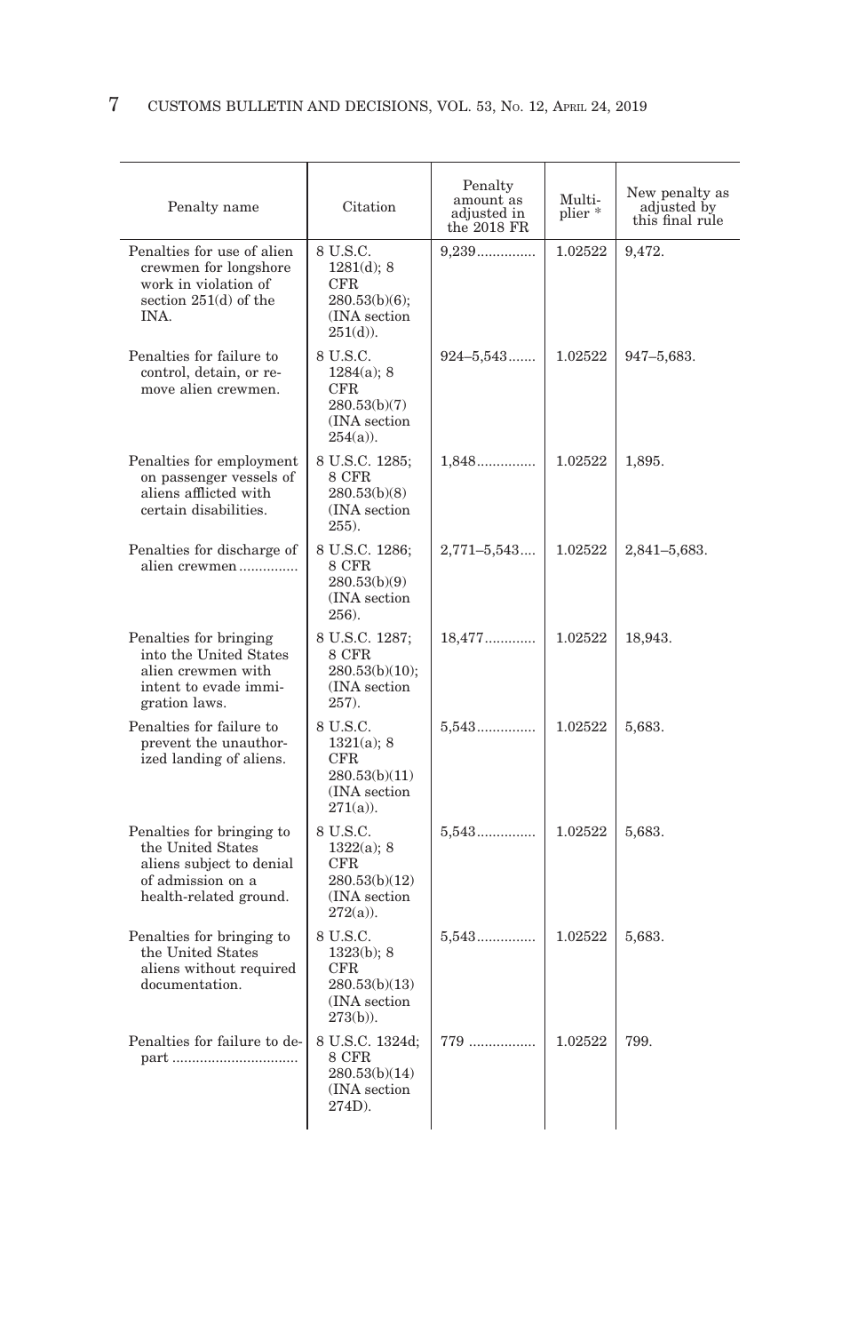| Penalty name | Citation | Penalty amount as adjusted in the 2018 FR | Multiplier * | New penalty as adjusted by this final rule |
|---|---|---|---|---|
| Penalties for use of alien crewmen for longshore work in violation of section 251(d) of the INA. | 8 U.S.C. 1281(d); 8 CFR 280.53(b)(6); (INA section 251(d)). | 9,239 | 1.02522 | 9,472. |
| Penalties for failure to control, detain, or remove alien crewmen. | 8 U.S.C. 1284(a); 8 CFR 280.53(b)(7) (INA section 254(a)). | 924–5,543 | 1.02522 | 947–5,683. |
| Penalties for employment on passenger vessels of aliens afflicted with certain disabilities. | 8 U.S.C. 1285; 8 CFR 280.53(b)(8) (INA section 255). | 1,848 | 1.02522 | 1,895. |
| Penalties for discharge of alien crewmen | 8 U.S.C. 1286; 8 CFR 280.53(b)(9) (INA section 256). | 2,771–5,543 | 1.02522 | 2,841–5,683. |
| Penalties for bringing into the United States alien crewmen with intent to evade immigration laws. | 8 U.S.C. 1287; 8 CFR 280.53(b)(10); (INA section 257). | 18,477 | 1.02522 | 18,943. |
| Penalties for failure to prevent the unauthorized landing of aliens. | 8 U.S.C. 1321(a); 8 CFR 280.53(b)(11) (INA section 271(a)). | 5,543 | 1.02522 | 5,683. |
| Penalties for bringing to the United States aliens subject to denial of admission on a health-related ground. | 8 U.S.C. 1322(a); 8 CFR 280.53(b)(12) (INA section 272(a)). | 5,543 | 1.02522 | 5,683. |
| Penalties for bringing to the United States aliens without required documentation. | 8 U.S.C. 1323(b); 8 CFR 280.53(b)(13) (INA section 273(b)). | 5,543 | 1.02522 | 5,683. |
| Penalties for failure to depart | 8 U.S.C. 1324d; 8 CFR 280.53(b)(14) (INA section 274D). | 779 | 1.02522 | 799. |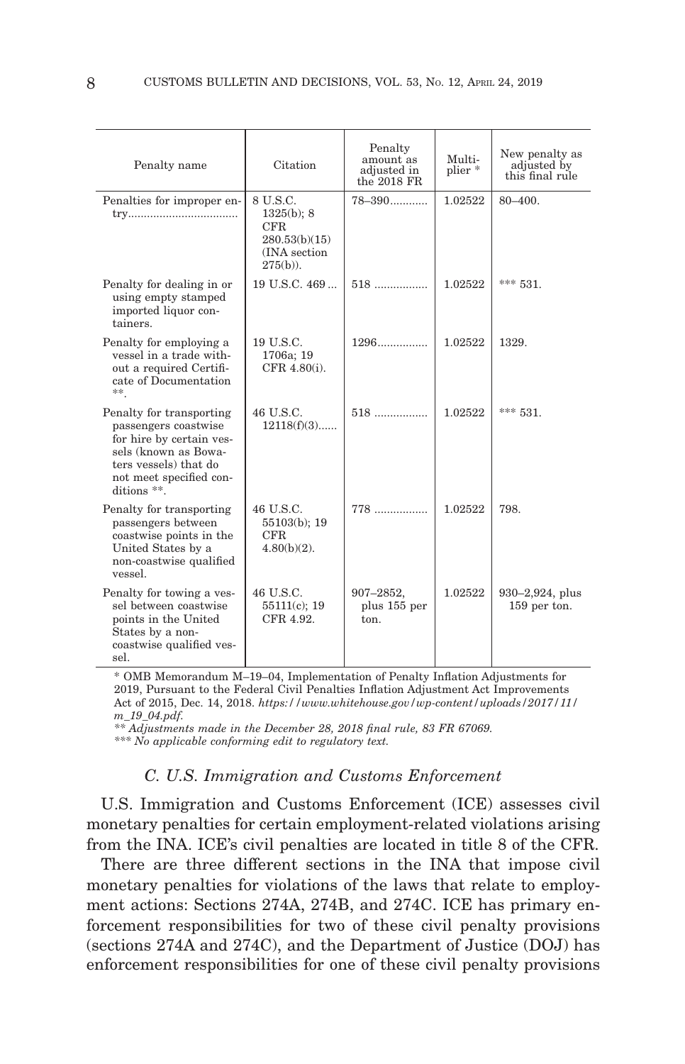| Penalty name | Citation | Penalty amount as adjusted in the 2018 FR | Multiplier * | New penalty as adjusted by this final rule |
| --- | --- | --- | --- | --- |
| Penalties for improper entry | 8 U.S.C. 1325(b); 8 CFR 280.53(b)(15) (INA section 275(b)). | 78–390 | 1.02522 | 80–400. |
| Penalty for dealing in or using empty stamped imported liquor containers. | 19 U.S.C. 469 | 518 | 1.02522 | *** 531. |
| Penalty for employing a vessel in a trade without a required Certificate of Documentation **. | 19 U.S.C. 1706a; 19 CFR 4.80(i). | 1296 | 1.02522 | 1329. |
| Penalty for transporting passengers coastwise for hire by certain vessels (known as Bowaters vessels) that do not meet specified conditions **. | 46 U.S.C. 12118(f)(3) | 518 | 1.02522 | *** 531. |
| Penalty for transporting passengers between coastwise points in the United States by a non-coastwise qualified vessel. | 46 U.S.C. 55103(b); 19 CFR 4.80(b)(2). | 778 | 1.02522 | 798. |
| Penalty for towing a vessel between coastwise points in the United States by a non-coastwise qualified vessel. | 46 U.S.C. 55111(c); 19 CFR 4.92. | 907–2852, plus 155 per ton. | 1.02522 | 930–2,924, plus 159 per ton. |

* OMB Memorandum M–19–04, Implementation of Penalty Inflation Adjustments for 2019, Pursuant to the Federal Civil Penalties Inflation Adjustment Act Improvements Act of 2015, Dec. 14, 2018. *https://www.whitehouse.gov/wp-content/uploads/2017/11/m_19_04.pdf.*

*** Adjustments made in the December 28, 2018 final rule, 83 FR 67069.*

**** No applicable conforming edit to regulatory text.*

### *C. U.S. Immigration and Customs Enforcement*

U.S. Immigration and Customs Enforcement (ICE) assesses civil monetary penalties for certain employment-related violations arising from the INA. ICE's civil penalties are located in title 8 of the CFR.

There are three different sections in the INA that impose civil monetary penalties for violations of the laws that relate to employment actions: Sections 274A, 274B, and 274C. ICE has primary enforcement responsibilities for two of these civil penalty provisions (sections 274A and 274C), and the Department of Justice (DOJ) has enforcement responsibilities for one of these civil penalty provisions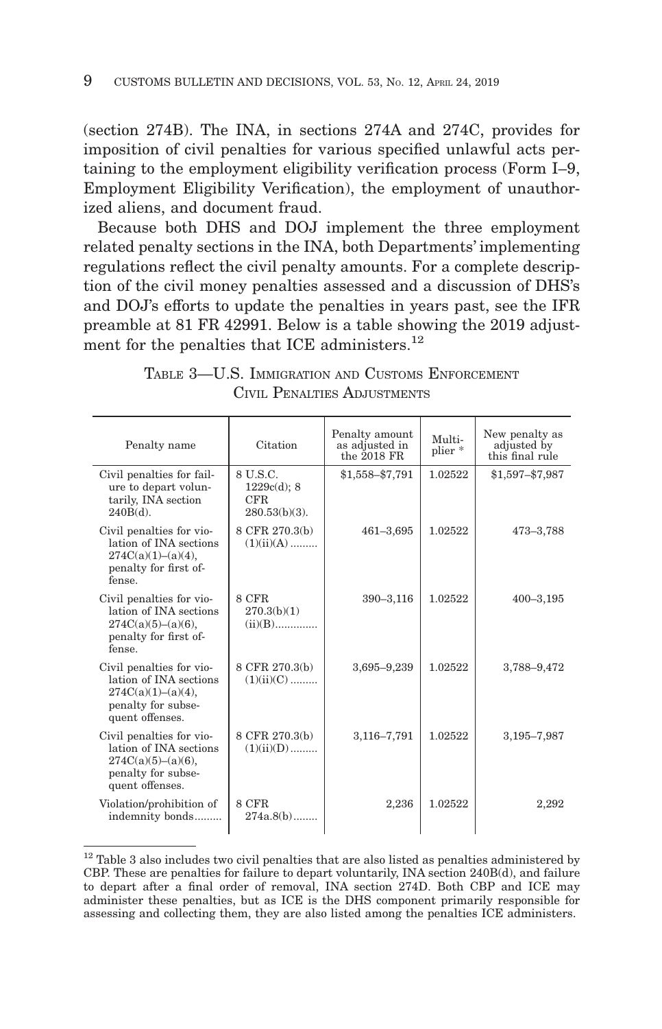(section 274B). The INA, in sections 274A and 274C, provides for imposition of civil penalties for various specified unlawful acts pertaining to the employment eligibility verification process (Form I–9, Employment Eligibility Verification), the employment of unauthorized aliens, and document fraud.

Because both DHS and DOJ implement the three employment related penalty sections in the INA, both Departments' implementing regulations reflect the civil penalty amounts. For a complete description of the civil money penalties assessed and a discussion of DHS's and DOJ's efforts to update the penalties in years past, see the IFR preamble at 81 FR 42991. Below is a table showing the 2019 adjustment for the penalties that ICE administers.[12]

TABLE 3—U.S. IMMIGRATION AND CUSTOMS ENFORCEMENT CIVIL PENALTIES ADJUSTMENTS

| Penalty name | Citation | Penalty amount as adjusted in the 2018 FR | Multiplier * | New penalty as adjusted by this final rule |
|---|---|---|---|---|
| Civil penalties for failure to depart voluntarily, INA section 240B(d). | 8 U.S.C. 1229c(d); 8 CFR 280.53(b)(3). | $1,558–$7,791 | 1.02522 | $1,597–$7,987 |
| Civil penalties for violation of INA sections 274C(a)(1)–(a)(4), penalty for first offense. | 8 CFR 270.3(b)(1)(ii)(A) ......... | 461–3,695 | 1.02522 | 473–3,788 |
| Civil penalties for violation of INA sections 274C(a)(5)–(a)(6), penalty for first offense. | 8 CFR 270.3(b)(1)(ii)(B).............. | 390–3,116 | 1.02522 | 400–3,195 |
| Civil penalties for violation of INA sections 274C(a)(1)–(a)(4), penalty for subsequent offenses. | 8 CFR 270.3(b)(1)(ii)(C) ......... | 3,695–9,239 | 1.02522 | 3,788–9,472 |
| Civil penalties for violation of INA sections 274C(a)(5)–(a)(6), penalty for subsequent offenses. | 8 CFR 270.3(b)(1)(ii)(D) ......... | 3,116–7,791 | 1.02522 | 3,195–7,987 |
| Violation/prohibition of indemnity bonds......... | 8 CFR 274a.8(b)........ | 2,236 | 1.02522 | 2,292 |

[12] Table 3 also includes two civil penalties that are also listed as penalties administered by CBP. These are penalties for failure to depart voluntarily, INA section 240B(d), and failure to depart after a final order of removal, INA section 274D. Both CBP and ICE may administer these penalties, but as ICE is the DHS component primarily responsible for assessing and collecting them, they are also listed among the penalties ICE administers.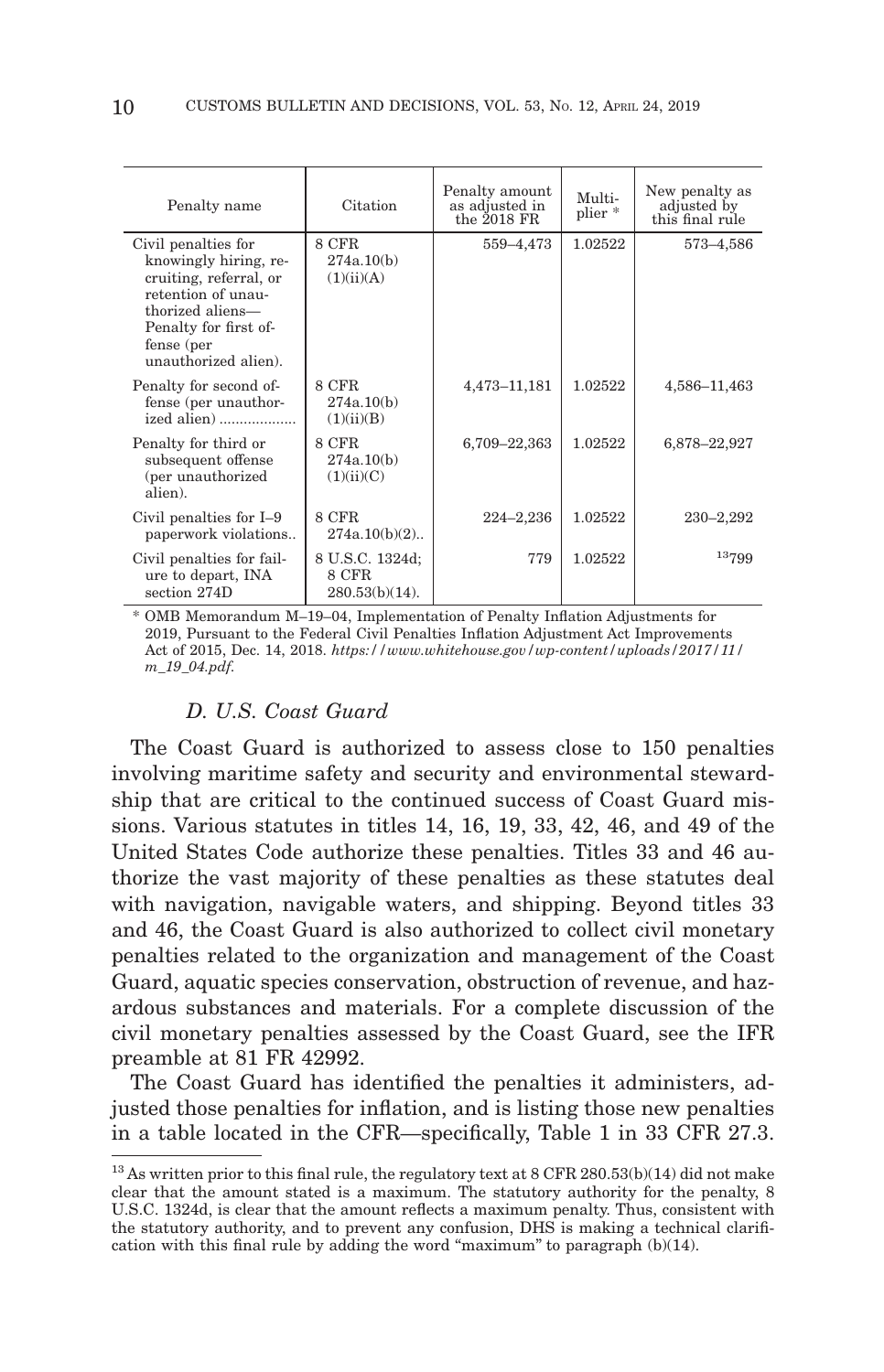| Penalty name | Citation | Penalty amount as adjusted in the 2018 FR | Multiplier * | New penalty as adjusted by this final rule |
|---|---|---|---|---|
| Civil penalties for knowingly hiring, recruiting, referral, or retention of unauthorized aliens—Penalty for first offense (per unauthorized alien). | 8 CFR 274a.10(b)(1)(ii)(A) | 559–4,473 | 1.02522 | 573–4,586 |
| Penalty for second offense (per unauthorized alien) .................. | 8 CFR 274a.10(b)(1)(ii)(B) | 4,473–11,181 | 1.02522 | 4,586–11,463 |
| Penalty for third or subsequent offense (per unauthorized alien). | 8 CFR 274a.10(b)(1)(ii)(C) | 6,709–22,363 | 1.02522 | 6,878–22,927 |
| Civil penalties for I–9 paperwork violations.. | 8 CFR 274a.10(b)(2).. | 224–2,236 | 1.02522 | 230–2,292 |
| Civil penalties for failure to depart, INA section 274D | 8 U.S.C. 1324d; 8 CFR 280.53(b)(14). | 779 | 1.02522 | [13]799 |

\* OMB Memorandum M–19–04, Implementation of Penalty Inflation Adjustments for 2019, Pursuant to the Federal Civil Penalties Inflation Adjustment Act Improvements Act of 2015, Dec. 14, 2018. *https://www.whitehouse.gov/wp-content/uploads/2017/11/m_19_04.pdf.*

### *D. U.S. Coast Guard*

The Coast Guard is authorized to assess close to 150 penalties involving maritime safety and security and environmental stewardship that are critical to the continued success of Coast Guard missions. Various statutes in titles 14, 16, 19, 33, 42, 46, and 49 of the United States Code authorize these penalties. Titles 33 and 46 authorize the vast majority of these penalties as these statutes deal with navigation, navigable waters, and shipping. Beyond titles 33 and 46, the Coast Guard is also authorized to collect civil monetary penalties related to the organization and management of the Coast Guard, aquatic species conservation, obstruction of revenue, and hazardous substances and materials. For a complete discussion of the civil monetary penalties assessed by the Coast Guard, see the IFR preamble at 81 FR 42992.

The Coast Guard has identified the penalties it administers, adjusted those penalties for inflation, and is listing those new penalties in a table located in the CFR—specifically, Table 1 in 33 CFR 27.3.

[13] As written prior to this final rule, the regulatory text at 8 CFR 280.53(b)(14) did not make clear that the amount stated is a maximum. The statutory authority for the penalty, 8 U.S.C. 1324d, is clear that the amount reflects a maximum penalty. Thus, consistent with the statutory authority, and to prevent any confusion, DHS is making a technical clarification with this final rule by adding the word "maximum" to paragraph (b)(14).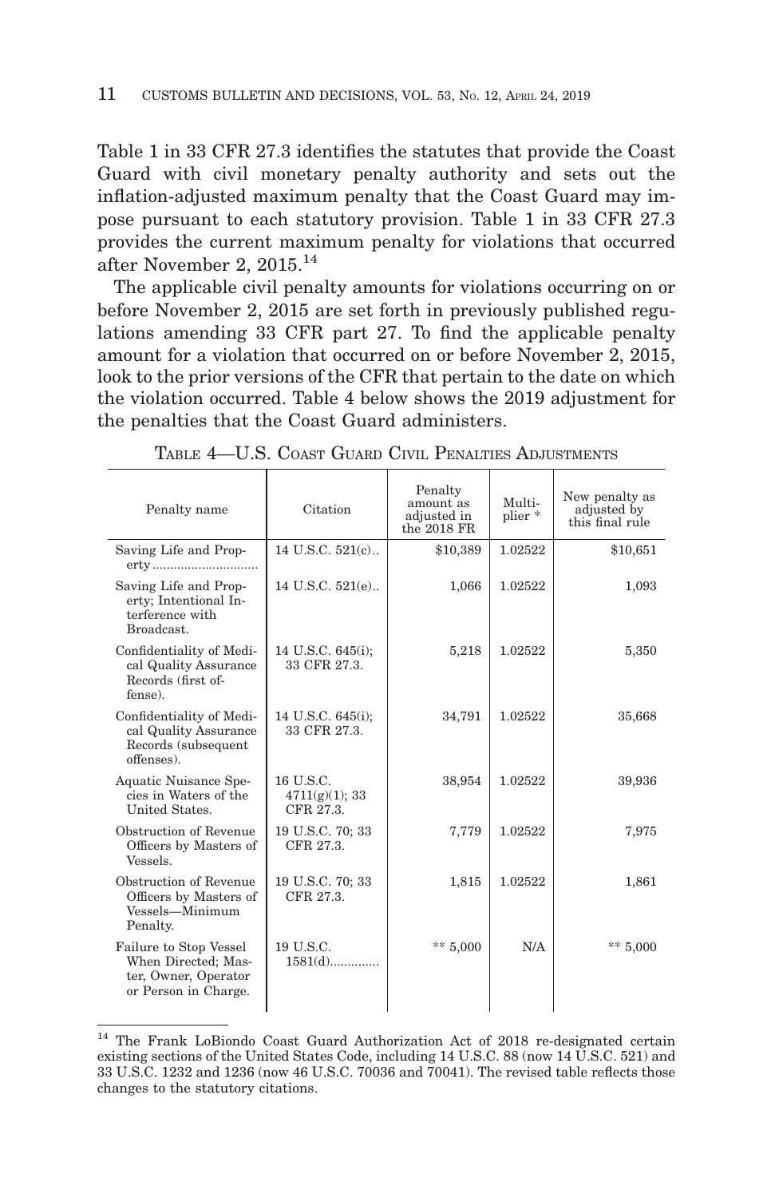Table 1 in 33 CFR 27.3 identifies the statutes that provide the Coast Guard with civil monetary penalty authority and sets out the inflation-adjusted maximum penalty that the Coast Guard may impose pursuant to each statutory provision. Table 1 in 33 CFR 27.3 provides the current maximum penalty for violations that occurred after November 2, 2015.[14]

The applicable civil penalty amounts for violations occurring on or before November 2, 2015 are set forth in previously published regulations amending 33 CFR part 27. To find the applicable penalty amount for a violation that occurred on or before November 2, 2015, look to the prior versions of the CFR that pertain to the date on which the violation occurred. Table 4 below shows the 2019 adjustment for the penalties that the Coast Guard administers.

TABLE 4—U.S. COAST GUARD CIVIL PENALTIES ADJUSTMENTS

| Penalty name | Citation | Penalty amount as adjusted in the 2018 FR | Multiplier * | New penalty as adjusted by this final rule |
|---|---|---|---|---|
| Saving Life and Property | 14 U.S.C. 521(c) | $10,389 | 1.02522 | $10,651 |
| Saving Life and Property; Intentional Interference with Broadcast. | 14 U.S.C. 521(e) | 1,066 | 1.02522 | 1,093 |
| Confidentiality of Medical Quality Assurance Records (first offense). | 14 U.S.C. 645(i); 33 CFR 27.3. | 5,218 | 1.02522 | 5,350 |
| Confidentiality of Medical Quality Assurance Records (subsequent offenses). | 14 U.S.C. 645(i); 33 CFR 27.3. | 34,791 | 1.02522 | 35,668 |
| Aquatic Nuisance Species in Waters of the United States. | 16 U.S.C. 4711(g)(1); 33 CFR 27.3. | 38,954 | 1.02522 | 39,936 |
| Obstruction of Revenue Officers by Masters of Vessels. | 19 U.S.C. 70; 33 CFR 27.3. | 7,779 | 1.02522 | 7,975 |
| Obstruction of Revenue Officers by Masters of Vessels—Minimum Penalty. | 19 U.S.C. 70; 33 CFR 27.3. | 1,815 | 1.02522 | 1,861 |
| Failure to Stop Vessel When Directed; Master, Owner, Operator or Person in Charge. | 19 U.S.C. 1581(d) | ** 5,000 | N/A | ** 5,000 |

[14] The Frank LoBiondo Coast Guard Authorization Act of 2018 re-designated certain existing sections of the United States Code, including 14 U.S.C. 88 (now 14 U.S.C. 521) and 33 U.S.C. 1232 and 1236 (now 46 U.S.C. 70036 and 70041). The revised table reflects those changes to the statutory citations.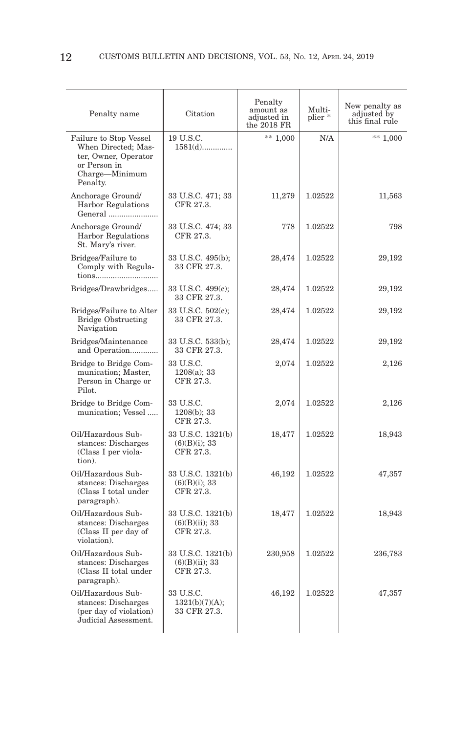| Penalty name | Citation | Penalty amount as adjusted in the 2018 FR | Multiplier * | New penalty as adjusted by this final rule |
|---|---|---|---|---|
| Failure to Stop Vessel When Directed; Master, Owner, Operator or Person in Charge—Minimum Penalty. | 19 U.S.C. 1581(d) | ** 1,000 | N/A | ** 1,000 |
| Anchorage Ground/Harbor Regulations General | 33 U.S.C. 471; 33 CFR 27.3. | 11,279 | 1.02522 | 11,563 |
| Anchorage Ground/Harbor Regulations St. Mary's river. | 33 U.S.C. 474; 33 CFR 27.3. | 778 | 1.02522 | 798 |
| Bridges/Failure to Comply with Regulations | 33 U.S.C. 495(b); 33 CFR 27.3. | 28,474 | 1.02522 | 29,192 |
| Bridges/Drawbridges | 33 U.S.C. 499(c); 33 CFR 27.3. | 28,474 | 1.02522 | 29,192 |
| Bridges/Failure to Alter Bridge Obstructing Navigation | 33 U.S.C. 502(c); 33 CFR 27.3. | 28,474 | 1.02522 | 29,192 |
| Bridges/Maintenance and Operation | 33 U.S.C. 533(b); 33 CFR 27.3. | 28,474 | 1.02522 | 29,192 |
| Bridge to Bridge Communication; Master, Person in Charge or Pilot. | 33 U.S.C. 1208(a); 33 CFR 27.3. | 2,074 | 1.02522 | 2,126 |
| Bridge to Bridge Communication; Vessel | 33 U.S.C. 1208(b); 33 CFR 27.3. | 2,074 | 1.02522 | 2,126 |
| Oil/Hazardous Substances: Discharges (Class I per violation). | 33 U.S.C. 1321(b)(6)(B)(i); 33 CFR 27.3. | 18,477 | 1.02522 | 18,943 |
| Oil/Hazardous Substances: Discharges (Class I total under paragraph). | 33 U.S.C. 1321(b)(6)(B)(i); 33 CFR 27.3. | 46,192 | 1.02522 | 47,357 |
| Oil/Hazardous Substances: Discharges (Class II per day of violation). | 33 U.S.C. 1321(b)(6)(B)(ii); 33 CFR 27.3. | 18,477 | 1.02522 | 18,943 |
| Oil/Hazardous Substances: Discharges (Class II total under paragraph). | 33 U.S.C. 1321(b)(6)(B)(ii); 33 CFR 27.3. | 230,958 | 1.02522 | 236,783 |
| Oil/Hazardous Substances: Discharges (per day of violation) Judicial Assessment. | 33 U.S.C. 1321(b)(7)(A); 33 CFR 27.3. | 46,192 | 1.02522 | 47,357 |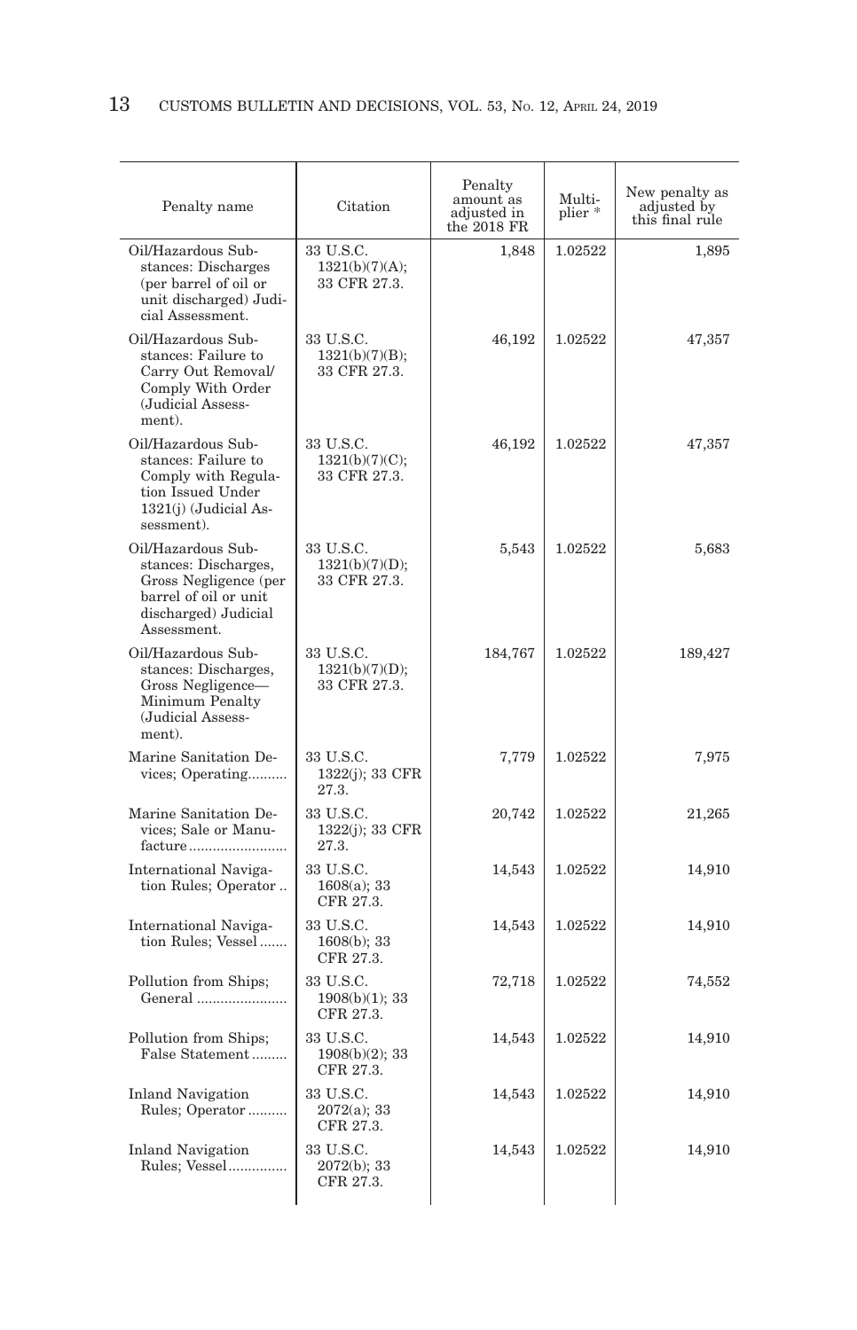| Penalty name | Citation | Penalty amount as adjusted in the 2018 FR | Multiplier * | New penalty as adjusted by this final rule |
|---|---|---|---|---|
| Oil/Hazardous Substances: Discharges (per barrel of oil or unit discharged) Judicial Assessment. | 33 U.S.C. 1321(b)(7)(A); 33 CFR 27.3. | 1,848 | 1.02522 | 1,895 |
| Oil/Hazardous Substances: Failure to Carry Out Removal/ Comply With Order (Judicial Assessment). | 33 U.S.C. 1321(b)(7)(B); 33 CFR 27.3. | 46,192 | 1.02522 | 47,357 |
| Oil/Hazardous Substances: Failure to Comply with Regulation Issued Under 1321(j) (Judicial Assessment). | 33 U.S.C. 1321(b)(7)(C); 33 CFR 27.3. | 46,192 | 1.02522 | 47,357 |
| Oil/Hazardous Substances: Discharges, Gross Negligence (per barrel of oil or unit discharged) Judicial Assessment. | 33 U.S.C. 1321(b)(7)(D); 33 CFR 27.3. | 5,543 | 1.02522 | 5,683 |
| Oil/Hazardous Substances: Discharges, Gross Negligence—Minimum Penalty (Judicial Assessment). | 33 U.S.C. 1321(b)(7)(D); 33 CFR 27.3. | 184,767 | 1.02522 | 189,427 |
| Marine Sanitation Devices; Operating | 33 U.S.C. 1322(j); 33 CFR 27.3. | 7,779 | 1.02522 | 7,975 |
| Marine Sanitation Devices; Sale or Manufacture | 33 U.S.C. 1322(j); 33 CFR 27.3. | 20,742 | 1.02522 | 21,265 |
| International Navigation Rules; Operator | 33 U.S.C. 1608(a); 33 CFR 27.3. | 14,543 | 1.02522 | 14,910 |
| International Navigation Rules; Vessel | 33 U.S.C. 1608(b); 33 CFR 27.3. | 14,543 | 1.02522 | 14,910 |
| Pollution from Ships; General | 33 U.S.C. 1908(b)(1); 33 CFR 27.3. | 72,718 | 1.02522 | 74,552 |
| Pollution from Ships; False Statement | 33 U.S.C. 1908(b)(2); 33 CFR 27.3. | 14,543 | 1.02522 | 14,910 |
| Inland Navigation Rules; Operator | 33 U.S.C. 2072(a); 33 CFR 27.3. | 14,543 | 1.02522 | 14,910 |
| Inland Navigation Rules; Vessel | 33 U.S.C. 2072(b); 33 CFR 27.3. | 14,543 | 1.02522 | 14,910 |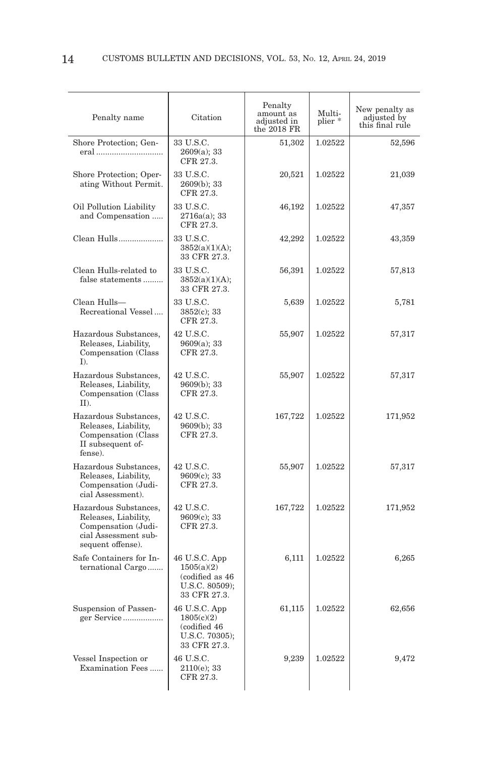| Penalty name | Citation | Penalty amount as adjusted in the 2018 FR | Multiplier * | New penalty as adjusted by this final rule |
|---|---|---|---|---|
| Shore Protection; General | 33 U.S.C. 2609(a); 33 CFR 27.3. | 51,302 | 1.02522 | 52,596 |
| Shore Protection; Operating Without Permit. | 33 U.S.C. 2609(b); 33 CFR 27.3. | 20,521 | 1.02522 | 21,039 |
| Oil Pollution Liability and Compensation | 33 U.S.C. 2716a(a); 33 CFR 27.3. | 46,192 | 1.02522 | 47,357 |
| Clean Hulls | 33 U.S.C. 3852(a)(1)(A); 33 CFR 27.3. | 42,292 | 1.02522 | 43,359 |
| Clean Hulls-related to false statements | 33 U.S.C. 3852(a)(1)(A); 33 CFR 27.3. | 56,391 | 1.02522 | 57,813 |
| Clean Hulls—Recreational Vessel | 33 U.S.C. 3852(c); 33 CFR 27.3. | 5,639 | 1.02522 | 5,781 |
| Hazardous Substances, Releases, Liability, Compensation (Class I). | 42 U.S.C. 9609(a); 33 CFR 27.3. | 55,907 | 1.02522 | 57,317 |
| Hazardous Substances, Releases, Liability, Compensation (Class II). | 42 U.S.C. 9609(b); 33 CFR 27.3. | 55,907 | 1.02522 | 57,317 |
| Hazardous Substances, Releases, Liability, Compensation (Class II subsequent offense). | 42 U.S.C. 9609(b); 33 CFR 27.3. | 167,722 | 1.02522 | 171,952 |
| Hazardous Substances, Releases, Liability, Compensation (Judicial Assessment). | 42 U.S.C. 9609(c); 33 CFR 27.3. | 55,907 | 1.02522 | 57,317 |
| Hazardous Substances, Releases, Liability, Compensation (Judicial Assessment subsequent offense). | 42 U.S.C. 9609(c); 33 CFR 27.3. | 167,722 | 1.02522 | 171,952 |
| Safe Containers for International Cargo | 46 U.S.C. App 1505(a)(2) (codified as 46 U.S.C. 80509); 33 CFR 27.3. | 6,111 | 1.02522 | 6,265 |
| Suspension of Passenger Service | 46 U.S.C. App 1805(c)(2) (codified 46 U.S.C. 70305); 33 CFR 27.3. | 61,115 | 1.02522 | 62,656 |
| Vessel Inspection or Examination Fees | 46 U.S.C. 2110(e); 33 CFR 27.3. | 9,239 | 1.02522 | 9,472 |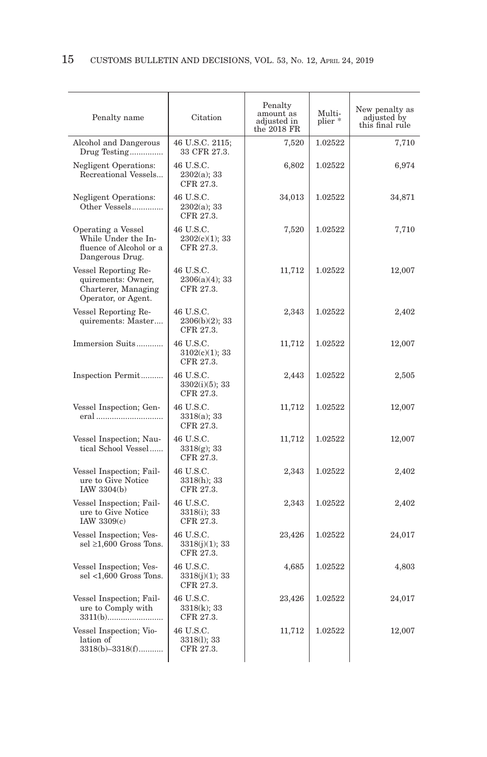| Penalty name | Citation | Penalty amount as adjusted in the 2018 FR | Multiplier * | New penalty as adjusted by this final rule |
|---|---|---|---|---|
| Alcohol and Dangerous Drug Testing | 46 U.S.C. 2115; 33 CFR 27.3. | 7,520 | 1.02522 | 7,710 |
| Negligent Operations: Recreational Vessels | 46 U.S.C. 2302(a); 33 CFR 27.3. | 6,802 | 1.02522 | 6,974 |
| Negligent Operations: Other Vessels | 46 U.S.C. 2302(a); 33 CFR 27.3. | 34,013 | 1.02522 | 34,871 |
| Operating a Vessel While Under the Influence of Alcohol or a Dangerous Drug. | 46 U.S.C. 2302(c)(1); 33 CFR 27.3. | 7,520 | 1.02522 | 7,710 |
| Vessel Reporting Requirements: Owner, Charterer, Managing Operator, or Agent. | 46 U.S.C. 2306(a)(4); 33 CFR 27.3. | 11,712 | 1.02522 | 12,007 |
| Vessel Reporting Requirements: Master | 46 U.S.C. 2306(b)(2); 33 CFR 27.3. | 2,343 | 1.02522 | 2,402 |
| Immersion Suits | 46 U.S.C. 3102(c)(1); 33 CFR 27.3. | 11,712 | 1.02522 | 12,007 |
| Inspection Permit | 46 U.S.C. 3302(i)(5); 33 CFR 27.3. | 2,443 | 1.02522 | 2,505 |
| Vessel Inspection; General | 46 U.S.C. 3318(a); 33 CFR 27.3. | 11,712 | 1.02522 | 12,007 |
| Vessel Inspection; Nautical School Vessel | 46 U.S.C. 3318(g); 33 CFR 27.3. | 11,712 | 1.02522 | 12,007 |
| Vessel Inspection; Failure to Give Notice IAW 3304(b) | 46 U.S.C. 3318(h); 33 CFR 27.3. | 2,343 | 1.02522 | 2,402 |
| Vessel Inspection; Failure to Give Notice IAW 3309(c) | 46 U.S.C. 3318(i); 33 CFR 27.3. | 2,343 | 1.02522 | 2,402 |
| Vessel Inspection; Vessel ≥1,600 Gross Tons. | 46 U.S.C. 3318(j)(1); 33 CFR 27.3. | 23,426 | 1.02522 | 24,017 |
| Vessel Inspection; Vessel <1,600 Gross Tons. | 46 U.S.C. 3318(j)(1); 33 CFR 27.3. | 4,685 | 1.02522 | 4,803 |
| Vessel Inspection; Failure to Comply with 3311(b) | 46 U.S.C. 3318(k); 33 CFR 27.3. | 23,426 | 1.02522 | 24,017 |
| Vessel Inspection; Violation of 3318(b)–3318(f) | 46 U.S.C. 3318(l); 33 CFR 27.3. | 11,712 | 1.02522 | 12,007 |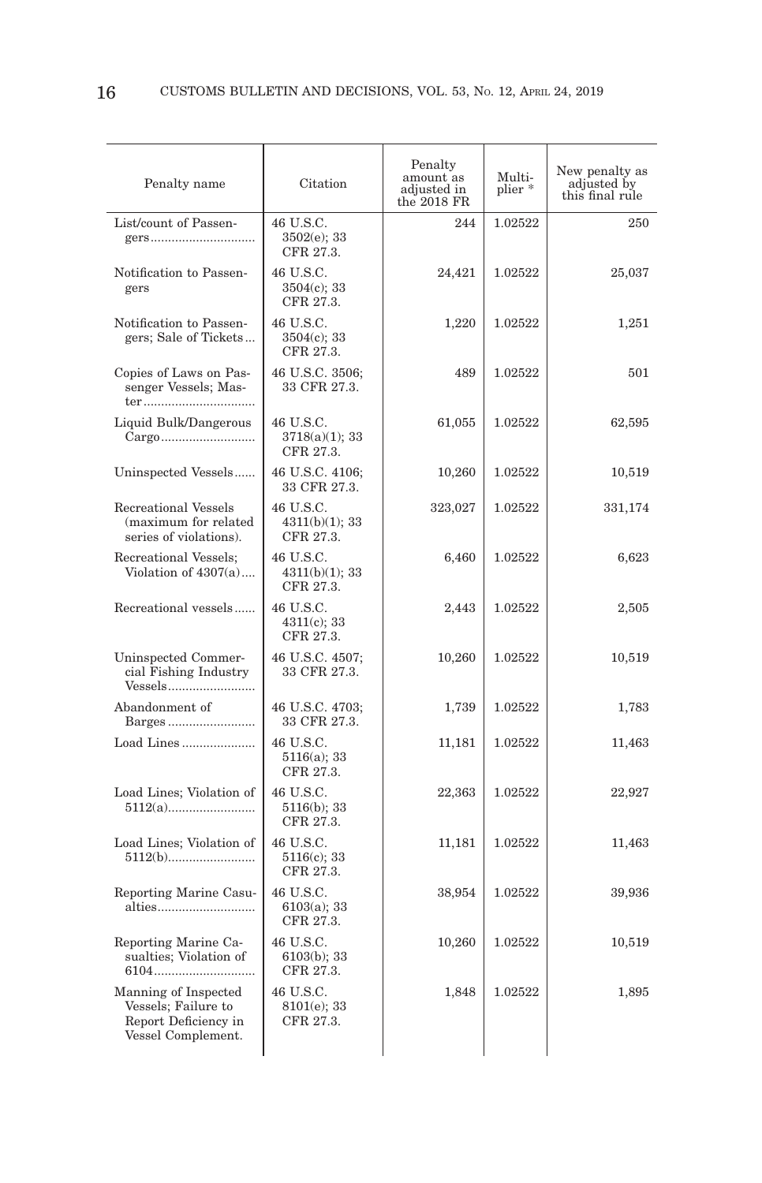| Penalty name | Citation | Penalty amount as adjusted in the 2018 FR | Multiplier * | New penalty as adjusted by this final rule |
|---|---|---|---|---|
| List/count of Passengers | 46 U.S.C. 3502(e); 33 CFR 27.3. | 244 | 1.02522 | 250 |
| Notification to Passengers | 46 U.S.C. 3504(c); 33 CFR 27.3. | 24,421 | 1.02522 | 25,037 |
| Notification to Passengers; Sale of Tickets | 46 U.S.C. 3504(c); 33 CFR 27.3. | 1,220 | 1.02522 | 1,251 |
| Copies of Laws on Passenger Vessels; Master | 46 U.S.C. 3506; 33 CFR 27.3. | 489 | 1.02522 | 501 |
| Liquid Bulk/Dangerous Cargo | 46 U.S.C. 3718(a)(1); 33 CFR 27.3. | 61,055 | 1.02522 | 62,595 |
| Uninspected Vessels | 46 U.S.C. 4106; 33 CFR 27.3. | 10,260 | 1.02522 | 10,519 |
| Recreational Vessels (maximum for related series of violations). | 46 U.S.C. 4311(b)(1); 33 CFR 27.3. | 323,027 | 1.02522 | 331,174 |
| Recreational Vessels; Violation of 4307(a) | 46 U.S.C. 4311(b)(1); 33 CFR 27.3. | 6,460 | 1.02522 | 6,623 |
| Recreational vessels | 46 U.S.C. 4311(c); 33 CFR 27.3. | 2,443 | 1.02522 | 2,505 |
| Uninspected Commercial Fishing Industry Vessels | 46 U.S.C. 4507; 33 CFR 27.3. | 10,260 | 1.02522 | 10,519 |
| Abandonment of Barges | 46 U.S.C. 4703; 33 CFR 27.3. | 1,739 | 1.02522 | 1,783 |
| Load Lines | 46 U.S.C. 5116(a); 33 CFR 27.3. | 11,181 | 1.02522 | 11,463 |
| Load Lines; Violation of 5112(a) | 46 U.S.C. 5116(b); 33 CFR 27.3. | 22,363 | 1.02522 | 22,927 |
| Load Lines; Violation of 5112(b) | 46 U.S.C. 5116(c); 33 CFR 27.3. | 11,181 | 1.02522 | 11,463 |
| Reporting Marine Casualties | 46 U.S.C. 6103(a); 33 CFR 27.3. | 38,954 | 1.02522 | 39,936 |
| Reporting Marine Casualties; Violation of 6104 | 46 U.S.C. 6103(b); 33 CFR 27.3. | 10,260 | 1.02522 | 10,519 |
| Manning of Inspected Vessels; Failure to Report Deficiency in Vessel Complement. | 46 U.S.C. 8101(e); 33 CFR 27.3. | 1,848 | 1.02522 | 1,895 |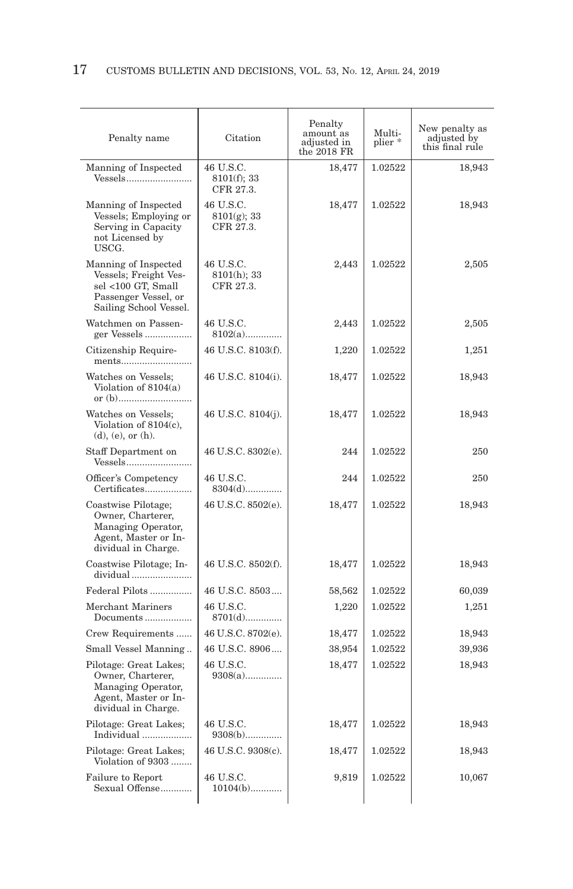| Penalty name | Citation | Penalty amount as adjusted in the 2018 FR | Multiplier * | New penalty as adjusted by this final rule |
|---|---|---|---|---|
| Manning of Inspected Vessels | 46 U.S.C. 8101(f); 33 CFR 27.3. | 18,477 | 1.02522 | 18,943 |
| Manning of Inspected Vessels; Employing or Serving in Capacity not Licensed by USCG. | 46 U.S.C. 8101(g); 33 CFR 27.3. | 18,477 | 1.02522 | 18,943 |
| Manning of Inspected Vessels; Freight Vessel <100 GT, Small Passenger Vessel, or Sailing School Vessel. | 46 U.S.C. 8101(h); 33 CFR 27.3. | 2,443 | 1.02522 | 2,505 |
| Watchmen on Passenger Vessels | 46 U.S.C. 8102(a) | 2,443 | 1.02522 | 2,505 |
| Citizenship Requirements | 46 U.S.C. 8103(f). | 1,220 | 1.02522 | 1,251 |
| Watches on Vessels; Violation of 8104(a) or (b) | 46 U.S.C. 8104(i). | 18,477 | 1.02522 | 18,943 |
| Watches on Vessels; Violation of 8104(c), (d), (e), or (h). | 46 U.S.C. 8104(j). | 18,477 | 1.02522 | 18,943 |
| Staff Department on Vessels | 46 U.S.C. 8302(e). | 244 | 1.02522 | 250 |
| Officer's Competency Certificates | 46 U.S.C. 8304(d) | 244 | 1.02522 | 250 |
| Coastwise Pilotage; Owner, Charterer, Managing Operator, Agent, Master or Individual in Charge. | 46 U.S.C. 8502(e). | 18,477 | 1.02522 | 18,943 |
| Coastwise Pilotage; Individual | 46 U.S.C. 8502(f). | 18,477 | 1.02522 | 18,943 |
| Federal Pilots | 46 U.S.C. 8503 | 58,562 | 1.02522 | 60,039 |
| Merchant Mariners Documents | 46 U.S.C. 8701(d) | 1,220 | 1.02522 | 1,251 |
| Crew Requirements | 46 U.S.C. 8702(e). | 18,477 | 1.02522 | 18,943 |
| Small Vessel Manning | 46 U.S.C. 8906 | 38,954 | 1.02522 | 39,936 |
| Pilotage: Great Lakes; Owner, Charterer, Managing Operator, Agent, Master or Individual in Charge. | 46 U.S.C. 9308(a) | 18,477 | 1.02522 | 18,943 |
| Pilotage: Great Lakes; Individual | 46 U.S.C. 9308(b) | 18,477 | 1.02522 | 18,943 |
| Pilotage: Great Lakes; Violation of 9303 | 46 U.S.C. 9308(c). | 18,477 | 1.02522 | 18,943 |
| Failure to Report Sexual Offense | 46 U.S.C. 10104(b) | 9,819 | 1.02522 | 10,067 |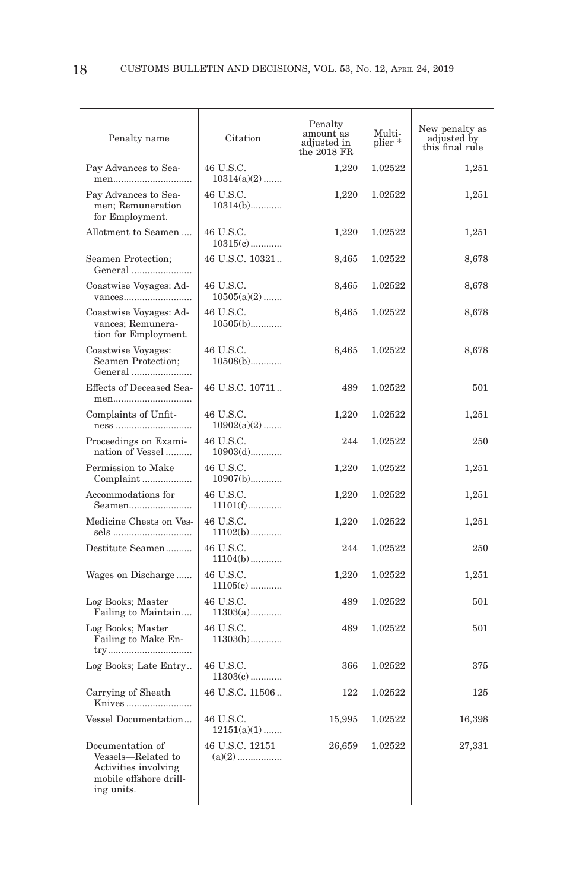| Penalty name | Citation | Penalty amount as adjusted in the 2018 FR | Multiplier * | New penalty as adjusted by this final rule |
|---|---|---|---|---|
| Pay Advances to Seamen | 46 U.S.C. 10314(a)(2) | 1,220 | 1.02522 | 1,251 |
| Pay Advances to Seamen; Remuneration for Employment. | 46 U.S.C. 10314(b) | 1,220 | 1.02522 | 1,251 |
| Allotment to Seamen | 46 U.S.C. 10315(c) | 1,220 | 1.02522 | 1,251 |
| Seamen Protection; General | 46 U.S.C. 10321 | 8,465 | 1.02522 | 8,678 |
| Coastwise Voyages: Advances | 46 U.S.C. 10505(a)(2) | 8,465 | 1.02522 | 8,678 |
| Coastwise Voyages: Advances; Remuneration for Employment. | 46 U.S.C. 10505(b) | 8,465 | 1.02522 | 8,678 |
| Coastwise Voyages: Seamen Protection; General | 46 U.S.C. 10508(b) | 8,465 | 1.02522 | 8,678 |
| Effects of Deceased Seamen | 46 U.S.C. 10711 | 489 | 1.02522 | 501 |
| Complaints of Unfitness | 46 U.S.C. 10902(a)(2) | 1,220 | 1.02522 | 1,251 |
| Proceedings on Examination of Vessel | 46 U.S.C. 10903(d) | 244 | 1.02522 | 250 |
| Permission to Make Complaint | 46 U.S.C. 10907(b) | 1,220 | 1.02522 | 1,251 |
| Accommodations for Seamen | 46 U.S.C. 11101(f) | 1,220 | 1.02522 | 1,251 |
| Medicine Chests on Vessels | 46 U.S.C. 11102(b) | 1,220 | 1.02522 | 1,251 |
| Destitute Seamen | 46 U.S.C. 11104(b) | 244 | 1.02522 | 250 |
| Wages on Discharge | 46 U.S.C. 11105(c) | 1,220 | 1.02522 | 1,251 |
| Log Books; Master Failing to Maintain | 46 U.S.C. 11303(a) | 489 | 1.02522 | 501 |
| Log Books; Master Failing to Make Entry | 46 U.S.C. 11303(b) | 489 | 1.02522 | 501 |
| Log Books; Late Entry | 46 U.S.C. 11303(c) | 366 | 1.02522 | 375 |
| Carrying of Sheath Knives | 46 U.S.C. 11506 | 122 | 1.02522 | 125 |
| Vessel Documentation | 46 U.S.C. 12151(a)(1) | 15,995 | 1.02522 | 16,398 |
| Documentation of Vessels—Related to Activities involving mobile offshore drilling units. | 46 U.S.C. 12151 (a)(2) | 26,659 | 1.02522 | 27,331 |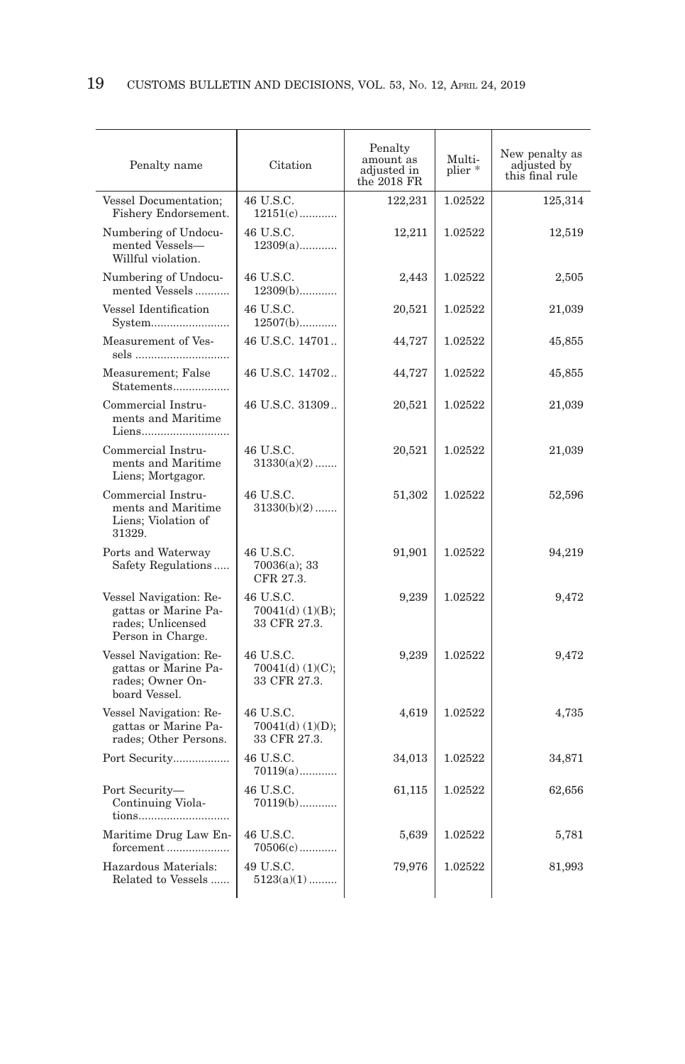| Penalty name | Citation | Penalty amount as adjusted in the 2018 FR | Multiplier * | New penalty as adjusted by this final rule |
|---|---|---|---|---|
| Vessel Documentation; Fishery Endorsement. | 46 U.S.C. 12151(c) | 122,231 | 1.02522 | 125,314 |
| Numbering of Undocumented Vessels—Willful violation. | 46 U.S.C. 12309(a) | 12,211 | 1.02522 | 12,519 |
| Numbering of Undocumented Vessels | 46 U.S.C. 12309(b) | 2,443 | 1.02522 | 2,505 |
| Vessel Identification System | 46 U.S.C. 12507(b) | 20,521 | 1.02522 | 21,039 |
| Measurement of Vessels | 46 U.S.C. 14701 | 44,727 | 1.02522 | 45,855 |
| Measurement; False Statements | 46 U.S.C. 14702 | 44,727 | 1.02522 | 45,855 |
| Commercial Instruments and Maritime Liens | 46 U.S.C. 31309 | 20,521 | 1.02522 | 21,039 |
| Commercial Instruments and Maritime Liens; Mortgagor. | 46 U.S.C. 31330(a)(2) | 20,521 | 1.02522 | 21,039 |
| Commercial Instruments and Maritime Liens; Violation of 31329. | 46 U.S.C. 31330(b)(2) | 51,302 | 1.02522 | 52,596 |
| Ports and Waterway Safety Regulations | 46 U.S.C. 70036(a); 33 CFR 27.3. | 91,901 | 1.02522 | 94,219 |
| Vessel Navigation: Regattas or Marine Parades; Unlicensed Person in Charge. | 46 U.S.C. 70041(d) (1)(B); 33 CFR 27.3. | 9,239 | 1.02522 | 9,472 |
| Vessel Navigation: Regattas or Marine Parades; Owner Onboard Vessel. | 46 U.S.C. 70041(d) (1)(C); 33 CFR 27.3. | 9,239 | 1.02522 | 9,472 |
| Vessel Navigation: Regattas or Marine Parades; Other Persons. | 46 U.S.C. 70041(d) (1)(D); 33 CFR 27.3. | 4,619 | 1.02522 | 4,735 |
| Port Security | 46 U.S.C. 70119(a) | 34,013 | 1.02522 | 34,871 |
| Port Security—Continuing Violations | 46 U.S.C. 70119(b) | 61,115 | 1.02522 | 62,656 |
| Maritime Drug Law Enforcement | 46 U.S.C. 70506(c) | 5,639 | 1.02522 | 5,781 |
| Hazardous Materials: Related to Vessels | 49 U.S.C. 5123(a)(1) | 79,976 | 1.02522 | 81,993 |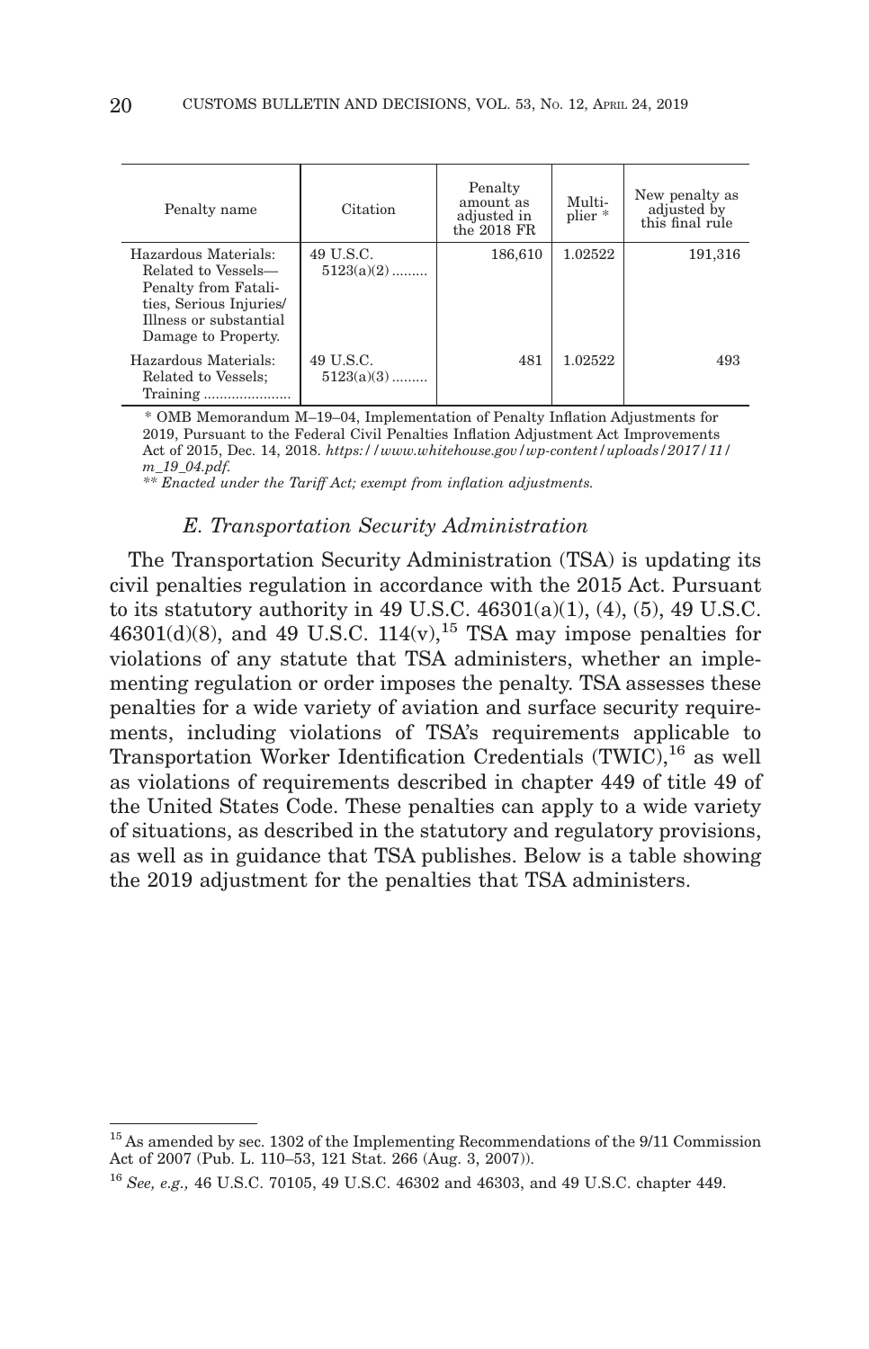| Penalty name | Citation | Penalty amount as adjusted in the 2018 FR | Multiplier * | New penalty as adjusted by this final rule |
|---|---|---|---|---|
| Hazardous Materials: Related to Vessels—Penalty from Fatalities, Serious Injuries/Illness or substantial Damage to Property. | 49 U.S.C. 5123(a)(2) ......... | 186,610 | 1.02522 | 191,316 |
| Hazardous Materials: Related to Vessels; Training ...................... | 49 U.S.C. 5123(a)(3) ......... | 481 | 1.02522 | 493 |

* OMB Memorandum M–19–04, Implementation of Penalty Inflation Adjustments for 2019, Pursuant to the Federal Civil Penalties Inflation Adjustment Act Improvements Act of 2015, Dec. 14, 2018. *https://www.whitehouse.gov/wp-content/uploads/2017/11/m_19_04.pdf.*

** *Enacted under the Tariff Act; exempt from inflation adjustments.*

### *E. Transportation Security Administration*

The Transportation Security Administration (TSA) is updating its civil penalties regulation in accordance with the 2015 Act. Pursuant to its statutory authority in 49 U.S.C. 46301(a)(1), (4), (5), 49 U.S.C. 46301(d)(8), and 49 U.S.C. 114(v),[15] TSA may impose penalties for violations of any statute that TSA administers, whether an implementing regulation or order imposes the penalty. TSA assesses these penalties for a wide variety of aviation and surface security requirements, including violations of TSA's requirements applicable to Transportation Worker Identification Credentials (TWIC),[16] as well as violations of requirements described in chapter 449 of title 49 of the United States Code. These penalties can apply to a wide variety of situations, as described in the statutory and regulatory provisions, as well as in guidance that TSA publishes. Below is a table showing the 2019 adjustment for the penalties that TSA administers.

[15] As amended by sec. 1302 of the Implementing Recommendations of the 9/11 Commission Act of 2007 (Pub. L. 110–53, 121 Stat. 266 (Aug. 3, 2007)).

[16] *See, e.g.,* 46 U.S.C. 70105, 49 U.S.C. 46302 and 46303, and 49 U.S.C. chapter 449.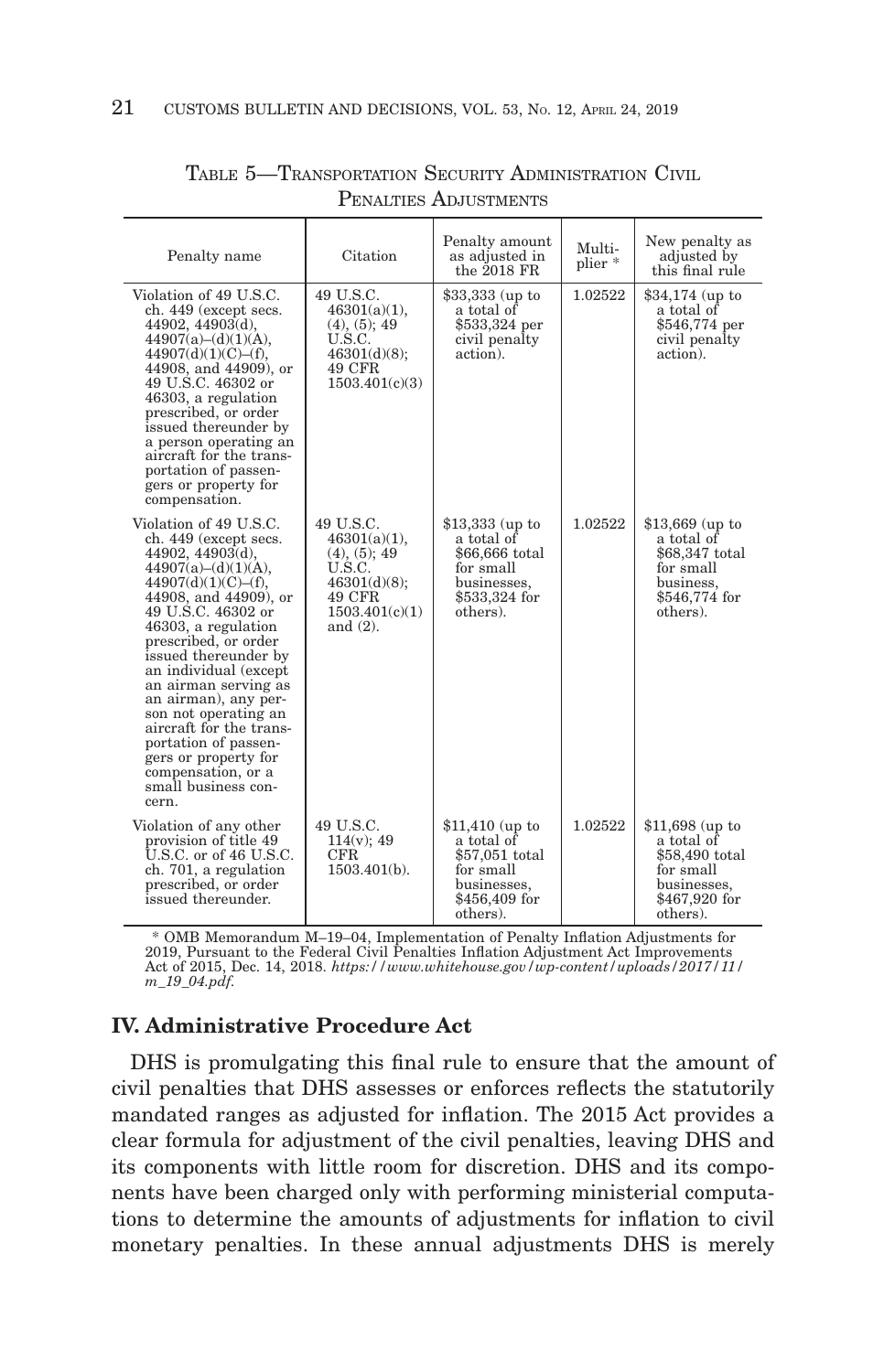TABLE 5—TRANSPORTATION SECURITY ADMINISTRATION CIVIL PENALTIES ADJUSTMENTS

| Penalty name | Citation | Penalty amount as adjusted in the 2018 FR | Multiplier * | New penalty as adjusted by this final rule |
|---|---|---|---|---|
| Violation of 49 U.S.C. ch. 449 (except secs. 44902, 44903(d), 44907(a)–(d)(1)(A), 44907(d)(1)(C)–(f), 44908, and 44909), or 49 U.S.C. 46302 or 46303, a regulation prescribed, or order issued thereunder by a person operating an aircraft for the transportation of passengers or property for compensation. | 49 U.S.C. 46301(a)(1), (4), (5); 49 U.S.C. 46301(d)(8); 49 CFR 1503.401(c)(3) | $33,333 (up to a total of $533,324 per civil penalty action). | 1.02522 | $34,174 (up to a total of $546,774 per civil penalty action). |
| Violation of 49 U.S.C. ch. 449 (except secs. 44902, 44903(d), 44907(a)–(d)(1)(A), 44907(d)(1)(C)–(f), 44908, and 44909), or 49 U.S.C. 46302 or 46303, a regulation prescribed, or order issued thereunder by an individual (except an airman serving as an airman), any person not operating an aircraft for the transportation of passengers or property for compensation, or a small business concern. | 49 U.S.C. 46301(a)(1), (4), (5); 49 U.S.C. 46301(d)(8); 49 CFR 1503.401(c)(1) and (2). | $13,333 (up to a total of $66,666 total for small businesses, $533,324 for others). | 1.02522 | $13,669 (up to a total of $68,347 total for small business, $546,774 for others). |
| Violation of any other provision of title 49 U.S.C. or of 46 U.S.C. ch. 701, a regulation prescribed, or order issued thereunder. | 49 U.S.C. 114(v); 49 CFR 1503.401(b). | $11,410 (up to a total of $57,051 total for small businesses, $456,409 for others). | 1.02522 | $11,698 (up to a total of $58,490 total for small businesses, $467,920 for others). |

* OMB Memorandum M–19–04, Implementation of Penalty Inflation Adjustments for 2019, Pursuant to the Federal Civil Penalties Inflation Adjustment Act Improvements Act of 2015, Dec. 14, 2018. *https://www.whitehouse.gov/wp-content/uploads/2017/11/m_19_04.pdf.*

## IV. Administrative Procedure Act

DHS is promulgating this final rule to ensure that the amount of civil penalties that DHS assesses or enforces reflects the statutorily mandated ranges as adjusted for inflation. The 2015 Act provides a clear formula for adjustment of the civil penalties, leaving DHS and its components with little room for discretion. DHS and its components have been charged only with performing ministerial computations to determine the amounts of adjustments for inflation to civil monetary penalties. In these annual adjustments DHS is merely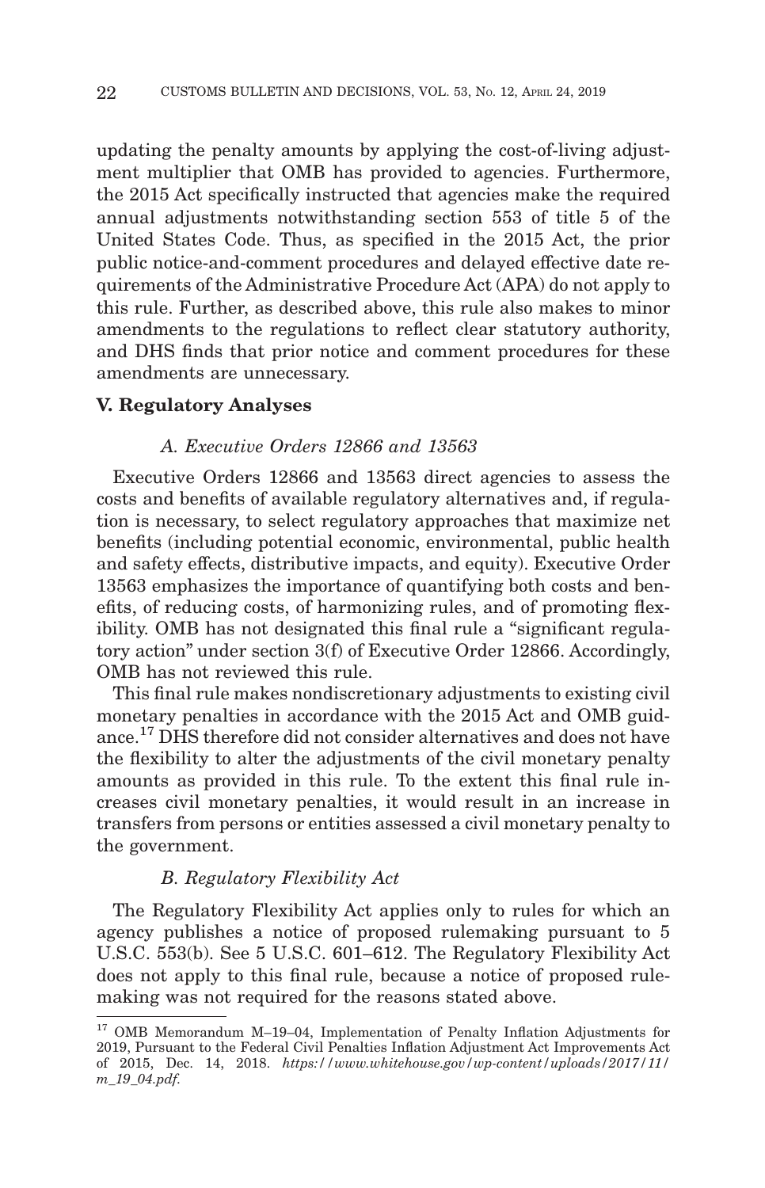updating the penalty amounts by applying the cost-of-living adjustment multiplier that OMB has provided to agencies. Furthermore, the 2015 Act specifically instructed that agencies make the required annual adjustments notwithstanding section 553 of title 5 of the United States Code. Thus, as specified in the 2015 Act, the prior public notice-and-comment procedures and delayed effective date requirements of the Administrative Procedure Act (APA) do not apply to this rule. Further, as described above, this rule also makes to minor amendments to the regulations to reflect clear statutory authority, and DHS finds that prior notice and comment procedures for these amendments are unnecessary.

## V. Regulatory Analyses

### *A. Executive Orders 12866 and 13563*

Executive Orders 12866 and 13563 direct agencies to assess the costs and benefits of available regulatory alternatives and, if regulation is necessary, to select regulatory approaches that maximize net benefits (including potential economic, environmental, public health and safety effects, distributive impacts, and equity). Executive Order 13563 emphasizes the importance of quantifying both costs and benefits, of reducing costs, of harmonizing rules, and of promoting flexibility. OMB has not designated this final rule a "significant regulatory action" under section 3(f) of Executive Order 12866. Accordingly, OMB has not reviewed this rule.

This final rule makes nondiscretionary adjustments to existing civil monetary penalties in accordance with the 2015 Act and OMB guidance.[17] DHS therefore did not consider alternatives and does not have the flexibility to alter the adjustments of the civil monetary penalty amounts as provided in this rule. To the extent this final rule increases civil monetary penalties, it would result in an increase in transfers from persons or entities assessed a civil monetary penalty to the government.

### *B. Regulatory Flexibility Act*

The Regulatory Flexibility Act applies only to rules for which an agency publishes a notice of proposed rulemaking pursuant to 5 U.S.C. 553(b). See 5 U.S.C. 601–612. The Regulatory Flexibility Act does not apply to this final rule, because a notice of proposed rulemaking was not required for the reasons stated above.

---

[17] OMB Memorandum M–19–04, Implementation of Penalty Inflation Adjustments for 2019, Pursuant to the Federal Civil Penalties Inflation Adjustment Act Improvements Act of 2015, Dec. 14, 2018. *https://www.whitehouse.gov/wp-content/uploads/2017/11/m_19_04.pdf.*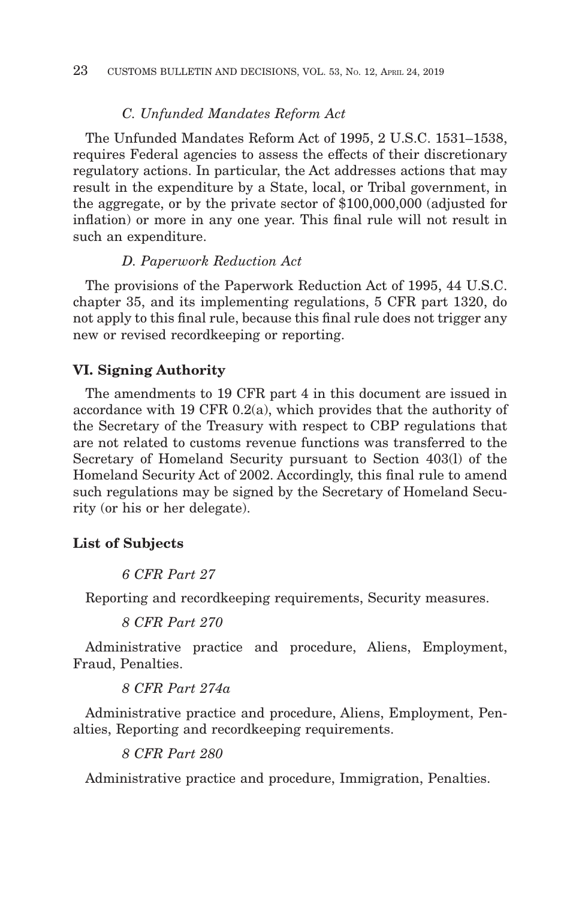### *C. Unfunded Mandates Reform Act*

The Unfunded Mandates Reform Act of 1995, 2 U.S.C. 1531–1538, requires Federal agencies to assess the effects of their discretionary regulatory actions. In particular, the Act addresses actions that may result in the expenditure by a State, local, or Tribal government, in the aggregate, or by the private sector of $100,000,000 (adjusted for inflation) or more in any one year. This final rule will not result in such an expenditure.

### *D. Paperwork Reduction Act*

The provisions of the Paperwork Reduction Act of 1995, 44 U.S.C. chapter 35, and its implementing regulations, 5 CFR part 1320, do not apply to this final rule, because this final rule does not trigger any new or revised recordkeeping or reporting.

## VI. Signing Authority

The amendments to 19 CFR part 4 in this document are issued in accordance with 19 CFR 0.2(a), which provides that the authority of the Secretary of the Treasury with respect to CBP regulations that are not related to customs revenue functions was transferred to the Secretary of Homeland Security pursuant to Section 403(l) of the Homeland Security Act of 2002. Accordingly, this final rule to amend such regulations may be signed by the Secretary of Homeland Security (or his or her delegate).

## List of Subjects

*6 CFR Part 27*

Reporting and recordkeeping requirements, Security measures.

*8 CFR Part 270*

Administrative practice and procedure, Aliens, Employment, Fraud, Penalties.

*8 CFR Part 274a*

Administrative practice and procedure, Aliens, Employment, Penalties, Reporting and recordkeeping requirements.

*8 CFR Part 280*

Administrative practice and procedure, Immigration, Penalties.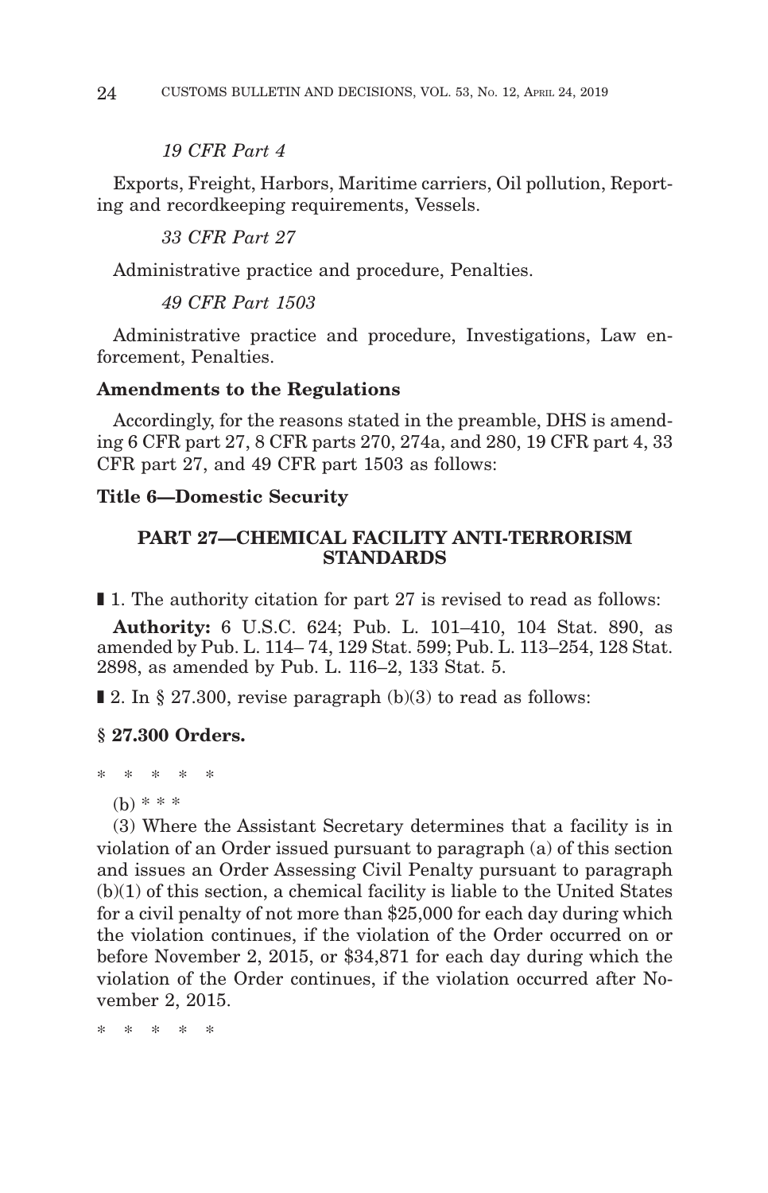*19 CFR Part 4*

Exports, Freight, Harbors, Maritime carriers, Oil pollution, Reporting and recordkeeping requirements, Vessels.

*33 CFR Part 27*

Administrative practice and procedure, Penalties.

*49 CFR Part 1503*

Administrative practice and procedure, Investigations, Law enforcement, Penalties.

**Amendments to the Regulations**

Accordingly, for the reasons stated in the preamble, DHS is amending 6 CFR part 27, 8 CFR parts 270, 274a, and 280, 19 CFR part 4, 33 CFR part 27, and 49 CFR part 1503 as follows:

**Title 6—Domestic Security**

### PART 27—CHEMICAL FACILITY ANTI-TERRORISM STANDARDS

▮ 1. The authority citation for part 27 is revised to read as follows:

**Authority:** 6 U.S.C. 624; Pub. L. 101–410, 104 Stat. 890, as amended by Pub. L. 114– 74, 129 Stat. 599; Pub. L. 113–254, 128 Stat. 2898, as amended by Pub. L. 116–2, 133 Stat. 5.

▮ 2. In § 27.300, revise paragraph (b)(3) to read as follows:

**§ 27.300 Orders.**

\* \* \* \* \*

(b) \* \* \*

(3) Where the Assistant Secretary determines that a facility is in violation of an Order issued pursuant to paragraph (a) of this section and issues an Order Assessing Civil Penalty pursuant to paragraph (b)(1) of this section, a chemical facility is liable to the United States for a civil penalty of not more than $25,000 for each day during which the violation continues, if the violation of the Order occurred on or before November 2, 2015, or $34,871 for each day during which the violation of the Order continues, if the violation occurred after November 2, 2015.

\* \* \* \* \*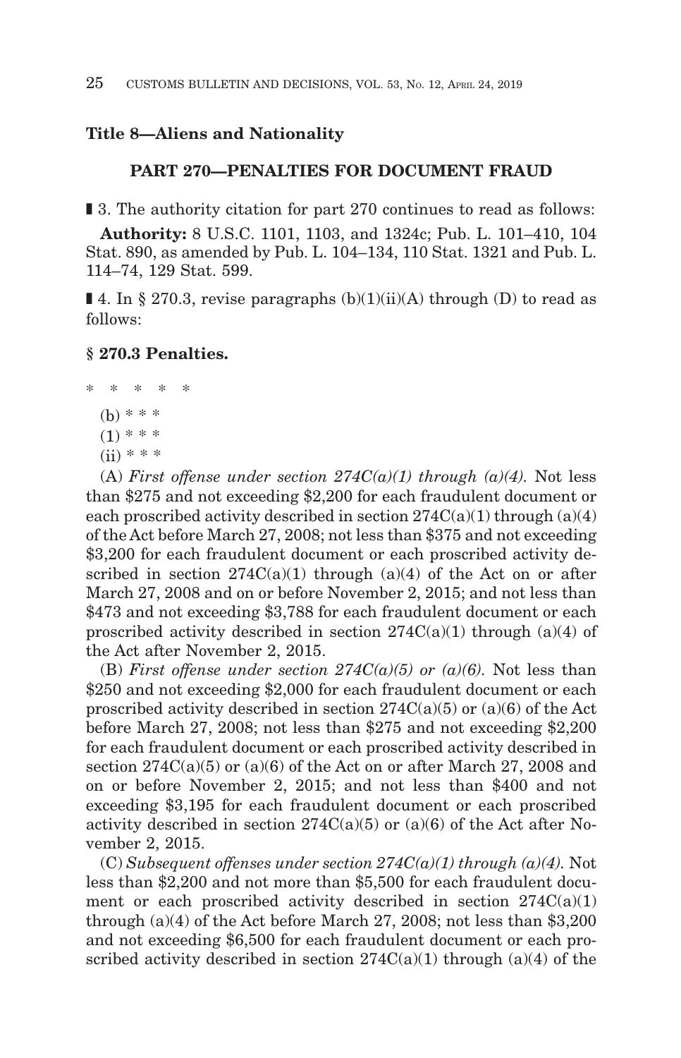**Title 8—Aliens and Nationality**

**PART 270—PENALTIES FOR DOCUMENT FRAUD**

■ 3. The authority citation for part 270 continues to read as follows:

**Authority:** 8 U.S.C. 1101, 1103, and 1324c; Pub. L. 101–410, 104 Stat. 890, as amended by Pub. L. 104–134, 110 Stat. 1321 and Pub. L. 114–74, 129 Stat. 599.

■ 4. In § 270.3, revise paragraphs (b)(1)(ii)(A) through (D) to read as follows:

**§ 270.3 Penalties.**

\* \* \* \* \*

(b) \* \* \*

(1) \* \* \*

(ii) \* \* \*

(A) *First offense under section 274C(a)(1) through (a)(4).* Not less than $275 and not exceeding $2,200 for each fraudulent document or each proscribed activity described in section 274C(a)(1) through (a)(4) of the Act before March 27, 2008; not less than $375 and not exceeding $3,200 for each fraudulent document or each proscribed activity described in section 274C(a)(1) through (a)(4) of the Act on or after March 27, 2008 and on or before November 2, 2015; and not less than $473 and not exceeding $3,788 for each fraudulent document or each proscribed activity described in section 274C(a)(1) through (a)(4) of the Act after November 2, 2015.

(B) *First offense under section 274C(a)(5) or (a)(6).* Not less than $250 and not exceeding $2,000 for each fraudulent document or each proscribed activity described in section 274C(a)(5) or (a)(6) of the Act before March 27, 2008; not less than $275 and not exceeding $2,200 for each fraudulent document or each proscribed activity described in section 274C(a)(5) or (a)(6) of the Act on or after March 27, 2008 and on or before November 2, 2015; and not less than $400 and not exceeding $3,195 for each fraudulent document or each proscribed activity described in section 274C(a)(5) or (a)(6) of the Act after November 2, 2015.

(C) *Subsequent offenses under section 274C(a)(1) through (a)(4).* Not less than $2,200 and not more than $5,500 for each fraudulent document or each proscribed activity described in section 274C(a)(1) through (a)(4) of the Act before March 27, 2008; not less than $3,200 and not exceeding $6,500 for each fraudulent document or each proscribed activity described in section 274C(a)(1) through (a)(4) of the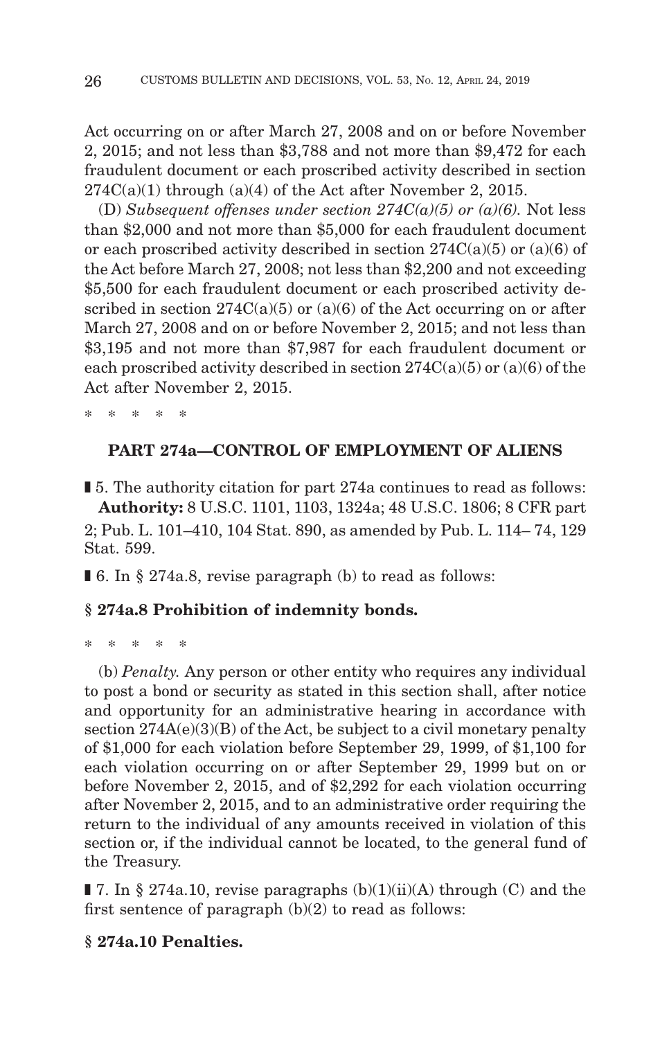Act occurring on or after March 27, 2008 and on or before November 2, 2015; and not less than $3,788 and not more than $9,472 for each fraudulent document or each proscribed activity described in section 274C(a)(1) through (a)(4) of the Act after November 2, 2015.

(D) *Subsequent offenses under section 274C(a)(5) or (a)(6).* Not less than $2,000 and not more than $5,000 for each fraudulent document or each proscribed activity described in section 274C(a)(5) or (a)(6) of the Act before March 27, 2008; not less than $2,200 and not exceeding $5,500 for each fraudulent document or each proscribed activity described in section 274C(a)(5) or (a)(6) of the Act occurring on or after March 27, 2008 and on or before November 2, 2015; and not less than $3,195 and not more than $7,987 for each fraudulent document or each proscribed activity described in section 274C(a)(5) or (a)(6) of the Act after November 2, 2015.

\* \* \* \* \*

**PART 274a—CONTROL OF EMPLOYMENT OF ALIENS**

■ 5. The authority citation for part 274a continues to read as follows:

**Authority:** 8 U.S.C. 1101, 1103, 1324a; 48 U.S.C. 1806; 8 CFR part 2; Pub. L. 101–410, 104 Stat. 890, as amended by Pub. L. 114– 74, 129 Stat. 599.

■ 6. In § 274a.8, revise paragraph (b) to read as follows:

**§ 274a.8 Prohibition of indemnity bonds.**

\* \* \* \* \*

(b) *Penalty.* Any person or other entity who requires any individual to post a bond or security as stated in this section shall, after notice and opportunity for an administrative hearing in accordance with section 274A(e)(3)(B) of the Act, be subject to a civil monetary penalty of $1,000 for each violation before September 29, 1999, of $1,100 for each violation occurring on or after September 29, 1999 but on or before November 2, 2015, and of $2,292 for each violation occurring after November 2, 2015, and to an administrative order requiring the return to the individual of any amounts received in violation of this section or, if the individual cannot be located, to the general fund of the Treasury.

■ 7. In § 274a.10, revise paragraphs (b)(1)(ii)(A) through (C) and the first sentence of paragraph (b)(2) to read as follows:

**§ 274a.10 Penalties.**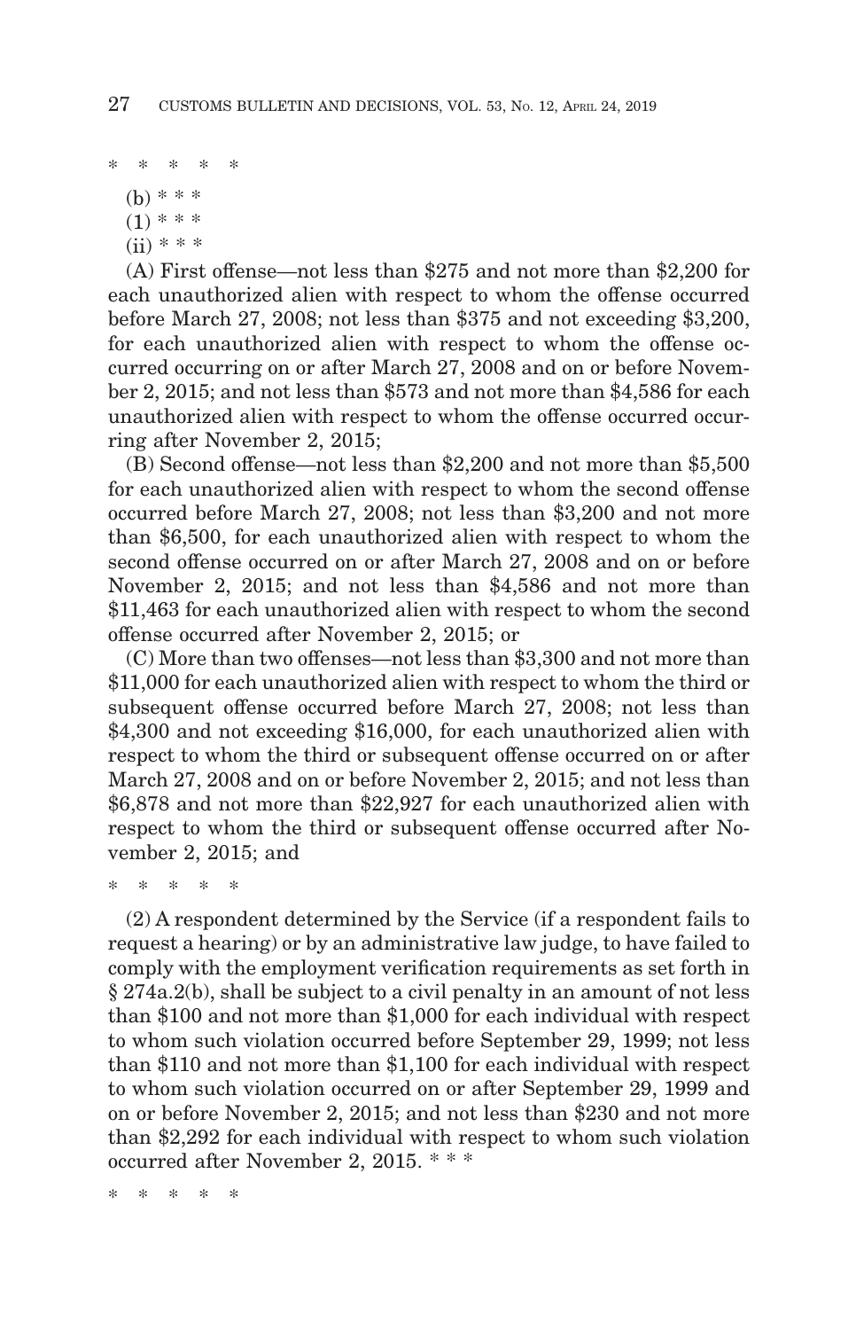\* \* \* \* \*

(b) \* \* \*

(1) \* \* \*

(ii) \* \* \*

(A) First offense—not less than $275 and not more than $2,200 for each unauthorized alien with respect to whom the offense occurred before March 27, 2008; not less than $375 and not exceeding $3,200, for each unauthorized alien with respect to whom the offense occurred occurring on or after March 27, 2008 and on or before November 2, 2015; and not less than $573 and not more than $4,586 for each unauthorized alien with respect to whom the offense occurred occurring after November 2, 2015;

(B) Second offense—not less than $2,200 and not more than $5,500 for each unauthorized alien with respect to whom the second offense occurred before March 27, 2008; not less than $3,200 and not more than $6,500, for each unauthorized alien with respect to whom the second offense occurred on or after March 27, 2008 and on or before November 2, 2015; and not less than $4,586 and not more than $11,463 for each unauthorized alien with respect to whom the second offense occurred after November 2, 2015; or

(C) More than two offenses—not less than $3,300 and not more than $11,000 for each unauthorized alien with respect to whom the third or subsequent offense occurred before March 27, 2008; not less than $4,300 and not exceeding $16,000, for each unauthorized alien with respect to whom the third or subsequent offense occurred on or after March 27, 2008 and on or before November 2, 2015; and not less than $6,878 and not more than $22,927 for each unauthorized alien with respect to whom the third or subsequent offense occurred after November 2, 2015; and

\* \* \* \* \*

(2) A respondent determined by the Service (if a respondent fails to request a hearing) or by an administrative law judge, to have failed to comply with the employment verification requirements as set forth in § 274a.2(b), shall be subject to a civil penalty in an amount of not less than $100 and not more than $1,000 for each individual with respect to whom such violation occurred before September 29, 1999; not less than $110 and not more than $1,100 for each individual with respect to whom such violation occurred on or after September 29, 1999 and on or before November 2, 2015; and not less than $230 and not more than $2,292 for each individual with respect to whom such violation occurred after November 2, 2015. \* \* \*

\* \* \* \* \*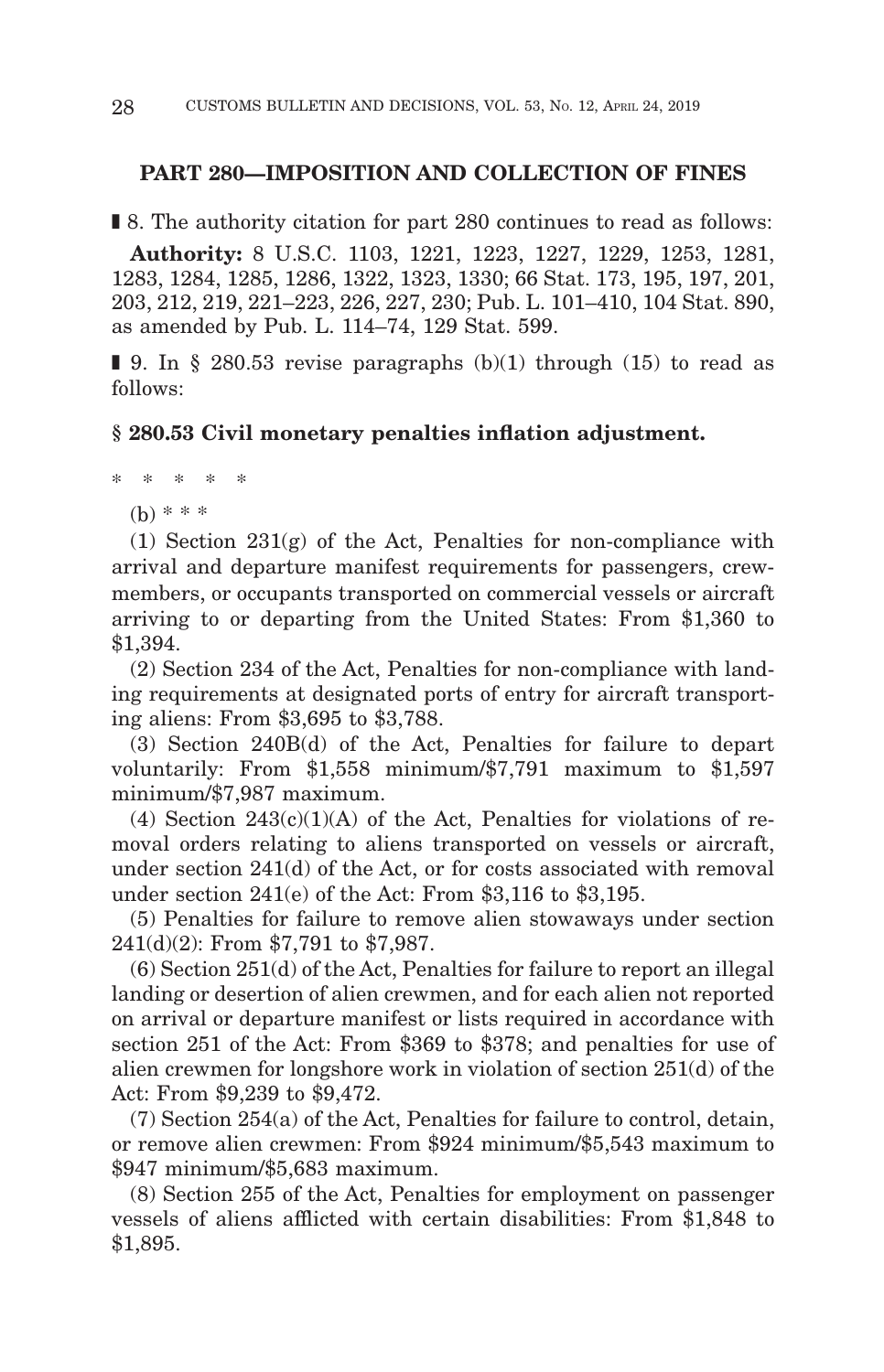## PART 280—IMPOSITION AND COLLECTION OF FINES

■ 8. The authority citation for part 280 continues to read as follows:

**Authority:** 8 U.S.C. 1103, 1221, 1223, 1227, 1229, 1253, 1281, 1283, 1284, 1285, 1286, 1322, 1323, 1330; 66 Stat. 173, 195, 197, 201, 203, 212, 219, 221–223, 226, 227, 230; Pub. L. 101–410, 104 Stat. 890, as amended by Pub. L. 114–74, 129 Stat. 599.

■ 9. In § 280.53 revise paragraphs (b)(1) through (15) to read as follows:

### § 280.53 Civil monetary penalties inflation adjustment.

\* \* \* \* \*

(b) \* \* \*

(1) Section 231(g) of the Act, Penalties for non-compliance with arrival and departure manifest requirements for passengers, crewmembers, or occupants transported on commercial vessels or aircraft arriving to or departing from the United States: From $1,360 to $1,394.

(2) Section 234 of the Act, Penalties for non-compliance with landing requirements at designated ports of entry for aircraft transporting aliens: From $3,695 to $3,788.

(3) Section 240B(d) of the Act, Penalties for failure to depart voluntarily: From $1,558 minimum/$7,791 maximum to $1,597 minimum/$7,987 maximum.

(4) Section 243(c)(1)(A) of the Act, Penalties for violations of removal orders relating to aliens transported on vessels or aircraft, under section 241(d) of the Act, or for costs associated with removal under section 241(e) of the Act: From $3,116 to $3,195.

(5) Penalties for failure to remove alien stowaways under section 241(d)(2): From $7,791 to $7,987.

(6) Section 251(d) of the Act, Penalties for failure to report an illegal landing or desertion of alien crewmen, and for each alien not reported on arrival or departure manifest or lists required in accordance with section 251 of the Act: From $369 to $378; and penalties for use of alien crewmen for longshore work in violation of section 251(d) of the Act: From $9,239 to $9,472.

(7) Section 254(a) of the Act, Penalties for failure to control, detain, or remove alien crewmen: From $924 minimum/$5,543 maximum to $947 minimum/$5,683 maximum.

(8) Section 255 of the Act, Penalties for employment on passenger vessels of aliens afflicted with certain disabilities: From $1,848 to $1,895.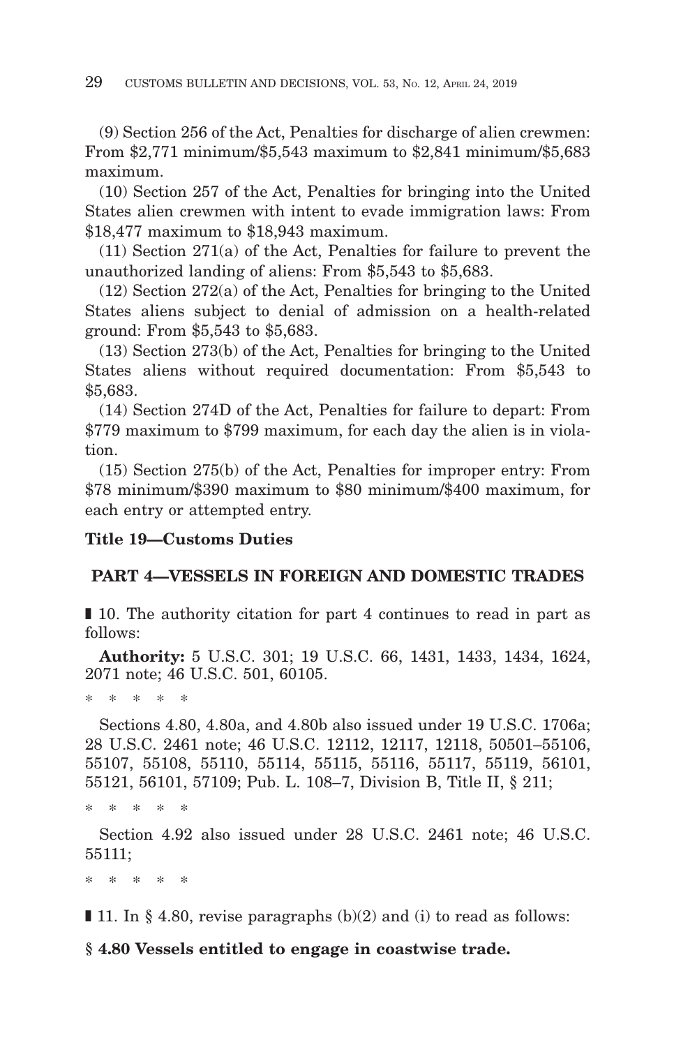(9) Section 256 of the Act, Penalties for discharge of alien crewmen: From $2,771 minimum/$5,543 maximum to $2,841 minimum/$5,683 maximum.

(10) Section 257 of the Act, Penalties for bringing into the United States alien crewmen with intent to evade immigration laws: From $18,477 maximum to $18,943 maximum.

(11) Section 271(a) of the Act, Penalties for failure to prevent the unauthorized landing of aliens: From $5,543 to $5,683.

(12) Section 272(a) of the Act, Penalties for bringing to the United States aliens subject to denial of admission on a health-related ground: From $5,543 to $5,683.

(13) Section 273(b) of the Act, Penalties for bringing to the United States aliens without required documentation: From $5,543 to $5,683.

(14) Section 274D of the Act, Penalties for failure to depart: From $779 maximum to $799 maximum, for each day the alien is in violation.

(15) Section 275(b) of the Act, Penalties for improper entry: From $78 minimum/$390 maximum to $80 minimum/$400 maximum, for each entry or attempted entry.

**Title 19—Customs Duties**

**PART 4—VESSELS IN FOREIGN AND DOMESTIC TRADES**

■ 10. The authority citation for part 4 continues to read in part as follows:

**Authority:** 5 U.S.C. 301; 19 U.S.C. 66, 1431, 1433, 1434, 1624, 2071 note; 46 U.S.C. 501, 60105.

\* \* \* \* \*

Sections 4.80, 4.80a, and 4.80b also issued under 19 U.S.C. 1706a; 28 U.S.C. 2461 note; 46 U.S.C. 12112, 12117, 12118, 50501–55106, 55107, 55108, 55110, 55114, 55115, 55116, 55117, 55119, 56101, 55121, 56101, 57109; Pub. L. 108–7, Division B, Title II, § 211;

\* \* \* \* \*

Section 4.92 also issued under 28 U.S.C. 2461 note; 46 U.S.C. 55111;

\* \* \* \* \*

■ 11. In § 4.80, revise paragraphs (b)(2) and (i) to read as follows:

**§ 4.80 Vessels entitled to engage in coastwise trade.**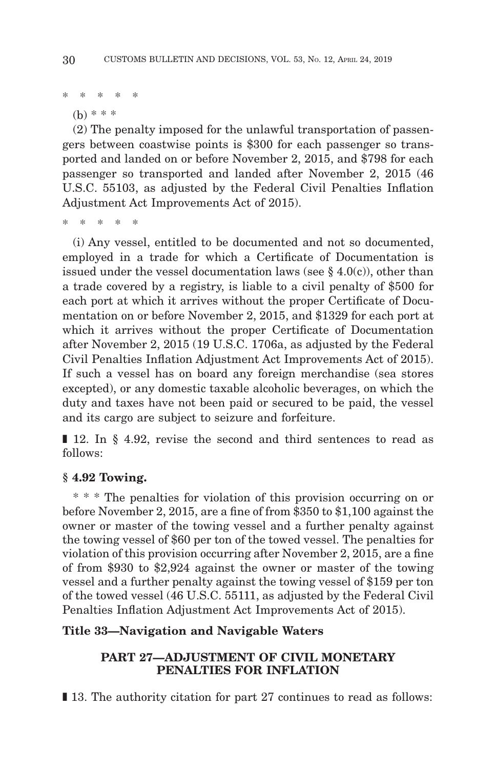\* \* \* \* \*

(b) \* \* \*

(2) The penalty imposed for the unlawful transportation of passengers between coastwise points is $300 for each passenger so transported and landed on or before November 2, 2015, and $798 for each passenger so transported and landed after November 2, 2015 (46 U.S.C. 55103, as adjusted by the Federal Civil Penalties Inflation Adjustment Act Improvements Act of 2015).

\* \* \* \* \*

(i) Any vessel, entitled to be documented and not so documented, employed in a trade for which a Certificate of Documentation is issued under the vessel documentation laws (see § 4.0(c)), other than a trade covered by a registry, is liable to a civil penalty of $500 for each port at which it arrives without the proper Certificate of Documentation on or before November 2, 2015, and $1329 for each port at which it arrives without the proper Certificate of Documentation after November 2, 2015 (19 U.S.C. 1706a, as adjusted by the Federal Civil Penalties Inflation Adjustment Act Improvements Act of 2015). If such a vessel has on board any foreign merchandise (sea stores excepted), or any domestic taxable alcoholic beverages, on which the duty and taxes have not been paid or secured to be paid, the vessel and its cargo are subject to seizure and forfeiture.

▮ 12. In § 4.92, revise the second and third sentences to read as follows:

**§ 4.92 Towing.**

\* \* \* The penalties for violation of this provision occurring on or before November 2, 2015, are a fine of from $350 to $1,100 against the owner or master of the towing vessel and a further penalty against the towing vessel of $60 per ton of the towed vessel. The penalties for violation of this provision occurring after November 2, 2015, are a fine of from $930 to $2,924 against the owner or master of the towing vessel and a further penalty against the towing vessel of $159 per ton of the towed vessel (46 U.S.C. 55111, as adjusted by the Federal Civil Penalties Inflation Adjustment Act Improvements Act of 2015).

**Title 33—Navigation and Navigable Waters**

**PART 27—ADJUSTMENT OF CIVIL MONETARY PENALTIES FOR INFLATION**

▮ 13. The authority citation for part 27 continues to read as follows: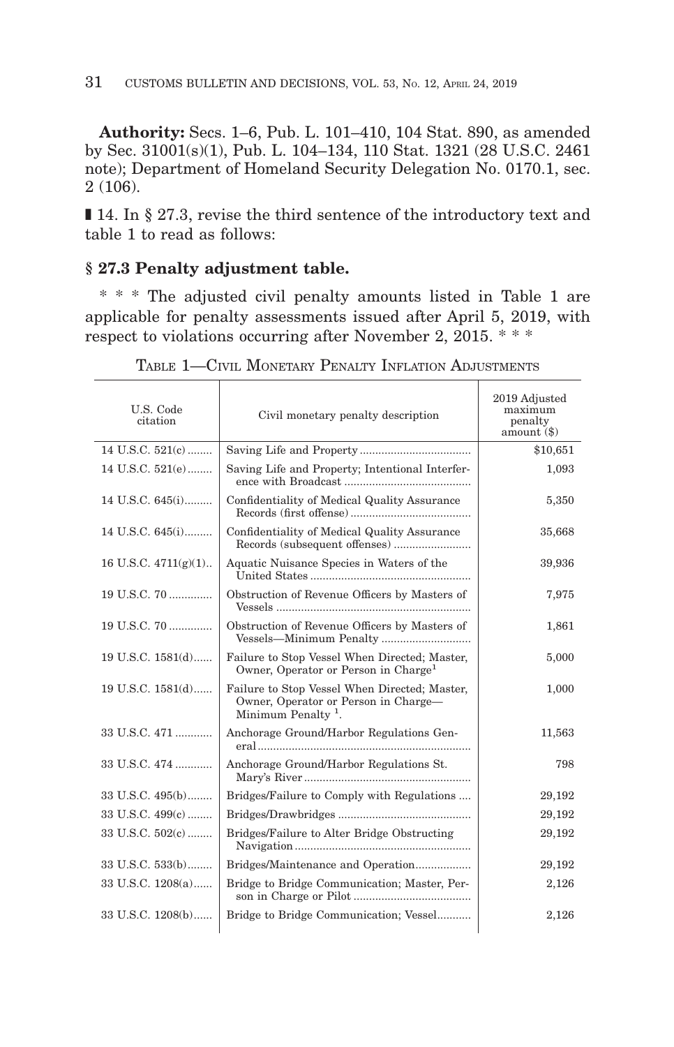**Authority:** Secs. 1–6, Pub. L. 101–410, 104 Stat. 890, as amended by Sec. 31001(s)(1), Pub. L. 104–134, 110 Stat. 1321 (28 U.S.C. 2461 note); Department of Homeland Security Delegation No. 0170.1, sec. 2 (106).

▮ 14. In § 27.3, revise the third sentence of the introductory text and table 1 to read as follows:

### § 27.3 Penalty adjustment table.

* * * The adjusted civil penalty amounts listed in Table 1 are applicable for penalty assessments issued after April 5, 2019, with respect to violations occurring after November 2, 2015. * * *

TABLE 1—CIVIL MONETARY PENALTY INFLATION ADJUSTMENTS

| U.S. Code citation | Civil monetary penalty description | 2019 Adjusted maximum penalty amount ($) |
|---|---|---|
| 14 U.S.C. 521(c) | Saving Life and Property | $10,651 |
| 14 U.S.C. 521(e) | Saving Life and Property; Intentional Interference with Broadcast | 1,093 |
| 14 U.S.C. 645(i) | Confidentiality of Medical Quality Assurance Records (first offense) | 5,350 |
| 14 U.S.C. 645(i) | Confidentiality of Medical Quality Assurance Records (subsequent offenses) | 35,668 |
| 16 U.S.C. 4711(g)(1) | Aquatic Nuisance Species in Waters of the United States | 39,936 |
| 19 U.S.C. 70 | Obstruction of Revenue Officers by Masters of Vessels | 7,975 |
| 19 U.S.C. 70 | Obstruction of Revenue Officers by Masters of Vessels—Minimum Penalty | 1,861 |
| 19 U.S.C. 1581(d) | Failure to Stop Vessel When Directed; Master, Owner, Operator or Person in Charge[1] | 5,000 |
| 19 U.S.C. 1581(d) | Failure to Stop Vessel When Directed; Master, Owner, Operator or Person in Charge—Minimum Penalty [1]. | 1,000 |
| 33 U.S.C. 471 | Anchorage Ground/Harbor Regulations General | 11,563 |
| 33 U.S.C. 474 | Anchorage Ground/Harbor Regulations St. Mary's River | 798 |
| 33 U.S.C. 495(b) | Bridges/Failure to Comply with Regulations | 29,192 |
| 33 U.S.C. 499(c) | Bridges/Drawbridges | 29,192 |
| 33 U.S.C. 502(c) | Bridges/Failure to Alter Bridge Obstructing Navigation | 29,192 |
| 33 U.S.C. 533(b) | Bridges/Maintenance and Operation | 29,192 |
| 33 U.S.C. 1208(a) | Bridge to Bridge Communication; Master, Person in Charge or Pilot | 2,126 |
| 33 U.S.C. 1208(b) | Bridge to Bridge Communication; Vessel | 2,126 |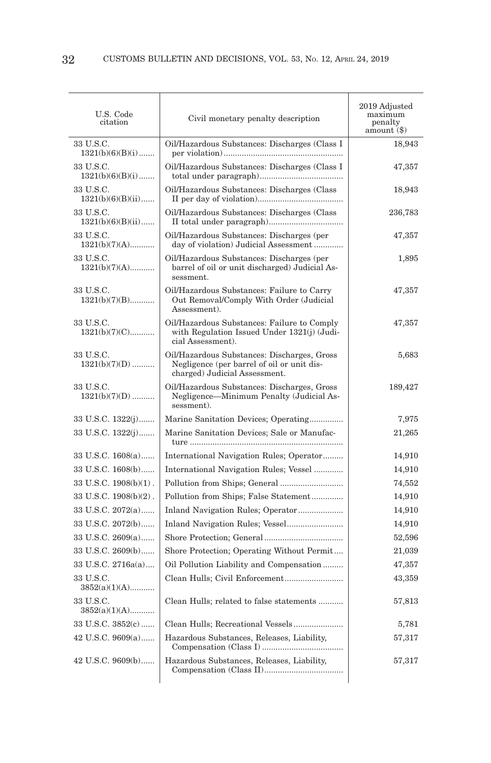| U.S. Code citation | Civil monetary penalty description | 2019 Adjusted maximum penalty amount ($) |
|---|---|---|
| 33 U.S.C. 1321(b)(6)(B)(i) | Oil/Hazardous Substances: Discharges (Class I per violation) | 18,943 |
| 33 U.S.C. 1321(b)(6)(B)(i) | Oil/Hazardous Substances: Discharges (Class I total under paragraph) | 47,357 |
| 33 U.S.C. 1321(b)(6)(B)(ii) | Oil/Hazardous Substances: Discharges (Class II per day of violation) | 18,943 |
| 33 U.S.C. 1321(b)(6)(B)(ii) | Oil/Hazardous Substances: Discharges (Class II total under paragraph) | 236,783 |
| 33 U.S.C. 1321(b)(7)(A) | Oil/Hazardous Substances: Discharges (per day of violation) Judicial Assessment | 47,357 |
| 33 U.S.C. 1321(b)(7)(A) | Oil/Hazardous Substances: Discharges (per barrel of oil or unit discharged) Judicial Assessment. | 1,895 |
| 33 U.S.C. 1321(b)(7)(B) | Oil/Hazardous Substances: Failure to Carry Out Removal/Comply With Order (Judicial Assessment). | 47,357 |
| 33 U.S.C. 1321(b)(7)(C) | Oil/Hazardous Substances: Failure to Comply with Regulation Issued Under 1321(j) (Judicial Assessment). | 47,357 |
| 33 U.S.C. 1321(b)(7)(D) | Oil/Hazardous Substances: Discharges, Gross Negligence (per barrel of oil or unit discharged) Judicial Assessment. | 5,683 |
| 33 U.S.C. 1321(b)(7)(D) | Oil/Hazardous Substances: Discharges, Gross Negligence—Minimum Penalty (Judicial Assessment). | 189,427 |
| 33 U.S.C. 1322(j) | Marine Sanitation Devices; Operating | 7,975 |
| 33 U.S.C. 1322(j) | Marine Sanitation Devices; Sale or Manufacture | 21,265 |
| 33 U.S.C. 1608(a) | International Navigation Rules; Operator | 14,910 |
| 33 U.S.C. 1608(b) | International Navigation Rules; Vessel | 14,910 |
| 33 U.S.C. 1908(b)(1) | Pollution from Ships; General | 74,552 |
| 33 U.S.C. 1908(b)(2) | Pollution from Ships; False Statement | 14,910 |
| 33 U.S.C. 2072(a) | Inland Navigation Rules; Operator | 14,910 |
| 33 U.S.C. 2072(b) | Inland Navigation Rules; Vessel | 14,910 |
| 33 U.S.C. 2609(a) | Shore Protection; General | 52,596 |
| 33 U.S.C. 2609(b) | Shore Protection; Operating Without Permit | 21,039 |
| 33 U.S.C. 2716a(a) | Oil Pollution Liability and Compensation | 47,357 |
| 33 U.S.C. 3852(a)(1)(A) | Clean Hulls; Civil Enforcement | 43,359 |
| 33 U.S.C. 3852(a)(1)(A) | Clean Hulls; related to false statements | 57,813 |
| 33 U.S.C. 3852(c) | Clean Hulls; Recreational Vessels | 5,781 |
| 42 U.S.C. 9609(a) | Hazardous Substances, Releases, Liability, Compensation (Class I) | 57,317 |
| 42 U.S.C. 9609(b) | Hazardous Substances, Releases, Liability, Compensation (Class II) | 57,317 |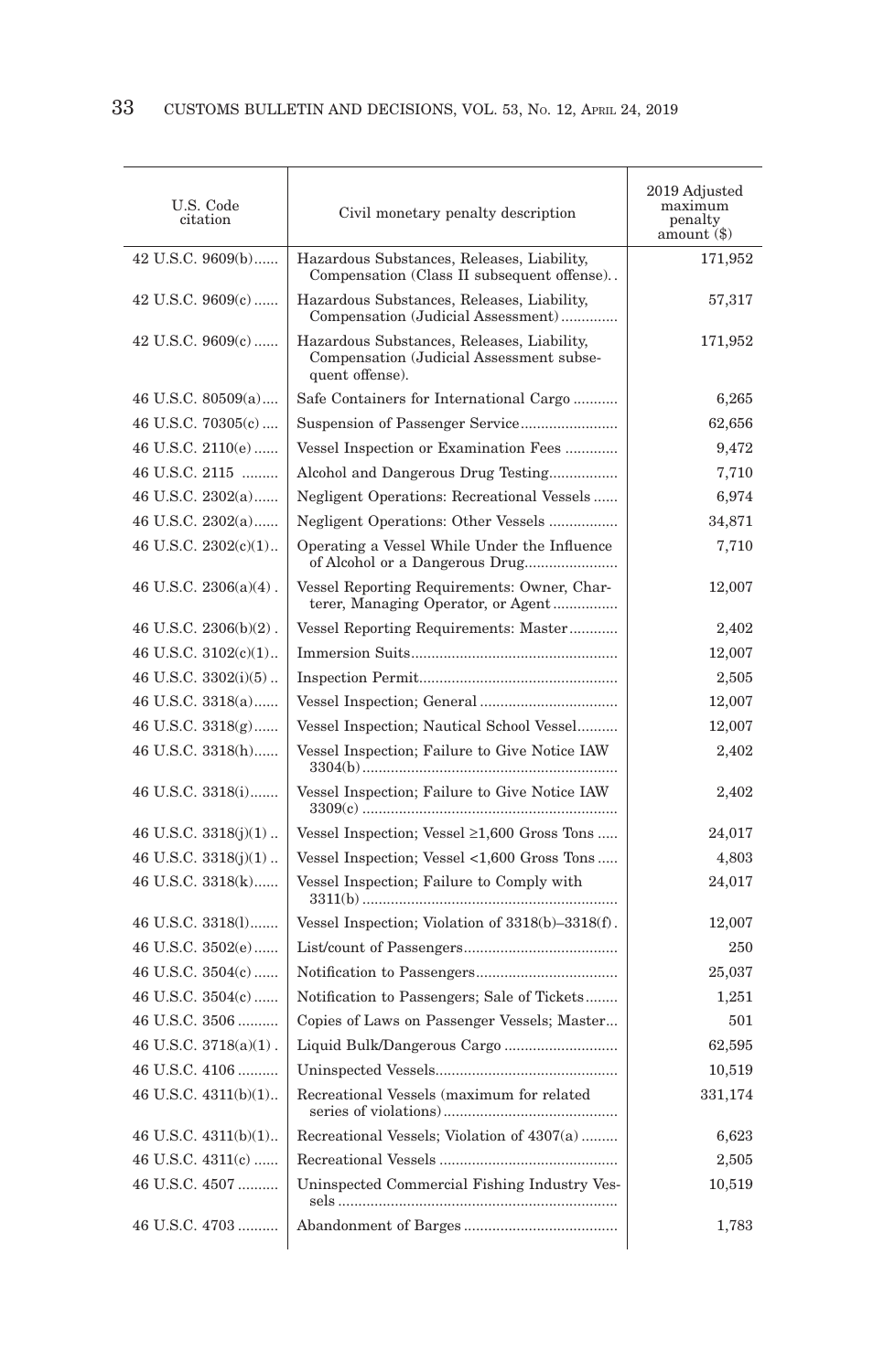| U.S. Code citation | Civil monetary penalty description | 2019 Adjusted maximum penalty amount ($) |
|---|---|---|
| 42 U.S.C. 9609(b) | Hazardous Substances, Releases, Liability, Compensation (Class II subsequent offense). | 171,952 |
| 42 U.S.C. 9609(c) | Hazardous Substances, Releases, Liability, Compensation (Judicial Assessment) | 57,317 |
| 42 U.S.C. 9609(c) | Hazardous Substances, Releases, Liability, Compensation (Judicial Assessment subsequent offense). | 171,952 |
| 46 U.S.C. 80509(a) | Safe Containers for International Cargo | 6,265 |
| 46 U.S.C. 70305(c) | Suspension of Passenger Service | 62,656 |
| 46 U.S.C. 2110(e) | Vessel Inspection or Examination Fees | 9,472 |
| 46 U.S.C. 2115 | Alcohol and Dangerous Drug Testing | 7,710 |
| 46 U.S.C. 2302(a) | Negligent Operations: Recreational Vessels | 6,974 |
| 46 U.S.C. 2302(a) | Negligent Operations: Other Vessels | 34,871 |
| 46 U.S.C. 2302(c)(1) | Operating a Vessel While Under the Influence of Alcohol or a Dangerous Drug | 7,710 |
| 46 U.S.C. 2306(a)(4) | Vessel Reporting Requirements: Owner, Charterer, Managing Operator, or Agent | 12,007 |
| 46 U.S.C. 2306(b)(2) | Vessel Reporting Requirements: Master | 2,402 |
| 46 U.S.C. 3102(c)(1) | Immersion Suits | 12,007 |
| 46 U.S.C. 3302(i)(5) | Inspection Permit | 2,505 |
| 46 U.S.C. 3318(a) | Vessel Inspection; General | 12,007 |
| 46 U.S.C. 3318(g) | Vessel Inspection; Nautical School Vessel | 12,007 |
| 46 U.S.C. 3318(h) | Vessel Inspection; Failure to Give Notice IAW 3304(b) | 2,402 |
| 46 U.S.C. 3318(i) | Vessel Inspection; Failure to Give Notice IAW 3309(c) | 2,402 |
| 46 U.S.C. 3318(j)(1) | Vessel Inspection; Vessel ≥1,600 Gross Tons | 24,017 |
| 46 U.S.C. 3318(j)(1) | Vessel Inspection; Vessel <1,600 Gross Tons | 4,803 |
| 46 U.S.C. 3318(k) | Vessel Inspection; Failure to Comply with 3311(b) | 24,017 |
| 46 U.S.C. 3318(l) | Vessel Inspection; Violation of 3318(b)–3318(f) | 12,007 |
| 46 U.S.C. 3502(e) | List/count of Passengers | 250 |
| 46 U.S.C. 3504(c) | Notification to Passengers | 25,037 |
| 46 U.S.C. 3504(c) | Notification to Passengers; Sale of Tickets | 1,251 |
| 46 U.S.C. 3506 | Copies of Laws on Passenger Vessels; Master | 501 |
| 46 U.S.C. 3718(a)(1) | Liquid Bulk/Dangerous Cargo | 62,595 |
| 46 U.S.C. 4106 | Uninspected Vessels | 10,519 |
| 46 U.S.C. 4311(b)(1) | Recreational Vessels (maximum for related series of violations) | 331,174 |
| 46 U.S.C. 4311(b)(1) | Recreational Vessels; Violation of 4307(a) | 6,623 |
| 46 U.S.C. 4311(c) | Recreational Vessels | 2,505 |
| 46 U.S.C. 4507 | Uninspected Commercial Fishing Industry Vessels | 10,519 |
| 46 U.S.C. 4703 | Abandonment of Barges | 1,783 |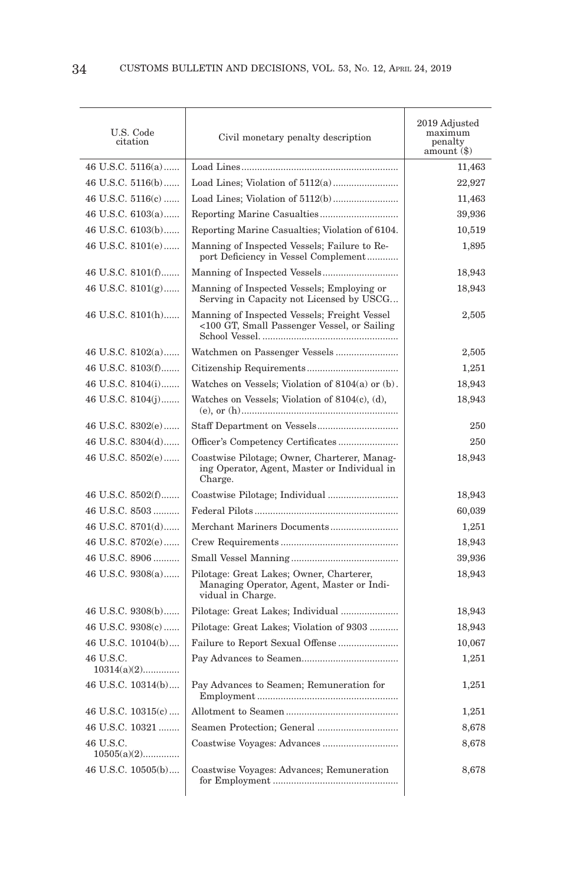| U.S. Code citation | Civil monetary penalty description | 2019 Adjusted maximum penalty amount ($) |
|---|---|---|
| 46 U.S.C. 5116(a) | Load Lines | 11,463 |
| 46 U.S.C. 5116(b) | Load Lines; Violation of 5112(a) | 22,927 |
| 46 U.S.C. 5116(c) | Load Lines; Violation of 5112(b) | 11,463 |
| 46 U.S.C. 6103(a) | Reporting Marine Casualties | 39,936 |
| 46 U.S.C. 6103(b) | Reporting Marine Casualties; Violation of 6104. | 10,519 |
| 46 U.S.C. 8101(e) | Manning of Inspected Vessels; Failure to Report Deficiency in Vessel Complement | 1,895 |
| 46 U.S.C. 8101(f) | Manning of Inspected Vessels | 18,943 |
| 46 U.S.C. 8101(g) | Manning of Inspected Vessels; Employing or Serving in Capacity not Licensed by USCG | 18,943 |
| 46 U.S.C. 8101(h) | Manning of Inspected Vessels; Freight Vessel <100 GT, Small Passenger Vessel, or Sailing School Vessel. | 2,505 |
| 46 U.S.C. 8102(a) | Watchmen on Passenger Vessels | 2,505 |
| 46 U.S.C. 8103(f) | Citizenship Requirements | 1,251 |
| 46 U.S.C. 8104(i) | Watches on Vessels; Violation of 8104(a) or (b). | 18,943 |
| 46 U.S.C. 8104(j) | Watches on Vessels; Violation of 8104(c), (d), (e), or (h) | 18,943 |
| 46 U.S.C. 8302(e) | Staff Department on Vessels | 250 |
| 46 U.S.C. 8304(d) | Officer's Competency Certificates | 250 |
| 46 U.S.C. 8502(e) | Coastwise Pilotage; Owner, Charterer, Managing Operator, Agent, Master or Individual in Charge. | 18,943 |
| 46 U.S.C. 8502(f) | Coastwise Pilotage; Individual | 18,943 |
| 46 U.S.C. 8503 | Federal Pilots | 60,039 |
| 46 U.S.C. 8701(d) | Merchant Mariners Documents | 1,251 |
| 46 U.S.C. 8702(e) | Crew Requirements | 18,943 |
| 46 U.S.C. 8906 | Small Vessel Manning | 39,936 |
| 46 U.S.C. 9308(a) | Pilotage: Great Lakes; Owner, Charterer, Managing Operator, Agent, Master or Individual in Charge. | 18,943 |
| 46 U.S.C. 9308(b) | Pilotage: Great Lakes; Individual | 18,943 |
| 46 U.S.C. 9308(c) | Pilotage: Great Lakes; Violation of 9303 | 18,943 |
| 46 U.S.C. 10104(b) | Failure to Report Sexual Offense | 10,067 |
| 46 U.S.C. 10314(a)(2) | Pay Advances to Seamen | 1,251 |
| 46 U.S.C. 10314(b) | Pay Advances to Seamen; Remuneration for Employment | 1,251 |
| 46 U.S.C. 10315(c) | Allotment to Seamen | 1,251 |
| 46 U.S.C. 10321 | Seamen Protection; General | 8,678 |
| 46 U.S.C. 10505(a)(2) | Coastwise Voyages: Advances | 8,678 |
| 46 U.S.C. 10505(b) | Coastwise Voyages: Advances; Remuneration for Employment | 8,678 |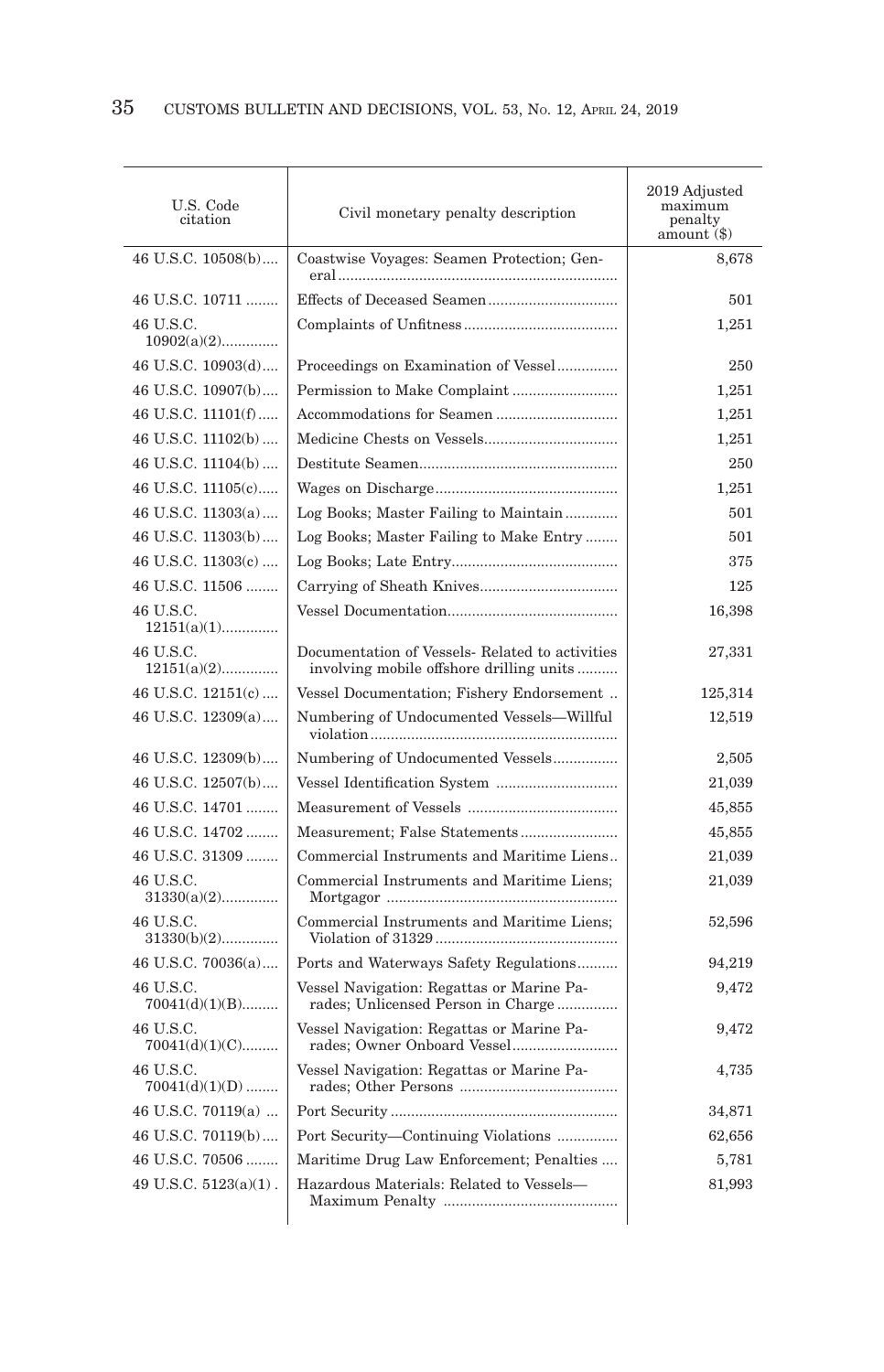| U.S. Code citation | Civil monetary penalty description | 2019 Adjusted maximum penalty amount ($) |
|---|---|---|
| 46 U.S.C. 10508(b) | Coastwise Voyages: Seamen Protection; General | 8,678 |
| 46 U.S.C. 10711 | Effects of Deceased Seamen | 501 |
| 46 U.S.C. 10902(a)(2) | Complaints of Unfitness | 1,251 |
| 46 U.S.C. 10903(d) | Proceedings on Examination of Vessel | 250 |
| 46 U.S.C. 10907(b) | Permission to Make Complaint | 1,251 |
| 46 U.S.C. 11101(f) | Accommodations for Seamen | 1,251 |
| 46 U.S.C. 11102(b) | Medicine Chests on Vessels | 1,251 |
| 46 U.S.C. 11104(b) | Destitute Seamen | 250 |
| 46 U.S.C. 11105(c) | Wages on Discharge | 1,251 |
| 46 U.S.C. 11303(a) | Log Books; Master Failing to Maintain | 501 |
| 46 U.S.C. 11303(b) | Log Books; Master Failing to Make Entry | 501 |
| 46 U.S.C. 11303(c) | Log Books; Late Entry | 375 |
| 46 U.S.C. 11506 | Carrying of Sheath Knives | 125 |
| 46 U.S.C. 12151(a)(1) | Vessel Documentation | 16,398 |
| 46 U.S.C. 12151(a)(2) | Documentation of Vessels- Related to activities involving mobile offshore drilling units | 27,331 |
| 46 U.S.C. 12151(c) | Vessel Documentation; Fishery Endorsement | 125,314 |
| 46 U.S.C. 12309(a) | Numbering of Undocumented Vessels—Willful violation | 12,519 |
| 46 U.S.C. 12309(b) | Numbering of Undocumented Vessels | 2,505 |
| 46 U.S.C. 12507(b) | Vessel Identification System | 21,039 |
| 46 U.S.C. 14701 | Measurement of Vessels | 45,855 |
| 46 U.S.C. 14702 | Measurement; False Statements | 45,855 |
| 46 U.S.C. 31309 | Commercial Instruments and Maritime Liens | 21,039 |
| 46 U.S.C. 31330(a)(2) | Commercial Instruments and Maritime Liens; Mortgagor | 21,039 |
| 46 U.S.C. 31330(b)(2) | Commercial Instruments and Maritime Liens; Violation of 31329 | 52,596 |
| 46 U.S.C. 70036(a) | Ports and Waterways Safety Regulations | 94,219 |
| 46 U.S.C. 70041(d)(1)(B) | Vessel Navigation: Regattas or Marine Parades; Unlicensed Person in Charge | 9,472 |
| 46 U.S.C. 70041(d)(1)(C) | Vessel Navigation: Regattas or Marine Parades; Owner Onboard Vessel | 9,472 |
| 46 U.S.C. 70041(d)(1)(D) | Vessel Navigation: Regattas or Marine Parades; Other Persons | 4,735 |
| 46 U.S.C. 70119(a) | Port Security | 34,871 |
| 46 U.S.C. 70119(b) | Port Security—Continuing Violations | 62,656 |
| 46 U.S.C. 70506 | Maritime Drug Law Enforcement; Penalties | 5,781 |
| 49 U.S.C. 5123(a)(1) | Hazardous Materials: Related to Vessels—Maximum Penalty | 81,993 |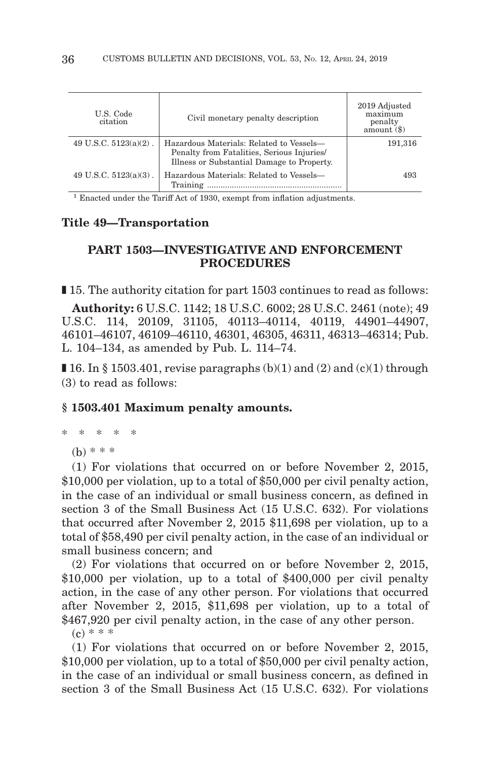| U.S. Code citation | Civil monetary penalty description | 2019 Adjusted maximum penalty amount ($) |
| --- | --- | --- |
| 49 U.S.C. 5123(a)(2) . | Hazardous Materials: Related to Vessels—Penalty from Fatalities, Serious Injuries/Illness or Substantial Damage to Property. | 191,316 |
| 49 U.S.C. 5123(a)(3) . | Hazardous Materials: Related to Vessels—Training ........................................................... | 493 |

[1] Enacted under the Tariff Act of 1930, exempt from inflation adjustments.

**Title 49—Transportation**

## PART 1503—INVESTIGATIVE AND ENFORCEMENT PROCEDURES

■ 15. The authority citation for part 1503 continues to read as follows:

**Authority:** 6 U.S.C. 1142; 18 U.S.C. 6002; 28 U.S.C. 2461 (note); 49 U.S.C. 114, 20109, 31105, 40113–40114, 40119, 44901–44907, 46101–46107, 46109–46110, 46301, 46305, 46311, 46313–46314; Pub. L. 104–134, as amended by Pub. L. 114–74.

■ 16. In § 1503.401, revise paragraphs (b)(1) and (2) and (c)(1) through (3) to read as follows:

### § 1503.401 Maximum penalty amounts.

\* \* \* \* \*

(b) \* \* \*

(1) For violations that occurred on or before November 2, 2015, $10,000 per violation, up to a total of $50,000 per civil penalty action, in the case of an individual or small business concern, as defined in section 3 of the Small Business Act (15 U.S.C. 632). For violations that occurred after November 2, 2015 $11,698 per violation, up to a total of $58,490 per civil penalty action, in the case of an individual or small business concern; and

(2) For violations that occurred on or before November 2, 2015, $10,000 per violation, up to a total of $400,000 per civil penalty action, in the case of any other person. For violations that occurred after November 2, 2015, $11,698 per violation, up to a total of $467,920 per civil penalty action, in the case of any other person.

(c) \* \* \*

(1) For violations that occurred on or before November 2, 2015, $10,000 per violation, up to a total of $50,000 per civil penalty action, in the case of an individual or small business concern, as defined in section 3 of the Small Business Act (15 U.S.C. 632). For violations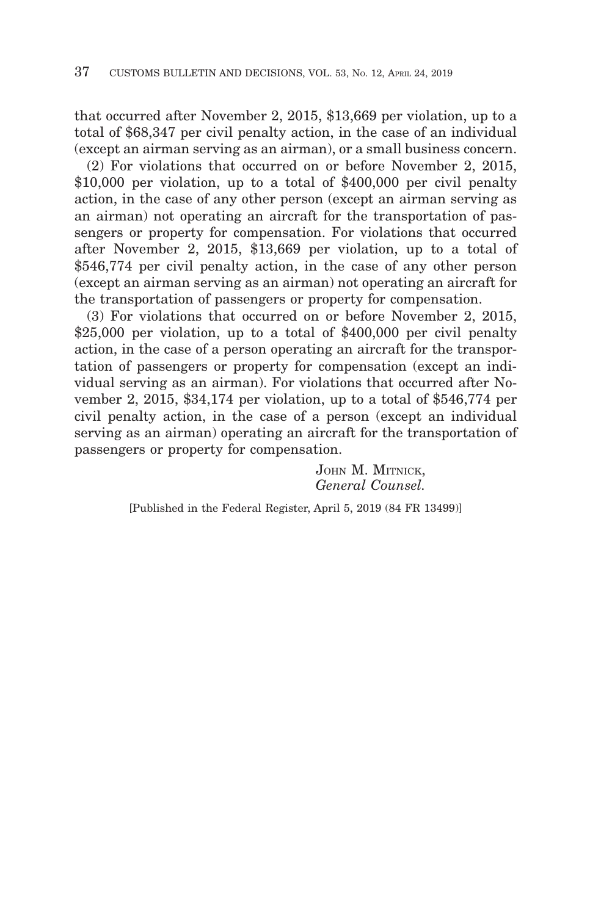that occurred after November 2, 2015, $13,669 per violation, up to a total of $68,347 per civil penalty action, in the case of an individual (except an airman serving as an airman), or a small business concern.

(2) For violations that occurred on or before November 2, 2015, $10,000 per violation, up to a total of $400,000 per civil penalty action, in the case of any other person (except an airman serving as an airman) not operating an aircraft for the transportation of passengers or property for compensation. For violations that occurred after November 2, 2015, $13,669 per violation, up to a total of $546,774 per civil penalty action, in the case of any other person (except an airman serving as an airman) not operating an aircraft for the transportation of passengers or property for compensation.

(3) For violations that occurred on or before November 2, 2015, $25,000 per violation, up to a total of $400,000 per civil penalty action, in the case of a person operating an aircraft for the transportation of passengers or property for compensation (except an individual serving as an airman). For violations that occurred after November 2, 2015, $34,174 per violation, up to a total of $546,774 per civil penalty action, in the case of a person (except an individual serving as an airman) operating an aircraft for the transportation of passengers or property for compensation.

JOHN M. MITNICK,
*General Counsel.*

[Published in the Federal Register, April 5, 2019 (84 FR 13499)]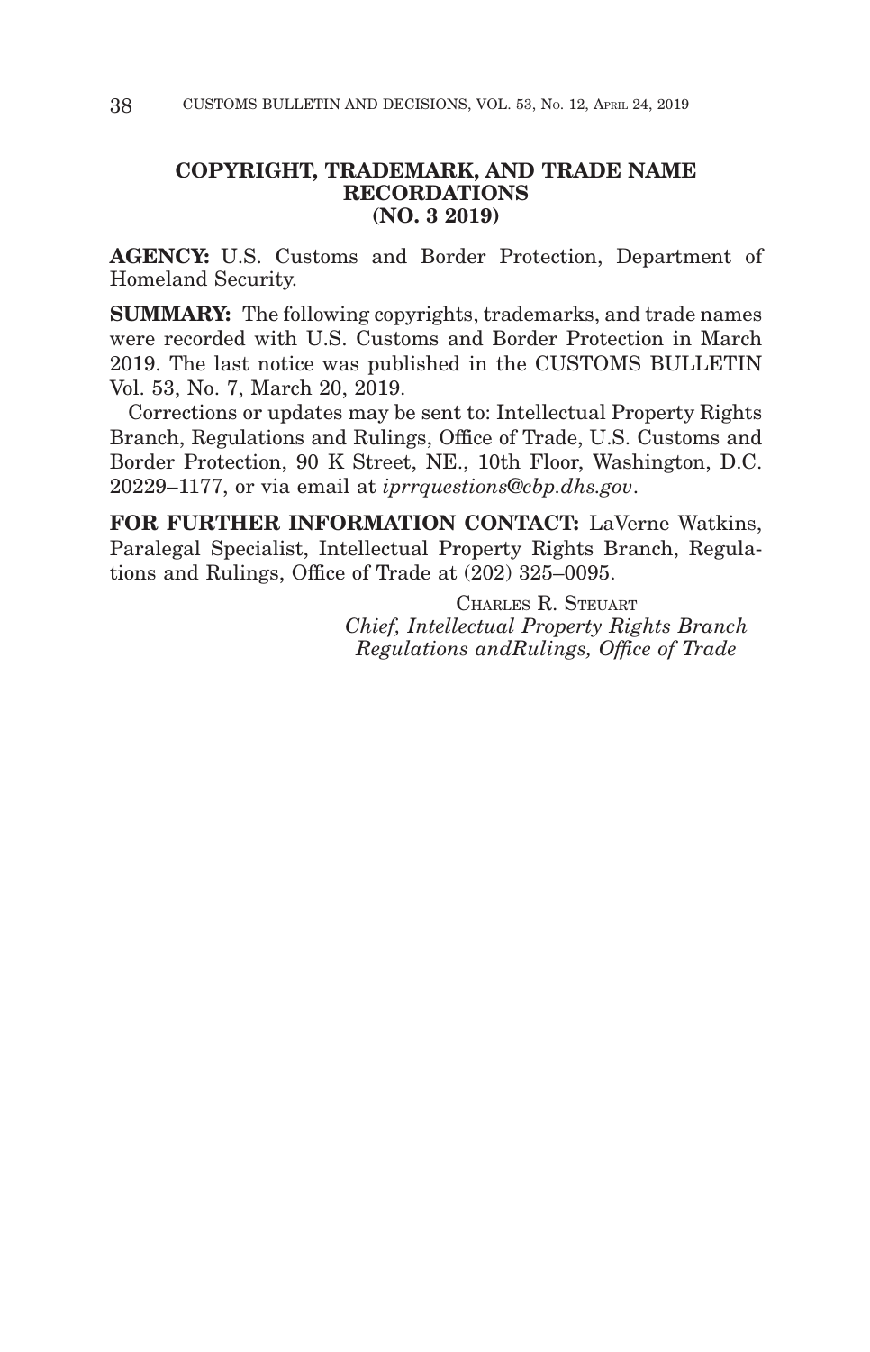## COPYRIGHT, TRADEMARK, AND TRADE NAME RECORDATIONS (NO. 3 2019)

**AGENCY:** U.S. Customs and Border Protection, Department of Homeland Security.

**SUMMARY:** The following copyrights, trademarks, and trade names were recorded with U.S. Customs and Border Protection in March 2019. The last notice was published in the CUSTOMS BULLETIN Vol. 53, No. 7, March 20, 2019.

Corrections or updates may be sent to: Intellectual Property Rights Branch, Regulations and Rulings, Office of Trade, U.S. Customs and Border Protection, 90 K Street, NE., 10th Floor, Washington, D.C. 20229–1177, or via email at *iprrquestions@cbp.dhs.gov*.

**FOR FURTHER INFORMATION CONTACT:** LaVerne Watkins, Paralegal Specialist, Intellectual Property Rights Branch, Regulations and Rulings, Office of Trade at (202) 325–0095.

CHARLES R. STEUART
*Chief, Intellectual Property Rights Branch*
*Regulations andRulings, Office of Trade*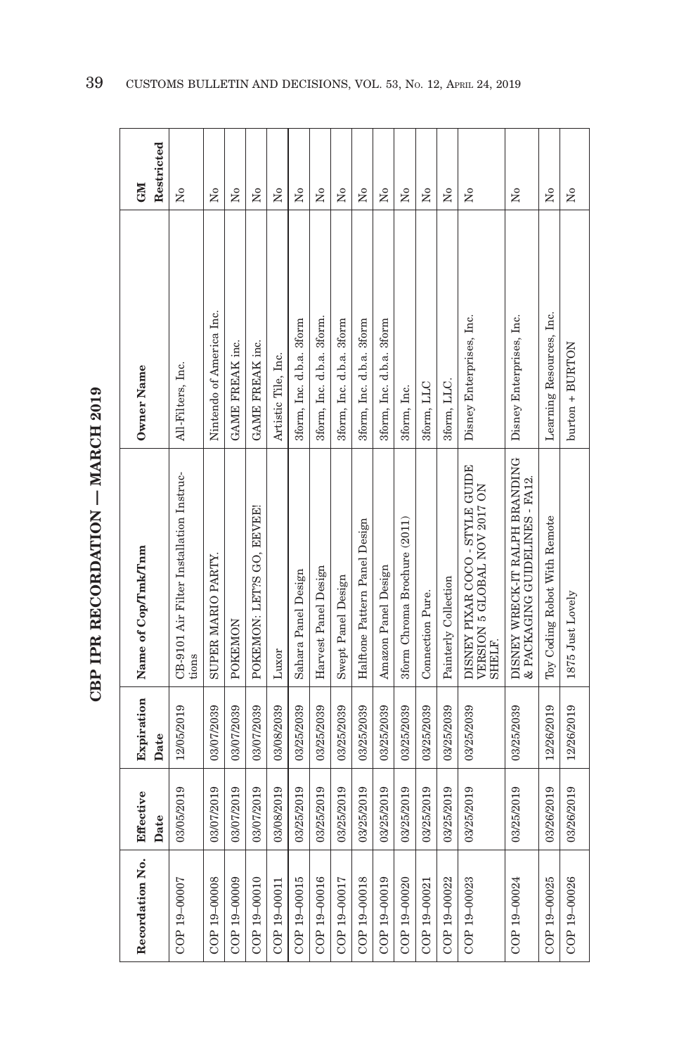# CBP IPR RECORDATION — MARCH 2019

| Recordation No. | Effective Date | Expiration Date | Name of Cop/Tmk/Tnm | Owner Name | GM Restricted |
|---|---|---|---|---|---|
| COP 19–00007 | 03/05/2019 | 12/05/2019 | CB-9101 Air Filter Installation Instructions | All-Filters, Inc. | No |
| COP 19–00008 | 03/07/2019 | 03/07/2039 | SUPER MARIO PARTY. | Nintendo of America Inc. | No |
| COP 19–00009 | 03/07/2019 | 03/07/2039 | POKEMON | GAME FREAK inc. | No |
| COP 19–00010 | 03/07/2019 | 03/07/2039 | POKEMON: LET'S GO, EEVEE! | GAME FREAK inc. | No |
| COP 19–00011 | 03/08/2019 | 03/08/2039 | Luxor | Artistic Tile, Inc. | No |
| COP 19–00015 | 03/25/2019 | 03/25/2039 | Sahara Panel Design | 3form, Inc. d.b.a. 3form | No |
| COP 19–00016 | 03/25/2019 | 03/25/2039 | Harvest Panel Design | 3form, Inc. d.b.a. 3form. | No |
| COP 19–00017 | 03/25/2019 | 03/25/2039 | Swept Panel Design | 3form, Inc. d.b.a. 3form | No |
| COP 19–00018 | 03/25/2019 | 03/25/2039 | Halftone Pattern Panel Design | 3form, Inc. d.b.a. 3form | No |
| COP 19–00019 | 03/25/2019 | 03/25/2039 | Amazon Panel Design | 3form, Inc. d.b.a. 3form | No |
| COP 19–00020 | 03/25/2019 | 03/25/2039 | 3form Chroma Brochure (2011) | 3form, Inc. | No |
| COP 19–00021 | 03/25/2019 | 03/25/2039 | Connection Pure. | 3form, LLC | No |
| COP 19–00022 | 03/25/2019 | 03/25/2039 | Painterly Collection | 3form, LLC. | No |
| COP 19–00023 | 03/25/2019 | 03/25/2039 | DISNEY PIXAR COCO - STYLE GUIDE VERSION 5 GLOBAL NOV 2017 ON SHELF. | Disney Enterprises, Inc. | No |
| COP 19–00024 | 03/25/2019 | 03/25/2039 | DISNEY WRECK-IT RALPH BRANDING & PACKAGING GUIDELINES - FA12. | Disney Enterprises, Inc. | No |
| COP 19–00025 | 03/26/2019 | 12/26/2019 | Toy Coding Robot With Remote | Learning Resources, Inc. | No |
| COP 19–00026 | 03/26/2019 | 12/26/2019 | 1875 Just Lovely | burton + BURTON | No |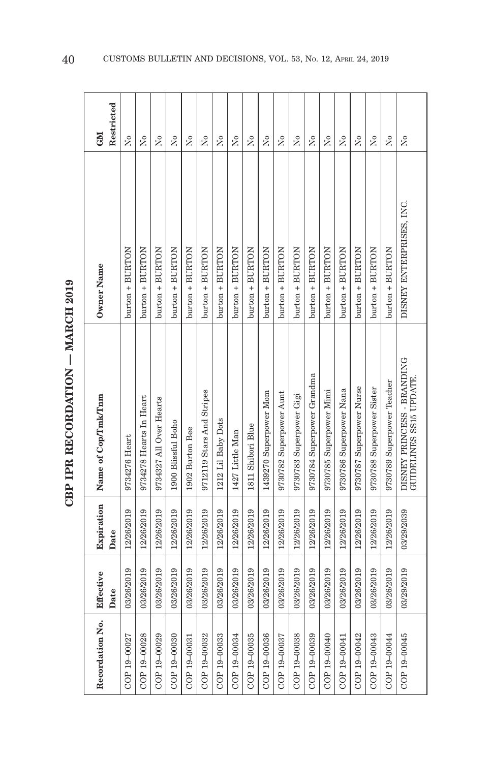# CBP IPR RECORDATION — MARCH 2019

| Recordation No. | Effective Date | Expiration Date | Name of Cop/Tmk/Tnm | Owner Name | GM Restricted |
|---|---|---|---|---|---|
| COP 19–00027 | 03/26/2019 | 12/26/2019 | 9734276 Heart | burton + BURTON | No |
| COP 19–00028 | 03/26/2019 | 12/26/2019 | 9734278 Hearts In Heart | burton + BURTON | No |
| COP 19–00029 | 03/26/2019 | 12/26/2019 | 9734327 All Over Hearts | burton + BURTON | No |
| COP 19–00030 | 03/26/2019 | 12/26/2019 | 1900 Blissful Boho | burton + BURTON | No |
| COP 19–00031 | 03/26/2019 | 12/26/2019 | 1902 Burton Bee | burton + BURTON | No |
| COP 19–00032 | 03/26/2019 | 12/26/2019 | 9712119 Stars And Stripes | burton + BURTON | No |
| COP 19–00033 | 03/26/2019 | 12/26/2019 | 1212 Lil Baby Dots | burton + BURTON | No |
| COP 19–00034 | 03/26/2019 | 12/26/2019 | 1427 Little Man | burton + BURTON | No |
| COP 19–00035 | 03/26/2019 | 12/26/2019 | 1811 Shibori Blue | burton + BURTON | No |
| COP 19–00036 | 03/26/2019 | 12/26/2019 | 1439270 Superpower Mom | burton + BURTON | No |
| COP 19–00037 | 03/26/2019 | 12/26/2019 | 9730782 Superpower Aunt | burton + BURTON | No |
| COP 19–00038 | 03/26/2019 | 12/26/2019 | 9730783 Superpower Gigi | burton + BURTON | No |
| COP 19–00039 | 03/26/2019 | 12/26/2019 | 9730784 Superpower Grandma | burton + BURTON | No |
| COP 19–00040 | 03/26/2019 | 12/26/2019 | 9730785 Superpower Mimi | burton + BURTON | No |
| COP 19–00041 | 03/26/2019 | 12/26/2019 | 9730786 Superpower Nana | burton + BURTON | No |
| COP 19–00042 | 03/26/2019 | 12/26/2019 | 9730787 Superpower Nurse | burton + BURTON | No |
| COP 19–00043 | 03/26/2019 | 12/26/2019 | 9730788 Superpower Sister | burton + BURTON | No |
| COP 19–00044 | 03/26/2019 | 12/26/2019 | 9730789 Superpower Teacher | burton + BURTON | No |
| COP 19–00045 | 03/29/2019 | 03/29/2039 | DISNEY PRINCESS - BRANDING GUIDELINES SS15 UPDATE. | DISNEY ENTERPRISES, INC. | No |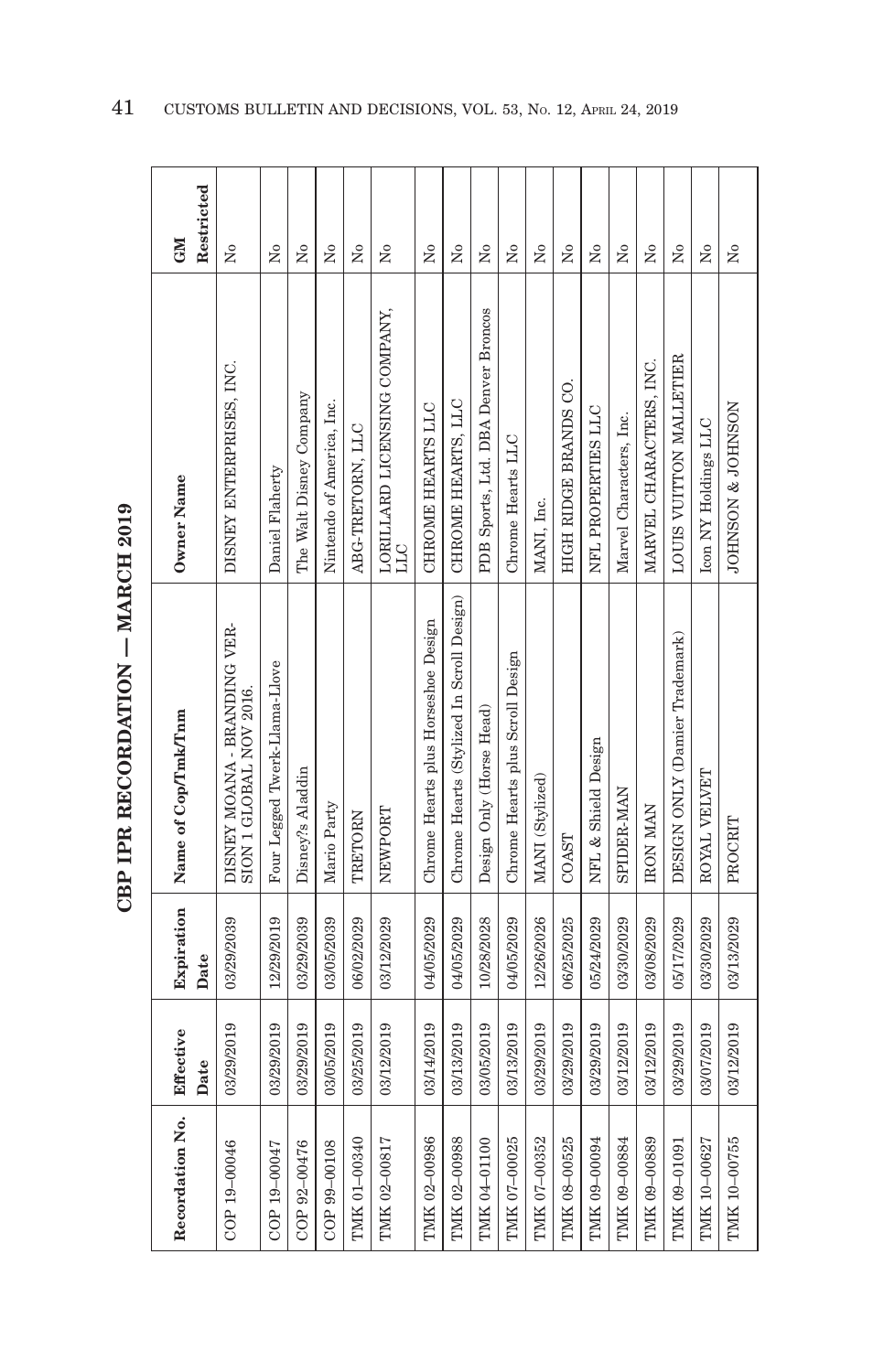# CBP IPR RECORDATION — MARCH 2019

| Recordation No. | Effective Date | Expiration Date | Name of Cop/Tmk/Tnm | Owner Name | GM Restricted |
|---|---|---|---|---|---|
| COP 19–00046 | 03/29/2019 | 03/29/2039 | DISNEY MOANA - BRANDING VERSION 1 GLOBAL NOV 2016. | DISNEY ENTERPRISES, INC. | No |
| COP 19–00047 | 03/29/2019 | 12/29/2019 | Four Legged Twerk-Llama-Llove | Daniel Flaherty | No |
| COP 92–00476 | 03/29/2019 | 03/29/2039 | Disney?s Aladdin | The Walt Disney Company | No |
| COP 99–00108 | 03/05/2019 | 03/05/2039 | Mario Party | Nintendo of America, Inc. | No |
| TMK 01–00340 | 03/25/2019 | 06/02/2029 | TRETORN | ABG-TRETORN, LLC | No |
| TMK 02–00817 | 03/12/2019 | 03/12/2029 | NEWPORT | LORILLARD LICENSING COMPANY, LLC | No |
| TMK 02–00986 | 03/14/2019 | 04/05/2029 | Chrome Hearts plus Horseshoe Design | CHROME HEARTS LLC | No |
| TMK 02–00988 | 03/13/2019 | 04/05/2029 | Chrome Hearts (Stylized In Scroll Design) | CHROME HEARTS, LLC | No |
| TMK 04–01100 | 03/05/2019 | 10/28/2028 | Design Only (Horse Head) | PDB Sports, Ltd. DBA Denver Broncos | No |
| TMK 07–00025 | 03/13/2019 | 04/05/2029 | Chrome Hearts plus Scroll Design | Chrome Hearts LLC | No |
| TMK 07–00352 | 03/29/2019 | 12/26/2026 | MANI (Stylized) | MANI, Inc. | No |
| TMK 08–00525 | 03/29/2019 | 06/25/2025 | COAST | HIGH RIDGE BRANDS CO. | No |
| TMK 09–00094 | 03/29/2019 | 05/24/2029 | NFL & Shield Design | NFL PROPERTIES LLC | No |
| TMK 09–00884 | 03/12/2019 | 03/30/2029 | SPIDER-MAN | Marvel Characters, Inc. | No |
| TMK 09–00889 | 03/12/2019 | 03/08/2029 | IRON MAN | MARVEL CHARACTERS, INC. | No |
| TMK 09–01091 | 03/29/2019 | 05/17/2029 | DESIGN ONLY (Damier Trademark) | LOUIS VUITTON MALLETIER | No |
| TMK 10–00627 | 03/07/2019 | 03/30/2029 | ROYAL VELVET | Icon NY Holdings LLC | No |
| TMK 10–00755 | 03/12/2019 | 03/13/2029 | PROCRIT | JOHNSON & JOHNSON | No |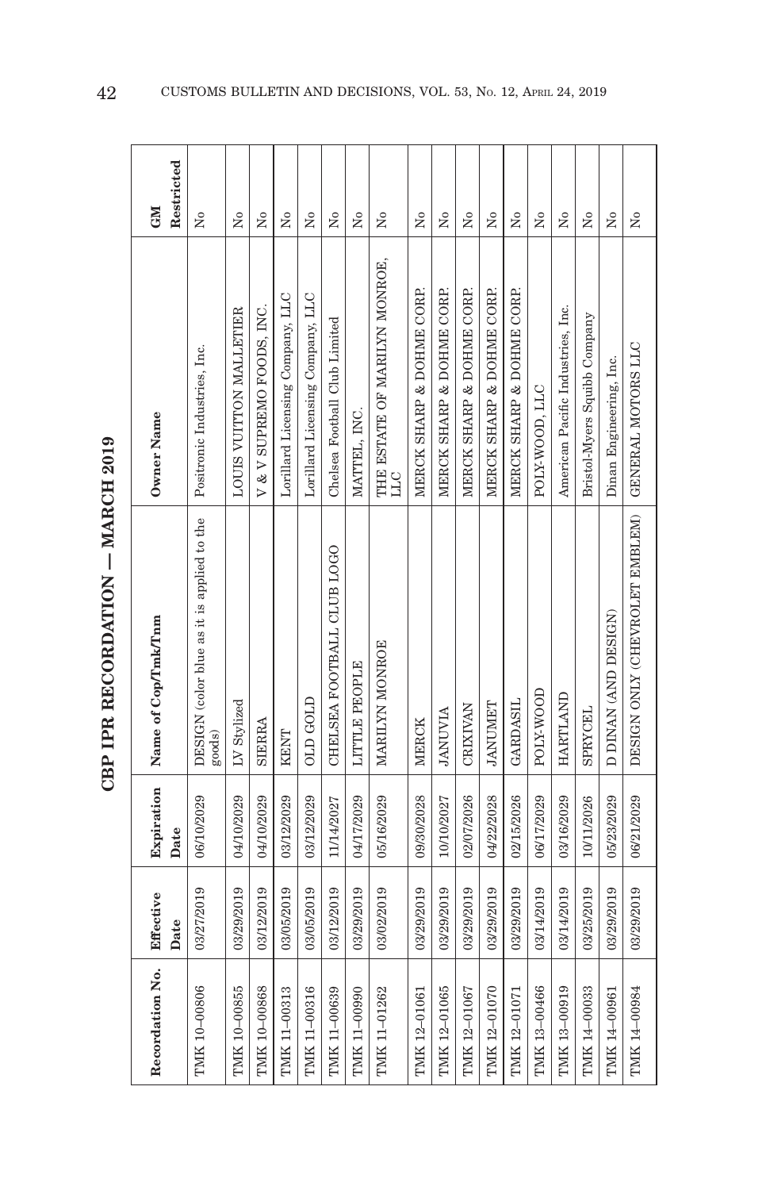# CBP IPR RECORDATION — MARCH 2019

| Recordation No. | Effective Date | Expiration Date | Name of Cop/Tmk/Tnm | Owner Name | GM Restricted |
|---|---|---|---|---|---|
| TMK 10–00806 | 03/27/2019 | 06/10/2029 | DESIGN (color blue as it is applied to the goods) | Positronic Industries, Inc. | No |
| TMK 10–00855 | 03/29/2019 | 04/10/2029 | LV Stylized | LOUIS VUITTON MALLETIER | No |
| TMK 10–00868 | 03/12/2019 | 04/10/2029 | SIERRA | V & V SUPREMO FOODS, INC. | No |
| TMK 11–00313 | 03/05/2019 | 03/12/2029 | KENT | Lorillard Licensing Company, LLC | No |
| TMK 11–00316 | 03/05/2019 | 03/12/2029 | OLD GOLD | Lorillard Licensing Company, LLC | No |
| TMK 11–00639 | 03/12/2019 | 11/14/2027 | CHELSEA FOOTBALL CLUB LOGO | Chelsea Football Club Limited | No |
| TMK 11–00990 | 03/29/2019 | 04/17/2029 | LITTLE PEOPLE | MATTEL, INC. | No |
| TMK 11–01262 | 03/02/2019 | 05/16/2029 | MARILYN MONROE | THE ESTATE OF MARILYN MONROE, LLC | No |
| TMK 12–01061 | 03/29/2019 | 09/30/2028 | MERCK | MERCK SHARP & DOHME CORP. | No |
| TMK 12–01065 | 03/29/2019 | 10/10/2027 | JANUVIA | MERCK SHARP & DOHME CORP. | No |
| TMK 12–01067 | 03/29/2019 | 02/07/2026 | CRIXIVAN | MERCK SHARP & DOHME CORP. | No |
| TMK 12–01070 | 03/29/2019 | 04/22/2028 | JANUMET | MERCK SHARP & DOHME CORP. | No |
| TMK 12–01071 | 03/29/2019 | 02/15/2026 | GARDASIL | MERCK SHARP & DOHME CORP. | No |
| TMK 13–00466 | 03/14/2019 | 06/17/2029 | POLY-WOOD | POLY-WOOD, LLC | No |
| TMK 13–00919 | 03/14/2019 | 03/16/2029 | HARTLAND | American Pacific Industries, Inc. | No |
| TMK 14–00033 | 03/25/2019 | 10/11/2026 | SPRYCEL | Bristol-Myers Squibb Company | No |
| TMK 14–00961 | 03/29/2019 | 05/23/2029 | D DINAN (AND DESIGN) | Dinan Engineering, Inc. | No |
| TMK 14–00984 | 03/29/2019 | 06/21/2029 | DESIGN ONLY (CHEVROLET EMBLEM) | GENERAL MOTORS LLC | No |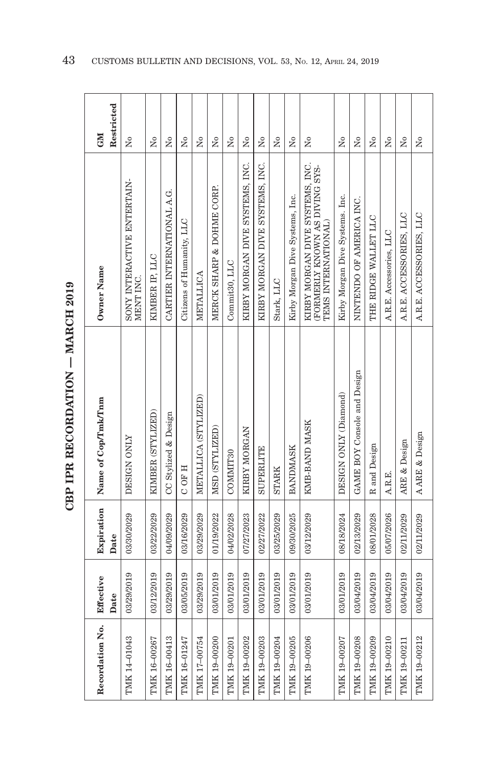## CBP IPR RECORDATION — MARCH 2019

| Recordation No. | Effective Date | Expiration Date | Name of Cop/Tmk/Tnm | Owner Name | GM Restricted |
|---|---|---|---|---|---|
| TMK 14-01043 | 03/29/2019 | 03/30/2029 | DESIGN ONLY | SONY INTERACTIVE ENTERTAINMENT INC. | No |
| TMK 16-00267 | 03/12/2019 | 03/22/2029 | KIMBER (STYLIZED) | KIMBER IP, LLC | No |
| TMK 16-00413 | 03/29/2019 | 04/09/2029 | CC Stylized & Design | CARTIER INTERNATIONAL A.G. | No |
| TMK 16-01247 | 03/05/2019 | 03/16/2029 | C OF H | Citizens of Humanity, LLC | No |
| TMK 17-00754 | 03/29/2019 | 03/29/2029 | METALLICA (STYLIZED) | METALLICA | No |
| TMK 19-00200 | 03/01/2019 | 01/19/2022 | MSD (STYLIZED) | MERCK SHARP & DOHME CORP. | No |
| TMK 19-00201 | 03/01/2019 | 04/02/2028 | COMMIT30 | Commit30, LLC | No |
| TMK 19-00202 | 03/01/2019 | 07/27/2023 | KIRBY MORGAN | KIRBY MORGAN DIVE SYSTEMS, INC. | No |
| TMK 19-00203 | 03/01/2019 | 02/27/2022 | SUPERLITE | KIRBY MORGAN DIVE SYSTEMS, INC. | No |
| TMK 19-00204 | 03/01/2019 | 03/25/2029 | STARK | Stark, LLC | No |
| TMK 19-00205 | 03/01/2019 | 09/30/2025 | BANDMASK | Kirby Morgan Dive Systems, Inc. | No |
| TMK 19-00206 | 03/01/2019 | 03/12/2029 | KMB-BAND MASK | KIRBY MORGAN DIVE SYSTEMS, INC. (FORMERLY KNOWN AS DIVING SYSTEMS INTERNATIONAL) | No |
| TMK 19-00207 | 03/01/2019 | 08/18/2024 | DESIGN ONLY (Diamond) | Kirby Morgan Dive Systems. Inc. | No |
| TMK 19-00208 | 03/04/2019 | 02/13/2029 | GAME BOY Console and Design | NINTENDO OF AMERICA INC. | No |
| TMK 19-00209 | 03/04/2019 | 08/01/2028 | R and Design | THE RIDGE WALLET LLC | No |
| TMK 19-00210 | 03/04/2019 | 05/07/2026 | A.R.E. | A.R.E. Accessories, LLC | No |
| TMK 19-00211 | 03/04/2019 | 02/11/2029 | ARE & Design | A.R.E. ACCESSORIES, LLC | No |
| TMK 19-00212 | 03/04/2019 | 02/11/2029 | A ARE & Design | A.R.E. ACCESSORIES, LLC | No |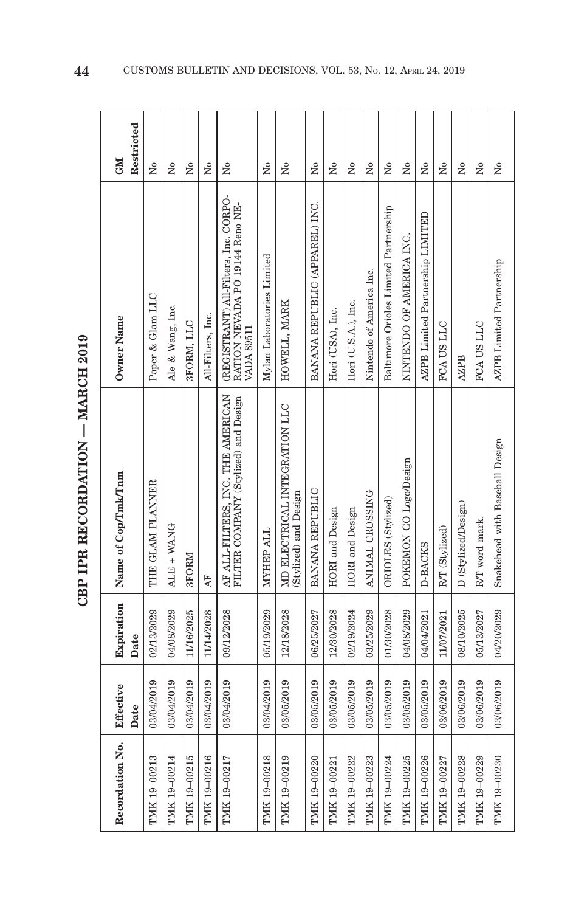# CBP IPR RECORDATION — MARCH 2019

| Recordation No. | Effective Date | Expiration Date | Name of Cop/Tmk/Tnm | Owner Name | GM Restricted |
|---|---|---|---|---|---|
| TMK 19-00213 | 03/04/2019 | 02/13/2029 | THE GLAM PLANNER | Paper & Glam LLC | No |
| TMK 19-00214 | 03/04/2019 | 04/08/2029 | ALE + WANG | Ale & Wang, Inc. | No |
| TMK 19-00215 | 03/04/2019 | 11/16/2025 | 3FORM | 3FORM, LLC | No |
| TMK 19-00216 | 03/04/2019 | 11/14/2028 | AF | All-Filters, Inc. | No |
| TMK 19-00217 | 03/04/2019 | 09/12/2028 | AF ALL-FILTERS, INC. THE AMERICAN FILTER COMPANY (Stylized) and Design | (REGISTRANT) All-Filters, Inc. CORPORATION NEVADA PO 19144 Reno NEVADA 89511 | No |
| TMK 19-00218 | 03/04/2019 | 05/19/2029 | MYHEP ALL | Mylan Laboratories Limited | No |
| TMK 19-00219 | 03/05/2019 | 12/18/2028 | MD ELECTRICAL INTEGRATION LLC (Stylized) and Design | HOWELL, MARK | No |
| TMK 19-00220 | 03/05/2019 | 06/25/2027 | BANANA REPUBLIC | BANANA REPUBLIC (APPAREL) INC. | No |
| TMK 19-00221 | 03/05/2019 | 12/30/2028 | HORI and Design | Hori (USA), Inc. | No |
| TMK 19-00222 | 03/05/2019 | 02/19/2024 | HORI and Design | Hori (U.S.A.), Inc. | No |
| TMK 19-00223 | 03/05/2019 | 03/25/2029 | ANIMAL CROSSING | Nintendo of America Inc. | No |
| TMK 19-00224 | 03/05/2019 | 01/30/2028 | ORIOLES (Stylized) | Baltimore Orioles Limited Partnership | No |
| TMK 19-00225 | 03/05/2019 | 04/08/2029 | POKEMON GO Logo/Design | NINTENDO OF AMERICA INC. | No |
| TMK 19-00226 | 03/05/2019 | 04/04/2021 | D-BACKS | AZPB Limited Partnership LIMITED | No |
| TMK 19-00227 | 03/06/2019 | 11/07/2021 | R/T (Stylized) | FCA US LLC | No |
| TMK 19-00228 | 03/06/2019 | 08/10/2025 | D (Stylized/Design) | AZPB | No |
| TMK 19-00229 | 03/06/2019 | 05/13/2027 | R/T word mark. | FCA US LLC | No |
| TMK 19-00230 | 03/06/2019 | 04/20/2029 | Snakehead with Baseball Design | AZPB Limited Partnership | No |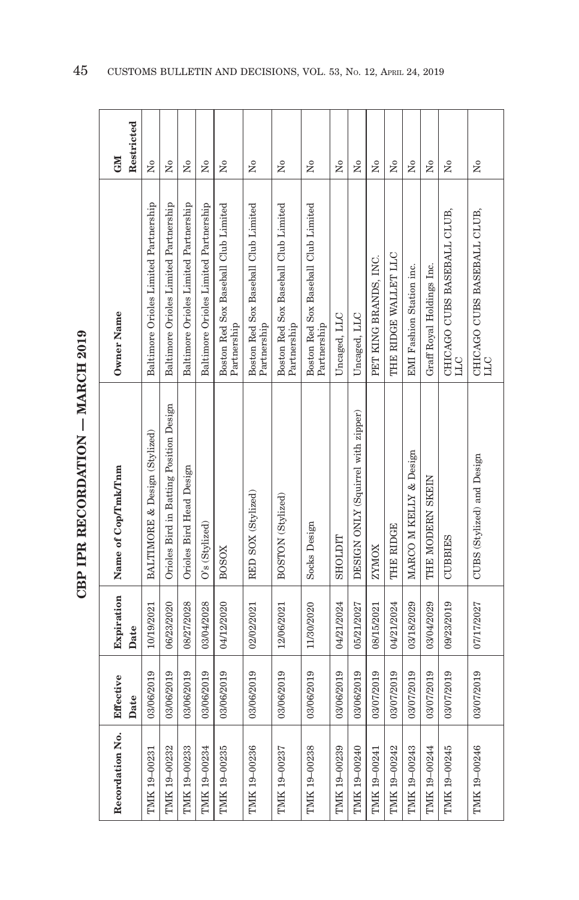# CBP IPR RECORDATION — MARCH 2019

| Recordation No. | Effective Date | Expiration Date | Name of Cop/Tmk/Tnm | Owner Name | GM Restricted |
|---|---|---|---|---|---|
| TMK 19-00231 | 03/06/2019 | 10/19/2021 | BALTIMORE & Design (Stylized) | Baltimore Orioles Limited Partnership | No |
| TMK 19-00232 | 03/06/2019 | 06/23/2020 | Orioles Bird in Batting Position Design | Baltimore Orioles Limited Partnership | No |
| TMK 19-00233 | 03/06/2019 | 08/27/2028 | Orioles Bird Head Design | Baltimore Orioles Limited Partnership | No |
| TMK 19-00234 | 03/06/2019 | 03/04/2028 | O's (Stylized) | Baltimore Orioles Limited Partnership | No |
| TMK 19-00235 | 03/06/2019 | 04/12/2020 | BOSOX | Boston Red Sox Baseball Club Limited Partnership | No |
| TMK 19-00236 | 03/06/2019 | 02/02/2021 | RED SOX (Stylized) | Boston Red Sox Baseball Club Limited Partnership | No |
| TMK 19-00237 | 03/06/2019 | 12/06/2021 | BOSTON (Stylized) | Boston Red Sox Baseball Club Limited Partnership | No |
| TMK 19-00238 | 03/06/2019 | 11/30/2020 | Socks Design | Boston Red Sox Baseball Club Limited Partnership | No |
| TMK 19-00239 | 03/06/2019 | 04/21/2024 | SHOLDIT | Uncaged, LLC | No |
| TMK 19-00240 | 03/06/2019 | 05/21/2027 | DESIGN ONLY (Squirrel with zipper) | Uncaged, LLC | No |
| TMK 19-00241 | 03/07/2019 | 08/15/2021 | ZYMOX | PET KING BRANDS, INC. | No |
| TMK 19-00242 | 03/07/2019 | 04/21/2024 | THE RIDGE | THE RIDGE WALLET LLC | No |
| TMK 19-00243 | 03/07/2019 | 03/18/2029 | MARCO M KELLY & Design | EMI Fashion Station inc. | No |
| TMK 19-00244 | 03/07/2019 | 03/04/2029 | THE MODERN SKEIN | Graff Royal Holdings Inc. | No |
| TMK 19-00245 | 03/07/2019 | 09/23/2019 | CUBBIES | CHICAGO CUBS BASEBALL CLUB, LLC | No |
| TMK 19-00246 | 03/07/2019 | 07/17/2027 | CUBS (Stylized) and Design | CHICAGO CUBS BASEBALL CLUB, LLC | No |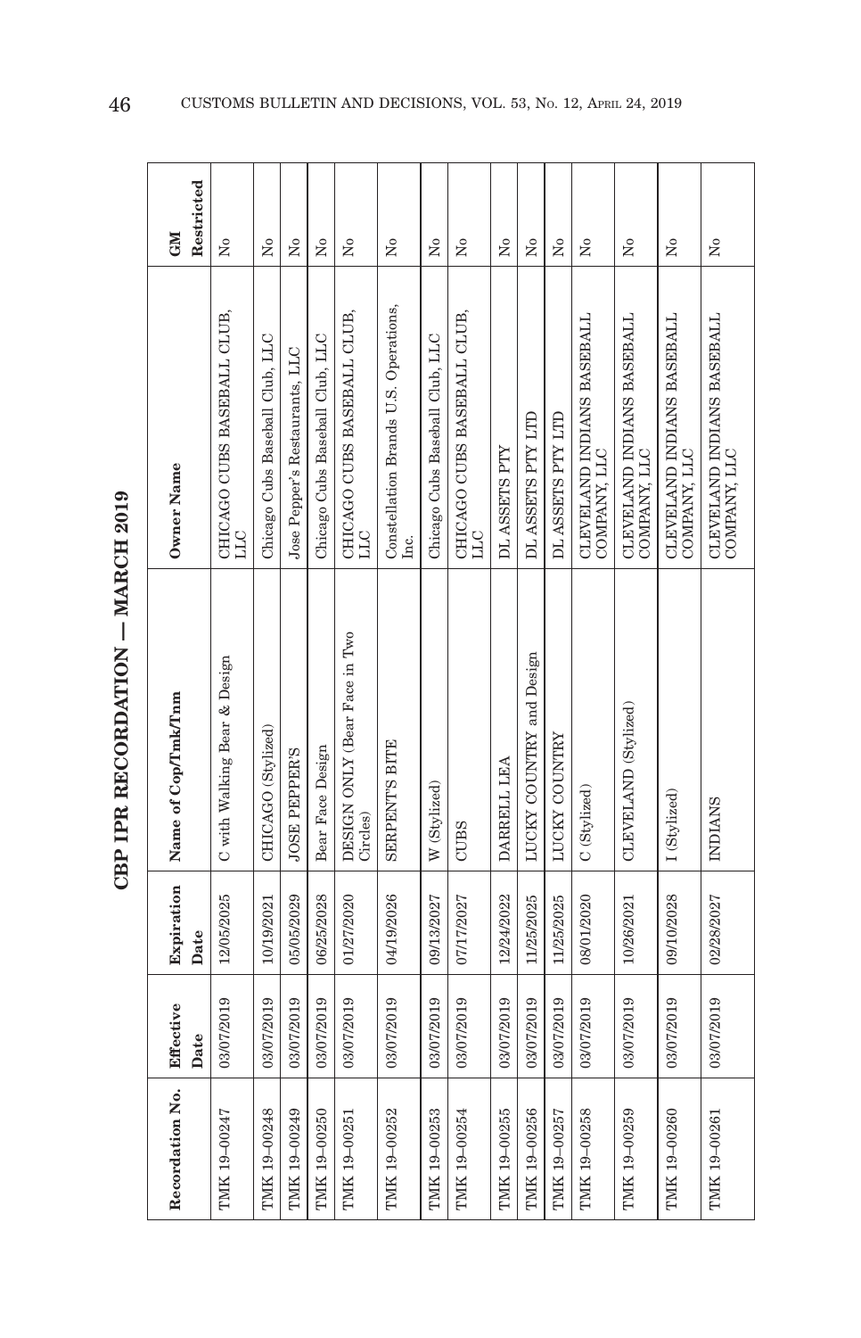# CBP IPR RECORDATION — MARCH 2019

| Recordation No. | Effective Date | Expiration Date | Name of Cop/Tmk/Tnm | Owner Name | GM Restricted |
|---|---|---|---|---|---|
| TMK 19-00247 | 03/07/2019 | 12/05/2025 | C with Walking Bear & Design | CHICAGO CUBS BASEBALL CLUB, LLC | No |
| TMK 19-00248 | 03/07/2019 | 10/19/2021 | CHICAGO (Stylized) | Chicago Cubs Baseball Club, LLC | No |
| TMK 19-00249 | 03/07/2019 | 05/05/2029 | JOSE PEPPER'S | Jose Pepper's Restaurants, LLC | No |
| TMK 19-00250 | 03/07/2019 | 06/25/2028 | Bear Face Design | Chicago Cubs Baseball Club, LLC | No |
| TMK 19-00251 | 03/07/2019 | 01/27/2020 | DESIGN ONLY (Bear Face in Two Circles) | CHICAGO CUBS BASEBALL CLUB, LLC | No |
| TMK 19-00252 | 03/07/2019 | 04/19/2026 | SERPENT'S BITE | Constellation Brands U.S. Operations, Inc. | No |
| TMK 19-00253 | 03/07/2019 | 09/13/2027 | W (Stylized) | Chicago Cubs Baseball Club, LLC | No |
| TMK 19-00254 | 03/07/2019 | 07/17/2027 | CUBS | CHICAGO CUBS BASEBALL CLUB, LLC | No |
| TMK 19-00255 | 03/07/2019 | 12/24/2022 | DARRELL LEA | DL ASSETS PTY | No |
| TMK 19-00256 | 03/07/2019 | 11/25/2025 | LUCKY COUNTRY and Design | DL ASSETS PTY LTD | No |
| TMK 19-00257 | 03/07/2019 | 11/25/2025 | LUCKY COUNTRY | DL ASSETS PTY LTD | No |
| TMK 19-00258 | 03/07/2019 | 08/01/2020 | C (Stylized) | CLEVELAND INDIANS BASEBALL COMPANY, LLC | No |
| TMK 19-00259 | 03/07/2019 | 10/26/2021 | CLEVELAND (Stylized) | CLEVELAND INDIANS BASEBALL COMPANY, LLC | No |
| TMK 19-00260 | 03/07/2019 | 09/10/2028 | I (Stylized) | CLEVELAND INDIANS BASEBALL COMPANY, LLC | No |
| TMK 19-00261 | 03/07/2019 | 02/28/2027 | INDIANS | CLEVELAND INDIANS BASEBALL COMPANY, LLC | No |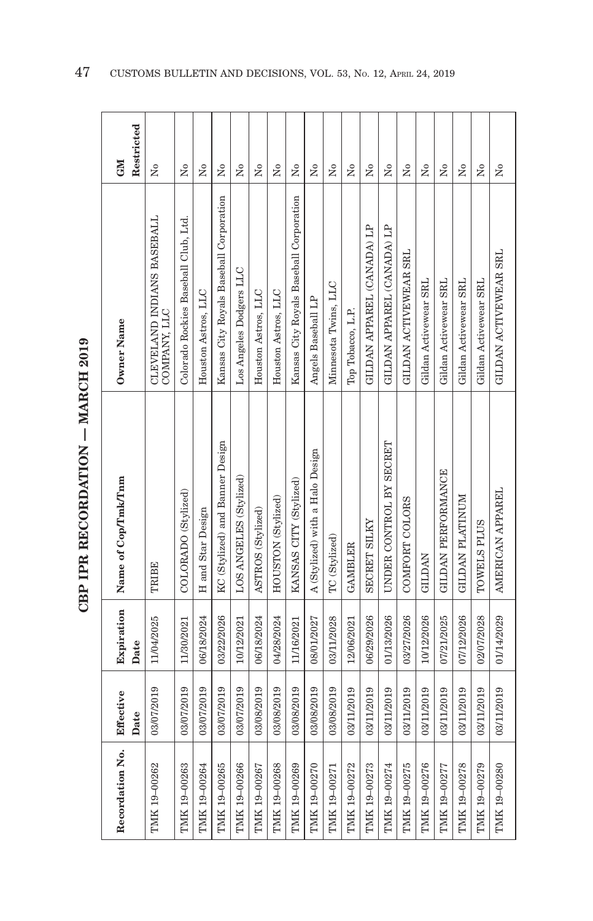## CBP IPR RECORDATION — MARCH 2019

| Recordation No. | Effective Date | Expiration Date | Name of Cop/Tmk/Tnm | Owner Name | GM Restricted |
|---|---|---|---|---|---|
| TMK 19-00262 | 03/07/2019 | 11/04/2025 | TRIBE | CLEVELAND INDIANS BASEBALL COMPANY, LLC | No |
| TMK 19-00263 | 03/07/2019 | 11/30/2021 | COLORADO (Stylized) | Colorado Rockies Baseball Club, Ltd. | No |
| TMK 19-00264 | 03/07/2019 | 06/18/2024 | H and Star Design | Houston Astros, LLC | No |
| TMK 19-00265 | 03/07/2019 | 03/22/2026 | KC (Stylized) and Banner Design | Kansas City Royals Baseball Corporation | No |
| TMK 19-00266 | 03/07/2019 | 10/12/2021 | LOS ANGELES (Stylized) | Los Angeles Dodgers LLC | No |
| TMK 19-00267 | 03/08/2019 | 06/18/2024 | ASTROS (Stylized) | Houston Astros, LLC | No |
| TMK 19-00268 | 03/08/2019 | 04/28/2024 | HOUSTON (Stylized) | Houston Astros, LLC | No |
| TMK 19-00269 | 03/08/2019 | 11/16/2021 | KANSAS CITY (Stylized) | Kansas City Royals Baseball Corporation | No |
| TMK 19-00270 | 03/08/2019 | 08/01/2027 | A (Stylized) with a Halo Design | Angels Baseball LP | No |
| TMK 19-00271 | 03/08/2019 | 03/11/2028 | TC (Stylized) | Minnesota Twins, LLC | No |
| TMK 19-00272 | 03/11/2019 | 12/06/2021 | GAMBLER | Top Tobacco, L.P. | No |
| TMK 19-00273 | 03/11/2019 | 06/29/2026 | SECRET SILKY | GILDAN APPAREL (CANADA) LP | No |
| TMK 19-00274 | 03/11/2019 | 01/13/2026 | UNDER CONTROL BY SECRET | GILDAN APPAREL (CANADA) LP | No |
| TMK 19-00275 | 03/11/2019 | 03/27/2026 | COMFORT COLORS | GILDAN ACTIVEWEAR SRL | No |
| TMK 19-00276 | 03/11/2019 | 10/12/2026 | GILDAN | Gildan Activewear SRL | No |
| TMK 19-00277 | 03/11/2019 | 07/21/2025 | GILDAN PERFORMANCE | Gildan Activewear SRL | No |
| TMK 19-00278 | 03/11/2019 | 07/12/2026 | GILDAN PLATINUM | Gildan Activewear SRL | No |
| TMK 19-00279 | 03/11/2019 | 02/07/2028 | TOWELS PLUS | Gildan Activewear SRL | No |
| TMK 19-00280 | 03/11/2019 | 01/14/2029 | AMERICAN APPAREL | GILDAN ACTIVEWEAR SRL | No |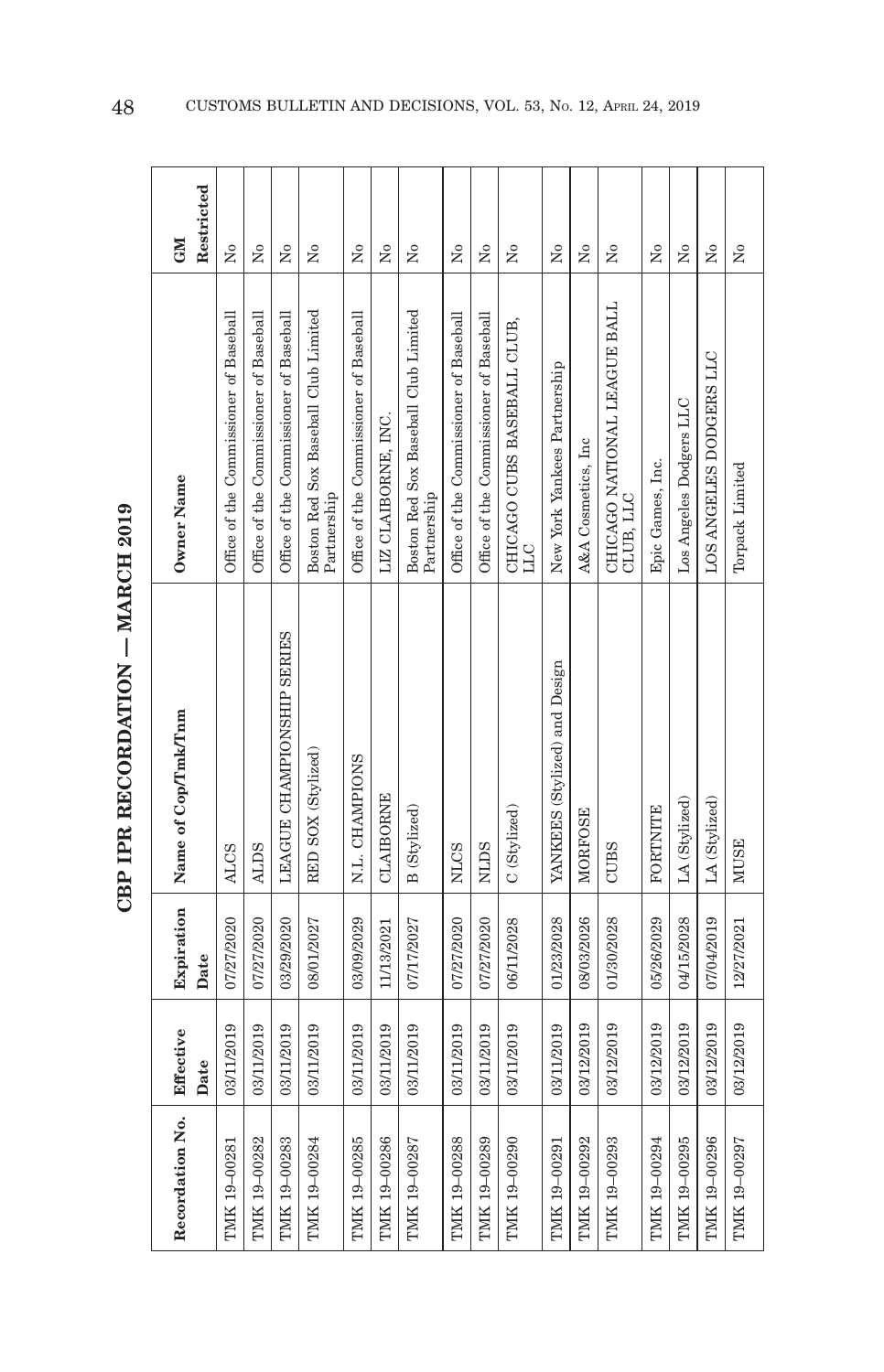# CBP IPR RECORDATION — MARCH 2019

| Recordation No. | Effective Date | Expiration Date | Name of Cop/Tmk/Tnm | Owner Name | GM Restricted |
|---|---|---|---|---|---|
| TMK 19-00281 | 03/11/2019 | 07/27/2020 | ALCS | Office of the Commissioner of Baseball | No |
| TMK 19-00282 | 03/11/2019 | 07/27/2020 | ALDS | Office of the Commissioner of Baseball | No |
| TMK 19-00283 | 03/11/2019 | 03/29/2020 | LEAGUE CHAMPIONSHIP SERIES | Office of the Commissioner of Baseball | No |
| TMK 19-00284 | 03/11/2019 | 08/01/2027 | RED SOX (Stylized) | Boston Red Sox Baseball Club Limited Partnership | No |
| TMK 19-00285 | 03/11/2019 | 03/09/2029 | N.L. CHAMPIONS | Office of the Commissioner of Baseball | No |
| TMK 19-00286 | 03/11/2019 | 11/13/2021 | CLAIBORNE | LIZ CLAIBORNE, INC. | No |
| TMK 19-00287 | 03/11/2019 | 07/17/2027 | B (Stylized) | Boston Red Sox Baseball Club Limited Partnership | No |
| TMK 19-00288 | 03/11/2019 | 07/27/2020 | NLCS | Office of the Commissioner of Baseball | No |
| TMK 19-00289 | 03/11/2019 | 07/27/2020 | NLDS | Office of the Commissioner of Baseball | No |
| TMK 19-00290 | 03/11/2019 | 06/11/2028 | C (Stylized) | CHICAGO CUBS BASEBALL CLUB, LLC | No |
| TMK 19-00291 | 03/11/2019 | 01/23/2028 | YANKEES (Stylized) and Design | New York Yankees Partnership | No |
| TMK 19-00292 | 03/12/2019 | 08/03/2026 | MORFOSE | A&A Cosmetics, Inc | No |
| TMK 19-00293 | 03/12/2019 | 01/30/2028 | CUBS | CHICAGO NATIONAL LEAGUE BALL CLUB, LLC | No |
| TMK 19-00294 | 03/12/2019 | 05/26/2029 | FORTNITE | Epic Games, Inc. | No |
| TMK 19-00295 | 03/12/2019 | 04/15/2028 | LA (Stylized) | Los Angeles Dodgers LLC | No |
| TMK 19-00296 | 03/12/2019 | 07/04/2019 | LA (Stylized) | LOS ANGELES DODGERS LLC | No |
| TMK 19-00297 | 03/12/2019 | 12/27/2021 | MUSE | Torpack Limited | No |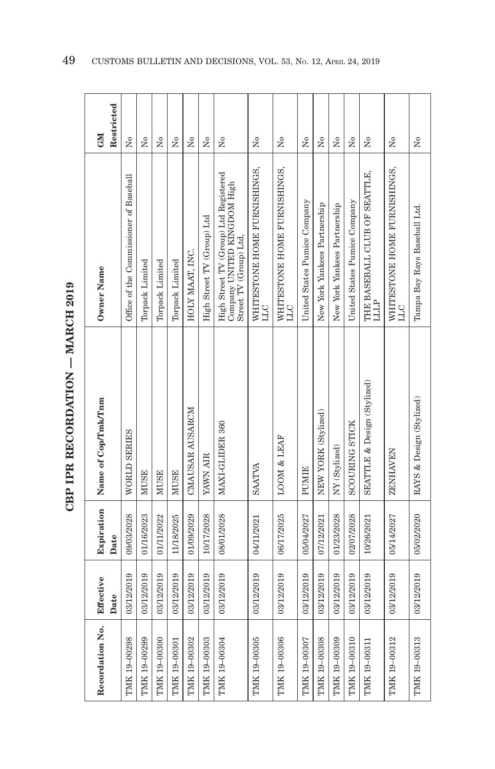## CBP IPR RECORDATION — MARCH 2019

| Recordation No. | Effective Date | Expiration Date | Name of Cop/Tmk/Tnm | Owner Name | GM Restricted |
|---|---|---|---|---|---|
| TMK 19-00298 | 03/12/2019 | 09/03/2028 | WORLD SERIES | Office of the Commissioner of Baseball | No |
| TMK 19-00299 | 03/12/2019 | 01/16/2023 | MUSE | Torpack Limited | No |
| TMK 19-00300 | 03/12/2019 | 01/11/2022 | MUSE | Torpack Limited | No |
| TMK 19-00301 | 03/12/2019 | 11/18/2025 | MUSE | Torpack Limited | No |
| TMK 19-00302 | 03/12/2019 | 01/09/2029 | CMAUSAR AUSARCM | HOLY MAAT, INC. | No |
| TMK 19-00303 | 03/12/2019 | 10/17/2028 | YAWN AIR | High Street TV (Group) Ltd | No |
| TMK 19-00304 | 03/12/2019 | 08/01/2028 | MAXI-GLIDER 360 | High Street TV (Group) Ltd Registered Company UNITED KINGDOM High Street TV (Group) Ltd, | No |
| TMK 19-00305 | 03/12/2019 | 04/11/2021 | SAATVA | WHITESTONE HOME FURNISHINGS, LLC | No |
| TMK 19-00306 | 03/12/2019 | 06/17/2025 | LOOM & LEAF | WHITESTONE HOME FURNISHINGS, LLC | No |
| TMK 19-00307 | 03/12/2019 | 05/04/2027 | PUMIE | United States Pumice Company | No |
| TMK 19-00308 | 03/12/2019 | 07/12/2021 | NEW YORK (Stylized) | New York Yankees Partnership | No |
| TMK 19-00309 | 03/12/2019 | 01/23/2028 | NY (Stylized) | New York Yankees Partnership | No |
| TMK 19-00310 | 03/12/2019 | 02/07/2028 | SCOURING STICK | United States Pumice Company | No |
| TMK 19-00311 | 03/12/2019 | 10/26/2021 | SEATTLE & Design (Stylized) | THE BASEBALL CLUB OF SEATTLE, LLLP | No |
| TMK 19-00312 | 03/12/2019 | 05/14/2027 | ZENHAVEN | WHITESTONE HOME FURNISHINGS, LLC | No |
| TMK 19-00313 | 03/12/2019 | 05/02/2020 | RAYS & Design (Stylized) | Tampa Bay Rays Baseball Ltd. | No |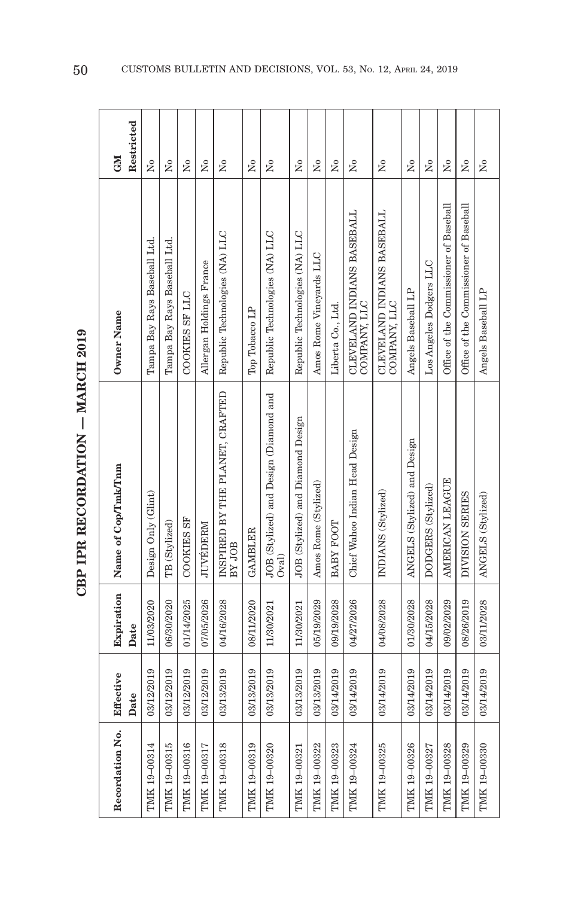# CBP IPR RECORDATION — MARCH 2019

| Recordation No. | Effective Date | Expiration Date | Name of Cop/Tmk/Tnm | Owner Name | GM Restricted |
|---|---|---|---|---|---|
| TMK 19-00314 | 03/12/2019 | 11/03/2020 | Design Only (Glint) | Tampa Bay Rays Baseball Ltd. | No |
| TMK 19-00315 | 03/12/2019 | 06/30/2020 | TB (Stylized) | Tampa Bay Rays Baseball Ltd. | No |
| TMK 19-00316 | 03/12/2019 | 01/14/2025 | COOKIES SF | COOKIES SF LLC | No |
| TMK 19-00317 | 03/12/2019 | 07/05/2026 | JUVÉDERM | Allergan Holdings France | No |
| TMK 19-00318 | 03/13/2019 | 04/16/2028 | INSPIRED BY THE PLANET, CRAFTED BY JOB | Republic Technologies (NA) LLC | No |
| TMK 19-00319 | 03/13/2019 | 08/11/2020 | GAMBLER | Top Tobacco LP | No |
| TMK 19-00320 | 03/13/2019 | 11/30/2021 | JOB (Stylized) and Design (Diamond and Oval) | Republic Technologies (NA) LLC | No |
| TMK 19-00321 | 03/13/2019 | 11/30/2021 | JOB (Stylized) and Diamond Design | Republic Technologies (NA) LLC | No |
| TMK 19-00322 | 03/13/2019 | 05/19/2029 | Amos Rome (Stylized) | Amos Rome Vineyards LLC | No |
| TMK 19-00323 | 03/14/2019 | 09/19/2028 | BABY FOOT | Liberta Co., Ltd. | No |
| TMK 19-00324 | 03/14/2019 | 04/27/2026 | Chief Wahoo Indian Head Design | CLEVELAND INDIANS BASEBALL COMPANY, LLC | No |
| TMK 19-00325 | 03/14/2019 | 04/08/2028 | INDIANS (Stylized) | CLEVELAND INDIANS BASEBALL COMPANY, LLC | No |
| TMK 19-00326 | 03/14/2019 | 01/30/2028 | ANGELS (Stylized) and Design | Angels Baseball LP | No |
| TMK 19-00327 | 03/14/2019 | 04/15/2028 | DODGERS (Stylized) | Los Angeles Dodgers LLC | No |
| TMK 19-00328 | 03/14/2019 | 09/02/2029 | AMERICAN LEAGUE | Office of the Commissioner of Baseball | No |
| TMK 19-00329 | 03/14/2019 | 08/26/2019 | DIVISION SERIES | Office of the Commissioner of Baseball | No |
| TMK 19-00330 | 03/14/2019 | 03/11/2028 | ANGELS (Stylized) | Angels Baseball LP | No |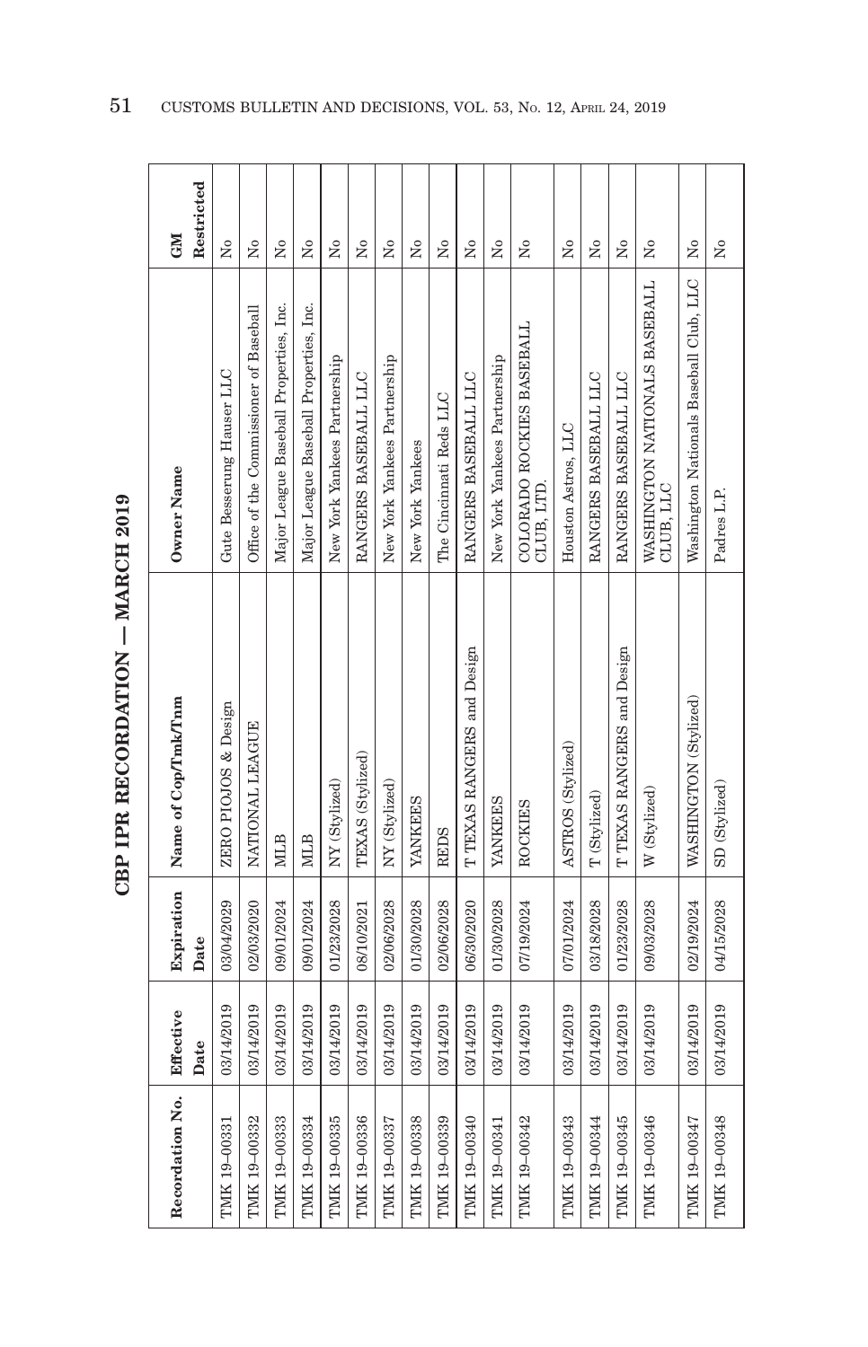# CBP IPR RECORDATION — MARCH 2019

| Recordation No. | Effective Date | Expiration Date | Name of Cop/Tmk/Tnm | Owner Name | GM Restricted |
|---|---|---|---|---|---|
| TMK 19–00331 | 03/14/2019 | 03/04/2029 | ZERO PIOJOS & Design | Gute Besserung Hauser LLC | No |
| TMK 19–00332 | 03/14/2019 | 02/03/2020 | NATIONAL LEAGUE | Office of the Commissioner of Baseball | No |
| TMK 19–00333 | 03/14/2019 | 09/01/2024 | MLB | Major League Baseball Properties, Inc. | No |
| TMK 19–00334 | 03/14/2019 | 09/01/2024 | MLB | Major League Baseball Properties, Inc. | No |
| TMK 19–00335 | 03/14/2019 | 01/23/2028 | NY (Stylized) | New York Yankees Partnership | No |
| TMK 19–00336 | 03/14/2019 | 08/10/2021 | TEXAS (Stylized) | RANGERS BASEBALL LLC | No |
| TMK 19–00337 | 03/14/2019 | 02/06/2028 | NY (Stylized) | New York Yankees Partnership | No |
| TMK 19–00338 | 03/14/2019 | 01/30/2028 | YANKEES | New York Yankees | No |
| TMK 19–00339 | 03/14/2019 | 02/06/2028 | REDS | The Cincinnati Reds LLC | No |
| TMK 19–00340 | 03/14/2019 | 06/30/2020 | T TEXAS RANGERS and Design | RANGERS BASEBALL LLC | No |
| TMK 19–00341 | 03/14/2019 | 01/30/2028 | YANKEES | New York Yankees Partnership | No |
| TMK 19–00342 | 03/14/2019 | 07/19/2024 | ROCKIES | COLORADO ROCKIES BASEBALL CLUB, LTD. | No |
| TMK 19–00343 | 03/14/2019 | 07/01/2024 | ASTROS (Stylized) | Houston Astros, LLC | No |
| TMK 19–00344 | 03/14/2019 | 03/18/2028 | T (Stylized) | RANGERS BASEBALL LLC | No |
| TMK 19–00345 | 03/14/2019 | 01/23/2028 | T TEXAS RANGERS and Design | RANGERS BASEBALL LLC | No |
| TMK 19–00346 | 03/14/2019 | 09/03/2028 | W (Stylized) | WASHINGTON NATIONALS BASEBALL CLUB, LLC | No |
| TMK 19–00347 | 03/14/2019 | 02/19/2024 | WASHINGTON (Stylized) | Washington Nationals Baseball Club, LLC | No |
| TMK 19–00348 | 03/14/2019 | 04/15/2028 | SD (Stylized) | Padres L.P. | No |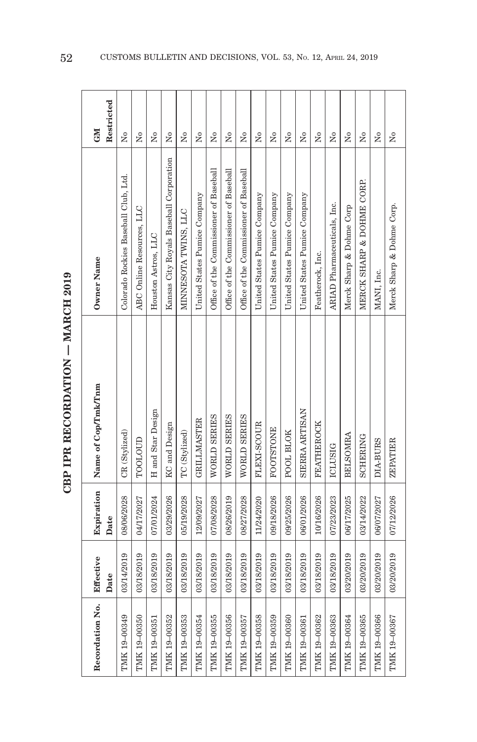## CBP IPR RECORDATION — MARCH 2019

| Recordation No. | Effective Date | Expiration Date | Name of Cop/Tmk/Tnm | Owner Name | GM Restricted |
|---|---|---|---|---|---|
| TMK 19-00349 | 03/14/2019 | 08/06/2028 | CR (Stylized) | Colorado Rockies Baseball Club, Ltd. | No |
| TMK 19-00350 | 03/18/2019 | 04/17/2027 | TOOLOUD | ABC Online Resources, LLC | No |
| TMK 19-00351 | 03/18/2019 | 07/01/2024 | H and Star Design | Houston Astros, LLC | No |
| TMK 19-00352 | 03/18/2019 | 03/29/2026 | KC and Design | Kansas City Royals Baseball Corporation | No |
| TMK 19-00353 | 03/18/2019 | 05/19/2028 | TC (Stylized) | MINNESOTA TWINS, LLC | No |
| TMK 19-00354 | 03/18/2019 | 12/09/2027 | GRILLMASTER | United States Pumice Company | No |
| TMK 19-00355 | 03/18/2019 | 07/08/2028 | WORLD SERIES | Office of the Commissioner of Baseball | No |
| TMK 19-00356 | 03/18/2019 | 08/26/2019 | WORLD SERIES | Office of the Commissioner of Baseball | No |
| TMK 19-00357 | 03/18/2019 | 08/27/2028 | WORLD SERIES | Office of the Commissioner of Baseball | No |
| TMK 19-00358 | 03/18/2019 | 11/24/2020 | FLEXI-SCOUR | United States Pumice Company | No |
| TMK 19-00359 | 03/18/2019 | 09/18/2026 | FOOTSTONE | United States Pumice Company | No |
| TMK 19-00360 | 03/18/2019 | 09/25/2026 | POOL BLOK | United States Pumice Company | No |
| TMK 19-00361 | 03/18/2019 | 06/01/2026 | SIERRA ARTISAN | United States Pumice Company | No |
| TMK 19-00362 | 03/18/2019 | 10/16/2026 | FEATHEROCK | Featherock, Inc. | No |
| TMK 19-00363 | 03/18/2019 | 07/23/2023 | ICLUSIG | ARIAD Pharmaceuticals, Inc. | No |
| TMK 19-00364 | 03/20/2019 | 06/17/2025 | BELSOMRA | Merck Sharp & Dohme Corp | No |
| TMK 19-00365 | 03/20/2019 | 03/14/2022 | SCHERING | MERCK SHARP & DOHME CORP. | No |
| TMK 19-00366 | 03/20/2019 | 06/07/2027 | DIA-BURS | MANI, Inc. | No |
| TMK 19-00367 | 03/20/2019 | 07/12/2026 | ZEPATIER | Merck Sharp & Dohme Corp. | No |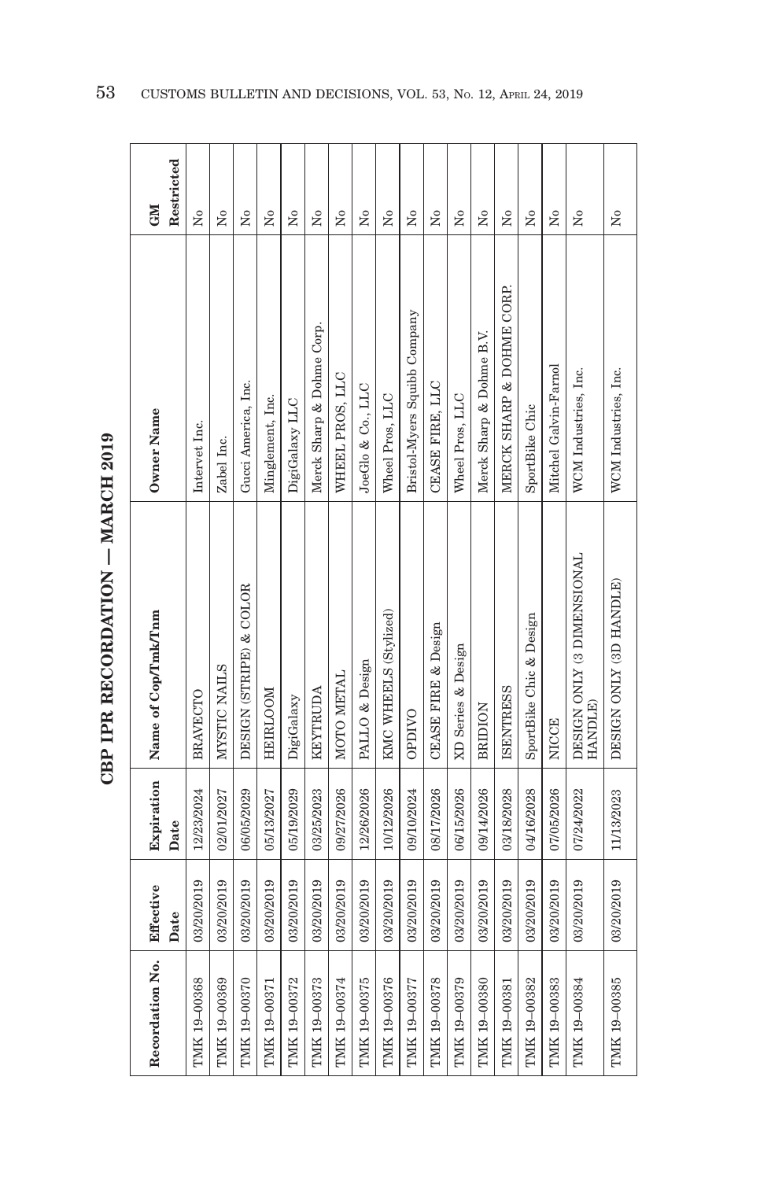# CBP IPR RECORDATION — MARCH 2019

| Recordation No. | Effective Date | Expiration Date | Name of Cop/Tmk/Tnm | Owner Name | GM Restricted |
|---|---|---|---|---|---|
| TMK 19-00368 | 03/20/2019 | 12/23/2024 | BRAVECTO | Intervet Inc. | No |
| TMK 19-00369 | 03/20/2019 | 02/01/2027 | MYSTIC NAILS | Zabel Inc. | No |
| TMK 19-00370 | 03/20/2019 | 06/05/2029 | DESIGN (STRIPE) & COLOR | Gucci America, Inc. | No |
| TMK 19-00371 | 03/20/2019 | 05/13/2027 | HEIRLOOM | Minglement, Inc. | No |
| TMK 19-00372 | 03/20/2019 | 05/19/2029 | DigiGalaxy | DigiGalaxy LLC | No |
| TMK 19-00373 | 03/20/2019 | 03/25/2023 | KEYTRUDA | Merck Sharp & Dohme Corp. | No |
| TMK 19-00374 | 03/20/2019 | 09/27/2026 | MOTO METAL | WHEEL PROS, LLC | No |
| TMK 19-00375 | 03/20/2019 | 12/26/2026 | PALLO & Design | JoeGlo & Co., LLC | No |
| TMK 19-00376 | 03/20/2019 | 10/12/2026 | KMC WHEELS (Stylized) | Wheel Pros, LLC | No |
| TMK 19-00377 | 03/20/2019 | 09/10/2024 | OPDIVO | Bristol-Myers Squibb Company | No |
| TMK 19-00378 | 03/20/2019 | 08/17/2026 | CEASE FIRE & Design | CEASE FIRE, LLC | No |
| TMK 19-00379 | 03/20/2019 | 06/15/2026 | XD Series & Design | Wheel Pros, LLC | No |
| TMK 19-00380 | 03/20/2019 | 09/14/2026 | BRIDION | Merck Sharp & Dohme B.V. | No |
| TMK 19-00381 | 03/20/2019 | 03/18/2028 | ISENTRESS | MERCK SHARP & DOHME CORP. | No |
| TMK 19-00382 | 03/20/2019 | 04/16/2028 | SportBike Chic & Design | SportBike Chic | No |
| TMK 19-00383 | 03/20/2019 | 07/05/2026 | NICCE | Mitchel Galvin-Farnol | No |
| TMK 19-00384 | 03/20/2019 | 07/24/2022 | DESIGN ONLY (3 DIMENSIONAL HANDLE) | WCM Industries, Inc. | No |
| TMK 19-00385 | 03/20/2019 | 11/13/2023 | DESIGN ONLY (3D HANDLE) | WCM Industries, Inc. | No |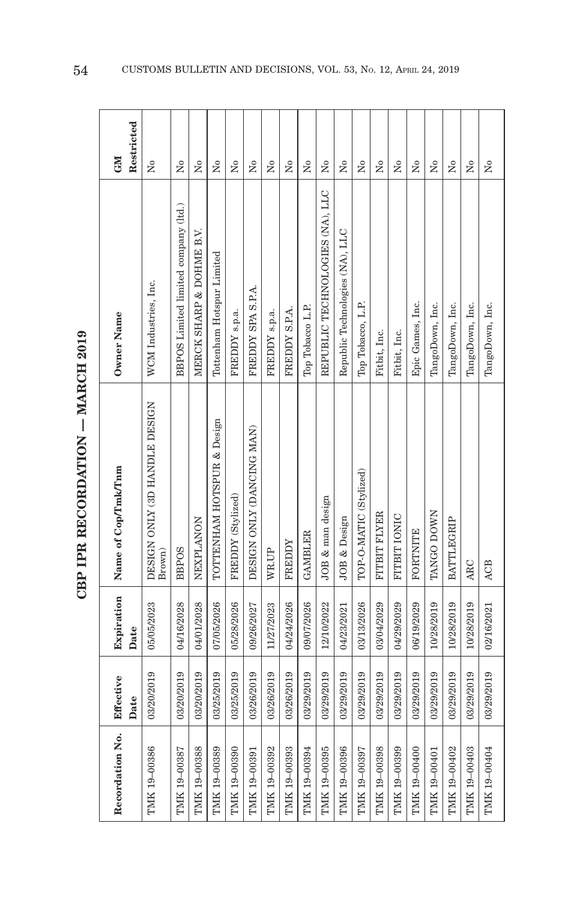# CBP IPR RECORDATION — MARCH 2019

| Recordation No. | Effective Date | Expiration Date | Name of Cop/Tmk/Tnm | Owner Name | GM Restricted |
|---|---|---|---|---|---|
| TMK 19-00386 | 03/20/2019 | 05/05/2023 | DESIGN ONLY (3D HANDLE DESIGN Brown) | WCM Industries, Inc. | No |
| TMK 19-00387 | 03/20/2019 | 04/16/2028 | BBPOS | BBPOS Limited limited company (ltd.) | No |
| TMK 19-00388 | 03/20/2019 | 04/01/2028 | NEXPLANON | MERCK SHARP & DOHME B.V. | No |
| TMK 19-00389 | 03/25/2019 | 07/05/2026 | TOTTENHAM HOTSPUR & Design | Tottenham Hotspur Limited | No |
| TMK 19-00390 | 03/25/2019 | 05/28/2026 | FREDDY (Stylized) | FREDDY s.p.a. | No |
| TMK 19-00391 | 03/26/2019 | 09/26/2027 | DESIGN ONLY (DANCING MAN) | FREDDY SPA S.P.A. | No |
| TMK 19-00392 | 03/26/2019 | 11/27/2023 | WR.UP | FREDDY s.p.a. | No |
| TMK 19-00393 | 03/26/2019 | 04/24/2026 | FREDDY | FREDDY S.P.A. | No |
| TMK 19-00394 | 03/29/2019 | 09/07/2026 | GAMBLER | Top Tobacco L.P. | No |
| TMK 19-00395 | 03/29/2019 | 12/10/2022 | JOB & man design | REPUBLIC TECHNOLOGIES (NA), LLC | No |
| TMK 19-00396 | 03/29/2019 | 04/23/2021 | JOB & Design | Republic Technologies (NA), LLC | No |
| TMK 19-00397 | 03/29/2019 | 03/13/2026 | TOP-O-MATIC (Stylized) | Top Tobacco, L.P. | No |
| TMK 19-00398 | 03/29/2019 | 03/04/2029 | FITBIT FLYER | Fitbit, Inc. | No |
| TMK 19-00399 | 03/29/2019 | 04/29/2029 | FITBIT IONIC | Fitbit, Inc. | No |
| TMK 19-00400 | 03/29/2019 | 06/19/2029 | FORTNITE | Epic Games, Inc. | No |
| TMK 19-00401 | 03/29/2019 | 10/28/2019 | TANGO DOWN | TangoDown, Inc. | No |
| TMK 19-00402 | 03/29/2019 | 10/28/2019 | BATTLEGRIP | TangoDown, Inc. | No |
| TMK 19-00403 | 03/29/2019 | 10/28/2019 | ARC | TangoDown, Inc. | No |
| TMK 19-00404 | 03/29/2019 | 02/16/2021 | ACB | TangoDown, Inc. | No |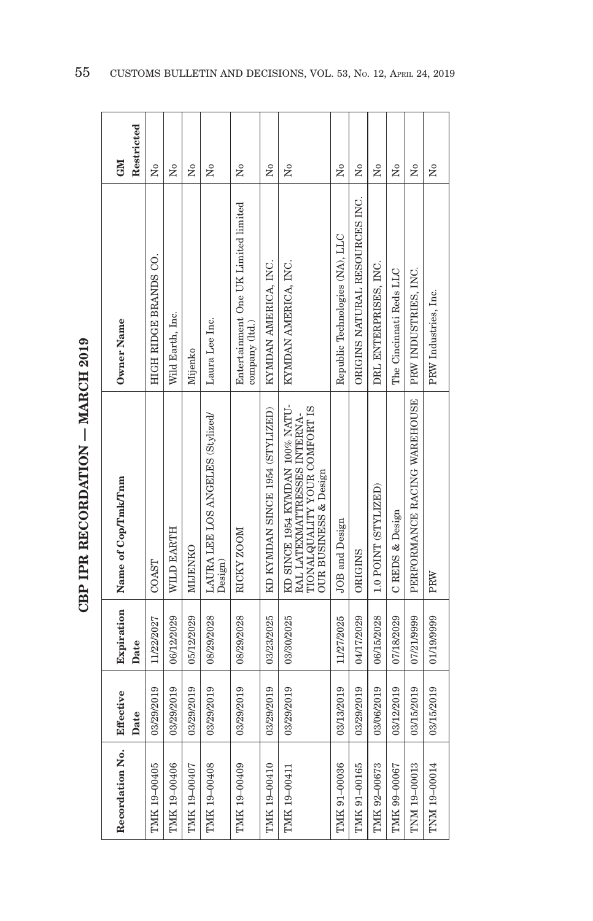# CBP IPR RECORDATION — MARCH 2019

| Recordation No. | Effective Date | Expiration Date | Name of Cop/Tmk/Tnm | Owner Name | GM Restricted |
|---|---|---|---|---|---|
| TMK 19-00405 | 03/29/2019 | 11/22/2027 | COAST | HIGH RIDGE BRANDS CO. | No |
| TMK 19-00406 | 03/29/2019 | 06/12/2029 | WILD EARTH | Wild Earth, Inc. | No |
| TMK 19-00407 | 03/29/2019 | 05/12/2029 | MIJENKO | Mijenko | No |
| TMK 19-00408 | 03/29/2019 | 08/29/2028 | LAURA LEE LOS ANGELES (Stylized/ Design) | Laura Lee Inc. | No |
| TMK 19-00409 | 03/29/2019 | 08/29/2028 | RICKY ZOOM | Entertainment One UK Limited limited company (ltd.) | No |
| TMK 19-00410 | 03/29/2019 | 03/23/2025 | KD KYMDAN SINCE 1954 (STYLIZED) | KYMDAN AMERICA, INC. | No |
| TMK 19-00411 | 03/29/2019 | 03/30/2025 | KD SINCE 1954 KYMDAN 100% NATURAL LATEXMATTRESSES INTERNATIONALQUALITY YOUR COMFORT IS OUR BUSINESS & Design | KYMDAN AMERICA, INC. | No |
| TMK 91-00036 | 03/13/2019 | 11/27/2025 | JOB and Design | Republic Technologies (NA), LLC | No |
| TMK 91-00165 | 03/29/2019 | 04/17/2029 | ORIGINS | ORIGINS NATURAL RESOURCES INC. | No |
| TMK 92-00673 | 03/06/2019 | 06/15/2028 | 1.0 POINT (STYLIZED) | DRL ENTERPRISES, INC. | No |
| TMK 99-00067 | 03/12/2019 | 07/18/2029 | C REDS & Design | The Cincinnati Reds LLC | No |
| TNM 19-00013 | 03/15/2019 | 07/21/9999 | PERFORMANCE RACING WAREHOUSE | PRW INDUSTRIES, INC. | No |
| TNM 19-00014 | 03/15/2019 | 01/19/9999 | PRW | PRW Industries, Inc. | No |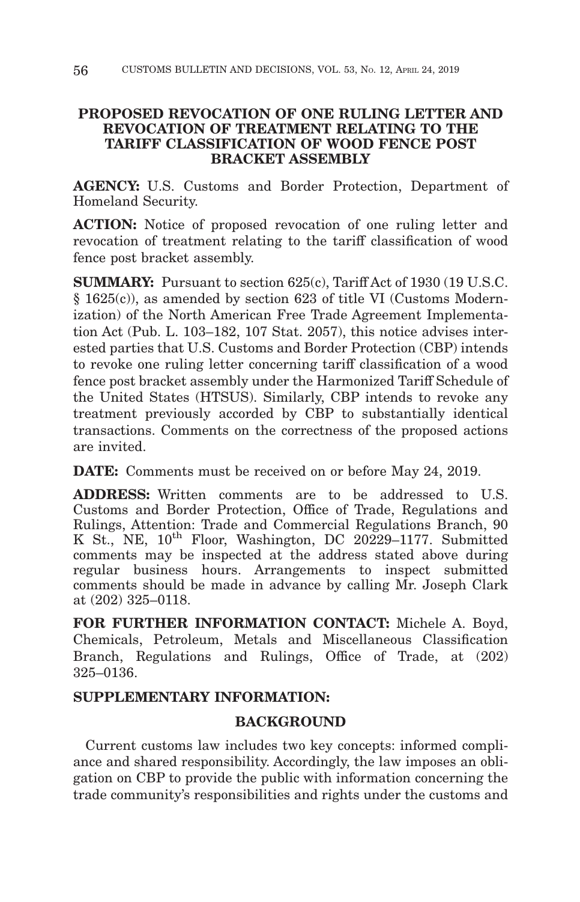## PROPOSED REVOCATION OF ONE RULING LETTER AND REVOCATION OF TREATMENT RELATING TO THE TARIFF CLASSIFICATION OF WOOD FENCE POST BRACKET ASSEMBLY

**AGENCY:** U.S. Customs and Border Protection, Department of Homeland Security.

**ACTION:** Notice of proposed revocation of one ruling letter and revocation of treatment relating to the tariff classification of wood fence post bracket assembly.

**SUMMARY:** Pursuant to section 625(c), Tariff Act of 1930 (19 U.S.C. § 1625(c)), as amended by section 623 of title VI (Customs Modernization) of the North American Free Trade Agreement Implementation Act (Pub. L. 103–182, 107 Stat. 2057), this notice advises interested parties that U.S. Customs and Border Protection (CBP) intends to revoke one ruling letter concerning tariff classification of a wood fence post bracket assembly under the Harmonized Tariff Schedule of the United States (HTSUS). Similarly, CBP intends to revoke any treatment previously accorded by CBP to substantially identical transactions. Comments on the correctness of the proposed actions are invited.

**DATE:** Comments must be received on or before May 24, 2019.

**ADDRESS:** Written comments are to be addressed to U.S. Customs and Border Protection, Office of Trade, Regulations and Rulings, Attention: Trade and Commercial Regulations Branch, 90 K St., NE, 10th Floor, Washington, DC 20229–1177. Submitted comments may be inspected at the address stated above during regular business hours. Arrangements to inspect submitted comments should be made in advance by calling Mr. Joseph Clark at (202) 325–0118.

**FOR FURTHER INFORMATION CONTACT:** Michele A. Boyd, Chemicals, Petroleum, Metals and Miscellaneous Classification Branch, Regulations and Rulings, Office of Trade, at (202) 325–0136.

**SUPPLEMENTARY INFORMATION:**

### BACKGROUND

Current customs law includes two key concepts: informed compliance and shared responsibility. Accordingly, the law imposes an obligation on CBP to provide the public with information concerning the trade community's responsibilities and rights under the customs and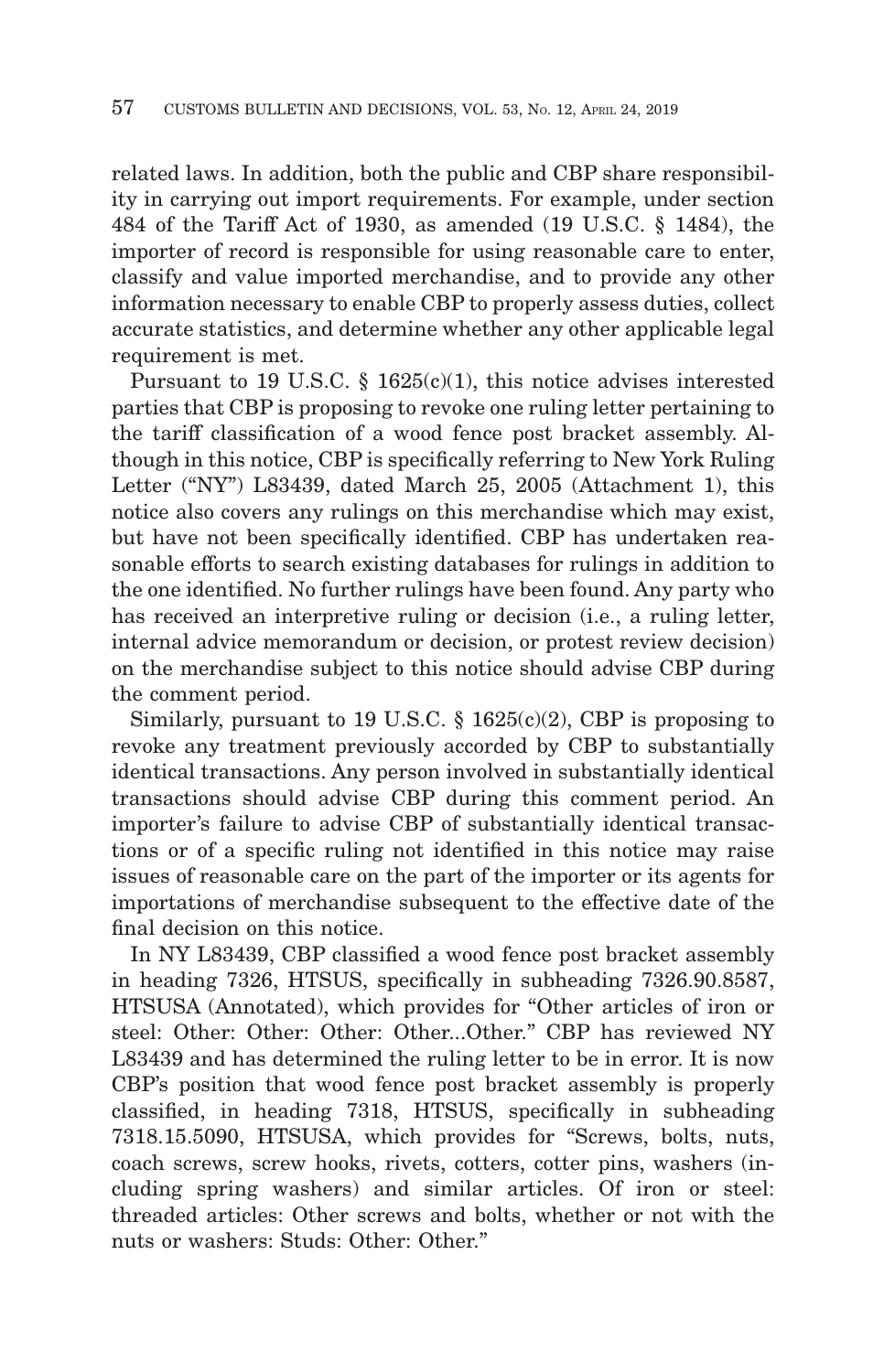related laws. In addition, both the public and CBP share responsibility in carrying out import requirements. For example, under section 484 of the Tariff Act of 1930, as amended (19 U.S.C. § 1484), the importer of record is responsible for using reasonable care to enter, classify and value imported merchandise, and to provide any other information necessary to enable CBP to properly assess duties, collect accurate statistics, and determine whether any other applicable legal requirement is met.

Pursuant to 19 U.S.C. § 1625(c)(1), this notice advises interested parties that CBP is proposing to revoke one ruling letter pertaining to the tariff classification of a wood fence post bracket assembly. Although in this notice, CBP is specifically referring to New York Ruling Letter ("NY") L83439, dated March 25, 2005 (Attachment 1), this notice also covers any rulings on this merchandise which may exist, but have not been specifically identified. CBP has undertaken reasonable efforts to search existing databases for rulings in addition to the one identified. No further rulings have been found. Any party who has received an interpretive ruling or decision (i.e., a ruling letter, internal advice memorandum or decision, or protest review decision) on the merchandise subject to this notice should advise CBP during the comment period.

Similarly, pursuant to 19 U.S.C. § 1625(c)(2), CBP is proposing to revoke any treatment previously accorded by CBP to substantially identical transactions. Any person involved in substantially identical transactions should advise CBP during this comment period. An importer's failure to advise CBP of substantially identical transactions or of a specific ruling not identified in this notice may raise issues of reasonable care on the part of the importer or its agents for importations of merchandise subsequent to the effective date of the final decision on this notice.

In NY L83439, CBP classified a wood fence post bracket assembly in heading 7326, HTSUS, specifically in subheading 7326.90.8587, HTSUSA (Annotated), which provides for "Other articles of iron or steel: Other: Other: Other: Other...Other." CBP has reviewed NY L83439 and has determined the ruling letter to be in error. It is now CBP's position that wood fence post bracket assembly is properly classified, in heading 7318, HTSUS, specifically in subheading 7318.15.5090, HTSUSA, which provides for "Screws, bolts, nuts, coach screws, screw hooks, rivets, cotters, cotter pins, washers (including spring washers) and similar articles. Of iron or steel: threaded articles: Other screws and bolts, whether or not with the nuts or washers: Studs: Other: Other."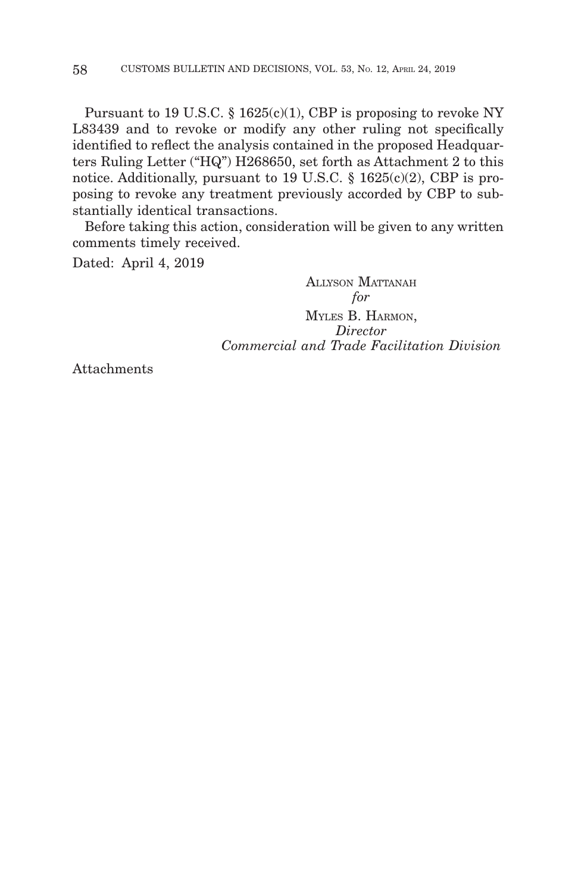Pursuant to 19 U.S.C. § 1625(c)(1), CBP is proposing to revoke NY L83439 and to revoke or modify any other ruling not specifically identified to reflect the analysis contained in the proposed Headquarters Ruling Letter ("HQ") H268650, set forth as Attachment 2 to this notice. Additionally, pursuant to 19 U.S.C. § 1625(c)(2), CBP is proposing to revoke any treatment previously accorded by CBP to substantially identical transactions.

Before taking this action, consideration will be given to any written comments timely received.

Dated: April 4, 2019

ALLYSON MATTANAH
*for*
MYLES B. HARMON,
*Director*
*Commercial and Trade Facilitation Division*

Attachments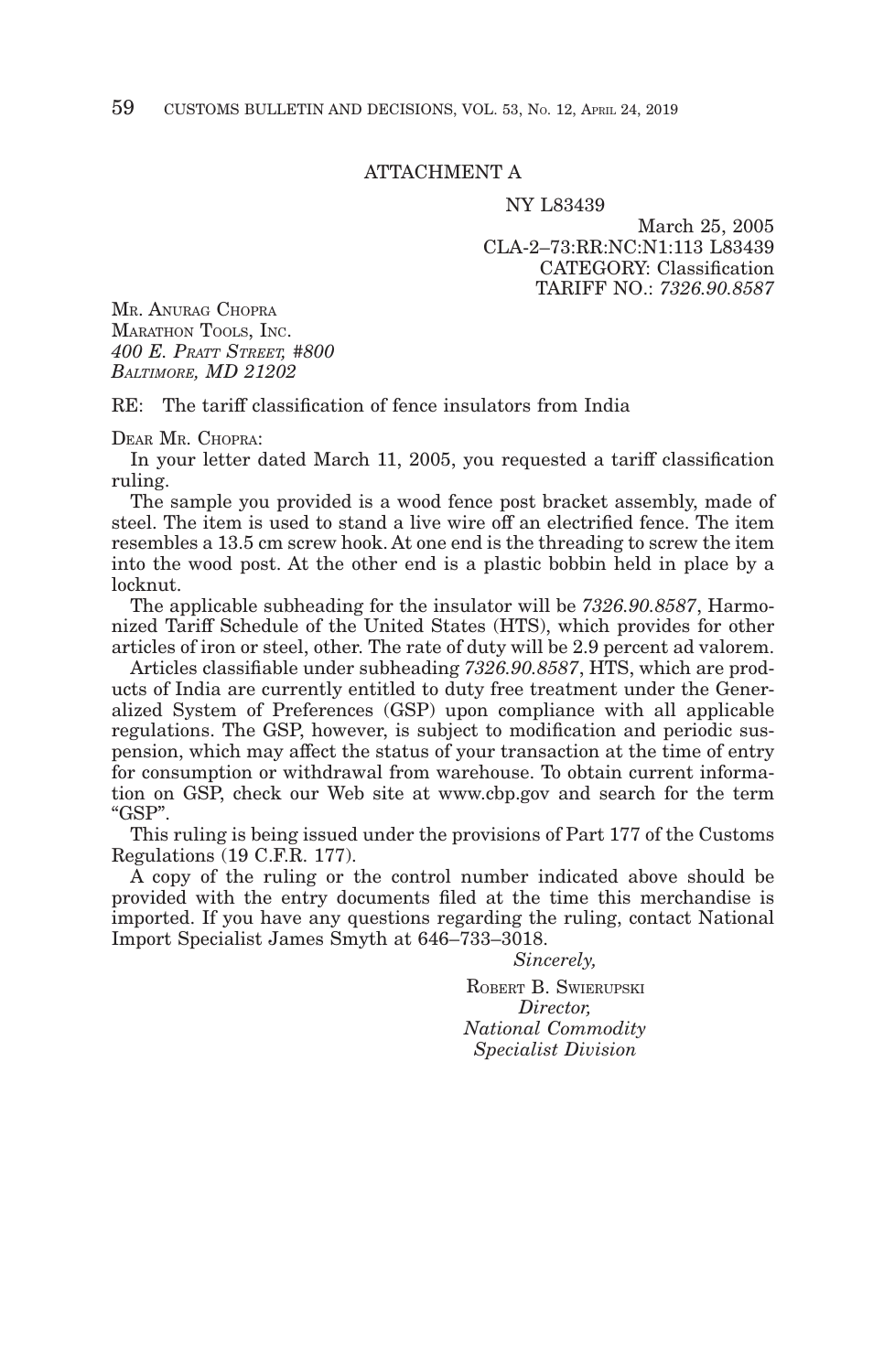ATTACHMENT A

NY L83439

March 25, 2005
CLA-2–73:RR:NC:N1:113 L83439
CATEGORY: Classification
TARIFF NO.: *7326.90.8587*

MR. ANURAG CHOPRA
MARATHON TOOLS, INC.
*400 E. PRATT STREET, #800*
*BALTIMORE, MD 21202*

RE: The tariff classification of fence insulators from India

DEAR MR. CHOPRA:

In your letter dated March 11, 2005, you requested a tariff classification ruling.

The sample you provided is a wood fence post bracket assembly, made of steel. The item is used to stand a live wire off an electrified fence. The item resembles a 13.5 cm screw hook. At one end is the threading to screw the item into the wood post. At the other end is a plastic bobbin held in place by a locknut.

The applicable subheading for the insulator will be *7326.90.8587*, Harmonized Tariff Schedule of the United States (HTS), which provides for other articles of iron or steel, other. The rate of duty will be 2.9 percent ad valorem.

Articles classifiable under subheading *7326.90.8587*, HTS, which are products of India are currently entitled to duty free treatment under the Generalized System of Preferences (GSP) upon compliance with all applicable regulations. The GSP, however, is subject to modification and periodic suspension, which may affect the status of your transaction at the time of entry for consumption or withdrawal from warehouse. To obtain current information on GSP, check our Web site at www.cbp.gov and search for the term "GSP".

This ruling is being issued under the provisions of Part 177 of the Customs Regulations (19 C.F.R. 177).

A copy of the ruling or the control number indicated above should be provided with the entry documents filed at the time this merchandise is imported. If you have any questions regarding the ruling, contact National Import Specialist James Smyth at 646–733–3018.

*Sincerely,*

ROBERT B. SWIERUPSKI
*Director,*
*National Commodity*
*Specialist Division*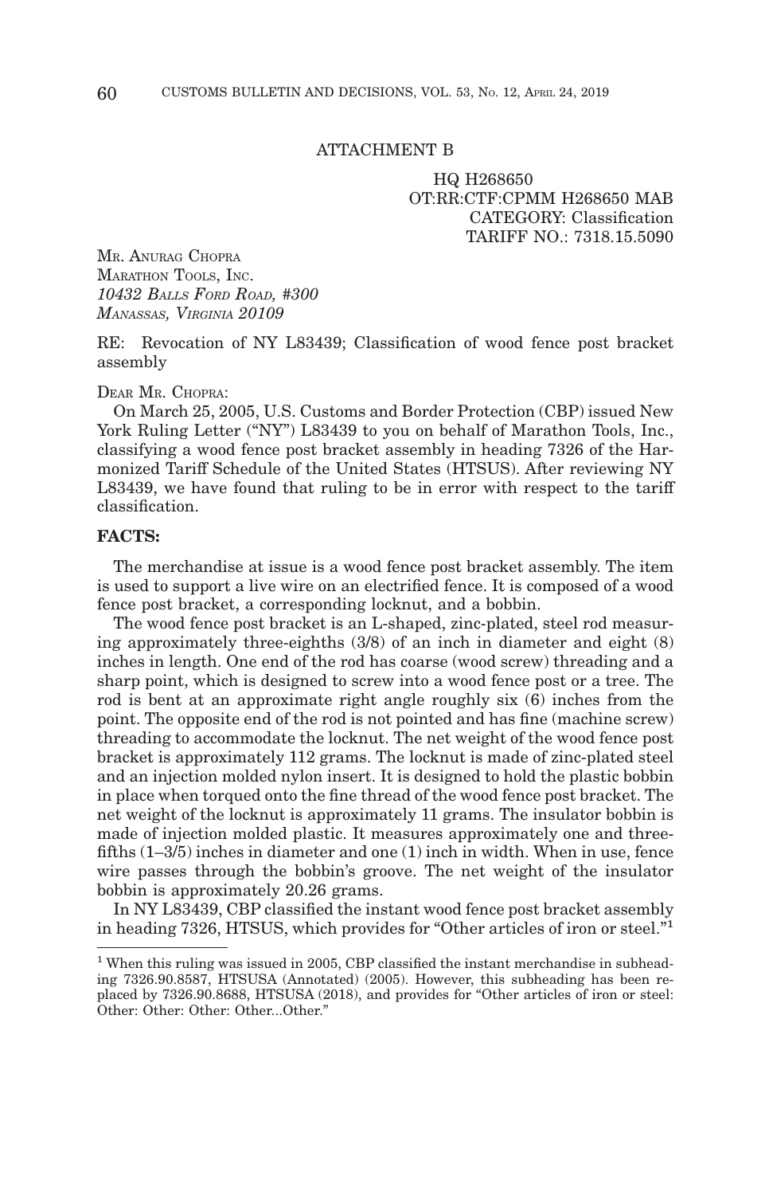ATTACHMENT B

HQ H268650
OT:RR:CTF:CPMM H268650 MAB
CATEGORY: Classification
TARIFF NO.: 7318.15.5090

MR. ANURAG CHOPRA
MARATHON TOOLS, INC.
*10432 BALLS FORD ROAD, #300*
*MANASSAS, VIRGINIA 20109*

RE: Revocation of NY L83439; Classification of wood fence post bracket assembly

DEAR MR. CHOPRA:

On March 25, 2005, U.S. Customs and Border Protection (CBP) issued New York Ruling Letter ("NY") L83439 to you on behalf of Marathon Tools, Inc., classifying a wood fence post bracket assembly in heading 7326 of the Harmonized Tariff Schedule of the United States (HTSUS). After reviewing NY L83439, we have found that ruling to be in error with respect to the tariff classification.

**FACTS:**

The merchandise at issue is a wood fence post bracket assembly. The item is used to support a live wire on an electrified fence. It is composed of a wood fence post bracket, a corresponding locknut, and a bobbin.

The wood fence post bracket is an L-shaped, zinc-plated, steel rod measuring approximately three-eighths (3/8) of an inch in diameter and eight (8) inches in length. One end of the rod has coarse (wood screw) threading and a sharp point, which is designed to screw into a wood fence post or a tree. The rod is bent at an approximate right angle roughly six (6) inches from the point. The opposite end of the rod is not pointed and has fine (machine screw) threading to accommodate the locknut. The net weight of the wood fence post bracket is approximately 112 grams. The locknut is made of zinc-plated steel and an injection molded nylon insert. It is designed to hold the plastic bobbin in place when torqued onto the fine thread of the wood fence post bracket. The net weight of the locknut is approximately 11 grams. The insulator bobbin is made of injection molded plastic. It measures approximately one and three-fifths (1–3/5) inches in diameter and one (1) inch in width. When in use, fence wire passes through the bobbin's groove. The net weight of the insulator bobbin is approximately 20.26 grams.

In NY L83439, CBP classified the instant wood fence post bracket assembly in heading 7326, HTSUS, which provides for "Other articles of iron or steel."[1]

---

[1] When this ruling was issued in 2005, CBP classified the instant merchandise in subheading 7326.90.8587, HTSUSA (Annotated) (2005). However, this subheading has been replaced by 7326.90.8688, HTSUSA (2018), and provides for "Other articles of iron or steel: Other: Other: Other: Other...Other."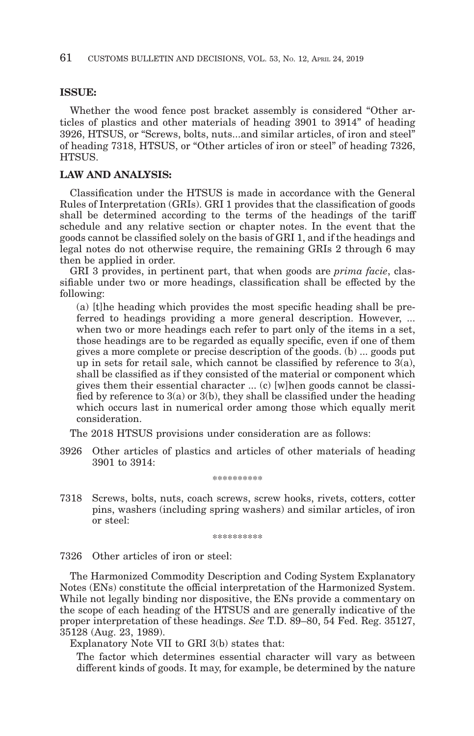**ISSUE:**

Whether the wood fence post bracket assembly is considered "Other articles of plastics and other materials of heading 3901 to 3914" of heading 3926, HTSUS, or "Screws, bolts, nuts...and similar articles, of iron and steel" of heading 7318, HTSUS, or "Other articles of iron or steel" of heading 7326, HTSUS.

**LAW AND ANALYSIS:**

Classification under the HTSUS is made in accordance with the General Rules of Interpretation (GRIs). GRI 1 provides that the classification of goods shall be determined according to the terms of the headings of the tariff schedule and any relative section or chapter notes. In the event that the goods cannot be classified solely on the basis of GRI 1, and if the headings and legal notes do not otherwise require, the remaining GRIs 2 through 6 may then be applied in order.

GRI 3 provides, in pertinent part, that when goods are *prima facie*, classifiable under two or more headings, classification shall be effected by the following:

> (a) [t]he heading which provides the most specific heading shall be preferred to headings providing a more general description. However, ... when two or more headings each refer to part only of the items in a set, those headings are to be regarded as equally specific, even if one of them gives a more complete or precise description of the goods. (b) ... goods put up in sets for retail sale, which cannot be classified by reference to 3(a), shall be classified as if they consisted of the material or component which gives them their essential character ... (c) [w]hen goods cannot be classified by reference to 3(a) or 3(b), they shall be classified under the heading which occurs last in numerical order among those which equally merit consideration.

The 2018 HTSUS provisions under consideration are as follows:

3926 Other articles of plastics and articles of other materials of heading 3901 to 3914:

\*\*\*\*\*\*\*\*\*\*

7318 Screws, bolts, nuts, coach screws, screw hooks, rivets, cotters, cotter pins, washers (including spring washers) and similar articles, of iron or steel:

\*\*\*\*\*\*\*\*\*\*

7326 Other articles of iron or steel:

The Harmonized Commodity Description and Coding System Explanatory Notes (ENs) constitute the official interpretation of the Harmonized System. While not legally binding nor dispositive, the ENs provide a commentary on the scope of each heading of the HTSUS and are generally indicative of the proper interpretation of these headings. *See* T.D. 89–80, 54 Fed. Reg. 35127, 35128 (Aug. 23, 1989).

Explanatory Note VII to GRI 3(b) states that:

> The factor which determines essential character will vary as between different kinds of goods. It may, for example, be determined by the nature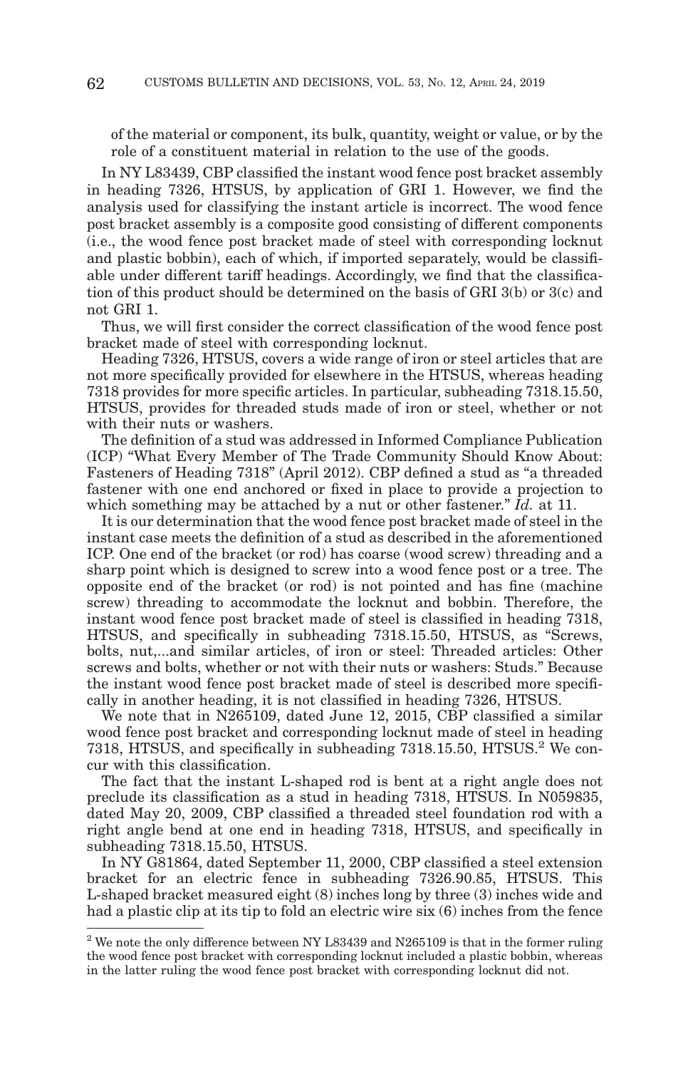of the material or component, its bulk, quantity, weight or value, or by the role of a constituent material in relation to the use of the goods.

In NY L83439, CBP classified the instant wood fence post bracket assembly in heading 7326, HTSUS, by application of GRI 1. However, we find the analysis used for classifying the instant article is incorrect. The wood fence post bracket assembly is a composite good consisting of different components (i.e., the wood fence post bracket made of steel with corresponding locknut and plastic bobbin), each of which, if imported separately, would be classifiable under different tariff headings. Accordingly, we find that the classification of this product should be determined on the basis of GRI 3(b) or 3(c) and not GRI 1.

Thus, we will first consider the correct classification of the wood fence post bracket made of steel with corresponding locknut.

Heading 7326, HTSUS, covers a wide range of iron or steel articles that are not more specifically provided for elsewhere in the HTSUS, whereas heading 7318 provides for more specific articles. In particular, subheading 7318.15.50, HTSUS, provides for threaded studs made of iron or steel, whether or not with their nuts or washers.

The definition of a stud was addressed in Informed Compliance Publication (ICP) "What Every Member of The Trade Community Should Know About: Fasteners of Heading 7318" (April 2012). CBP defined a stud as "a threaded fastener with one end anchored or fixed in place to provide a projection to which something may be attached by a nut or other fastener." *Id.* at 11.

It is our determination that the wood fence post bracket made of steel in the instant case meets the definition of a stud as described in the aforementioned ICP. One end of the bracket (or rod) has coarse (wood screw) threading and a sharp point which is designed to screw into a wood fence post or a tree. The opposite end of the bracket (or rod) is not pointed and has fine (machine screw) threading to accommodate the locknut and bobbin. Therefore, the instant wood fence post bracket made of steel is classified in heading 7318, HTSUS, and specifically in subheading 7318.15.50, HTSUS, as "Screws, bolts, nut,...and similar articles, of iron or steel: Threaded articles: Other screws and bolts, whether or not with their nuts or washers: Studs." Because the instant wood fence post bracket made of steel is described more specifically in another heading, it is not classified in heading 7326, HTSUS.

We note that in N265109, dated June 12, 2015, CBP classified a similar wood fence post bracket and corresponding locknut made of steel in heading 7318, HTSUS, and specifically in subheading 7318.15.50, HTSUS.[2] We concur with this classification.

The fact that the instant L-shaped rod is bent at a right angle does not preclude its classification as a stud in heading 7318, HTSUS. In N059835, dated May 20, 2009, CBP classified a threaded steel foundation rod with a right angle bend at one end in heading 7318, HTSUS, and specifically in subheading 7318.15.50, HTSUS.

In NY G81864, dated September 11, 2000, CBP classified a steel extension bracket for an electric fence in subheading 7326.90.85, HTSUS. This L-shaped bracket measured eight (8) inches long by three (3) inches wide and had a plastic clip at its tip to fold an electric wire six (6) inches from the fence

[2] We note the only difference between NY L83439 and N265109 is that in the former ruling the wood fence post bracket with corresponding locknut included a plastic bobbin, whereas in the latter ruling the wood fence post bracket with corresponding locknut did not.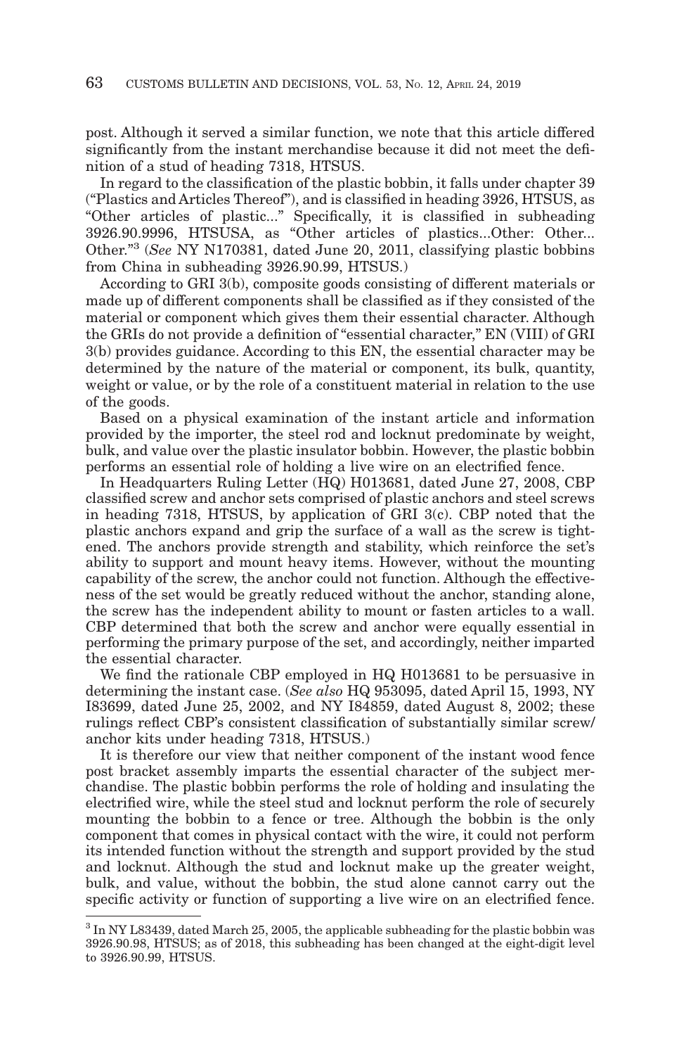post. Although it served a similar function, we note that this article differed significantly from the instant merchandise because it did not meet the definition of a stud of heading 7318, HTSUS.

In regard to the classification of the plastic bobbin, it falls under chapter 39 ("Plastics and Articles Thereof"), and is classified in heading 3926, HTSUS, as "Other articles of plastic..." Specifically, it is classified in subheading 3926.90.9996, HTSUSA, as "Other articles of plastics...Other: Other... Other."[3] (*See* NY N170381, dated June 20, 2011, classifying plastic bobbins from China in subheading 3926.90.99, HTSUS.)

According to GRI 3(b), composite goods consisting of different materials or made up of different components shall be classified as if they consisted of the material or component which gives them their essential character. Although the GRIs do not provide a definition of "essential character," EN (VIII) of GRI 3(b) provides guidance. According to this EN, the essential character may be determined by the nature of the material or component, its bulk, quantity, weight or value, or by the role of a constituent material in relation to the use of the goods.

Based on a physical examination of the instant article and information provided by the importer, the steel rod and locknut predominate by weight, bulk, and value over the plastic insulator bobbin. However, the plastic bobbin performs an essential role of holding a live wire on an electrified fence.

In Headquarters Ruling Letter (HQ) H013681, dated June 27, 2008, CBP classified screw and anchor sets comprised of plastic anchors and steel screws in heading 7318, HTSUS, by application of GRI 3(c). CBP noted that the plastic anchors expand and grip the surface of a wall as the screw is tightened. The anchors provide strength and stability, which reinforce the set's ability to support and mount heavy items. However, without the mounting capability of the screw, the anchor could not function. Although the effectiveness of the set would be greatly reduced without the anchor, standing alone, the screw has the independent ability to mount or fasten articles to a wall. CBP determined that both the screw and anchor were equally essential in performing the primary purpose of the set, and accordingly, neither imparted the essential character.

We find the rationale CBP employed in HQ H013681 to be persuasive in determining the instant case. (*See also* HQ 953095, dated April 15, 1993, NY I83699, dated June 25, 2002, and NY I84859, dated August 8, 2002; these rulings reflect CBP's consistent classification of substantially similar screw/anchor kits under heading 7318, HTSUS.)

It is therefore our view that neither component of the instant wood fence post bracket assembly imparts the essential character of the subject merchandise. The plastic bobbin performs the role of holding and insulating the electrified wire, while the steel stud and locknut perform the role of securely mounting the bobbin to a fence or tree. Although the bobbin is the only component that comes in physical contact with the wire, it could not perform its intended function without the strength and support provided by the stud and locknut. Although the stud and locknut make up the greater weight, bulk, and value, without the bobbin, the stud alone cannot carry out the specific activity or function of supporting a live wire on an electrified fence.

[3] In NY L83439, dated March 25, 2005, the applicable subheading for the plastic bobbin was 3926.90.98, HTSUS; as of 2018, this subheading has been changed at the eight-digit level to 3926.90.99, HTSUS.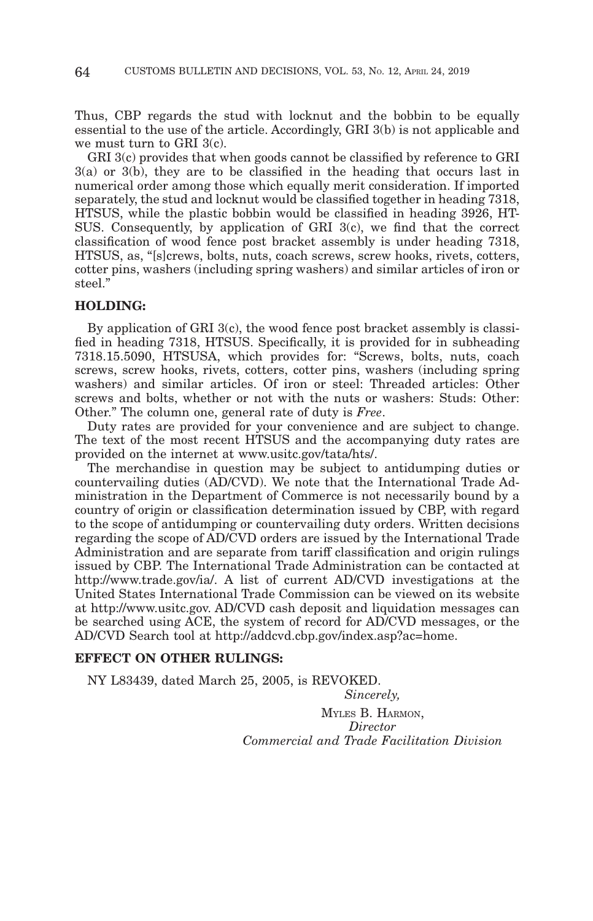Thus, CBP regards the stud with locknut and the bobbin to be equally essential to the use of the article. Accordingly, GRI 3(b) is not applicable and we must turn to GRI 3(c).

GRI 3(c) provides that when goods cannot be classified by reference to GRI 3(a) or 3(b), they are to be classified in the heading that occurs last in numerical order among those which equally merit consideration. If imported separately, the stud and locknut would be classified together in heading 7318, HTSUS, while the plastic bobbin would be classified in heading 3926, HTSUS. Consequently, by application of GRI 3(c), we find that the correct classification of wood fence post bracket assembly is under heading 7318, HTSUS, as, "[s]crews, bolts, nuts, coach screws, screw hooks, rivets, cotters, cotter pins, washers (including spring washers) and similar articles of iron or steel."

**HOLDING:**

By application of GRI 3(c), the wood fence post bracket assembly is classified in heading 7318, HTSUS. Specifically, it is provided for in subheading 7318.15.5090, HTSUSA, which provides for: "Screws, bolts, nuts, coach screws, screw hooks, rivets, cotters, cotter pins, washers (including spring washers) and similar articles. Of iron or steel: Threaded articles: Other screws and bolts, whether or not with the nuts or washers: Studs: Other: Other." The column one, general rate of duty is *Free*.

Duty rates are provided for your convenience and are subject to change. The text of the most recent HTSUS and the accompanying duty rates are provided on the internet at www.usitc.gov/tata/hts/.

The merchandise in question may be subject to antidumping duties or countervailing duties (AD/CVD). We note that the International Trade Administration in the Department of Commerce is not necessarily bound by a country of origin or classification determination issued by CBP, with regard to the scope of antidumping or countervailing duty orders. Written decisions regarding the scope of AD/CVD orders are issued by the International Trade Administration and are separate from tariff classification and origin rulings issued by CBP. The International Trade Administration can be contacted at http://www.trade.gov/ia/. A list of current AD/CVD investigations at the United States International Trade Commission can be viewed on its website at http://www.usitc.gov. AD/CVD cash deposit and liquidation messages can be searched using ACE, the system of record for AD/CVD messages, or the AD/CVD Search tool at http://addcvd.cbp.gov/index.asp?ac=home.

**EFFECT ON OTHER RULINGS:**

NY L83439, dated March 25, 2005, is REVOKED.

*Sincerely,*

MYLES B. HARMON,
*Director*
*Commercial and Trade Facilitation Division*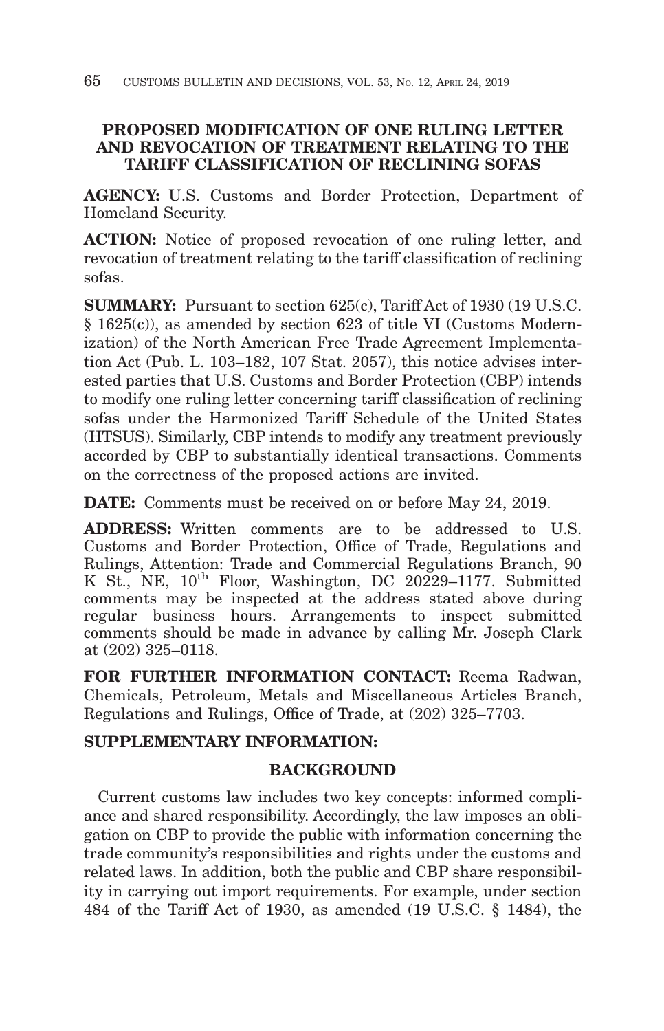**PROPOSED MODIFICATION OF ONE RULING LETTER AND REVOCATION OF TREATMENT RELATING TO THE TARIFF CLASSIFICATION OF RECLINING SOFAS**

**AGENCY:** U.S. Customs and Border Protection, Department of Homeland Security.

**ACTION:** Notice of proposed revocation of one ruling letter, and revocation of treatment relating to the tariff classification of reclining sofas.

**SUMMARY:** Pursuant to section 625(c), Tariff Act of 1930 (19 U.S.C. § 1625(c)), as amended by section 623 of title VI (Customs Modernization) of the North American Free Trade Agreement Implementation Act (Pub. L. 103–182, 107 Stat. 2057), this notice advises interested parties that U.S. Customs and Border Protection (CBP) intends to modify one ruling letter concerning tariff classification of reclining sofas under the Harmonized Tariff Schedule of the United States (HTSUS). Similarly, CBP intends to modify any treatment previously accorded by CBP to substantially identical transactions. Comments on the correctness of the proposed actions are invited.

**DATE:** Comments must be received on or before May 24, 2019.

**ADDRESS:** Written comments are to be addressed to U.S. Customs and Border Protection, Office of Trade, Regulations and Rulings, Attention: Trade and Commercial Regulations Branch, 90 K St., NE, 10th Floor, Washington, DC 20229–1177. Submitted comments may be inspected at the address stated above during regular business hours. Arrangements to inspect submitted comments should be made in advance by calling Mr. Joseph Clark at (202) 325–0118.

**FOR FURTHER INFORMATION CONTACT:** Reema Radwan, Chemicals, Petroleum, Metals and Miscellaneous Articles Branch, Regulations and Rulings, Office of Trade, at (202) 325–7703.

**SUPPLEMENTARY INFORMATION:**

**BACKGROUND**

Current customs law includes two key concepts: informed compliance and shared responsibility. Accordingly, the law imposes an obligation on CBP to provide the public with information concerning the trade community's responsibilities and rights under the customs and related laws. In addition, both the public and CBP share responsibility in carrying out import requirements. For example, under section 484 of the Tariff Act of 1930, as amended (19 U.S.C. § 1484), the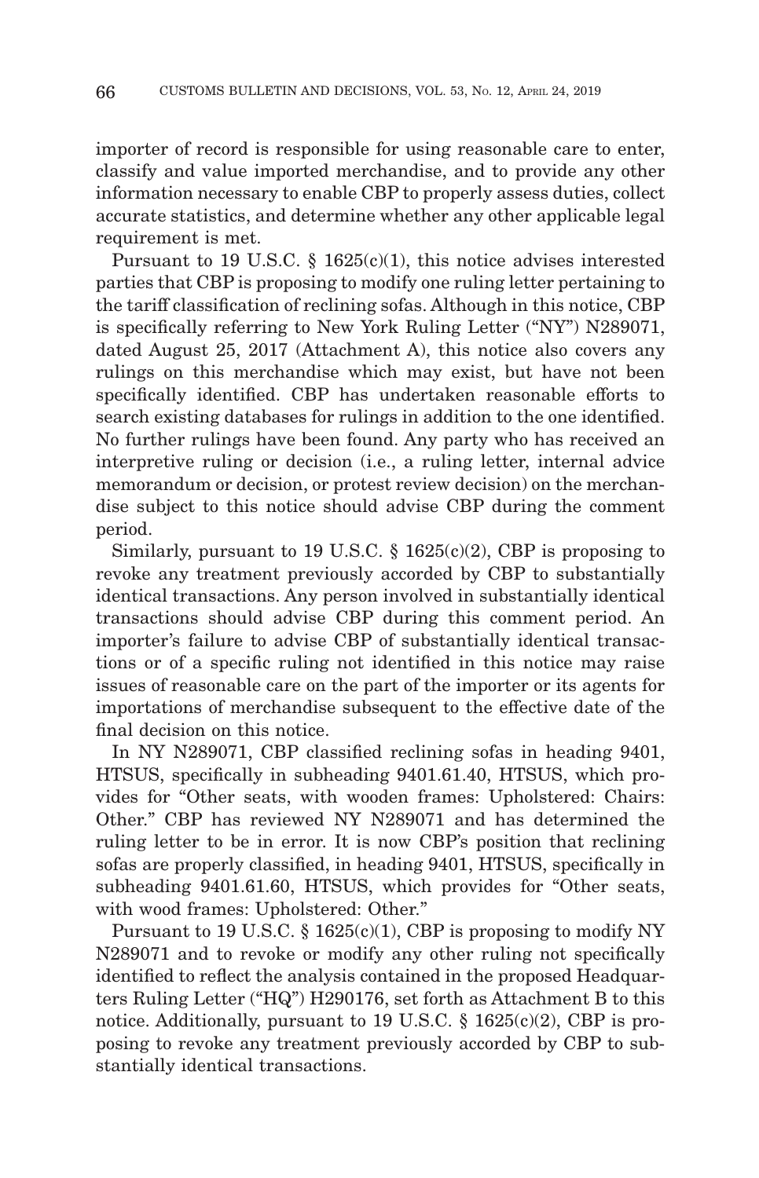importer of record is responsible for using reasonable care to enter, classify and value imported merchandise, and to provide any other information necessary to enable CBP to properly assess duties, collect accurate statistics, and determine whether any other applicable legal requirement is met.

Pursuant to 19 U.S.C. § 1625(c)(1), this notice advises interested parties that CBP is proposing to modify one ruling letter pertaining to the tariff classification of reclining sofas. Although in this notice, CBP is specifically referring to New York Ruling Letter ("NY") N289071, dated August 25, 2017 (Attachment A), this notice also covers any rulings on this merchandise which may exist, but have not been specifically identified. CBP has undertaken reasonable efforts to search existing databases for rulings in addition to the one identified. No further rulings have been found. Any party who has received an interpretive ruling or decision (i.e., a ruling letter, internal advice memorandum or decision, or protest review decision) on the merchandise subject to this notice should advise CBP during the comment period.

Similarly, pursuant to 19 U.S.C. § 1625(c)(2), CBP is proposing to revoke any treatment previously accorded by CBP to substantially identical transactions. Any person involved in substantially identical transactions should advise CBP during this comment period. An importer's failure to advise CBP of substantially identical transactions or of a specific ruling not identified in this notice may raise issues of reasonable care on the part of the importer or its agents for importations of merchandise subsequent to the effective date of the final decision on this notice.

In NY N289071, CBP classified reclining sofas in heading 9401, HTSUS, specifically in subheading 9401.61.40, HTSUS, which provides for "Other seats, with wooden frames: Upholstered: Chairs: Other." CBP has reviewed NY N289071 and has determined the ruling letter to be in error. It is now CBP's position that reclining sofas are properly classified, in heading 9401, HTSUS, specifically in subheading 9401.61.60, HTSUS, which provides for "Other seats, with wood frames: Upholstered: Other."

Pursuant to 19 U.S.C. § 1625(c)(1), CBP is proposing to modify NY N289071 and to revoke or modify any other ruling not specifically identified to reflect the analysis contained in the proposed Headquarters Ruling Letter ("HQ") H290176, set forth as Attachment B to this notice. Additionally, pursuant to 19 U.S.C. § 1625(c)(2), CBP is proposing to revoke any treatment previously accorded by CBP to substantially identical transactions.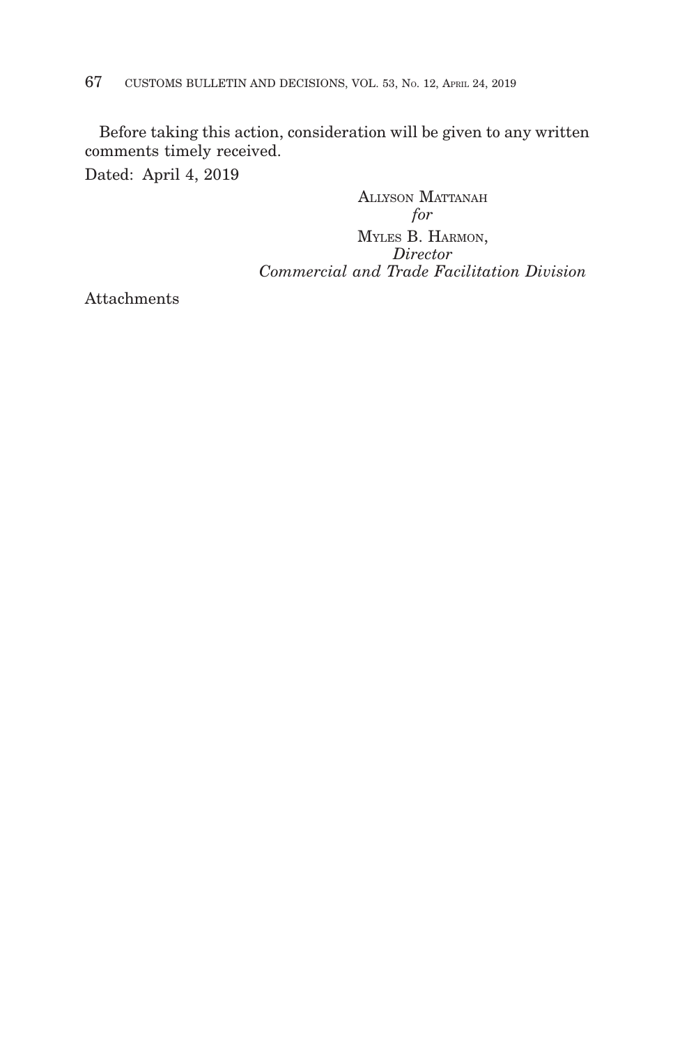Before taking this action, consideration will be given to any written comments timely received.

Dated: April 4, 2019

ALLYSON MATTANAH
*for*
MYLES B. HARMON,
*Director*
*Commercial and Trade Facilitation Division*

Attachments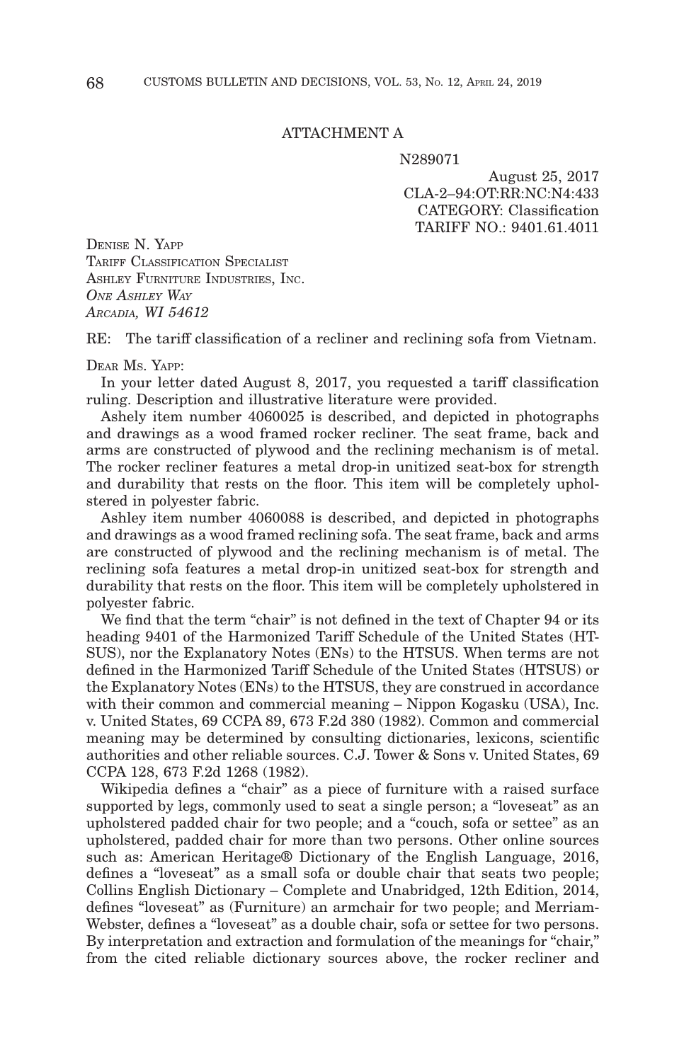ATTACHMENT A

N289071

August 25, 2017
CLA-2–94:OT:RR:NC:N4:433
CATEGORY: Classification
TARIFF NO.: 9401.61.4011

DENISE N. YAPP
TARIFF CLASSIFICATION SPECIALIST
ASHLEY FURNITURE INDUSTRIES, INC.
*ONE ASHLEY WAY*
*ARCADIA, WI 54612*

RE: The tariff classification of a recliner and reclining sofa from Vietnam.

DEAR MS. YAPP:

In your letter dated August 8, 2017, you requested a tariff classification ruling. Description and illustrative literature were provided.

Ashely item number 4060025 is described, and depicted in photographs and drawings as a wood framed rocker recliner. The seat frame, back and arms are constructed of plywood and the reclining mechanism is of metal. The rocker recliner features a metal drop-in unitized seat-box for strength and durability that rests on the floor. This item will be completely upholstered in polyester fabric.

Ashley item number 4060088 is described, and depicted in photographs and drawings as a wood framed reclining sofa. The seat frame, back and arms are constructed of plywood and the reclining mechanism is of metal. The reclining sofa features a metal drop-in unitized seat-box for strength and durability that rests on the floor. This item will be completely upholstered in polyester fabric.

We find that the term "chair" is not defined in the text of Chapter 94 or its heading 9401 of the Harmonized Tariff Schedule of the United States (HTSUS), nor the Explanatory Notes (ENs) to the HTSUS. When terms are not defined in the Harmonized Tariff Schedule of the United States (HTSUS) or the Explanatory Notes (ENs) to the HTSUS, they are construed in accordance with their common and commercial meaning – Nippon Kogasku (USA), Inc. v. United States, 69 CCPA 89, 673 F.2d 380 (1982). Common and commercial meaning may be determined by consulting dictionaries, lexicons, scientific authorities and other reliable sources. C.J. Tower & Sons v. United States, 69 CCPA 128, 673 F.2d 1268 (1982).

Wikipedia defines a "chair" as a piece of furniture with a raised surface supported by legs, commonly used to seat a single person; a "loveseat" as an upholstered padded chair for two people; and a "couch, sofa or settee" as an upholstered, padded chair for more than two persons. Other online sources such as: American Heritage® Dictionary of the English Language, 2016, defines a "loveseat" as a small sofa or double chair that seats two people; Collins English Dictionary – Complete and Unabridged, 12th Edition, 2014, defines "loveseat" as (Furniture) an armchair for two people; and Merriam-Webster, defines a "loveseat" as a double chair, sofa or settee for two persons. By interpretation and extraction and formulation of the meanings for "chair," from the cited reliable dictionary sources above, the rocker recliner and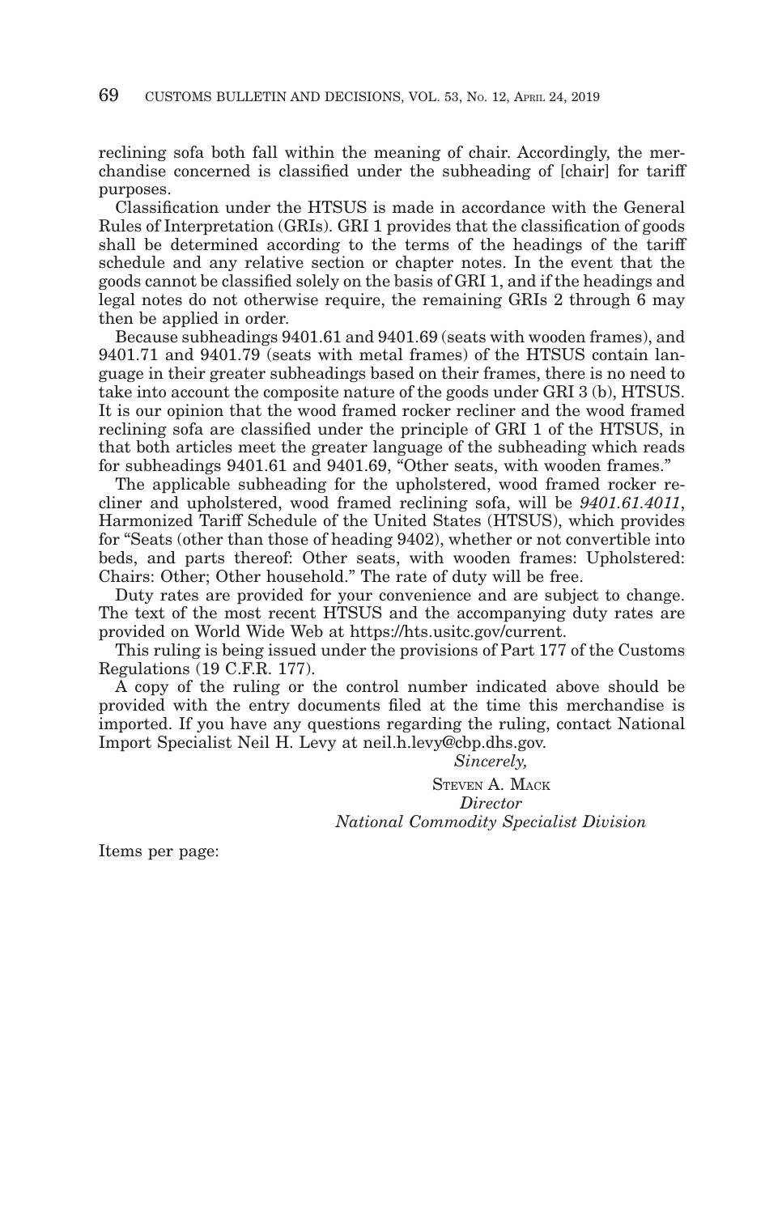reclining sofa both fall within the meaning of chair. Accordingly, the merchandise concerned is classified under the subheading of [chair] for tariff purposes.

Classification under the HTSUS is made in accordance with the General Rules of Interpretation (GRIs). GRI 1 provides that the classification of goods shall be determined according to the terms of the headings of the tariff schedule and any relative section or chapter notes. In the event that the goods cannot be classified solely on the basis of GRI 1, and if the headings and legal notes do not otherwise require, the remaining GRIs 2 through 6 may then be applied in order.

Because subheadings 9401.61 and 9401.69 (seats with wooden frames), and 9401.71 and 9401.79 (seats with metal frames) of the HTSUS contain language in their greater subheadings based on their frames, there is no need to take into account the composite nature of the goods under GRI 3 (b), HTSUS. It is our opinion that the wood framed rocker recliner and the wood framed reclining sofa are classified under the principle of GRI 1 of the HTSUS, in that both articles meet the greater language of the subheading which reads for subheadings 9401.61 and 9401.69, "Other seats, with wooden frames."

The applicable subheading for the upholstered, wood framed rocker recliner and upholstered, wood framed reclining sofa, will be *9401.61.4011*, Harmonized Tariff Schedule of the United States (HTSUS), which provides for "Seats (other than those of heading 9402), whether or not convertible into beds, and parts thereof: Other seats, with wooden frames: Upholstered: Chairs: Other; Other household." The rate of duty will be free.

Duty rates are provided for your convenience and are subject to change. The text of the most recent HTSUS and the accompanying duty rates are provided on World Wide Web at https://hts.usitc.gov/current.

This ruling is being issued under the provisions of Part 177 of the Customs Regulations (19 C.F.R. 177).

A copy of the ruling or the control number indicated above should be provided with the entry documents filed at the time this merchandise is imported. If you have any questions regarding the ruling, contact National Import Specialist Neil H. Levy at neil.h.levy@cbp.dhs.gov.

*Sincerely,*

STEVEN A. MACK
*Director*
*National Commodity Specialist Division*

Items per page: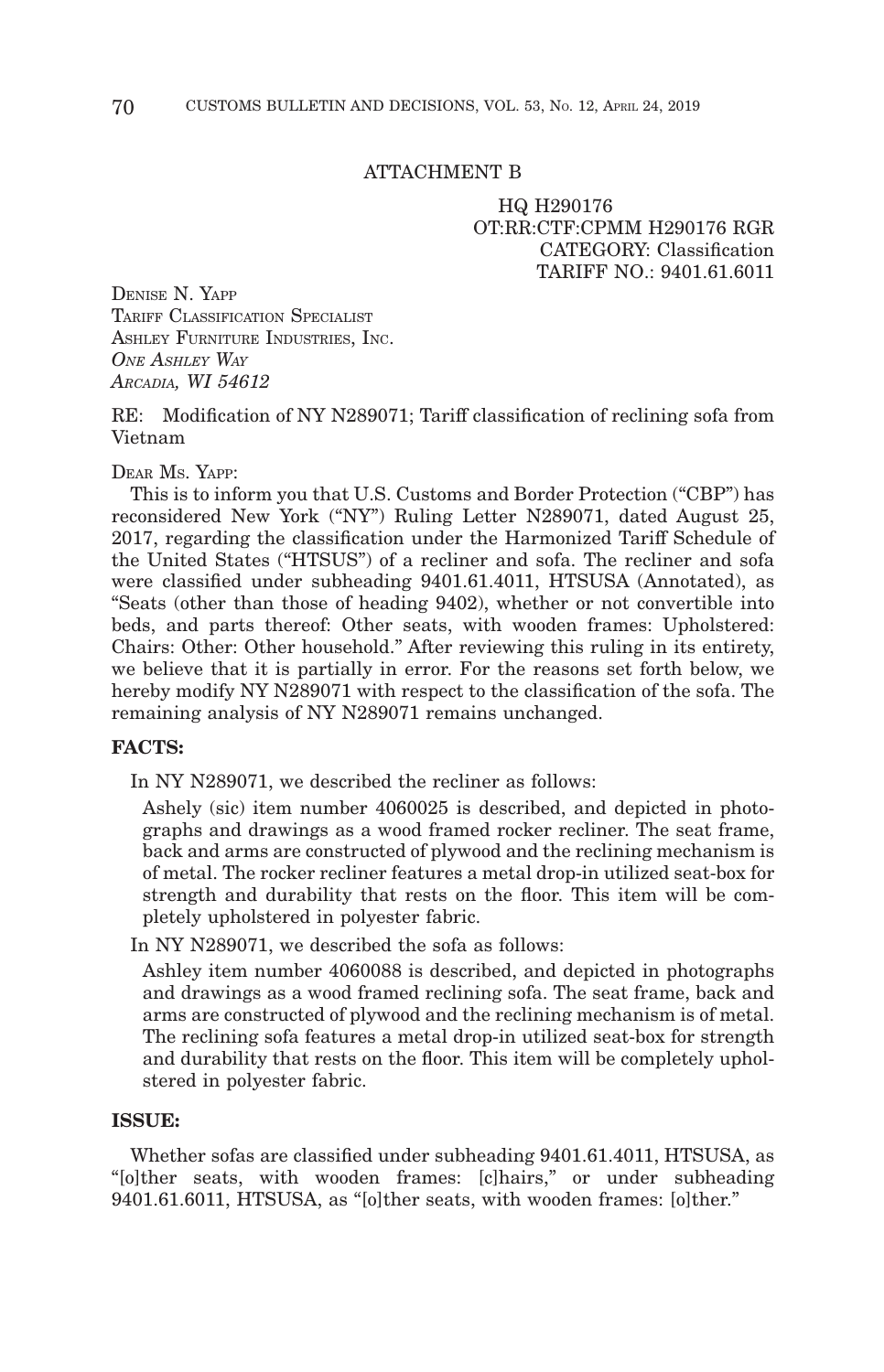ATTACHMENT B

HQ H290176
OT:RR:CTF:CPMM H290176 RGR
CATEGORY: Classification
TARIFF NO.: 9401.61.6011

DENISE N. YAPP
TARIFF CLASSIFICATION SPECIALIST
ASHLEY FURNITURE INDUSTRIES, INC.
*ONE ASHLEY WAY*
*ARCADIA, WI 54612*

RE: Modification of NY N289071; Tariff classification of reclining sofa from Vietnam

DEAR MS. YAPP:

This is to inform you that U.S. Customs and Border Protection ("CBP") has reconsidered New York ("NY") Ruling Letter N289071, dated August 25, 2017, regarding the classification under the Harmonized Tariff Schedule of the United States ("HTSUS") of a recliner and sofa. The recliner and sofa were classified under subheading 9401.61.4011, HTSUSA (Annotated), as "Seats (other than those of heading 9402), whether or not convertible into beds, and parts thereof: Other seats, with wooden frames: Upholstered: Chairs: Other: Other household." After reviewing this ruling in its entirety, we believe that it is partially in error. For the reasons set forth below, we hereby modify NY N289071 with respect to the classification of the sofa. The remaining analysis of NY N289071 remains unchanged.

**FACTS:**

In NY N289071, we described the recliner as follows:

> Ashely (sic) item number 4060025 is described, and depicted in photographs and drawings as a wood framed rocker recliner. The seat frame, back and arms are constructed of plywood and the reclining mechanism is of metal. The rocker recliner features a metal drop-in utilized seat-box for strength and durability that rests on the floor. This item will be completely upholstered in polyester fabric.

In NY N289071, we described the sofa as follows:

> Ashley item number 4060088 is described, and depicted in photographs and drawings as a wood framed reclining sofa. The seat frame, back and arms are constructed of plywood and the reclining mechanism is of metal. The reclining sofa features a metal drop-in utilized seat-box for strength and durability that rests on the floor. This item will be completely upholstered in polyester fabric.

**ISSUE:**

Whether sofas are classified under subheading 9401.61.4011, HTSUSA, as "[o]ther seats, with wooden frames: [c]hairs," or under subheading 9401.61.6011, HTSUSA, as "[o]ther seats, with wooden frames: [o]ther."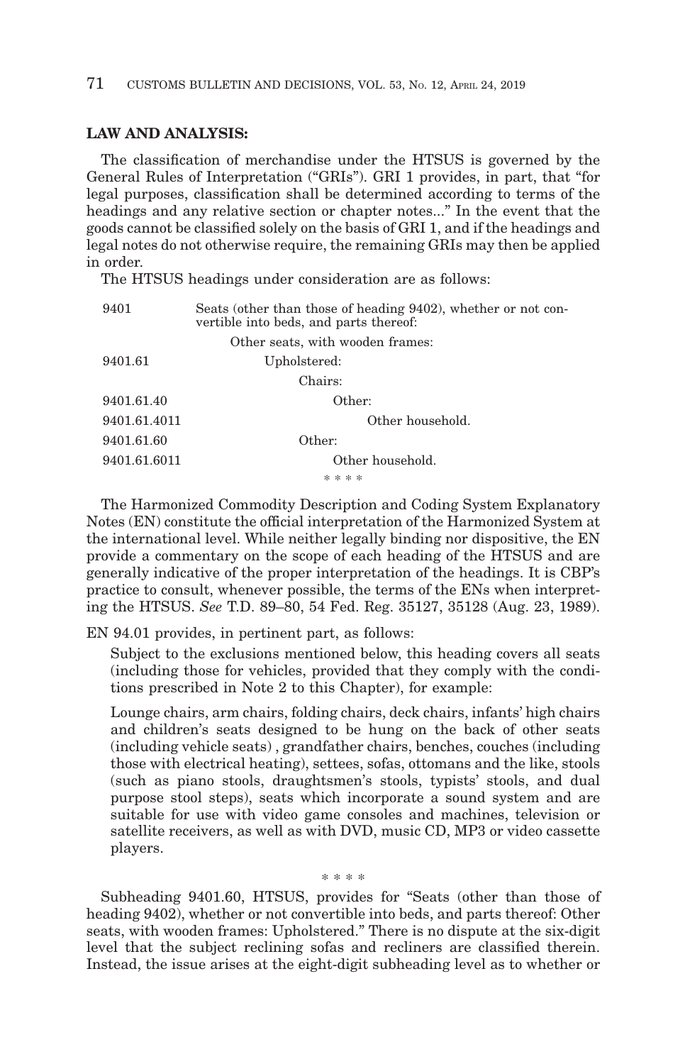**LAW AND ANALYSIS:**

The classification of merchandise under the HTSUS is governed by the General Rules of Interpretation ("GRIs"). GRI 1 provides, in part, that "for legal purposes, classification shall be determined according to terms of the headings and any relative section or chapter notes..." In the event that the goods cannot be classified solely on the basis of GRI 1, and if the headings and legal notes do not otherwise require, the remaining GRIs may then be applied in order.

The HTSUS headings under consideration are as follows:

| | |
|---|---|
| 9401 | Seats (other than those of heading 9402), whether or not convertible into beds, and parts thereof: |
| | Other seats, with wooden frames: |
| 9401.61 | Upholstered: |
| | Chairs: |
| 9401.61.40 | Other: |
| 9401.61.4011 | Other household. |
| 9401.61.60 | Other: |
| 9401.61.6011 | Other household. |

\* \* \* \*

The Harmonized Commodity Description and Coding System Explanatory Notes (EN) constitute the official interpretation of the Harmonized System at the international level. While neither legally binding nor dispositive, the EN provide a commentary on the scope of each heading of the HTSUS and are generally indicative of the proper interpretation of the headings. It is CBP's practice to consult, whenever possible, the terms of the ENs when interpreting the HTSUS. *See* T.D. 89–80, 54 Fed. Reg. 35127, 35128 (Aug. 23, 1989).

EN 94.01 provides, in pertinent part, as follows:

> Subject to the exclusions mentioned below, this heading covers all seats (including those for vehicles, provided that they comply with the conditions prescribed in Note 2 to this Chapter), for example:
>
> Lounge chairs, arm chairs, folding chairs, deck chairs, infants' high chairs and children's seats designed to be hung on the back of other seats (including vehicle seats) , grandfather chairs, benches, couches (including those with electrical heating), settees, sofas, ottomans and the like, stools (such as piano stools, draughtsmen's stools, typists' stools, and dual purpose stool steps), seats which incorporate a sound system and are suitable for use with video game consoles and machines, television or satellite receivers, as well as with DVD, music CD, MP3 or video cassette players.

\* \* \* \*

Subheading 9401.60, HTSUS, provides for "Seats (other than those of heading 9402), whether or not convertible into beds, and parts thereof: Other seats, with wooden frames: Upholstered." There is no dispute at the six-digit level that the subject reclining sofas and recliners are classified therein. Instead, the issue arises at the eight-digit subheading level as to whether or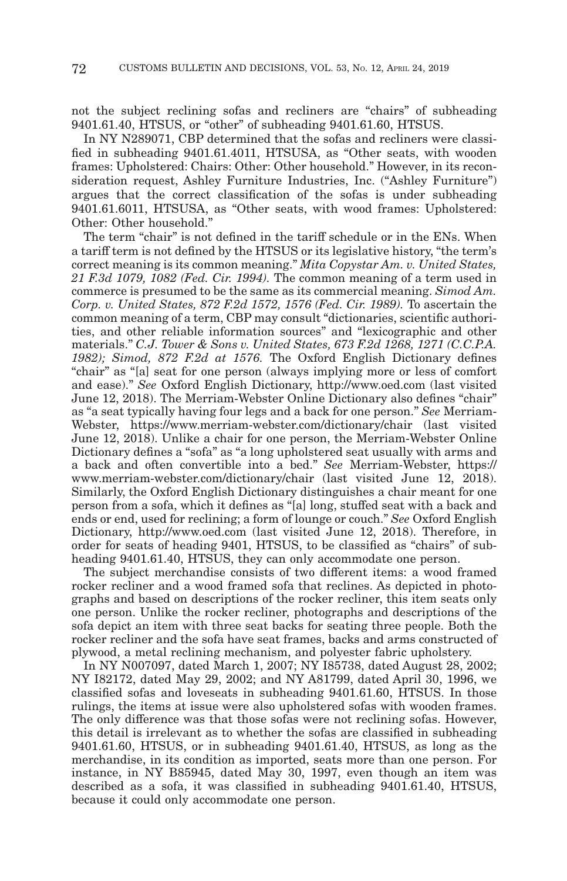not the subject reclining sofas and recliners are "chairs" of subheading 9401.61.40, HTSUS, or "other" of subheading 9401.61.60, HTSUS.

In NY N289071, CBP determined that the sofas and recliners were classified in subheading 9401.61.4011, HTSUSA, as "Other seats, with wooden frames: Upholstered: Chairs: Other: Other household." However, in its reconsideration request, Ashley Furniture Industries, Inc. ("Ashley Furniture") argues that the correct classification of the sofas is under subheading 9401.61.6011, HTSUSA, as "Other seats, with wood frames: Upholstered: Other: Other household."

The term "chair" is not defined in the tariff schedule or in the ENs. When a tariff term is not defined by the HTSUS or its legislative history, "the term's correct meaning is its common meaning." *Mita Copystar Am. v. United States, 21 F.3d 1079, 1082 (Fed. Cir. 1994).* The common meaning of a term used in commerce is presumed to be the same as its commercial meaning. *Simod Am. Corp. v. United States, 872 F.2d 1572, 1576 (Fed. Cir. 1989).* To ascertain the common meaning of a term, CBP may consult "dictionaries, scientific authorities, and other reliable information sources" and "lexicographic and other materials." *C.J. Tower & Sons v. United States, 673 F.2d 1268, 1271 (C.C.P.A. 1982); Simod, 872 F.2d at 1576.* The Oxford English Dictionary defines "chair" as "[a] seat for one person (always implying more or less of comfort and ease)." *See* Oxford English Dictionary, http://www.oed.com (last visited June 12, 2018). The Merriam-Webster Online Dictionary also defines "chair" as "a seat typically having four legs and a back for one person." *See* Merriam-Webster, https://www.merriam-webster.com/dictionary/chair (last visited June 12, 2018). Unlike a chair for one person, the Merriam-Webster Online Dictionary defines a "sofa" as "a long upholstered seat usually with arms and a back and often convertible into a bed." *See* Merriam-Webster, https://www.merriam-webster.com/dictionary/chair (last visited June 12, 2018). Similarly, the Oxford English Dictionary distinguishes a chair meant for one person from a sofa, which it defines as "[a] long, stuffed seat with a back and ends or end, used for reclining; a form of lounge or couch." *See* Oxford English Dictionary, http://www.oed.com (last visited June 12, 2018). Therefore, in order for seats of heading 9401, HTSUS, to be classified as "chairs" of subheading 9401.61.40, HTSUS, they can only accommodate one person.

The subject merchandise consists of two different items: a wood framed rocker recliner and a wood framed sofa that reclines. As depicted in photographs and based on descriptions of the rocker recliner, this item seats only one person. Unlike the rocker recliner, photographs and descriptions of the sofa depict an item with three seat backs for seating three people. Both the rocker recliner and the sofa have seat frames, backs and arms constructed of plywood, a metal reclining mechanism, and polyester fabric upholstery.

In NY N007097, dated March 1, 2007; NY I85738, dated August 28, 2002; NY I82172, dated May 29, 2002; and NY A81799, dated April 30, 1996, we classified sofas and loveseats in subheading 9401.61.60, HTSUS. In those rulings, the items at issue were also upholstered sofas with wooden frames. The only difference was that those sofas were not reclining sofas. However, this detail is irrelevant as to whether the sofas are classified in subheading 9401.61.60, HTSUS, or in subheading 9401.61.40, HTSUS, as long as the merchandise, in its condition as imported, seats more than one person. For instance, in NY B85945, dated May 30, 1997, even though an item was described as a sofa, it was classified in subheading 9401.61.40, HTSUS, because it could only accommodate one person.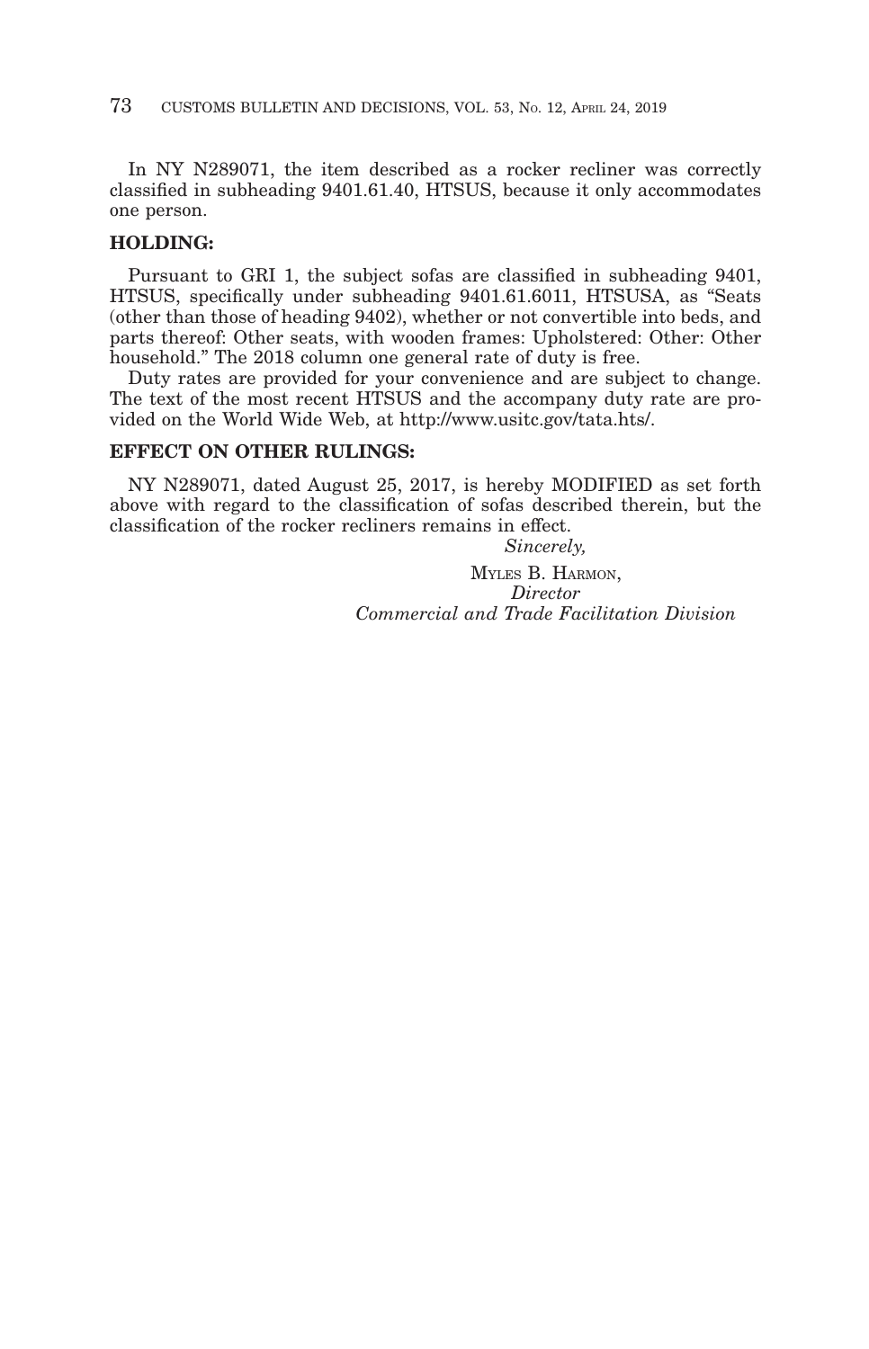In NY N289071, the item described as a rocker recliner was correctly classified in subheading 9401.61.40, HTSUS, because it only accommodates one person.

**HOLDING:**

Pursuant to GRI 1, the subject sofas are classified in subheading 9401, HTSUS, specifically under subheading 9401.61.6011, HTSUSA, as "Seats (other than those of heading 9402), whether or not convertible into beds, and parts thereof: Other seats, with wooden frames: Upholstered: Other: Other household." The 2018 column one general rate of duty is free.

Duty rates are provided for your convenience and are subject to change. The text of the most recent HTSUS and the accompany duty rate are provided on the World Wide Web, at http://www.usitc.gov/tata.hts/.

**EFFECT ON OTHER RULINGS:**

NY N289071, dated August 25, 2017, is hereby MODIFIED as set forth above with regard to the classification of sofas described therein, but the classification of the rocker recliners remains in effect.

*Sincerely,*

MYLES B. HARMON,
*Director*
*Commercial and Trade Facilitation Division*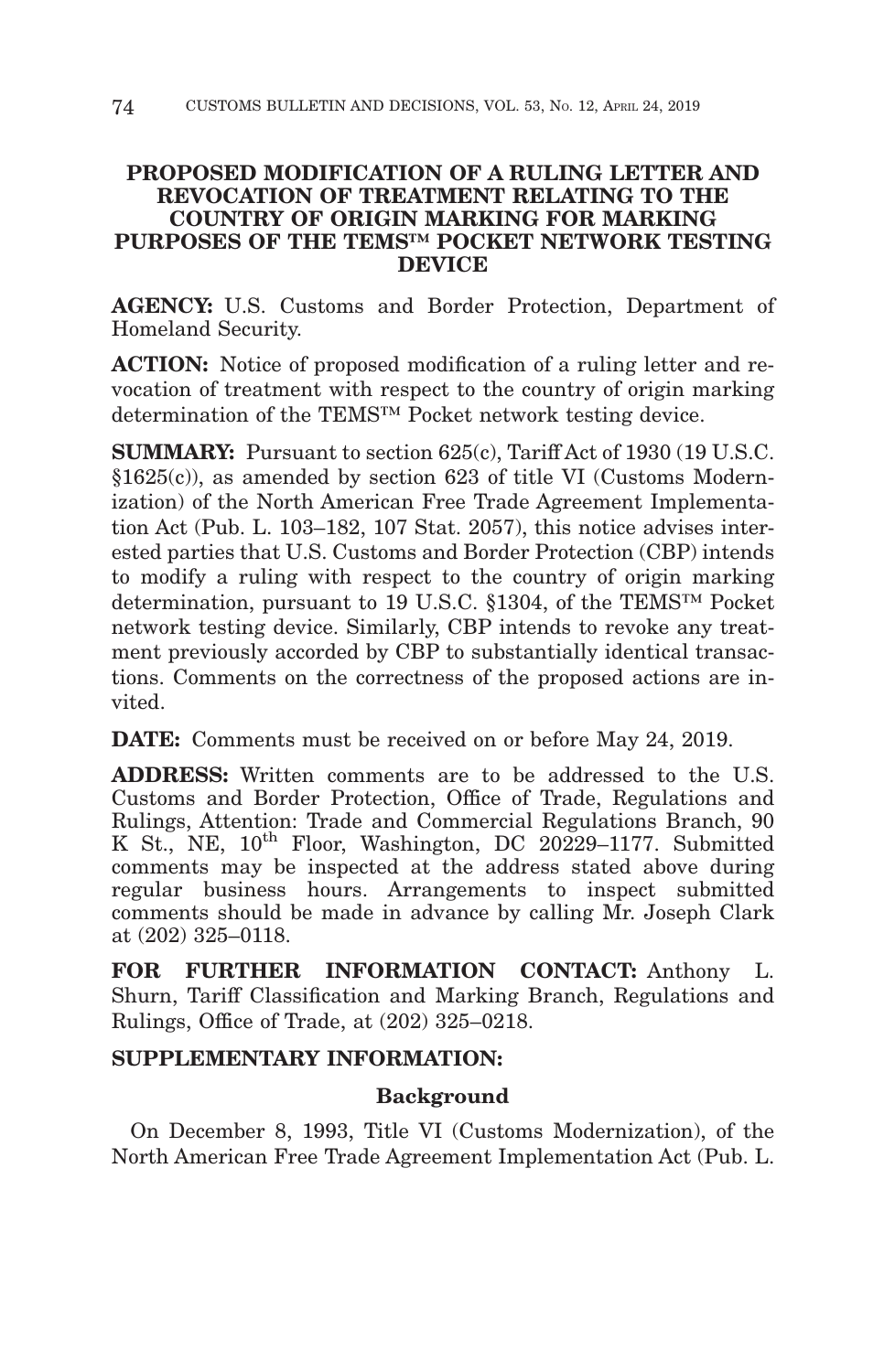## PROPOSED MODIFICATION OF A RULING LETTER AND REVOCATION OF TREATMENT RELATING TO THE COUNTRY OF ORIGIN MARKING FOR MARKING PURPOSES OF THE TEMS™ POCKET NETWORK TESTING DEVICE

**AGENCY:** U.S. Customs and Border Protection, Department of Homeland Security.

**ACTION:** Notice of proposed modification of a ruling letter and revocation of treatment with respect to the country of origin marking determination of the TEMS™ Pocket network testing device.

**SUMMARY:** Pursuant to section 625(c), Tariff Act of 1930 (19 U.S.C. §1625(c)), as amended by section 623 of title VI (Customs Modernization) of the North American Free Trade Agreement Implementation Act (Pub. L. 103–182, 107 Stat. 2057), this notice advises interested parties that U.S. Customs and Border Protection (CBP) intends to modify a ruling with respect to the country of origin marking determination, pursuant to 19 U.S.C. §1304, of the TEMS™ Pocket network testing device. Similarly, CBP intends to revoke any treatment previously accorded by CBP to substantially identical transactions. Comments on the correctness of the proposed actions are invited.

**DATE:** Comments must be received on or before May 24, 2019.

**ADDRESS:** Written comments are to be addressed to the U.S. Customs and Border Protection, Office of Trade, Regulations and Rulings, Attention: Trade and Commercial Regulations Branch, 90 K St., NE, 10th Floor, Washington, DC 20229–1177. Submitted comments may be inspected at the address stated above during regular business hours. Arrangements to inspect submitted comments should be made in advance by calling Mr. Joseph Clark at (202) 325–0118.

**FOR FURTHER INFORMATION CONTACT:** Anthony L. Shurn, Tariff Classification and Marking Branch, Regulations and Rulings, Office of Trade, at (202) 325–0218.

**SUPPLEMENTARY INFORMATION:**

### Background

On December 8, 1993, Title VI (Customs Modernization), of the North American Free Trade Agreement Implementation Act (Pub. L.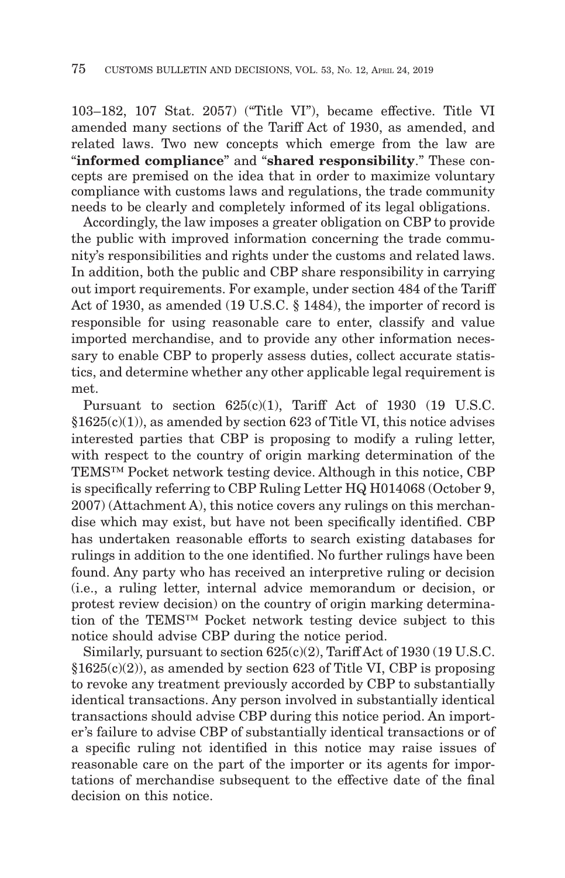103–182, 107 Stat. 2057) ("Title VI"), became effective. Title VI amended many sections of the Tariff Act of 1930, as amended, and related laws. Two new concepts which emerge from the law are "**informed compliance**" and "**shared responsibility**." These concepts are premised on the idea that in order to maximize voluntary compliance with customs laws and regulations, the trade community needs to be clearly and completely informed of its legal obligations.

Accordingly, the law imposes a greater obligation on CBP to provide the public with improved information concerning the trade community's responsibilities and rights under the customs and related laws. In addition, both the public and CBP share responsibility in carrying out import requirements. For example, under section 484 of the Tariff Act of 1930, as amended (19 U.S.C. § 1484), the importer of record is responsible for using reasonable care to enter, classify and value imported merchandise, and to provide any other information necessary to enable CBP to properly assess duties, collect accurate statistics, and determine whether any other applicable legal requirement is met.

Pursuant to section 625(c)(1), Tariff Act of 1930 (19 U.S.C. §1625(c)(1)), as amended by section 623 of Title VI, this notice advises interested parties that CBP is proposing to modify a ruling letter, with respect to the country of origin marking determination of the TEMS™ Pocket network testing device. Although in this notice, CBP is specifically referring to CBP Ruling Letter HQ H014068 (October 9, 2007) (Attachment A), this notice covers any rulings on this merchandise which may exist, but have not been specifically identified. CBP has undertaken reasonable efforts to search existing databases for rulings in addition to the one identified. No further rulings have been found. Any party who has received an interpretive ruling or decision (i.e., a ruling letter, internal advice memorandum or decision, or protest review decision) on the country of origin marking determination of the TEMS™ Pocket network testing device subject to this notice should advise CBP during the notice period.

Similarly, pursuant to section 625(c)(2), Tariff Act of 1930 (19 U.S.C. §1625(c)(2)), as amended by section 623 of Title VI, CBP is proposing to revoke any treatment previously accorded by CBP to substantially identical transactions. Any person involved in substantially identical transactions should advise CBP during this notice period. An importer's failure to advise CBP of substantially identical transactions or of a specific ruling not identified in this notice may raise issues of reasonable care on the part of the importer or its agents for importations of merchandise subsequent to the effective date of the final decision on this notice.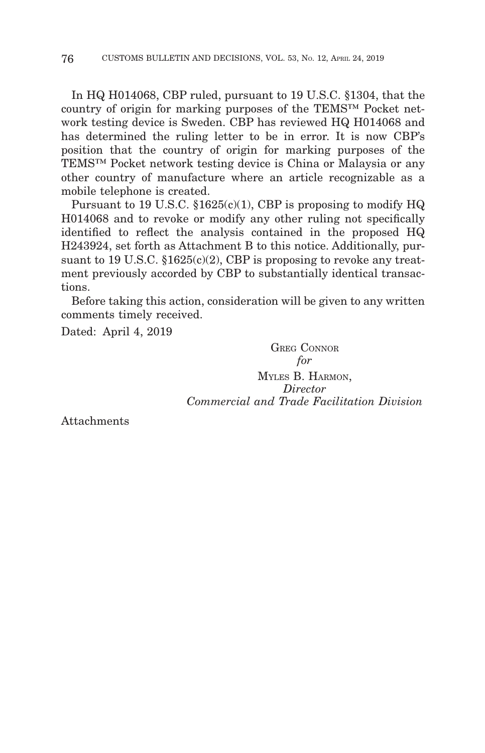In HQ H014068, CBP ruled, pursuant to 19 U.S.C. §1304, that the country of origin for marking purposes of the TEMS™ Pocket network testing device is Sweden. CBP has reviewed HQ H014068 and has determined the ruling letter to be in error. It is now CBP's position that the country of origin for marking purposes of the TEMS™ Pocket network testing device is China or Malaysia or any other country of manufacture where an article recognizable as a mobile telephone is created.

Pursuant to 19 U.S.C. §1625(c)(1), CBP is proposing to modify HQ H014068 and to revoke or modify any other ruling not specifically identified to reflect the analysis contained in the proposed HQ H243924, set forth as Attachment B to this notice. Additionally, pursuant to 19 U.S.C. §1625(c)(2), CBP is proposing to revoke any treatment previously accorded by CBP to substantially identical transactions.

Before taking this action, consideration will be given to any written comments timely received.

Dated: April 4, 2019

GREG CONNOR
*for*
MYLES B. HARMON,
*Director*
*Commercial and Trade Facilitation Division*

Attachments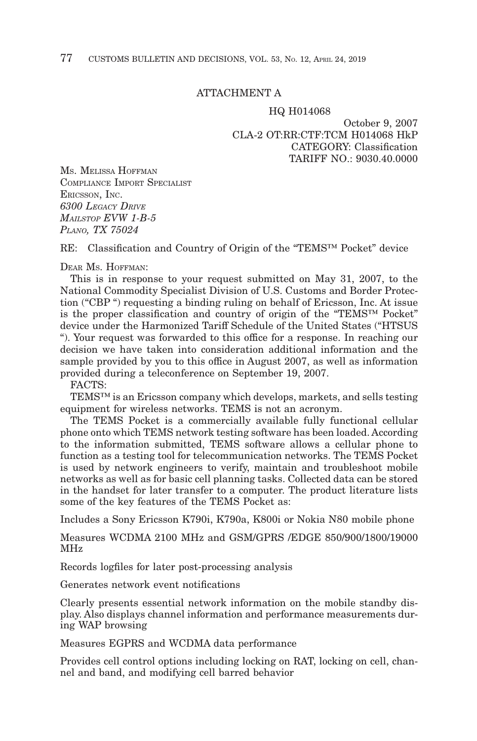ATTACHMENT A

HQ H014068

October 9, 2007
CLA-2 OT:RR:CTF:TCM H014068 HkP
CATEGORY: Classification
TARIFF NO.: 9030.40.0000

MS. MELISSA HOFFMAN
COMPLIANCE IMPORT SPECIALIST
ERICSSON, INC.
*6300 LEGACY DRIVE*
*MAILSTOP EVW 1-B-5*
*PLANO, TX 75024*

RE: Classification and Country of Origin of the "TEMS™ Pocket" device

DEAR MS. HOFFMAN:

This is in response to your request submitted on May 31, 2007, to the National Commodity Specialist Division of U.S. Customs and Border Protection ("CBP ") requesting a binding ruling on behalf of Ericsson, Inc. At issue is the proper classification and country of origin of the "TEMS™ Pocket" device under the Harmonized Tariff Schedule of the United States ("HTSUS "). Your request was forwarded to this office for a response. In reaching our decision we have taken into consideration additional information and the sample provided by you to this office in August 2007, as well as information provided during a teleconference on September 19, 2007.

FACTS:

TEMS™ is an Ericsson company which develops, markets, and sells testing equipment for wireless networks. TEMS is not an acronym.

The TEMS Pocket is a commercially available fully functional cellular phone onto which TEMS network testing software has been loaded. According to the information submitted, TEMS software allows a cellular phone to function as a testing tool for telecommunication networks. The TEMS Pocket is used by network engineers to verify, maintain and troubleshoot mobile networks as well as for basic cell planning tasks. Collected data can be stored in the handset for later transfer to a computer. The product literature lists some of the key features of the TEMS Pocket as:

Includes a Sony Ericsson K790i, K790a, K800i or Nokia N80 mobile phone

Measures WCDMA 2100 MHz and GSM/GPRS /EDGE 850/900/1800/19000 MHz

Records logfiles for later post-processing analysis

Generates network event notifications

Clearly presents essential network information on the mobile standby display. Also displays channel information and performance measurements during WAP browsing

Measures EGPRS and WCDMA data performance

Provides cell control options including locking on RAT, locking on cell, channel and band, and modifying cell barred behavior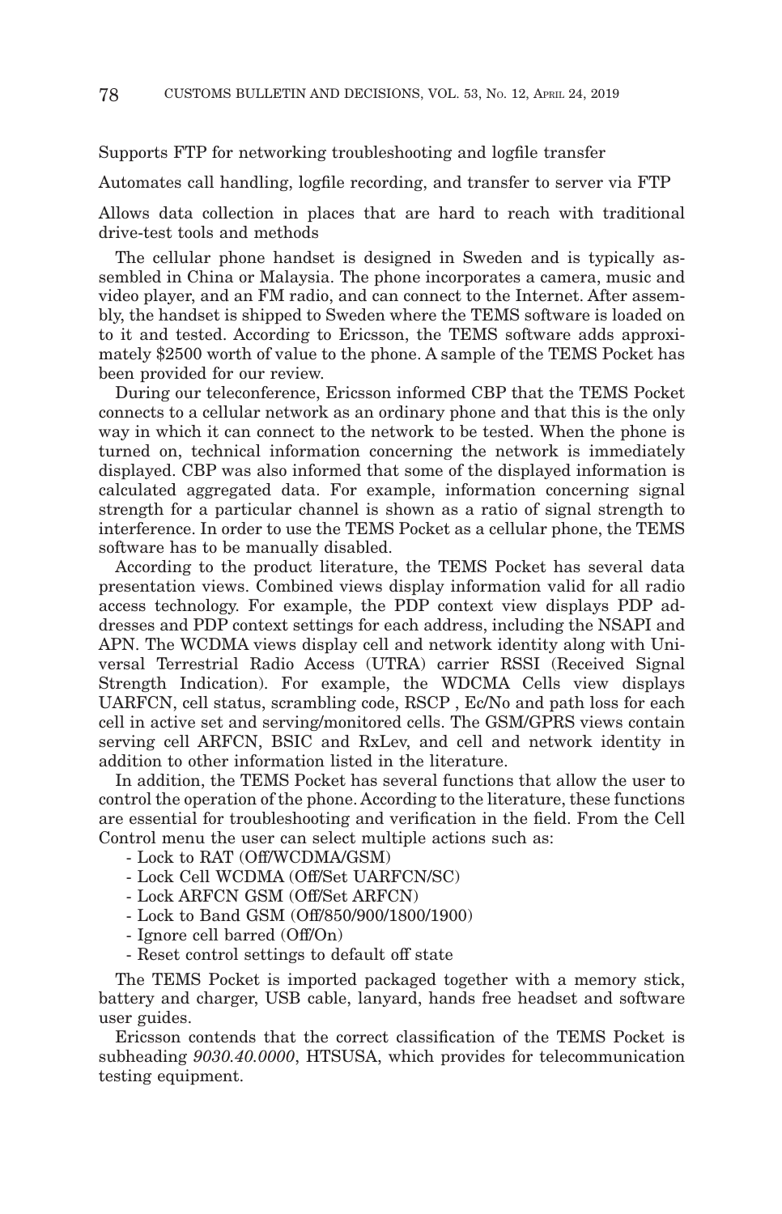Supports FTP for networking troubleshooting and logfile transfer

Automates call handling, logfile recording, and transfer to server via FTP

Allows data collection in places that are hard to reach with traditional drive-test tools and methods

The cellular phone handset is designed in Sweden and is typically assembled in China or Malaysia. The phone incorporates a camera, music and video player, and an FM radio, and can connect to the Internet. After assembly, the handset is shipped to Sweden where the TEMS software is loaded on to it and tested. According to Ericsson, the TEMS software adds approximately $2500 worth of value to the phone. A sample of the TEMS Pocket has been provided for our review.

During our teleconference, Ericsson informed CBP that the TEMS Pocket connects to a cellular network as an ordinary phone and that this is the only way in which it can connect to the network to be tested. When the phone is turned on, technical information concerning the network is immediately displayed. CBP was also informed that some of the displayed information is calculated aggregated data. For example, information concerning signal strength for a particular channel is shown as a ratio of signal strength to interference. In order to use the TEMS Pocket as a cellular phone, the TEMS software has to be manually disabled.

According to the product literature, the TEMS Pocket has several data presentation views. Combined views display information valid for all radio access technology. For example, the PDP context view displays PDP addresses and PDP context settings for each address, including the NSAPI and APN. The WCDMA views display cell and network identity along with Universal Terrestrial Radio Access (UTRA) carrier RSSI (Received Signal Strength Indication). For example, the WDCMA Cells view displays UARFCN, cell status, scrambling code, RSCP , Ec/No and path loss for each cell in active set and serving/monitored cells. The GSM/GPRS views contain serving cell ARFCN, BSIC and RxLev, and cell and network identity in addition to other information listed in the literature.

In addition, the TEMS Pocket has several functions that allow the user to control the operation of the phone. According to the literature, these functions are essential for troubleshooting and verification in the field. From the Cell Control menu the user can select multiple actions such as:

- Lock to RAT (Off/WCDMA/GSM)
- Lock Cell WCDMA (Off/Set UARFCN/SC)
- Lock ARFCN GSM (Off/Set ARFCN)
- Lock to Band GSM (Off/850/900/1800/1900)
- Ignore cell barred (Off/On)
- Reset control settings to default off state

The TEMS Pocket is imported packaged together with a memory stick, battery and charger, USB cable, lanyard, hands free headset and software user guides.

Ericsson contends that the correct classification of the TEMS Pocket is subheading *9030.40.0000*, HTSUSA, which provides for telecommunication testing equipment.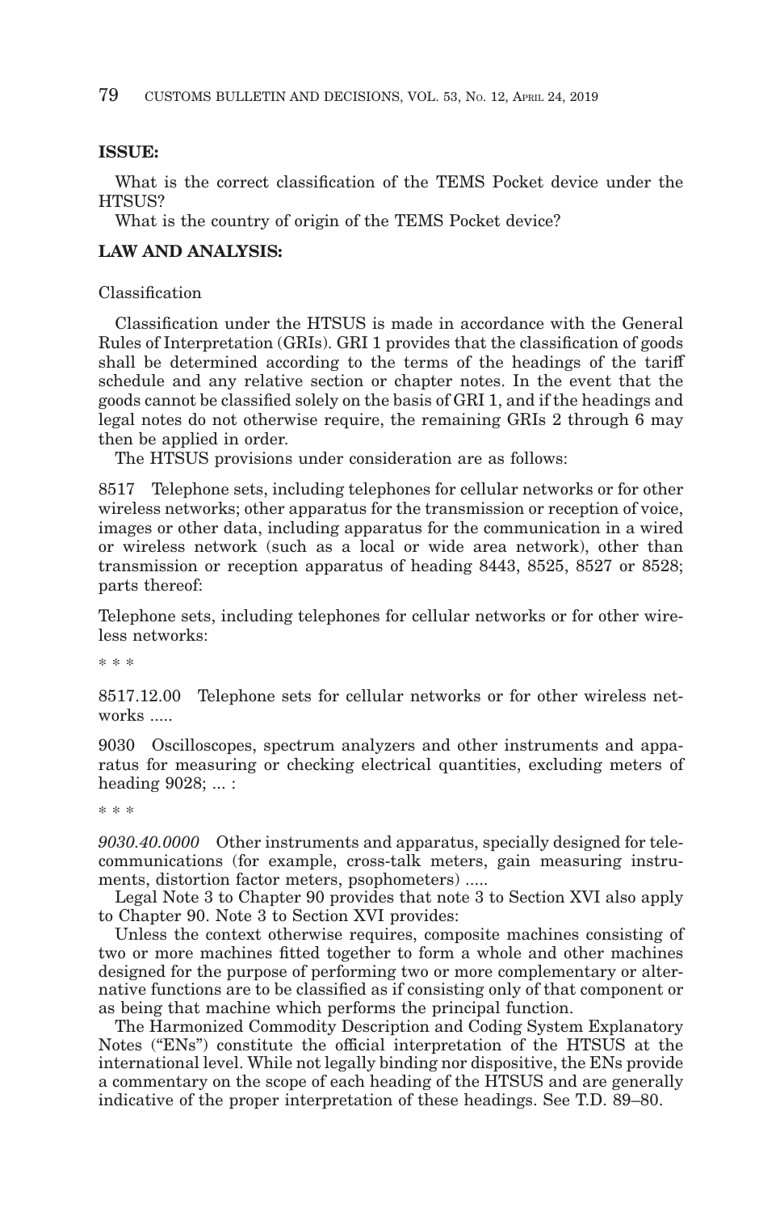**ISSUE:**

What is the correct classification of the TEMS Pocket device under the HTSUS?

What is the country of origin of the TEMS Pocket device?

**LAW AND ANALYSIS:**

Classification

Classification under the HTSUS is made in accordance with the General Rules of Interpretation (GRIs). GRI 1 provides that the classification of goods shall be determined according to the terms of the headings of the tariff schedule and any relative section or chapter notes. In the event that the goods cannot be classified solely on the basis of GRI 1, and if the headings and legal notes do not otherwise require, the remaining GRIs 2 through 6 may then be applied in order.

The HTSUS provisions under consideration are as follows:

8517 Telephone sets, including telephones for cellular networks or for other wireless networks; other apparatus for the transmission or reception of voice, images or other data, including apparatus for the communication in a wired or wireless network (such as a local or wide area network), other than transmission or reception apparatus of heading 8443, 8525, 8527 or 8528; parts thereof:

Telephone sets, including telephones for cellular networks or for other wireless networks:

\* \* \*

8517.12.00 Telephone sets for cellular networks or for other wireless networks .....

9030 Oscilloscopes, spectrum analyzers and other instruments and apparatus for measuring or checking electrical quantities, excluding meters of heading 9028; ... :

\* \* \*

*9030.40.0000* Other instruments and apparatus, specially designed for telecommunications (for example, cross-talk meters, gain measuring instruments, distortion factor meters, psophometers) .....

Legal Note 3 to Chapter 90 provides that note 3 to Section XVI also apply to Chapter 90. Note 3 to Section XVI provides:

Unless the context otherwise requires, composite machines consisting of two or more machines fitted together to form a whole and other machines designed for the purpose of performing two or more complementary or alternative functions are to be classified as if consisting only of that component or as being that machine which performs the principal function.

The Harmonized Commodity Description and Coding System Explanatory Notes ("ENs") constitute the official interpretation of the HTSUS at the international level. While not legally binding nor dispositive, the ENs provide a commentary on the scope of each heading of the HTSUS and are generally indicative of the proper interpretation of these headings. See T.D. 89–80.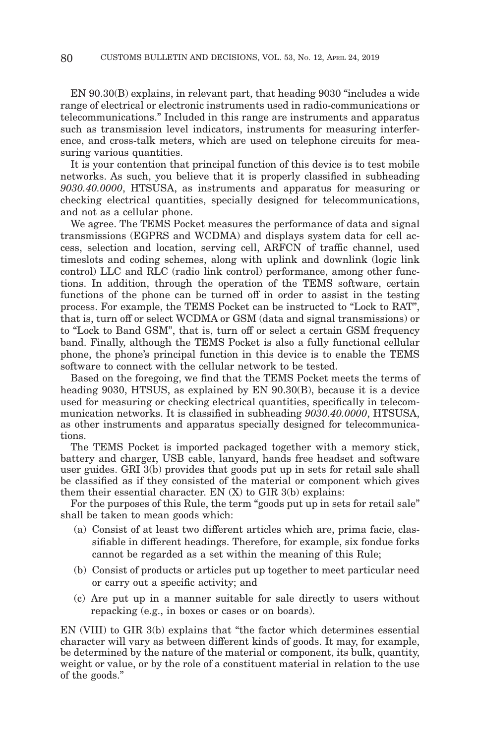EN 90.30(B) explains, in relevant part, that heading 9030 "includes a wide range of electrical or electronic instruments used in radio-communications or telecommunications." Included in this range are instruments and apparatus such as transmission level indicators, instruments for measuring interference, and cross-talk meters, which are used on telephone circuits for measuring various quantities.

It is your contention that principal function of this device is to test mobile networks. As such, you believe that it is properly classified in subheading *9030.40.0000*, HTSUSA, as instruments and apparatus for measuring or checking electrical quantities, specially designed for telecommunications, and not as a cellular phone.

We agree. The TEMS Pocket measures the performance of data and signal transmissions (EGPRS and WCDMA) and displays system data for cell access, selection and location, serving cell, ARFCN of traffic channel, used timeslots and coding schemes, along with uplink and downlink (logic link control) LLC and RLC (radio link control) performance, among other functions. In addition, through the operation of the TEMS software, certain functions of the phone can be turned off in order to assist in the testing process. For example, the TEMS Pocket can be instructed to "Lock to RAT", that is, turn off or select WCDMA or GSM (data and signal transmissions) or to "Lock to Band GSM", that is, turn off or select a certain GSM frequency band. Finally, although the TEMS Pocket is also a fully functional cellular phone, the phone's principal function in this device is to enable the TEMS software to connect with the cellular network to be tested.

Based on the foregoing, we find that the TEMS Pocket meets the terms of heading 9030, HTSUS, as explained by EN 90.30(B), because it is a device used for measuring or checking electrical quantities, specifically in telecommunication networks. It is classified in subheading *9030.40.0000*, HTSUSA, as other instruments and apparatus specially designed for telecommunications.

The TEMS Pocket is imported packaged together with a memory stick, battery and charger, USB cable, lanyard, hands free headset and software user guides. GRI 3(b) provides that goods put up in sets for retail sale shall be classified as if they consisted of the material or component which gives them their essential character. EN (X) to GIR 3(b) explains:

For the purposes of this Rule, the term "goods put up in sets for retail sale" shall be taken to mean goods which:

(a) Consist of at least two different articles which are, prima facie, classifiable in different headings. Therefore, for example, six fondue forks cannot be regarded as a set within the meaning of this Rule;

(b) Consist of products or articles put up together to meet particular need or carry out a specific activity; and

(c) Are put up in a manner suitable for sale directly to users without repacking (e.g., in boxes or cases or on boards).

EN (VIII) to GIR 3(b) explains that "the factor which determines essential character will vary as between different kinds of goods. It may, for example, be determined by the nature of the material or component, its bulk, quantity, weight or value, or by the role of a constituent material in relation to the use of the goods."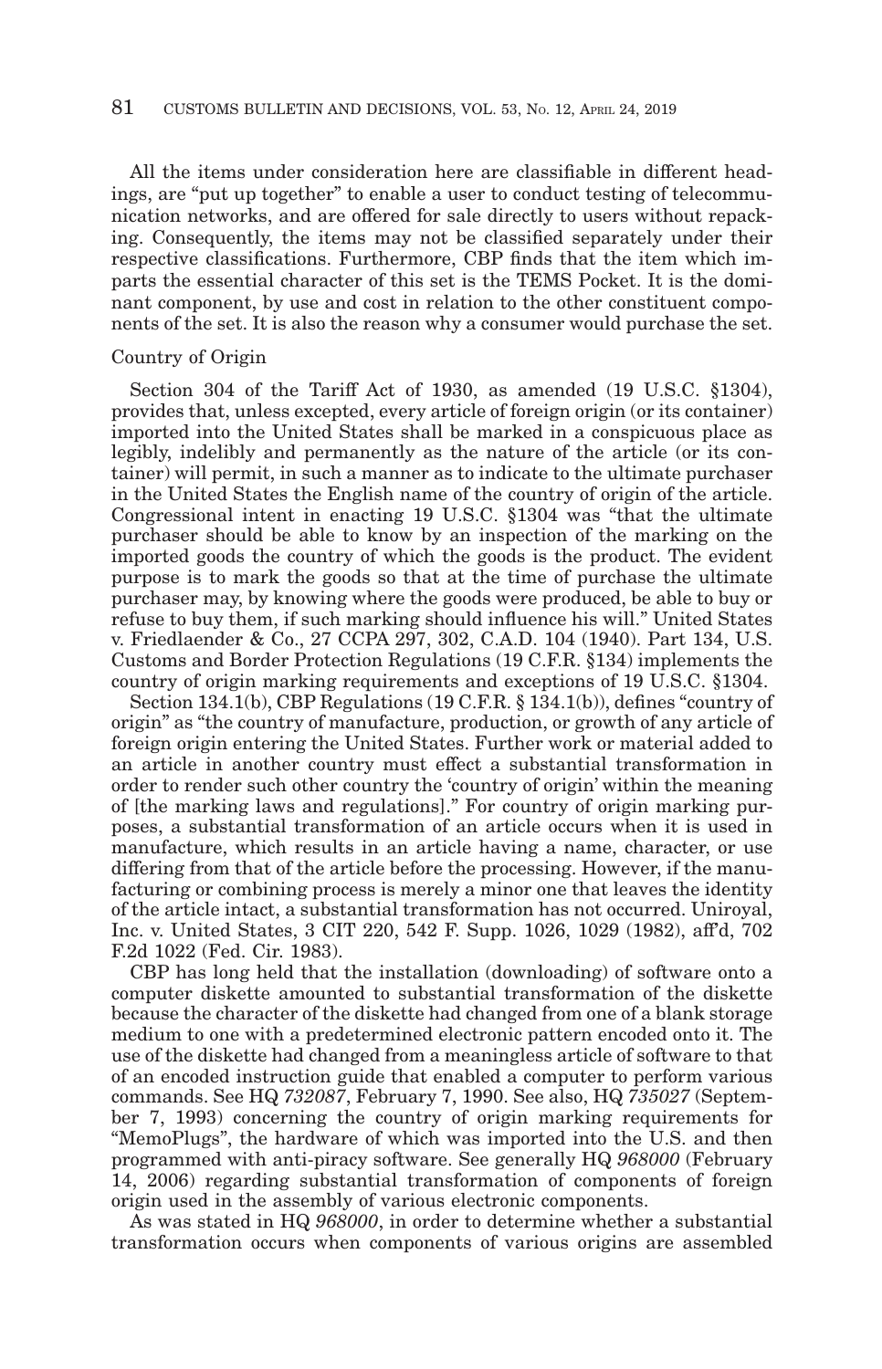All the items under consideration here are classifiable in different headings, are "put up together" to enable a user to conduct testing of telecommunication networks, and are offered for sale directly to users without repacking. Consequently, the items may not be classified separately under their respective classifications. Furthermore, CBP finds that the item which imparts the essential character of this set is the TEMS Pocket. It is the dominant component, by use and cost in relation to the other constituent components of the set. It is also the reason why a consumer would purchase the set.

Country of Origin

Section 304 of the Tariff Act of 1930, as amended (19 U.S.C. §1304), provides that, unless excepted, every article of foreign origin (or its container) imported into the United States shall be marked in a conspicuous place as legibly, indelibly and permanently as the nature of the article (or its container) will permit, in such a manner as to indicate to the ultimate purchaser in the United States the English name of the country of origin of the article. Congressional intent in enacting 19 U.S.C. §1304 was "that the ultimate purchaser should be able to know by an inspection of the marking on the imported goods the country of which the goods is the product. The evident purpose is to mark the goods so that at the time of purchase the ultimate purchaser may, by knowing where the goods were produced, be able to buy or refuse to buy them, if such marking should influence his will." United States v. Friedlaender & Co., 27 CCPA 297, 302, C.A.D. 104 (1940). Part 134, U.S. Customs and Border Protection Regulations (19 C.F.R. §134) implements the country of origin marking requirements and exceptions of 19 U.S.C. §1304.

Section 134.1(b), CBP Regulations (19 C.F.R. § 134.1(b)), defines "country of origin" as "the country of manufacture, production, or growth of any article of foreign origin entering the United States. Further work or material added to an article in another country must effect a substantial transformation in order to render such other country the 'country of origin' within the meaning of [the marking laws and regulations]." For country of origin marking purposes, a substantial transformation of an article occurs when it is used in manufacture, which results in an article having a name, character, or use differing from that of the article before the processing. However, if the manufacturing or combining process is merely a minor one that leaves the identity of the article intact, a substantial transformation has not occurred. Uniroyal, Inc. v. United States, 3 CIT 220, 542 F. Supp. 1026, 1029 (1982), aff'd, 702 F.2d 1022 (Fed. Cir. 1983).

CBP has long held that the installation (downloading) of software onto a computer diskette amounted to substantial transformation of the diskette because the character of the diskette had changed from one of a blank storage medium to one with a predetermined electronic pattern encoded onto it. The use of the diskette had changed from a meaningless article of software to that of an encoded instruction guide that enabled a computer to perform various commands. See HQ *732087*, February 7, 1990. See also, HQ *735027* (September 7, 1993) concerning the country of origin marking requirements for "MemoPlugs", the hardware of which was imported into the U.S. and then programmed with anti-piracy software. See generally HQ *968000* (February 14, 2006) regarding substantial transformation of components of foreign origin used in the assembly of various electronic components.

As was stated in HQ *968000*, in order to determine whether a substantial transformation occurs when components of various origins are assembled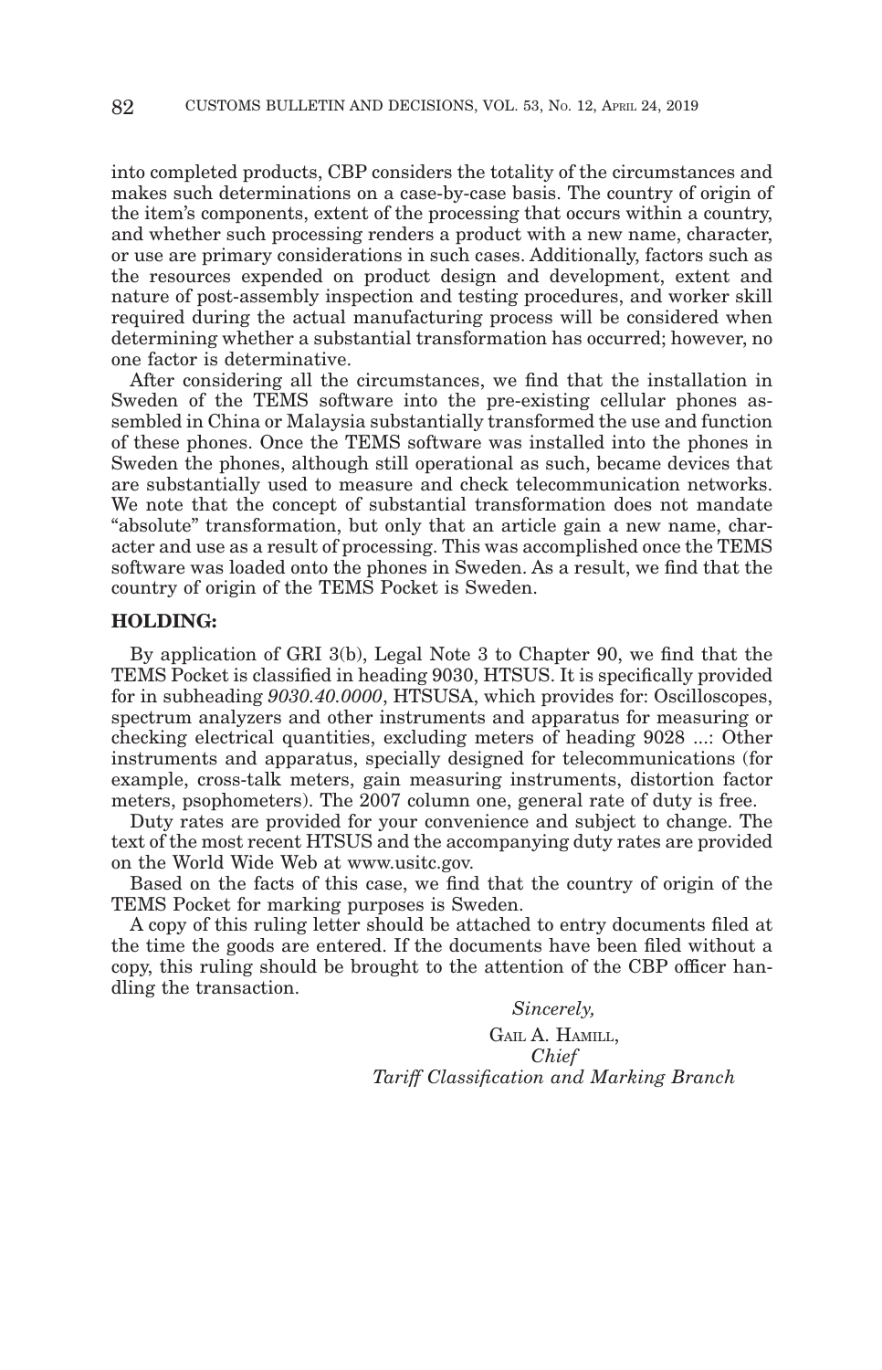into completed products, CBP considers the totality of the circumstances and makes such determinations on a case-by-case basis. The country of origin of the item's components, extent of the processing that occurs within a country, and whether such processing renders a product with a new name, character, or use are primary considerations in such cases. Additionally, factors such as the resources expended on product design and development, extent and nature of post-assembly inspection and testing procedures, and worker skill required during the actual manufacturing process will be considered when determining whether a substantial transformation has occurred; however, no one factor is determinative.

After considering all the circumstances, we find that the installation in Sweden of the TEMS software into the pre-existing cellular phones assembled in China or Malaysia substantially transformed the use and function of these phones. Once the TEMS software was installed into the phones in Sweden the phones, although still operational as such, became devices that are substantially used to measure and check telecommunication networks. We note that the concept of substantial transformation does not mandate "absolute" transformation, but only that an article gain a new name, character and use as a result of processing. This was accomplished once the TEMS software was loaded onto the phones in Sweden. As a result, we find that the country of origin of the TEMS Pocket is Sweden.

**HOLDING:**

By application of GRI 3(b), Legal Note 3 to Chapter 90, we find that the TEMS Pocket is classified in heading 9030, HTSUS. It is specifically provided for in subheading *9030.40.0000*, HTSUSA, which provides for: Oscilloscopes, spectrum analyzers and other instruments and apparatus for measuring or checking electrical quantities, excluding meters of heading 9028 ...: Other instruments and apparatus, specially designed for telecommunications (for example, cross-talk meters, gain measuring instruments, distortion factor meters, psophometers). The 2007 column one, general rate of duty is free.

Duty rates are provided for your convenience and subject to change. The text of the most recent HTSUS and the accompanying duty rates are provided on the World Wide Web at www.usitc.gov.

Based on the facts of this case, we find that the country of origin of the TEMS Pocket for marking purposes is Sweden.

A copy of this ruling letter should be attached to entry documents filed at the time the goods are entered. If the documents have been filed without a copy, this ruling should be brought to the attention of the CBP officer handling the transaction.

*Sincerely,*

GAIL A. HAMILL,
*Chief*
*Tariff Classification and Marking Branch*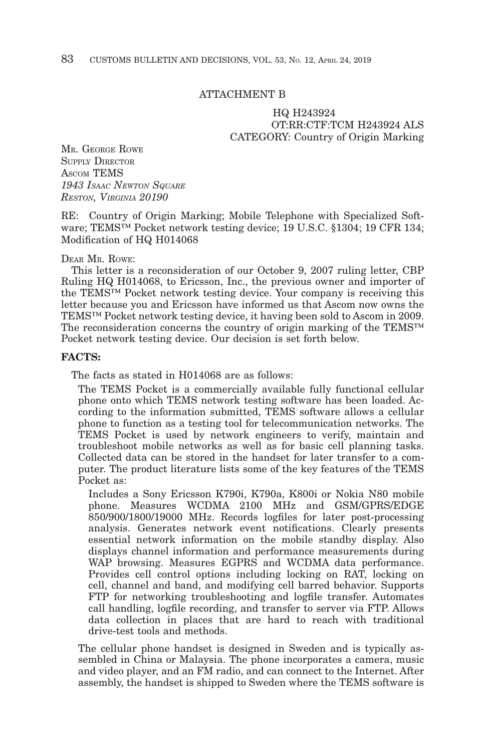ATTACHMENT B

HQ H243924
OT:RR:CTF:TCM H243924 ALS
CATEGORY: Country of Origin Marking

MR. GEORGE ROWE
SUPPLY DIRECTOR
ASCOM TEMS
*1943 ISAAC NEWTON SQUARE*
*RESTON, VIRGINIA 20190*

RE: Country of Origin Marking; Mobile Telephone with Specialized Software; TEMS™ Pocket network testing device; 19 U.S.C. §1304; 19 CFR 134; Modification of HQ H014068

DEAR MR. ROWE:

This letter is a reconsideration of our October 9, 2007 ruling letter, CBP Ruling HQ H014068, to Ericsson, Inc., the previous owner and importer of the TEMS™ Pocket network testing device. Your company is receiving this letter because you and Ericsson have informed us that Ascom now owns the TEMS™ Pocket network testing device, it having been sold to Ascom in 2009. The reconsideration concerns the country of origin marking of the TEMS™ Pocket network testing device. Our decision is set forth below.

**FACTS:**

The facts as stated in H014068 are as follows:

> The TEMS Pocket is a commercially available fully functional cellular phone onto which TEMS network testing software has been loaded. According to the information submitted, TEMS software allows a cellular phone to function as a testing tool for telecommunication networks. The TEMS Pocket is used by network engineers to verify, maintain and troubleshoot mobile networks as well as for basic cell planning tasks. Collected data can be stored in the handset for later transfer to a computer. The product literature lists some of the key features of the TEMS Pocket as:
>
> > Includes a Sony Ericsson K790i, K790a, K800i or Nokia N80 mobile phone. Measures WCDMA 2100 MHz and GSM/GPRS/EDGE 850/900/1800/19000 MHz. Records logfiles for later post-processing analysis. Generates network event notifications. Clearly presents essential network information on the mobile standby display. Also displays channel information and performance measurements during WAP browsing. Measures EGPRS and WCDMA data performance. Provides cell control options including locking on RAT, locking on cell, channel and band, and modifying cell barred behavior. Supports FTP for networking troubleshooting and logfile transfer. Automates call handling, logfile recording, and transfer to server via FTP. Allows data collection in places that are hard to reach with traditional drive-test tools and methods.
>
> The cellular phone handset is designed in Sweden and is typically assembled in China or Malaysia. The phone incorporates a camera, music and video player, and an FM radio, and can connect to the Internet. After assembly, the handset is shipped to Sweden where the TEMS software is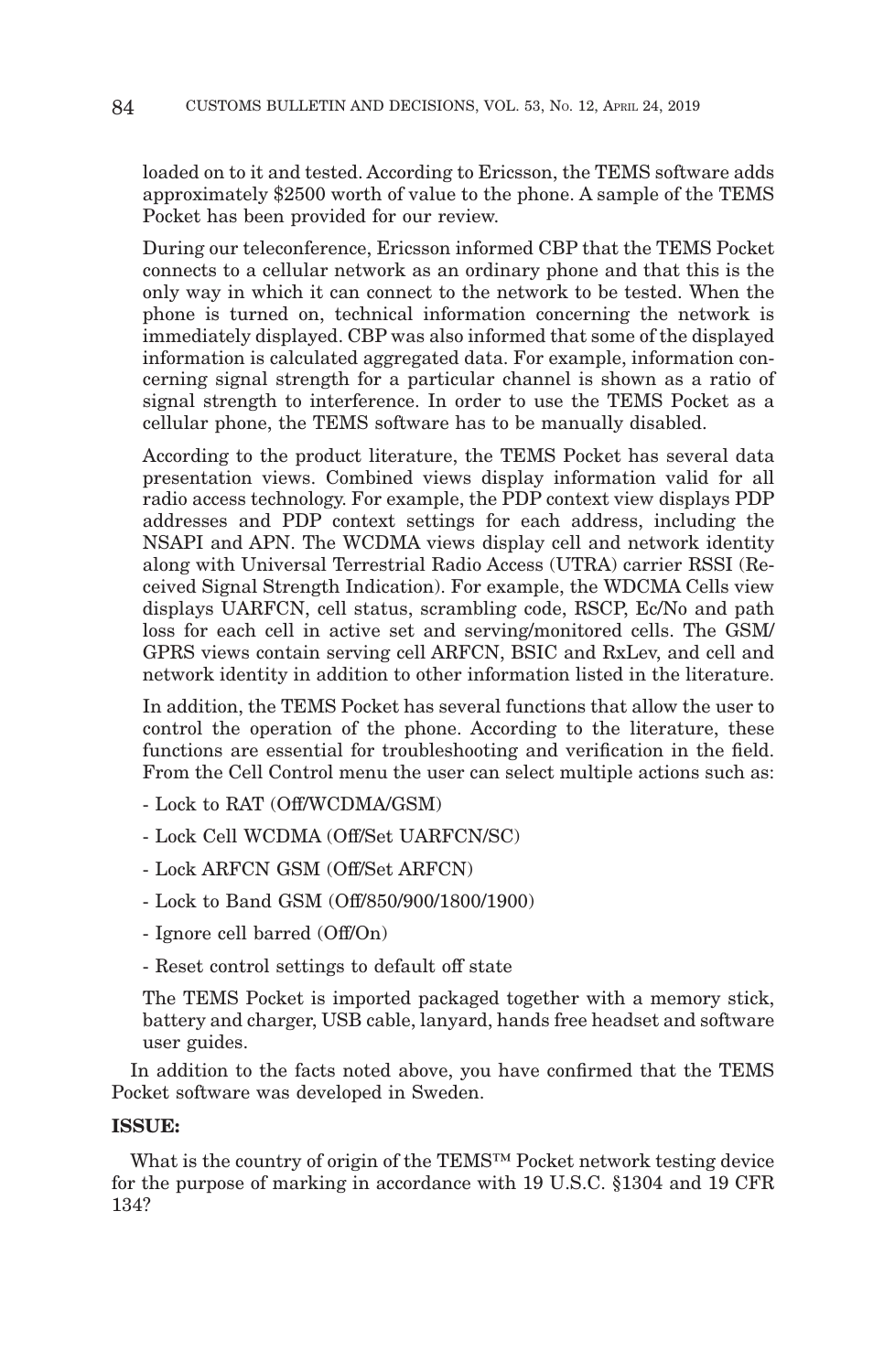loaded on to it and tested. According to Ericsson, the TEMS software adds approximately $2500 worth of value to the phone. A sample of the TEMS Pocket has been provided for our review.

During our teleconference, Ericsson informed CBP that the TEMS Pocket connects to a cellular network as an ordinary phone and that this is the only way in which it can connect to the network to be tested. When the phone is turned on, technical information concerning the network is immediately displayed. CBP was also informed that some of the displayed information is calculated aggregated data. For example, information concerning signal strength for a particular channel is shown as a ratio of signal strength to interference. In order to use the TEMS Pocket as a cellular phone, the TEMS software has to be manually disabled.

According to the product literature, the TEMS Pocket has several data presentation views. Combined views display information valid for all radio access technology. For example, the PDP context view displays PDP addresses and PDP context settings for each address, including the NSAPI and APN. The WCDMA views display cell and network identity along with Universal Terrestrial Radio Access (UTRA) carrier RSSI (Received Signal Strength Indication). For example, the WDCMA Cells view displays UARFCN, cell status, scrambling code, RSCP, Ec/No and path loss for each cell in active set and serving/monitored cells. The GSM/GPRS views contain serving cell ARFCN, BSIC and RxLev, and cell and network identity in addition to other information listed in the literature.

In addition, the TEMS Pocket has several functions that allow the user to control the operation of the phone. According to the literature, these functions are essential for troubleshooting and verification in the field. From the Cell Control menu the user can select multiple actions such as:

- Lock to RAT (Off/WCDMA/GSM)
- Lock Cell WCDMA (Off/Set UARFCN/SC)
- Lock ARFCN GSM (Off/Set ARFCN)
- Lock to Band GSM (Off/850/900/1800/1900)
- Ignore cell barred (Off/On)
- Reset control settings to default off state

The TEMS Pocket is imported packaged together with a memory stick, battery and charger, USB cable, lanyard, hands free headset and software user guides.

In addition to the facts noted above, you have confirmed that the TEMS Pocket software was developed in Sweden.

**ISSUE:**

What is the country of origin of the TEMS™ Pocket network testing device for the purpose of marking in accordance with 19 U.S.C. §1304 and 19 CFR 134?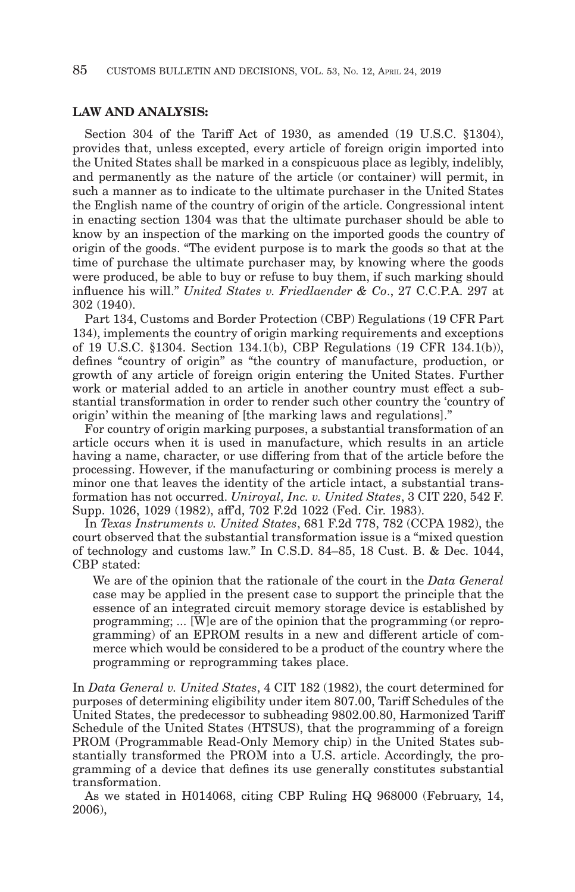**LAW AND ANALYSIS:**

Section 304 of the Tariff Act of 1930, as amended (19 U.S.C. §1304), provides that, unless excepted, every article of foreign origin imported into the United States shall be marked in a conspicuous place as legibly, indelibly, and permanently as the nature of the article (or container) will permit, in such a manner as to indicate to the ultimate purchaser in the United States the English name of the country of origin of the article. Congressional intent in enacting section 1304 was that the ultimate purchaser should be able to know by an inspection of the marking on the imported goods the country of origin of the goods. "The evident purpose is to mark the goods so that at the time of purchase the ultimate purchaser may, by knowing where the goods were produced, be able to buy or refuse to buy them, if such marking should influence his will." *United States v. Friedlaender & Co*., 27 C.C.P.A. 297 at 302 (1940).

Part 134, Customs and Border Protection (CBP) Regulations (19 CFR Part 134), implements the country of origin marking requirements and exceptions of 19 U.S.C. §1304. Section 134.1(b), CBP Regulations (19 CFR 134.1(b)), defines "country of origin" as "the country of manufacture, production, or growth of any article of foreign origin entering the United States. Further work or material added to an article in another country must effect a substantial transformation in order to render such other country the 'country of origin' within the meaning of [the marking laws and regulations]."

For country of origin marking purposes, a substantial transformation of an article occurs when it is used in manufacture, which results in an article having a name, character, or use differing from that of the article before the processing. However, if the manufacturing or combining process is merely a minor one that leaves the identity of the article intact, a substantial transformation has not occurred. *Uniroyal, Inc. v. United States*, 3 CIT 220, 542 F. Supp. 1026, 1029 (1982), aff'd, 702 F.2d 1022 (Fed. Cir. 1983).

In *Texas Instruments v. United States*, 681 F.2d 778, 782 (CCPA 1982), the court observed that the substantial transformation issue is a "mixed question of technology and customs law." In C.S.D. 84–85, 18 Cust. B. & Dec. 1044, CBP stated:

> We are of the opinion that the rationale of the court in the *Data General* case may be applied in the present case to support the principle that the essence of an integrated circuit memory storage device is established by programming; ... [W]e are of the opinion that the programming (or reprogramming) of an EPROM results in a new and different article of commerce which would be considered to be a product of the country where the programming or reprogramming takes place.

In *Data General v. United States*, 4 CIT 182 (1982), the court determined for purposes of determining eligibility under item 807.00, Tariff Schedules of the United States, the predecessor to subheading 9802.00.80, Harmonized Tariff Schedule of the United States (HTSUS), that the programming of a foreign PROM (Programmable Read-Only Memory chip) in the United States substantially transformed the PROM into a U.S. article. Accordingly, the programming of a device that defines its use generally constitutes substantial transformation.

As we stated in H014068, citing CBP Ruling HQ 968000 (February, 14, 2006),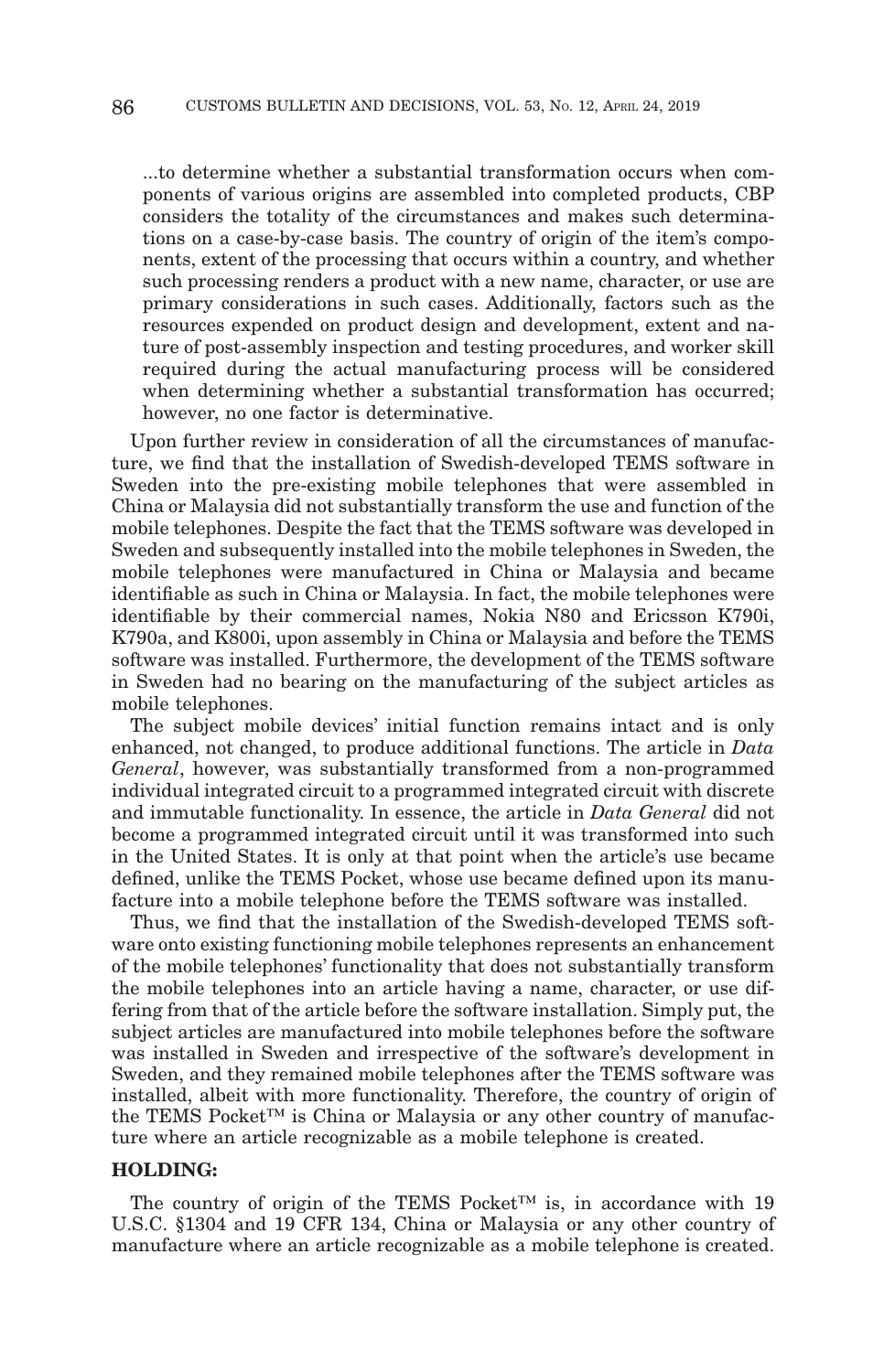...to determine whether a substantial transformation occurs when components of various origins are assembled into completed products, CBP considers the totality of the circumstances and makes such determinations on a case-by-case basis. The country of origin of the item's components, extent of the processing that occurs within a country, and whether such processing renders a product with a new name, character, or use are primary considerations in such cases. Additionally, factors such as the resources expended on product design and development, extent and nature of post-assembly inspection and testing procedures, and worker skill required during the actual manufacturing process will be considered when determining whether a substantial transformation has occurred; however, no one factor is determinative.

Upon further review in consideration of all the circumstances of manufacture, we find that the installation of Swedish-developed TEMS software in Sweden into the pre-existing mobile telephones that were assembled in China or Malaysia did not substantially transform the use and function of the mobile telephones. Despite the fact that the TEMS software was developed in Sweden and subsequently installed into the mobile telephones in Sweden, the mobile telephones were manufactured in China or Malaysia and became identifiable as such in China or Malaysia. In fact, the mobile telephones were identifiable by their commercial names, Nokia N80 and Ericsson K790i, K790a, and K800i, upon assembly in China or Malaysia and before the TEMS software was installed. Furthermore, the development of the TEMS software in Sweden had no bearing on the manufacturing of the subject articles as mobile telephones.

The subject mobile devices' initial function remains intact and is only enhanced, not changed, to produce additional functions. The article in *Data General*, however, was substantially transformed from a non-programmed individual integrated circuit to a programmed integrated circuit with discrete and immutable functionality. In essence, the article in *Data General* did not become a programmed integrated circuit until it was transformed into such in the United States. It is only at that point when the article's use became defined, unlike the TEMS Pocket, whose use became defined upon its manufacture into a mobile telephone before the TEMS software was installed.

Thus, we find that the installation of the Swedish-developed TEMS software onto existing functioning mobile telephones represents an enhancement of the mobile telephones' functionality that does not substantially transform the mobile telephones into an article having a name, character, or use differing from that of the article before the software installation. Simply put, the subject articles are manufactured into mobile telephones before the software was installed in Sweden and irrespective of the software's development in Sweden, and they remained mobile telephones after the TEMS software was installed, albeit with more functionality. Therefore, the country of origin of the TEMS Pocket™ is China or Malaysia or any other country of manufacture where an article recognizable as a mobile telephone is created.

**HOLDING:**

The country of origin of the TEMS Pocket™ is, in accordance with 19 U.S.C. §1304 and 19 CFR 134, China or Malaysia or any other country of manufacture where an article recognizable as a mobile telephone is created.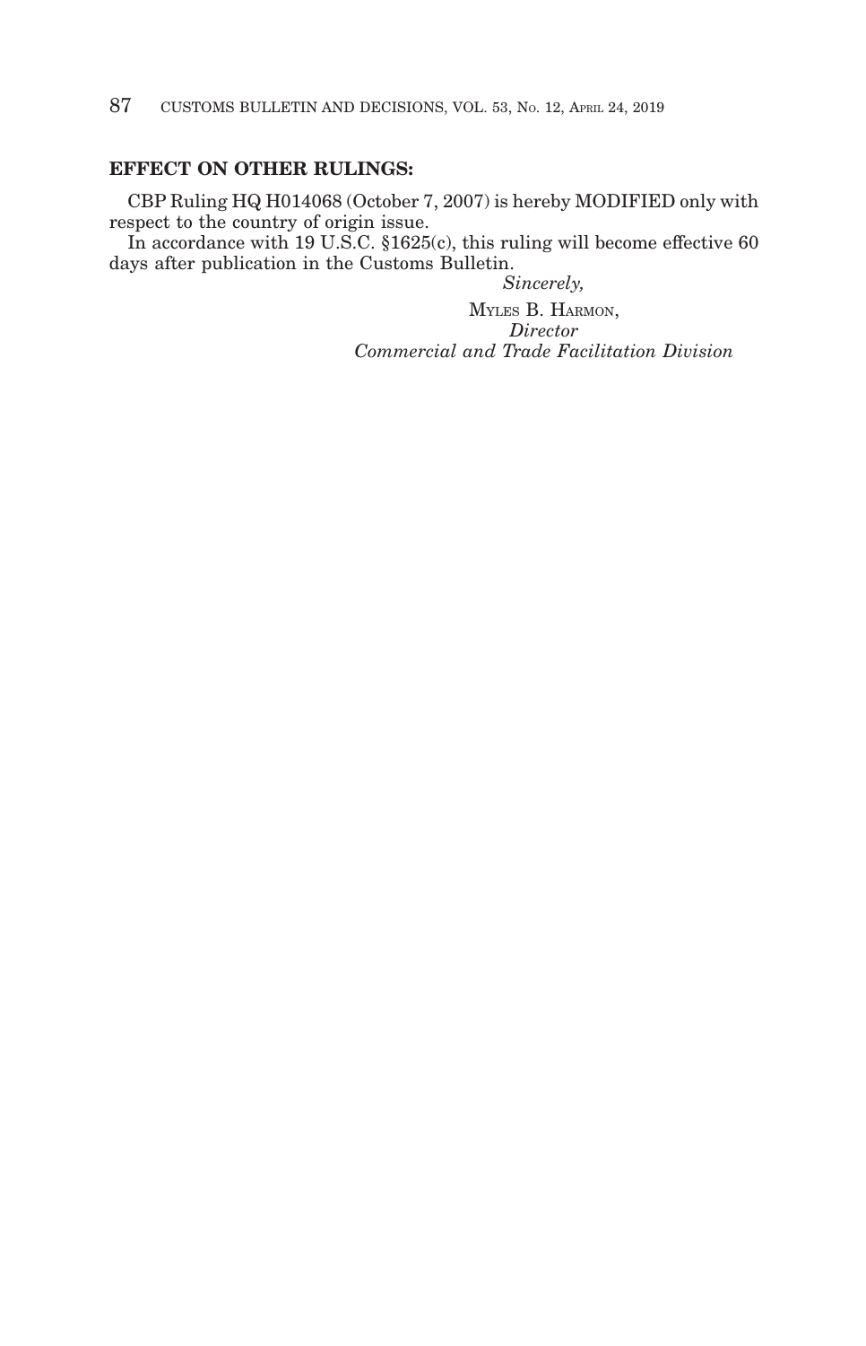**EFFECT ON OTHER RULINGS:**

CBP Ruling HQ H014068 (October 7, 2007) is hereby MODIFIED only with respect to the country of origin issue.

In accordance with 19 U.S.C. §1625(c), this ruling will become effective 60 days after publication in the Customs Bulletin.

*Sincerely,*

MYLES B. HARMON,
*Director*
*Commercial and Trade Facilitation Division*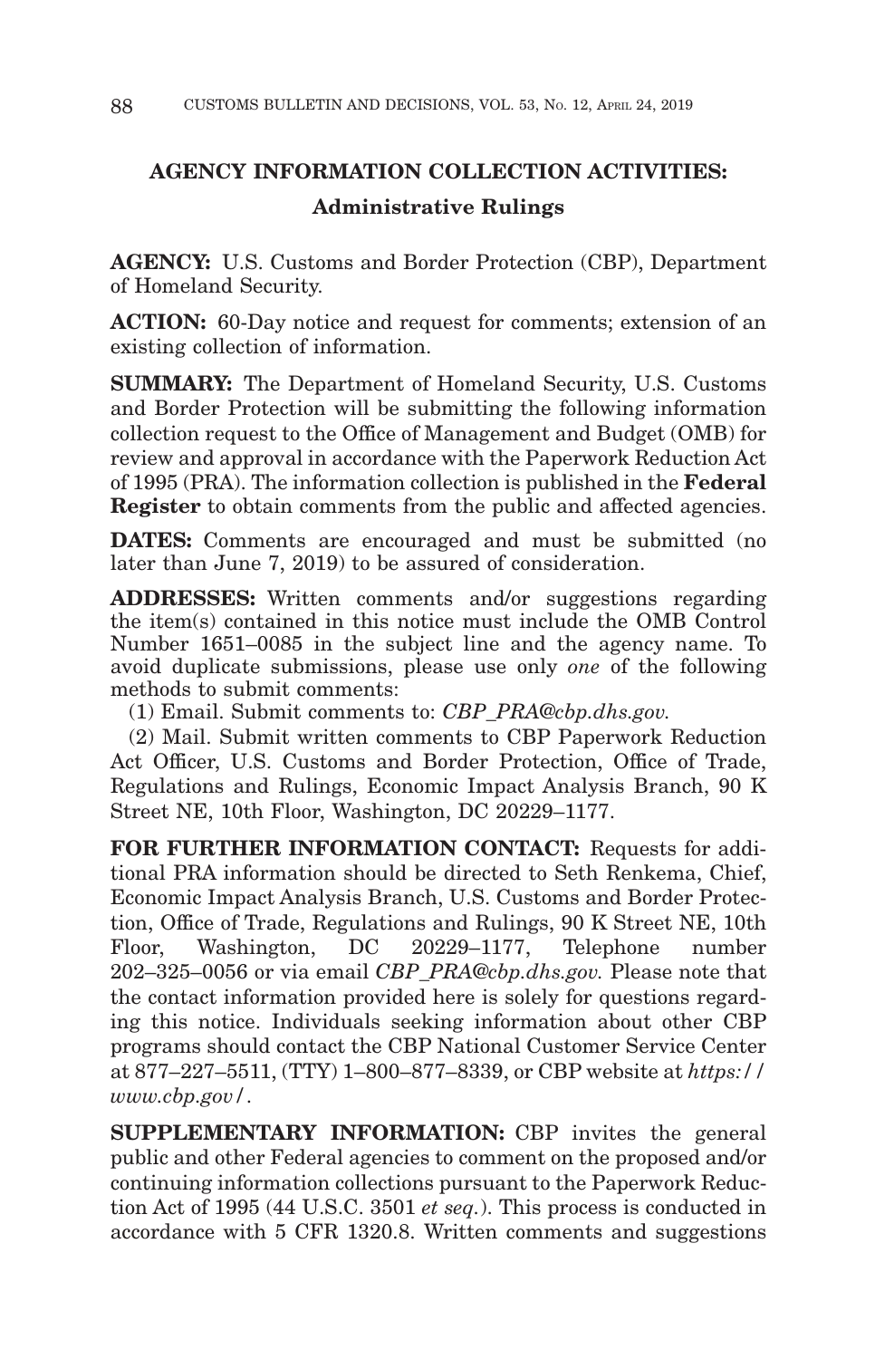## AGENCY INFORMATION COLLECTION ACTIVITIES:

### Administrative Rulings

**AGENCY:** U.S. Customs and Border Protection (CBP), Department of Homeland Security.

**ACTION:** 60-Day notice and request for comments; extension of an existing collection of information.

**SUMMARY:** The Department of Homeland Security, U.S. Customs and Border Protection will be submitting the following information collection request to the Office of Management and Budget (OMB) for review and approval in accordance with the Paperwork Reduction Act of 1995 (PRA). The information collection is published in the **Federal Register** to obtain comments from the public and affected agencies.

**DATES:** Comments are encouraged and must be submitted (no later than June 7, 2019) to be assured of consideration.

**ADDRESSES:** Written comments and/or suggestions regarding the item(s) contained in this notice must include the OMB Control Number 1651–0085 in the subject line and the agency name. To avoid duplicate submissions, please use only *one* of the following methods to submit comments:

(1) Email. Submit comments to: *CBP_PRA@cbp.dhs.gov.*

(2) Mail. Submit written comments to CBP Paperwork Reduction Act Officer, U.S. Customs and Border Protection, Office of Trade, Regulations and Rulings, Economic Impact Analysis Branch, 90 K Street NE, 10th Floor, Washington, DC 20229–1177.

**FOR FURTHER INFORMATION CONTACT:** Requests for additional PRA information should be directed to Seth Renkema, Chief, Economic Impact Analysis Branch, U.S. Customs and Border Protection, Office of Trade, Regulations and Rulings, 90 K Street NE, 10th Floor, Washington, DC 20229–1177, Telephone number 202–325–0056 or via email *CBP_PRA@cbp.dhs.gov.* Please note that the contact information provided here is solely for questions regarding this notice. Individuals seeking information about other CBP programs should contact the CBP National Customer Service Center at 877–227–5511, (TTY) 1–800–877–8339, or CBP website at *https://www.cbp.gov/.*

**SUPPLEMENTARY INFORMATION:** CBP invites the general public and other Federal agencies to comment on the proposed and/or continuing information collections pursuant to the Paperwork Reduction Act of 1995 (44 U.S.C. 3501 *et seq.*). This process is conducted in accordance with 5 CFR 1320.8. Written comments and suggestions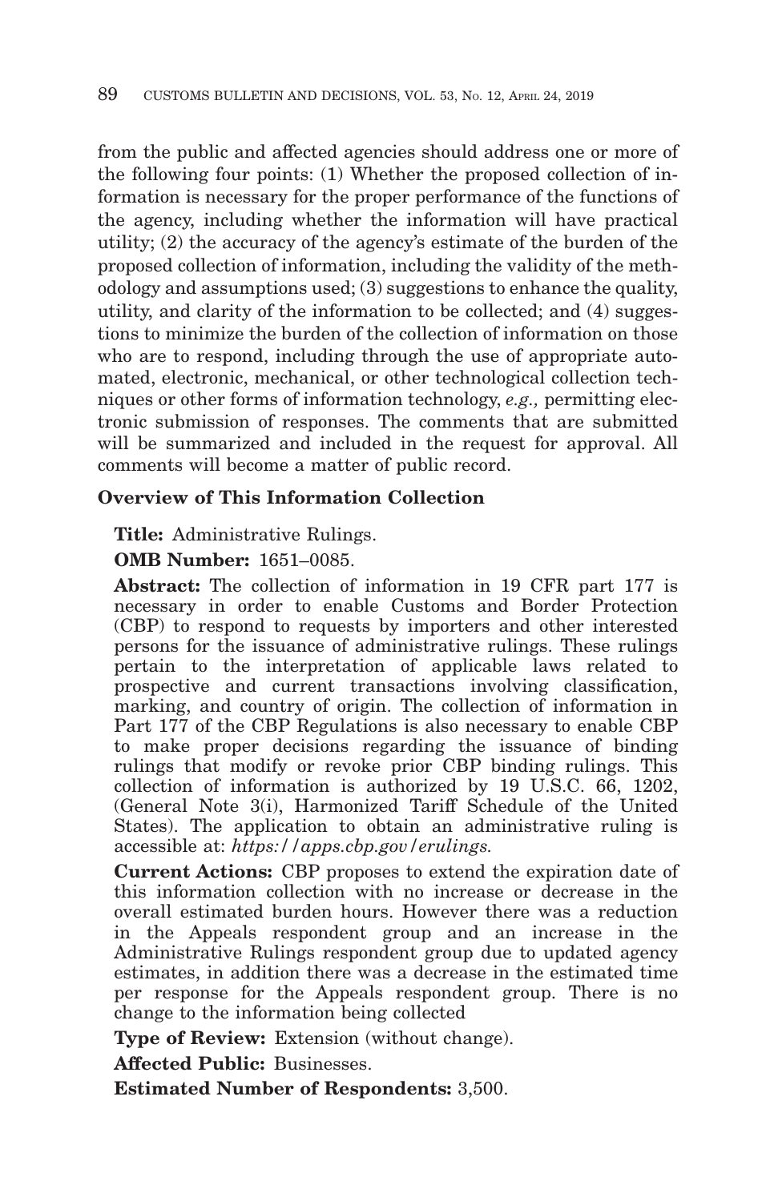from the public and affected agencies should address one or more of the following four points: (1) Whether the proposed collection of information is necessary for the proper performance of the functions of the agency, including whether the information will have practical utility; (2) the accuracy of the agency's estimate of the burden of the proposed collection of information, including the validity of the methodology and assumptions used; (3) suggestions to enhance the quality, utility, and clarity of the information to be collected; and (4) suggestions to minimize the burden of the collection of information on those who are to respond, including through the use of appropriate automated, electronic, mechanical, or other technological collection techniques or other forms of information technology, *e.g.,* permitting electronic submission of responses. The comments that are submitted will be summarized and included in the request for approval. All comments will become a matter of public record.

**Overview of This Information Collection**

**Title:** Administrative Rulings.

**OMB Number:** 1651–0085.

**Abstract:** The collection of information in 19 CFR part 177 is necessary in order to enable Customs and Border Protection (CBP) to respond to requests by importers and other interested persons for the issuance of administrative rulings. These rulings pertain to the interpretation of applicable laws related to prospective and current transactions involving classification, marking, and country of origin. The collection of information in Part 177 of the CBP Regulations is also necessary to enable CBP to make proper decisions regarding the issuance of binding rulings that modify or revoke prior CBP binding rulings. This collection of information is authorized by 19 U.S.C. 66, 1202, (General Note 3(i), Harmonized Tariff Schedule of the United States). The application to obtain an administrative ruling is accessible at: *https://apps.cbp.gov/erulings.*

**Current Actions:** CBP proposes to extend the expiration date of this information collection with no increase or decrease in the overall estimated burden hours. However there was a reduction in the Appeals respondent group and an increase in the Administrative Rulings respondent group due to updated agency estimates, in addition there was a decrease in the estimated time per response for the Appeals respondent group. There is no change to the information being collected

**Type of Review:** Extension (without change).

**Affected Public:** Businesses.

**Estimated Number of Respondents:** 3,500.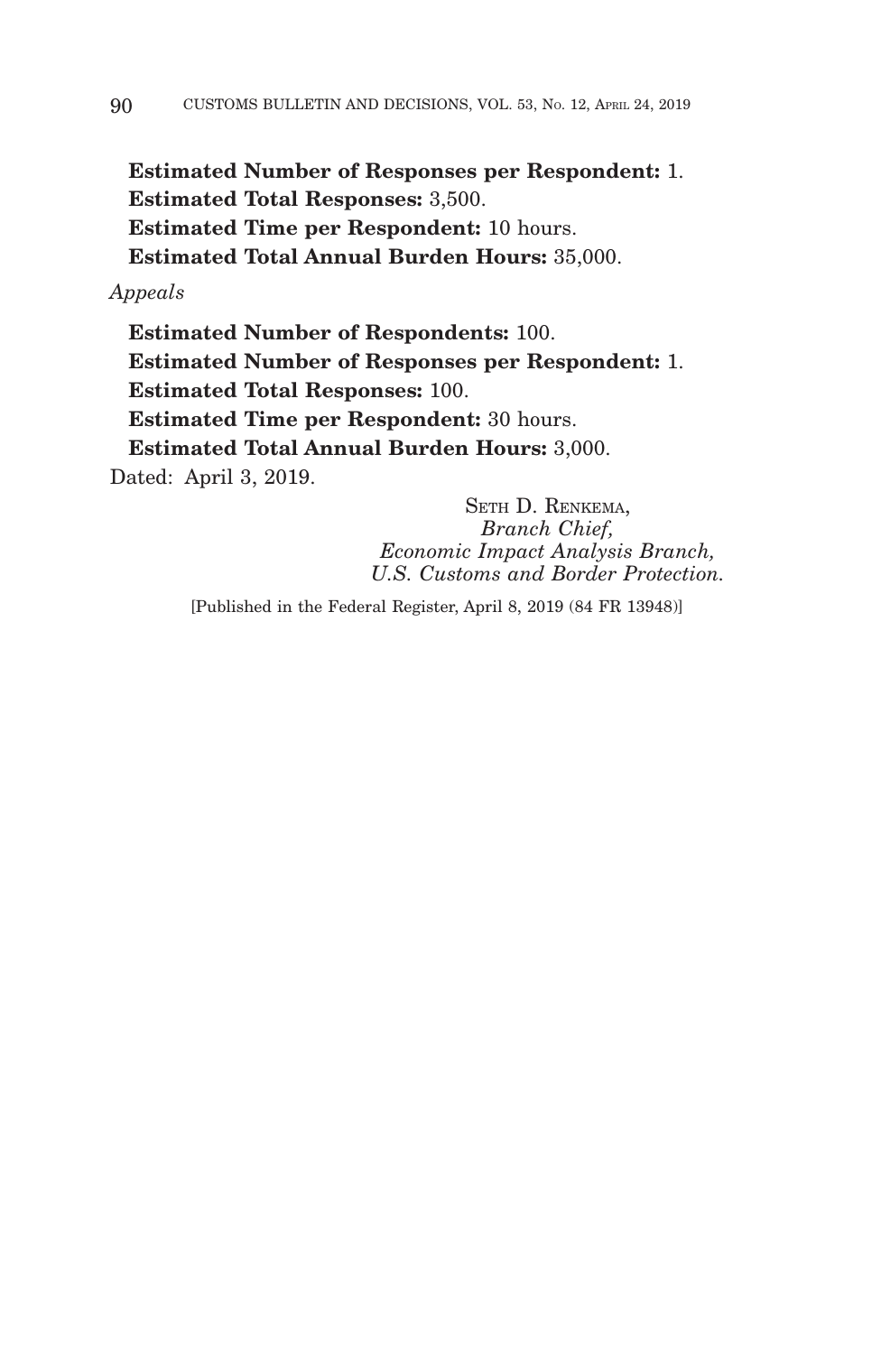**Estimated Number of Responses per Respondent:** 1.

**Estimated Total Responses:** 3,500.

**Estimated Time per Respondent:** 10 hours.

**Estimated Total Annual Burden Hours:** 35,000.

*Appeals*

**Estimated Number of Respondents:** 100.

**Estimated Number of Responses per Respondent:** 1.

**Estimated Total Responses:** 100.

**Estimated Time per Respondent:** 30 hours.

**Estimated Total Annual Burden Hours:** 3,000.

Dated: April 3, 2019.

SETH D. RENKEMA,
*Branch Chief,*
*Economic Impact Analysis Branch,*
*U.S. Customs and Border Protection.*

[Published in the Federal Register, April 8, 2019 (84 FR 13948)]